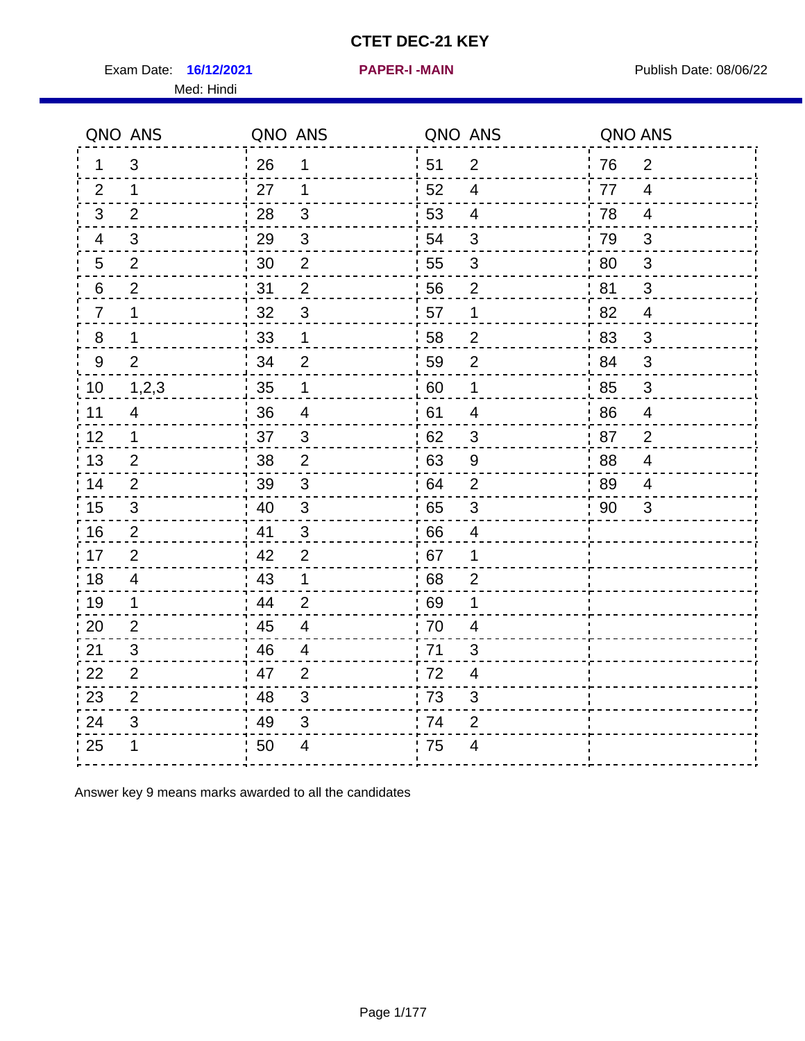# CTET DEC-21 KEY

Exam Date: **16/12/2021** **PAPER-I -MAIN** Publish Date: 08/06/22

Med: Hindi

| QNO | ANS | QNO | ANS | QNO | ANS | QNO | ANS |
|---|---|---|---|---|---|---|---|
| 1 | 3 | 26 | 1 | 51 | 2 | 76 | 2 |
| 2 | 1 | 27 | 1 | 52 | 4 | 77 | 4 |
| 3 | 2 | 28 | 3 | 53 | 4 | 78 | 4 |
| 4 | 3 | 29 | 3 | 54 | 3 | 79 | 3 |
| 5 | 2 | 30 | 2 | 55 | 3 | 80 | 3 |
| 6 | 2 | 31 | 2 | 56 | 2 | 81 | 3 |
| 7 | 1 | 32 | 3 | 57 | 1 | 82 | 4 |
| 8 | 1 | 33 | 1 | 58 | 2 | 83 | 3 |
| 9 | 2 | 34 | 2 | 59 | 2 | 84 | 3 |
| 10 | 1,2,3 | 35 | 1 | 60 | 1 | 85 | 3 |
| 11 | 4 | 36 | 4 | 61 | 4 | 86 | 4 |
| 12 | 1 | 37 | 3 | 62 | 3 | 87 | 2 |
| 13 | 2 | 38 | 2 | 63 | 9 | 88 | 4 |
| 14 | 2 | 39 | 3 | 64 | 2 | 89 | 4 |
| 15 | 3 | 40 | 3 | 65 | 3 | 90 | 3 |
| 16 | 2 | 41 | 3 | 66 | 4 | | |
| 17 | 2 | 42 | 2 | 67 | 1 | | |
| 18 | 4 | 43 | 1 | 68 | 2 | | |
| 19 | 1 | 44 | 2 | 69 | 1 | | |
| 20 | 2 | 45 | 4 | 70 | 4 | | |
| 21 | 3 | 46 | 4 | 71 | 3 | | |
| 22 | 2 | 47 | 2 | 72 | 4 | | |
| 23 | 2 | 48 | 3 | 73 | 3 | | |
| 24 | 3 | 49 | 3 | 74 | 2 | | |
| 25 | 1 | 50 | 4 | 75 | 4 | | |

Answer key 9 means marks awarded to all the candidates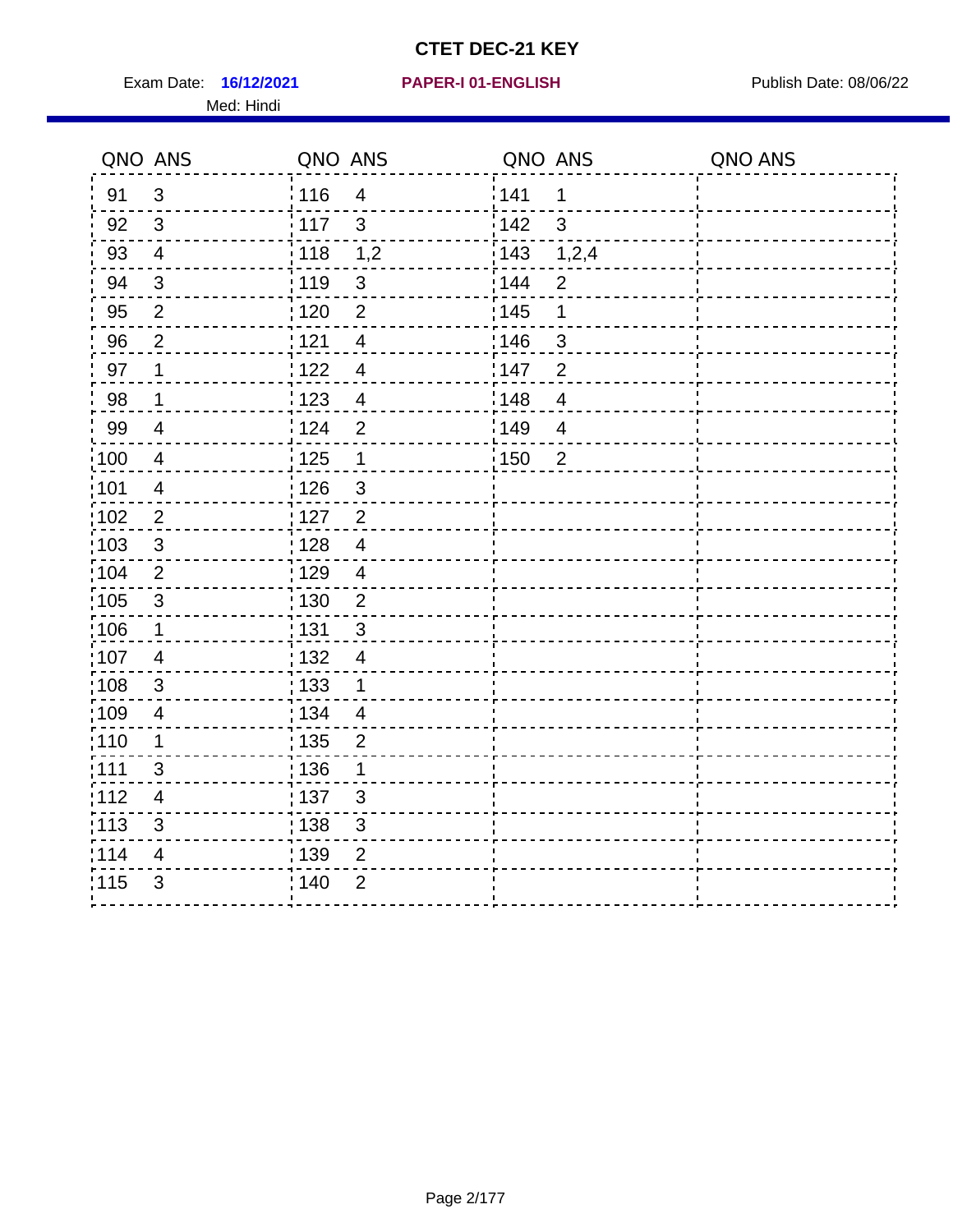# CTET DEC-21 KEY

Exam Date: **16/12/2021** **PAPER-I 01-ENGLISH** Publish Date: 08/06/22

Med: Hindi

| QNO | ANS | QNO | ANS | QNO | ANS | QNO | ANS |
|---|---|---|---|---|---|---|---|
| 91 | 3 | 116 | 4 | 141 | 1 | | |
| 92 | 3 | 117 | 3 | 142 | 3 | | |
| 93 | 4 | 118 | 1,2 | 143 | 1,2,4 | | |
| 94 | 3 | 119 | 3 | 144 | 2 | | |
| 95 | 2 | 120 | 2 | 145 | 1 | | |
| 96 | 2 | 121 | 4 | 146 | 3 | | |
| 97 | 1 | 122 | 4 | 147 | 2 | | |
| 98 | 1 | 123 | 4 | 148 | 4 | | |
| 99 | 4 | 124 | 2 | 149 | 4 | | |
| 100 | 4 | 125 | 1 | 150 | 2 | | |
| 101 | 4 | 126 | 3 | | | | |
| 102 | 2 | 127 | 2 | | | | |
| 103 | 3 | 128 | 4 | | | | |
| 104 | 2 | 129 | 4 | | | | |
| 105 | 3 | 130 | 2 | | | | |
| 106 | 1 | 131 | 3 | | | | |
| 107 | 4 | 132 | 4 | | | | |
| 108 | 3 | 133 | 1 | | | | |
| 109 | 4 | 134 | 4 | | | | |
| 110 | 1 | 135 | 2 | | | | |
| 111 | 3 | 136 | 1 | | | | |
| 112 | 4 | 137 | 3 | | | | |
| 113 | 3 | 138 | 3 | | | | |
| 114 | 4 | 139 | 2 | | | | |
| 115 | 3 | 140 | 2 | | | | |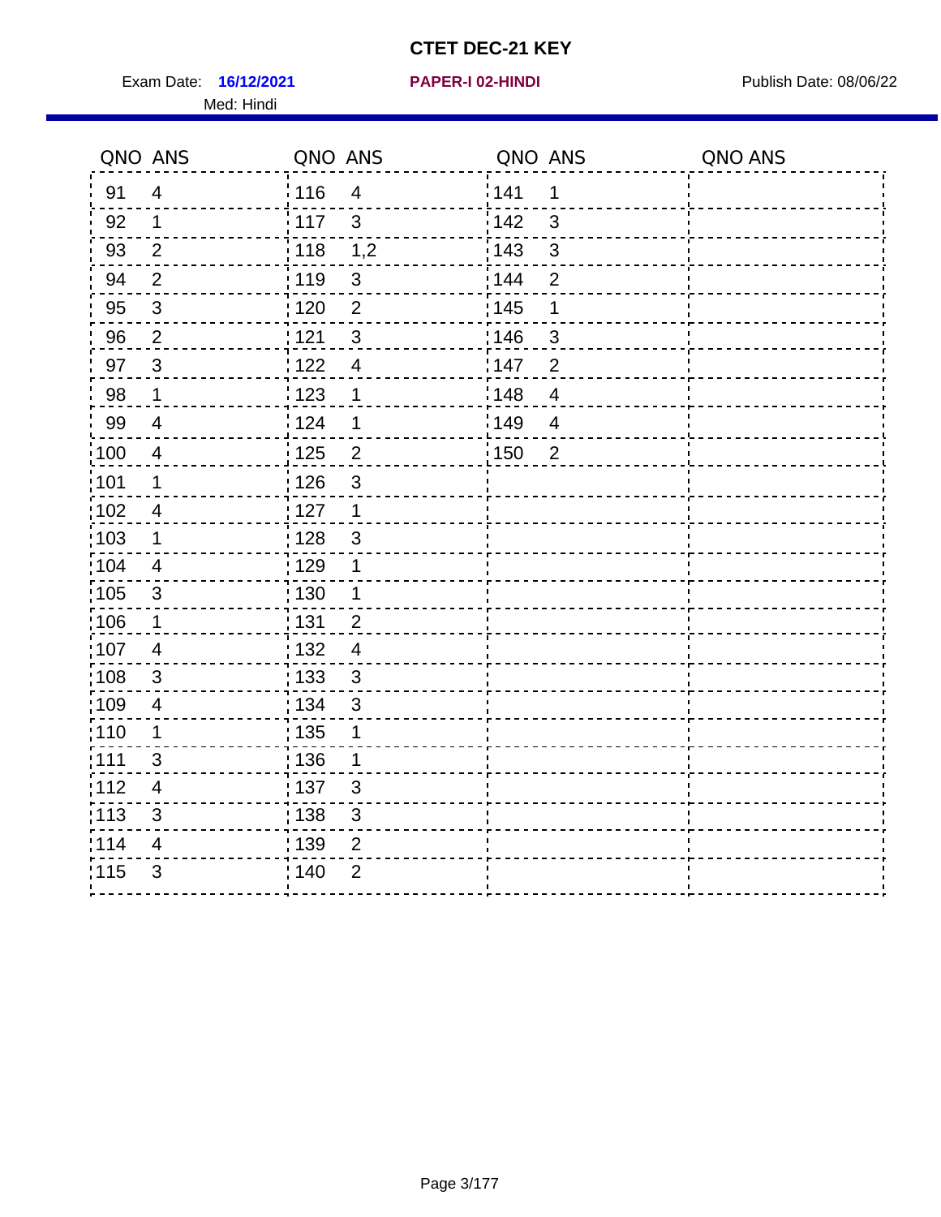# CTET DEC-21 KEY

Exam Date: **16/12/2021** **PAPER-I 02-HINDI** Publish Date: 08/06/22

Med: Hindi

| QNO | ANS | QNO | ANS | QNO | ANS | QNO | ANS |
|---|---|---|---|---|---|---|---|
| 91 | 4 | 116 | 4 | 141 | 1 | | |
| 92 | 1 | 117 | 3 | 142 | 3 | | |
| 93 | 2 | 118 | 1,2 | 143 | 3 | | |
| 94 | 2 | 119 | 3 | 144 | 2 | | |
| 95 | 3 | 120 | 2 | 145 | 1 | | |
| 96 | 2 | 121 | 3 | 146 | 3 | | |
| 97 | 3 | 122 | 4 | 147 | 2 | | |
| 98 | 1 | 123 | 1 | 148 | 4 | | |
| 99 | 4 | 124 | 1 | 149 | 4 | | |
| 100 | 4 | 125 | 2 | 150 | 2 | | |
| 101 | 1 | 126 | 3 | | | | |
| 102 | 4 | 127 | 1 | | | | |
| 103 | 1 | 128 | 3 | | | | |
| 104 | 4 | 129 | 1 | | | | |
| 105 | 3 | 130 | 1 | | | | |
| 106 | 1 | 131 | 2 | | | | |
| 107 | 4 | 132 | 4 | | | | |
| 108 | 3 | 133 | 3 | | | | |
| 109 | 4 | 134 | 3 | | | | |
| 110 | 1 | 135 | 1 | | | | |
| 111 | 3 | 136 | 1 | | | | |
| 112 | 4 | 137 | 3 | | | | |
| 113 | 3 | 138 | 3 | | | | |
| 114 | 4 | 139 | 2 | | | | |
| 115 | 3 | 140 | 2 | | | | |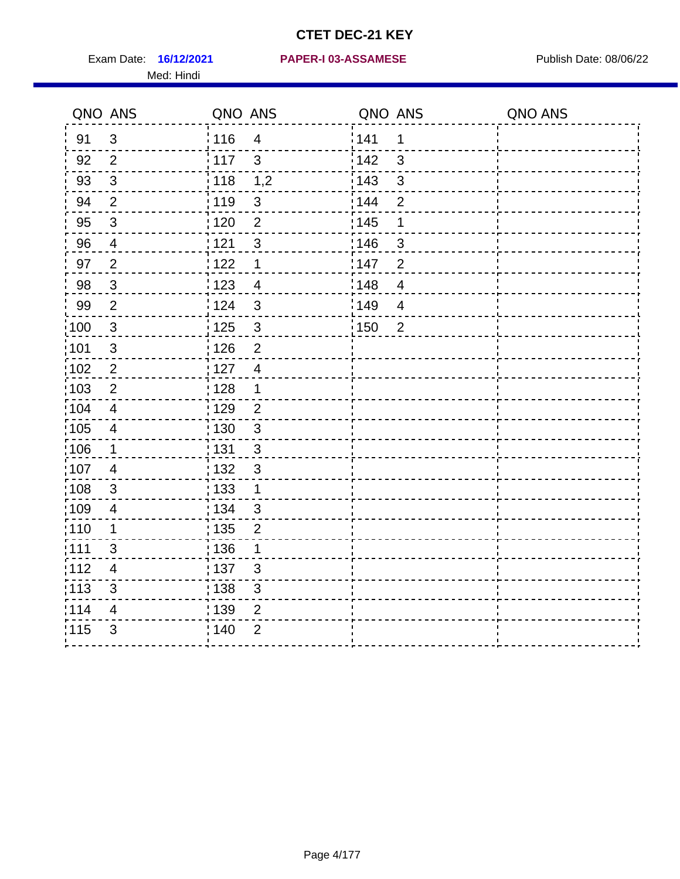# CTET DEC-21 KEY

Exam Date: **16/12/2021** **PAPER-I 03-ASSAMESE** Publish Date: 08/06/22

Med: Hindi

| QNO | ANS | QNO | ANS | QNO | ANS | QNO | ANS |
|---|---|---|---|---|---|---|---|
| 91 | 3 | 116 | 4 | 141 | 1 | | |
| 92 | 2 | 117 | 3 | 142 | 3 | | |
| 93 | 3 | 118 | 1,2 | 143 | 3 | | |
| 94 | 2 | 119 | 3 | 144 | 2 | | |
| 95 | 3 | 120 | 2 | 145 | 1 | | |
| 96 | 4 | 121 | 3 | 146 | 3 | | |
| 97 | 2 | 122 | 1 | 147 | 2 | | |
| 98 | 3 | 123 | 4 | 148 | 4 | | |
| 99 | 2 | 124 | 3 | 149 | 4 | | |
| 100 | 3 | 125 | 3 | 150 | 2 | | |
| 101 | 3 | 126 | 2 | | | | |
| 102 | 2 | 127 | 4 | | | | |
| 103 | 2 | 128 | 1 | | | | |
| 104 | 4 | 129 | 2 | | | | |
| 105 | 4 | 130 | 3 | | | | |
| 106 | 1 | 131 | 3 | | | | |
| 107 | 4 | 132 | 3 | | | | |
| 108 | 3 | 133 | 1 | | | | |
| 109 | 4 | 134 | 3 | | | | |
| 110 | 1 | 135 | 2 | | | | |
| 111 | 3 | 136 | 1 | | | | |
| 112 | 4 | 137 | 3 | | | | |
| 113 | 3 | 138 | 3 | | | | |
| 114 | 4 | 139 | 2 | | | | |
| 115 | 3 | 140 | 2 | | | | |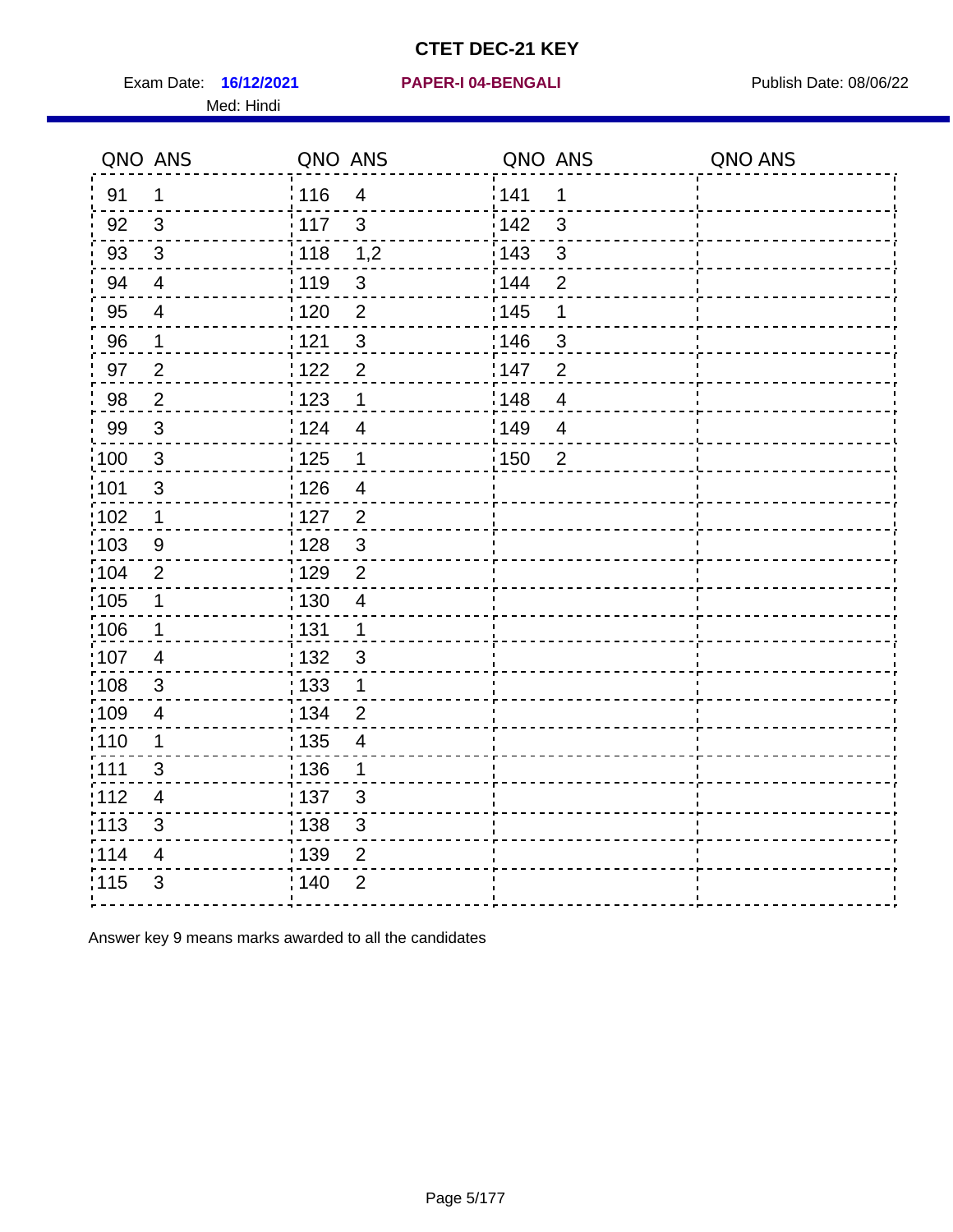# CTET DEC-21 KEY

Exam Date: **16/12/2021** **PAPER-I 04-BENGALI** Publish Date: 08/06/22

Med: Hindi

| QNO | ANS | QNO | ANS | QNO | ANS | QNO | ANS |
|---|---|---|---|---|---|---|---|
| 91 | 1 | 116 | 4 | 141 | 1 | | |
| 92 | 3 | 117 | 3 | 142 | 3 | | |
| 93 | 3 | 118 | 1,2 | 143 | 3 | | |
| 94 | 4 | 119 | 3 | 144 | 2 | | |
| 95 | 4 | 120 | 2 | 145 | 1 | | |
| 96 | 1 | 121 | 3 | 146 | 3 | | |
| 97 | 2 | 122 | 2 | 147 | 2 | | |
| 98 | 2 | 123 | 1 | 148 | 4 | | |
| 99 | 3 | 124 | 4 | 149 | 4 | | |
| 100 | 3 | 125 | 1 | 150 | 2 | | |
| 101 | 3 | 126 | 4 | | | | |
| 102 | 1 | 127 | 2 | | | | |
| 103 | 9 | 128 | 3 | | | | |
| 104 | 2 | 129 | 2 | | | | |
| 105 | 1 | 130 | 4 | | | | |
| 106 | 1 | 131 | 1 | | | | |
| 107 | 4 | 132 | 3 | | | | |
| 108 | 3 | 133 | 1 | | | | |
| 109 | 4 | 134 | 2 | | | | |
| 110 | 1 | 135 | 4 | | | | |
| 111 | 3 | 136 | 1 | | | | |
| 112 | 4 | 137 | 3 | | | | |
| 113 | 3 | 138 | 3 | | | | |
| 114 | 4 | 139 | 2 | | | | |
| 115 | 3 | 140 | 2 | | | | |

Answer key 9 means marks awarded to all the candidates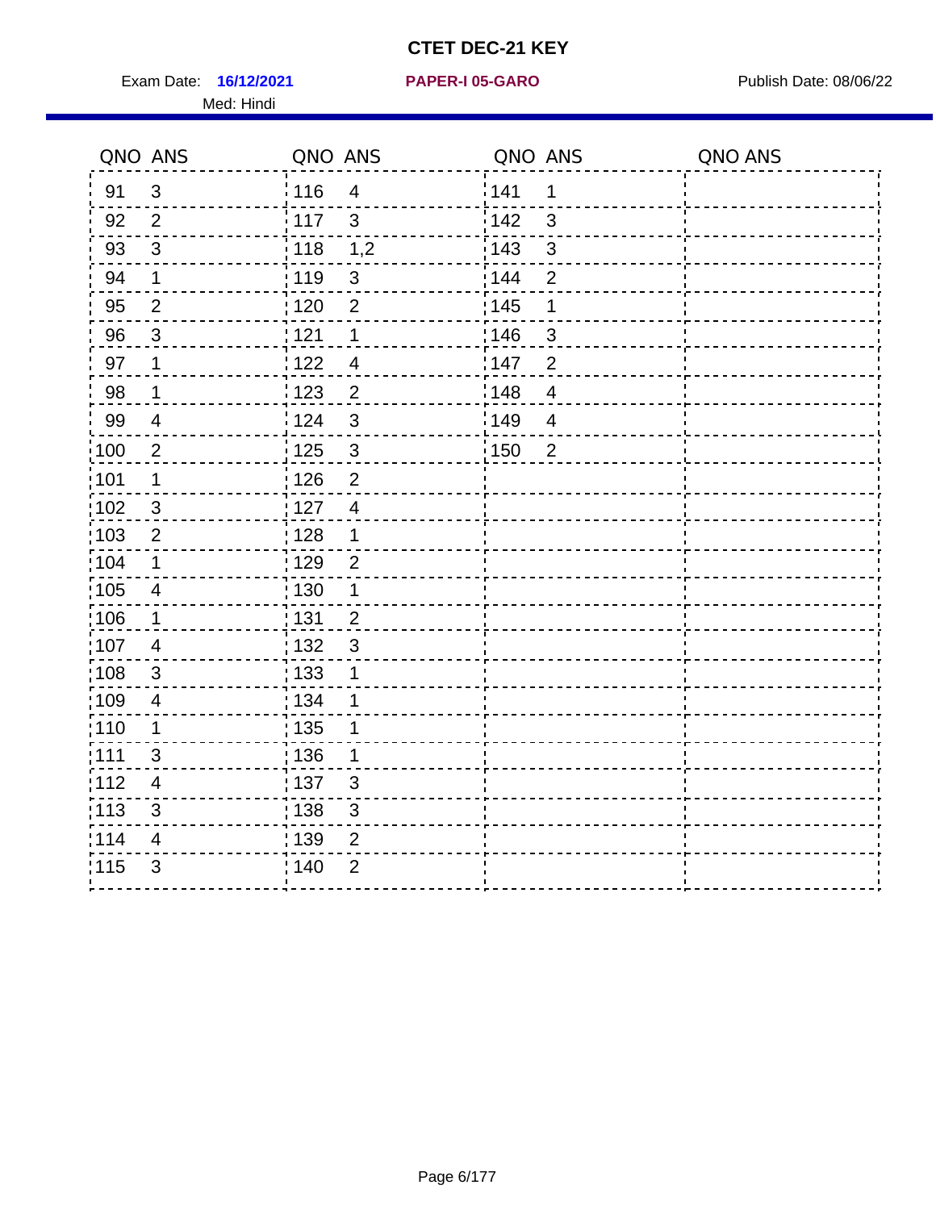# CTET DEC-21 KEY

Exam Date: **16/12/2021** **PAPER-I 05-GARO** Publish Date: 08/06/22

Med: Hindi

| QNO | ANS | QNO | ANS | QNO | ANS | QNO | ANS |
|---|---|---|---|---|---|---|---|
| 91 | 3 | 116 | 4 | 141 | 1 | | |
| 92 | 2 | 117 | 3 | 142 | 3 | | |
| 93 | 3 | 118 | 1,2 | 143 | 3 | | |
| 94 | 1 | 119 | 3 | 144 | 2 | | |
| 95 | 2 | 120 | 2 | 145 | 1 | | |
| 96 | 3 | 121 | 1 | 146 | 3 | | |
| 97 | 1 | 122 | 4 | 147 | 2 | | |
| 98 | 1 | 123 | 2 | 148 | 4 | | |
| 99 | 4 | 124 | 3 | 149 | 4 | | |
| 100 | 2 | 125 | 3 | 150 | 2 | | |
| 101 | 1 | 126 | 2 | | | | |
| 102 | 3 | 127 | 4 | | | | |
| 103 | 2 | 128 | 1 | | | | |
| 104 | 1 | 129 | 2 | | | | |
| 105 | 4 | 130 | 1 | | | | |
| 106 | 1 | 131 | 2 | | | | |
| 107 | 4 | 132 | 3 | | | | |
| 108 | 3 | 133 | 1 | | | | |
| 109 | 4 | 134 | 1 | | | | |
| 110 | 1 | 135 | 1 | | | | |
| 111 | 3 | 136 | 1 | | | | |
| 112 | 4 | 137 | 3 | | | | |
| 113 | 3 | 138 | 3 | | | | |
| 114 | 4 | 139 | 2 | | | | |
| 115 | 3 | 140 | 2 | | | | |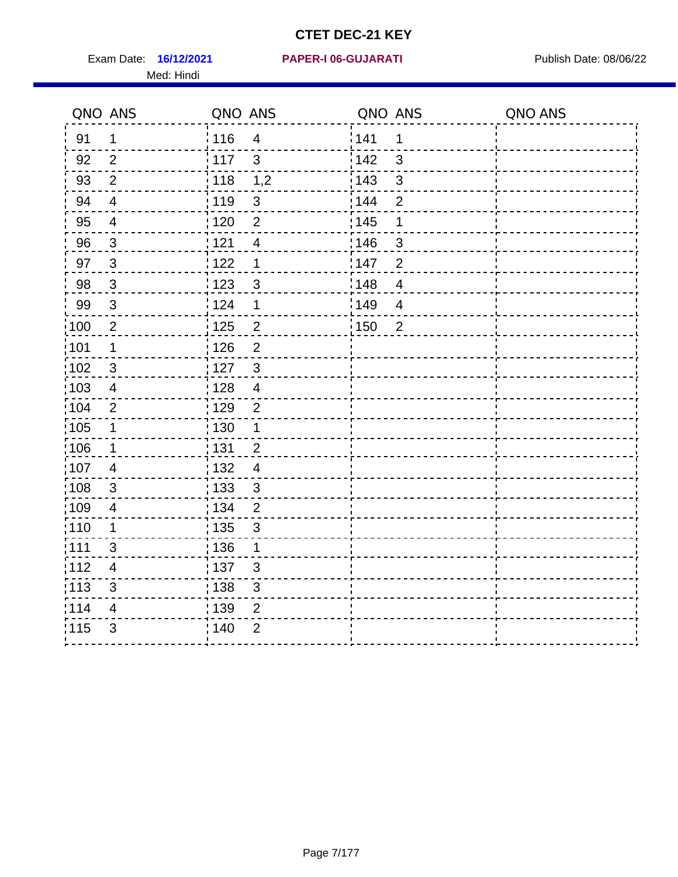# CTET DEC-21 KEY

Exam Date: **16/12/2021** **PAPER-I 06-GUJARATI** Publish Date: 08/06/22

Med: Hindi

| QNO | ANS | QNO | ANS | QNO | ANS | QNO | ANS |
|---|---|---|---|---|---|---|---|
| 91 | 1 | 116 | 4 | 141 | 1 | | |
| 92 | 2 | 117 | 3 | 142 | 3 | | |
| 93 | 2 | 118 | 1,2 | 143 | 3 | | |
| 94 | 4 | 119 | 3 | 144 | 2 | | |
| 95 | 4 | 120 | 2 | 145 | 1 | | |
| 96 | 3 | 121 | 4 | 146 | 3 | | |
| 97 | 3 | 122 | 1 | 147 | 2 | | |
| 98 | 3 | 123 | 3 | 148 | 4 | | |
| 99 | 3 | 124 | 1 | 149 | 4 | | |
| 100 | 2 | 125 | 2 | 150 | 2 | | |
| 101 | 1 | 126 | 2 | | | | |
| 102 | 3 | 127 | 3 | | | | |
| 103 | 4 | 128 | 4 | | | | |
| 104 | 2 | 129 | 2 | | | | |
| 105 | 1 | 130 | 1 | | | | |
| 106 | 1 | 131 | 2 | | | | |
| 107 | 4 | 132 | 4 | | | | |
| 108 | 3 | 133 | 3 | | | | |
| 109 | 4 | 134 | 2 | | | | |
| 110 | 1 | 135 | 3 | | | | |
| 111 | 3 | 136 | 1 | | | | |
| 112 | 4 | 137 | 3 | | | | |
| 113 | 3 | 138 | 3 | | | | |
| 114 | 4 | 139 | 2 | | | | |
| 115 | 3 | 140 | 2 | | | | |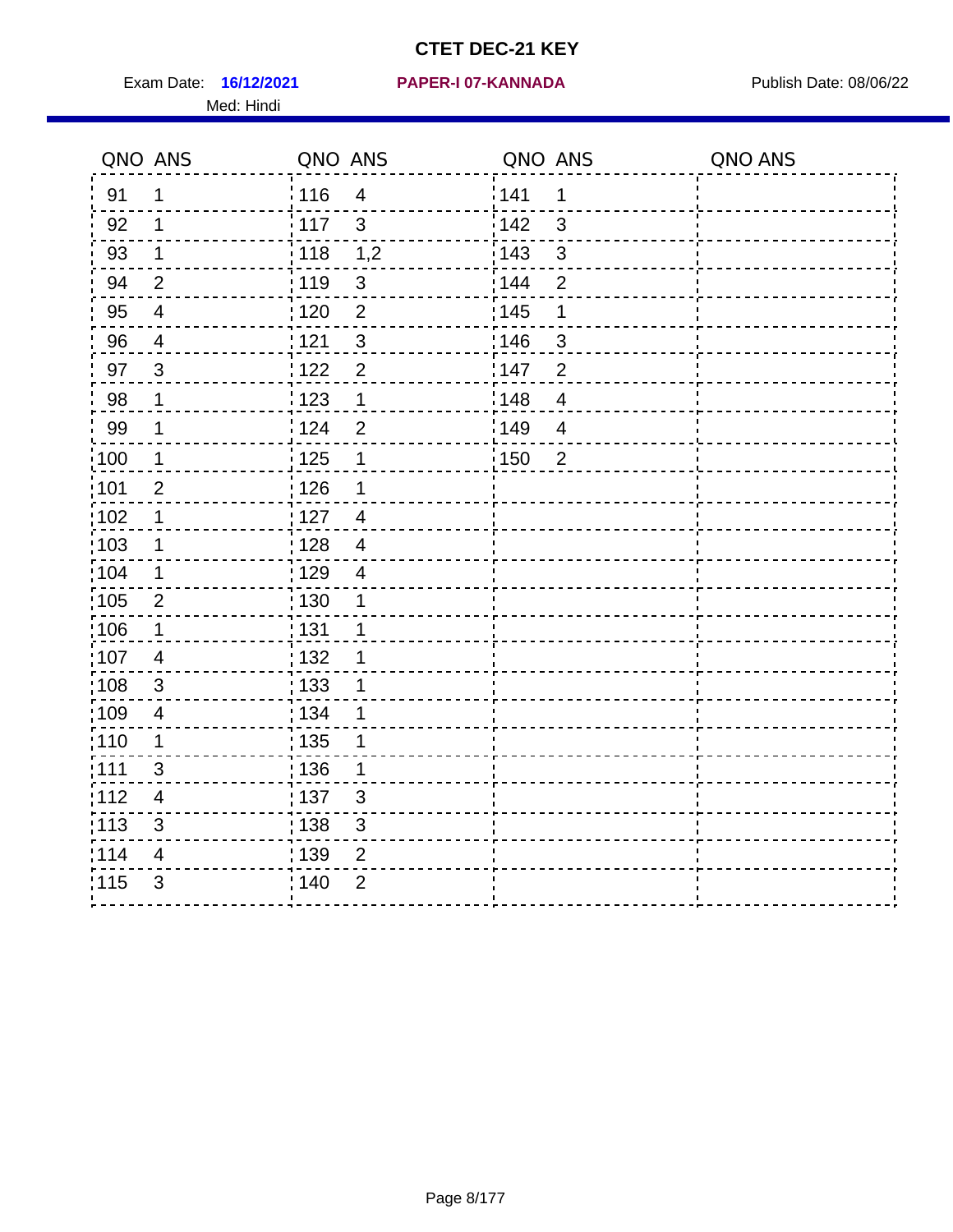# CTET DEC-21 KEY

Exam Date: **16/12/2021** **PAPER-I 07-KANNADA** Publish Date: 08/06/22

Med: Hindi

| QNO | ANS | QNO | ANS | QNO | ANS | QNO | ANS |
|---|---|---|---|---|---|---|---|
| 91 | 1 | 116 | 4 | 141 | 1 | | |
| 92 | 1 | 117 | 3 | 142 | 3 | | |
| 93 | 1 | 118 | 1,2 | 143 | 3 | | |
| 94 | 2 | 119 | 3 | 144 | 2 | | |
| 95 | 4 | 120 | 2 | 145 | 1 | | |
| 96 | 4 | 121 | 3 | 146 | 3 | | |
| 97 | 3 | 122 | 2 | 147 | 2 | | |
| 98 | 1 | 123 | 1 | 148 | 4 | | |
| 99 | 1 | 124 | 2 | 149 | 4 | | |
| 100 | 1 | 125 | 1 | 150 | 2 | | |
| 101 | 2 | 126 | 1 | | | | |
| 102 | 1 | 127 | 4 | | | | |
| 103 | 1 | 128 | 4 | | | | |
| 104 | 1 | 129 | 4 | | | | |
| 105 | 2 | 130 | 1 | | | | |
| 106 | 1 | 131 | 1 | | | | |
| 107 | 4 | 132 | 1 | | | | |
| 108 | 3 | 133 | 1 | | | | |
| 109 | 4 | 134 | 1 | | | | |
| 110 | 1 | 135 | 1 | | | | |
| 111 | 3 | 136 | 1 | | | | |
| 112 | 4 | 137 | 3 | | | | |
| 113 | 3 | 138 | 3 | | | | |
| 114 | 4 | 139 | 2 | | | | |
| 115 | 3 | 140 | 2 | | | | |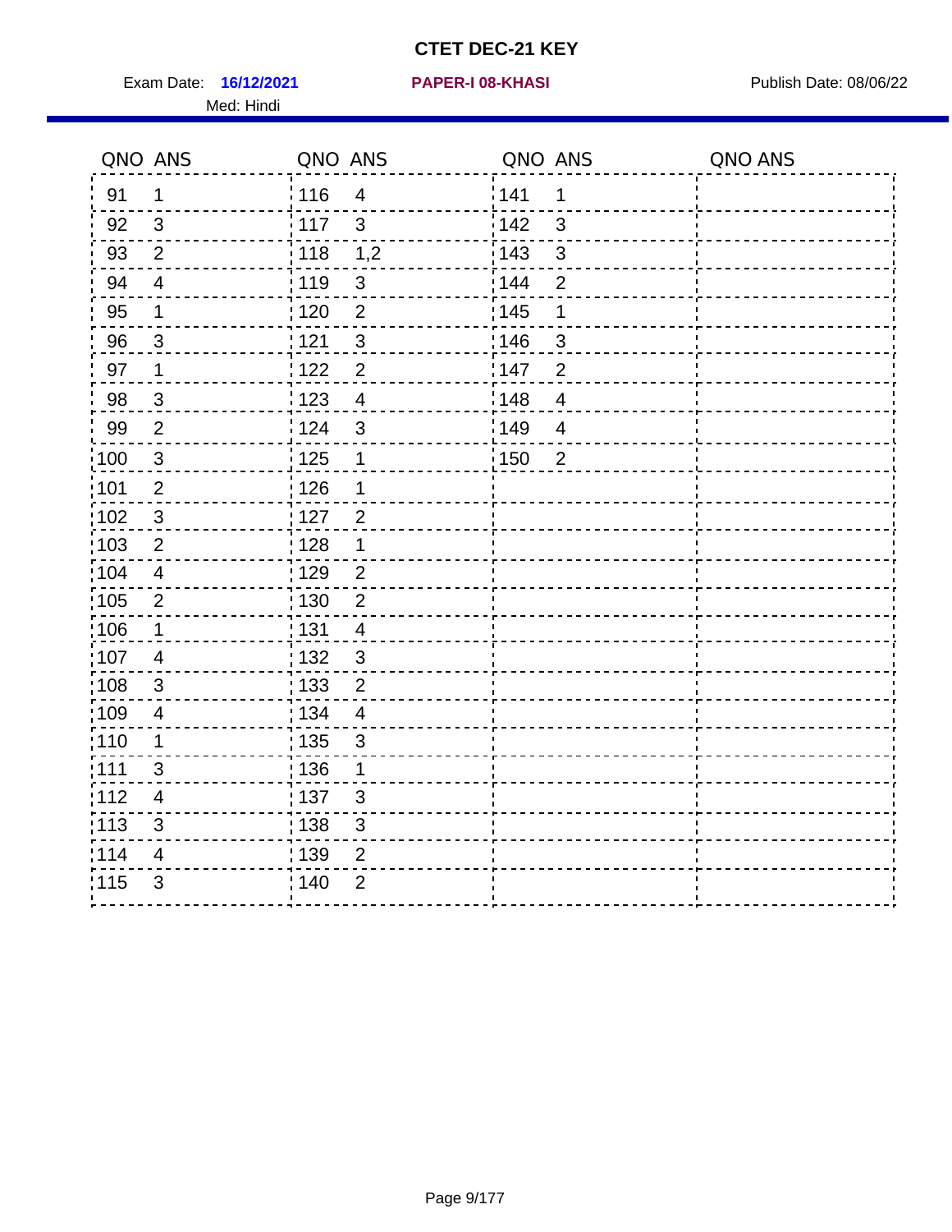# CTET DEC-21 KEY

Exam Date: **16/12/2021** **PAPER-I 08-KHASI** Publish Date: 08/06/22

Med: Hindi

| QNO | ANS | QNO | ANS | QNO | ANS | QNO | ANS |
|---|---|---|---|---|---|---|---|
| 91 | 1 | 116 | 4 | 141 | 1 | | |
| 92 | 3 | 117 | 3 | 142 | 3 | | |
| 93 | 2 | 118 | 1,2 | 143 | 3 | | |
| 94 | 4 | 119 | 3 | 144 | 2 | | |
| 95 | 1 | 120 | 2 | 145 | 1 | | |
| 96 | 3 | 121 | 3 | 146 | 3 | | |
| 97 | 1 | 122 | 2 | 147 | 2 | | |
| 98 | 3 | 123 | 4 | 148 | 4 | | |
| 99 | 2 | 124 | 3 | 149 | 4 | | |
| 100 | 3 | 125 | 1 | 150 | 2 | | |
| 101 | 2 | 126 | 1 | | | | |
| 102 | 3 | 127 | 2 | | | | |
| 103 | 2 | 128 | 1 | | | | |
| 104 | 4 | 129 | 2 | | | | |
| 105 | 2 | 130 | 2 | | | | |
| 106 | 1 | 131 | 4 | | | | |
| 107 | 4 | 132 | 3 | | | | |
| 108 | 3 | 133 | 2 | | | | |
| 109 | 4 | 134 | 4 | | | | |
| 110 | 1 | 135 | 3 | | | | |
| 111 | 3 | 136 | 1 | | | | |
| 112 | 4 | 137 | 3 | | | | |
| 113 | 3 | 138 | 3 | | | | |
| 114 | 4 | 139 | 2 | | | | |
| 115 | 3 | 140 | 2 | | | | |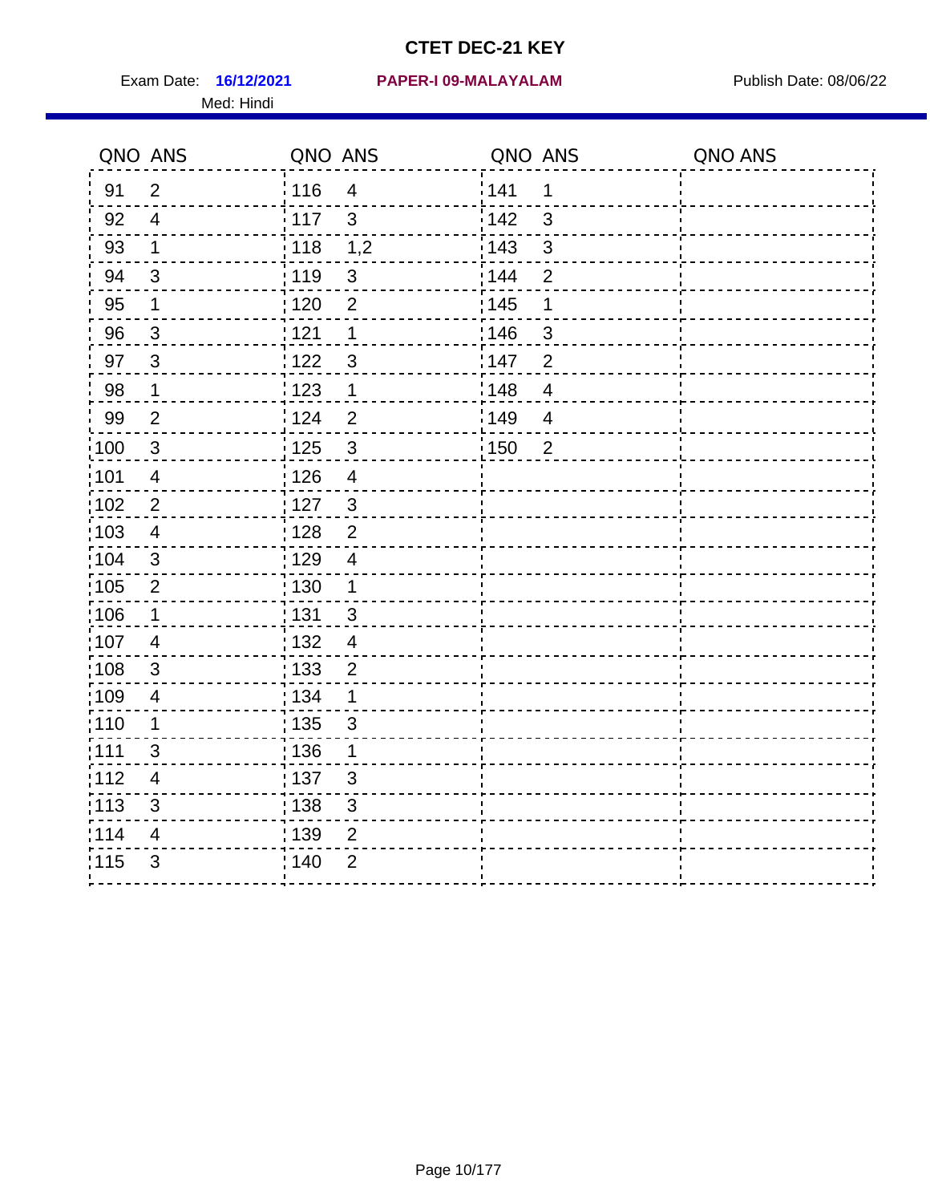# CTET DEC-21 KEY

Exam Date: **16/12/2021** **PAPER-I 09-MALAYALAM** Publish Date: 08/06/22

Med: Hindi

| QNO | ANS | QNO | ANS | QNO | ANS | QNO | ANS |
|---|---|---|---|---|---|---|---|
| 91 | 2 | 116 | 4 | 141 | 1 | | |
| 92 | 4 | 117 | 3 | 142 | 3 | | |
| 93 | 1 | 118 | 1,2 | 143 | 3 | | |
| 94 | 3 | 119 | 3 | 144 | 2 | | |
| 95 | 1 | 120 | 2 | 145 | 1 | | |
| 96 | 3 | 121 | 1 | 146 | 3 | | |
| 97 | 3 | 122 | 3 | 147 | 2 | | |
| 98 | 1 | 123 | 1 | 148 | 4 | | |
| 99 | 2 | 124 | 2 | 149 | 4 | | |
| 100 | 3 | 125 | 3 | 150 | 2 | | |
| 101 | 4 | 126 | 4 | | | | |
| 102 | 2 | 127 | 3 | | | | |
| 103 | 4 | 128 | 2 | | | | |
| 104 | 3 | 129 | 4 | | | | |
| 105 | 2 | 130 | 1 | | | | |
| 106 | 1 | 131 | 3 | | | | |
| 107 | 4 | 132 | 4 | | | | |
| 108 | 3 | 133 | 2 | | | | |
| 109 | 4 | 134 | 1 | | | | |
| 110 | 1 | 135 | 3 | | | | |
| 111 | 3 | 136 | 1 | | | | |
| 112 | 4 | 137 | 3 | | | | |
| 113 | 3 | 138 | 3 | | | | |
| 114 | 4 | 139 | 2 | | | | |
| 115 | 3 | 140 | 2 | | | | |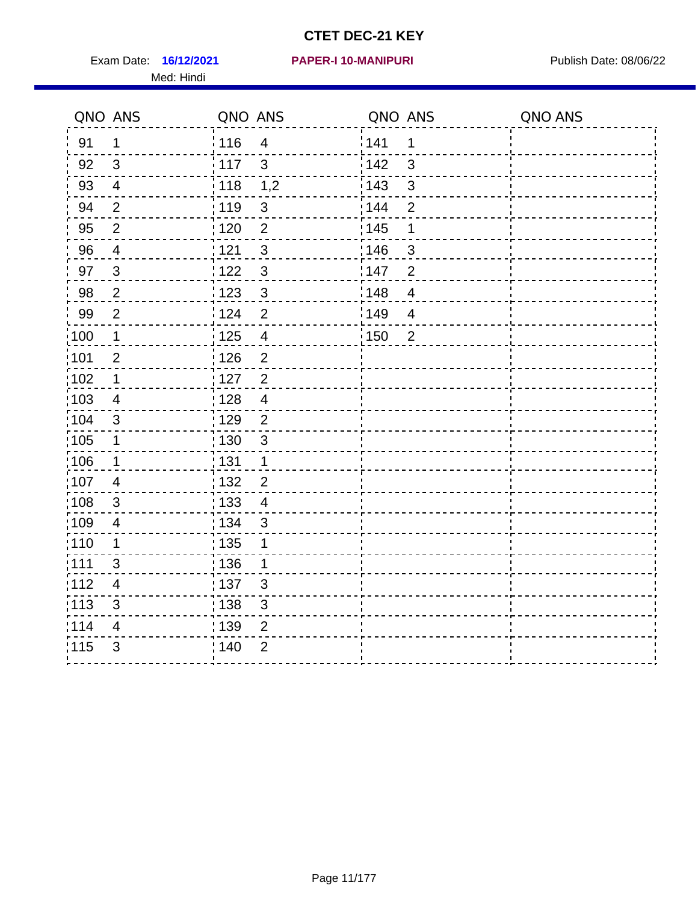# CTET DEC-21 KEY

Exam Date: **16/12/2021** **PAPER-I 10-MANIPURI** Publish Date: 08/06/22

Med: Hindi

| QNO | ANS | QNO | ANS | QNO | ANS | QNO | ANS |
|---|---|---|---|---|---|---|---|
| 91 | 1 | 116 | 4 | 141 | 1 | | |
| 92 | 3 | 117 | 3 | 142 | 3 | | |
| 93 | 4 | 118 | 1,2 | 143 | 3 | | |
| 94 | 2 | 119 | 3 | 144 | 2 | | |
| 95 | 2 | 120 | 2 | 145 | 1 | | |
| 96 | 4 | 121 | 3 | 146 | 3 | | |
| 97 | 3 | 122 | 3 | 147 | 2 | | |
| 98 | 2 | 123 | 3 | 148 | 4 | | |
| 99 | 2 | 124 | 2 | 149 | 4 | | |
| 100 | 1 | 125 | 4 | 150 | 2 | | |
| 101 | 2 | 126 | 2 | | | | |
| 102 | 1 | 127 | 2 | | | | |
| 103 | 4 | 128 | 4 | | | | |
| 104 | 3 | 129 | 2 | | | | |
| 105 | 1 | 130 | 3 | | | | |
| 106 | 1 | 131 | 1 | | | | |
| 107 | 4 | 132 | 2 | | | | |
| 108 | 3 | 133 | 4 | | | | |
| 109 | 4 | 134 | 3 | | | | |
| 110 | 1 | 135 | 1 | | | | |
| 111 | 3 | 136 | 1 | | | | |
| 112 | 4 | 137 | 3 | | | | |
| 113 | 3 | 138 | 3 | | | | |
| 114 | 4 | 139 | 2 | | | | |
| 115 | 3 | 140 | 2 | | | | |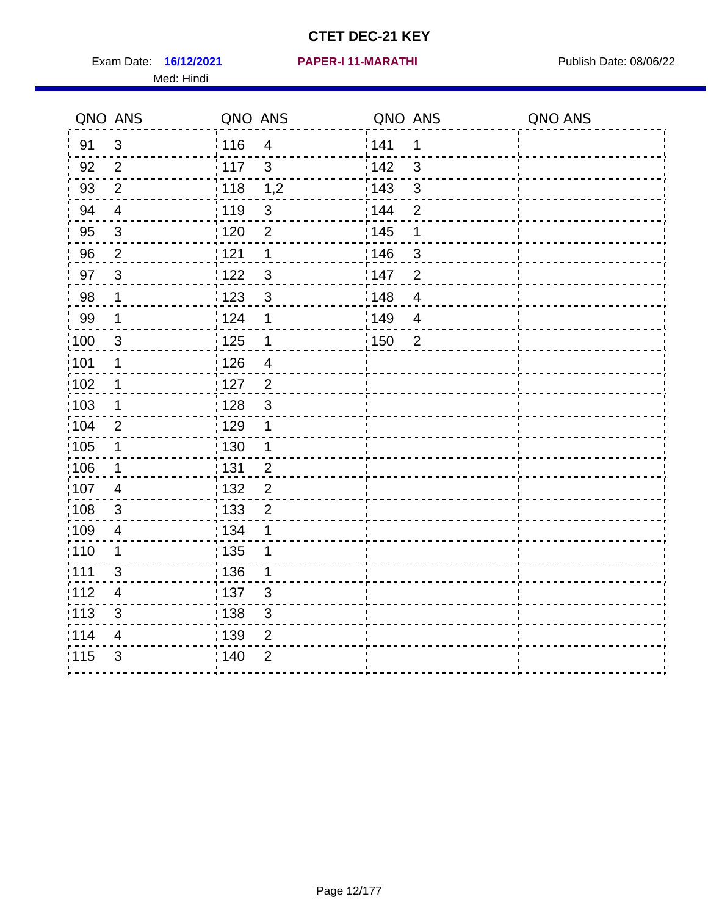# CTET DEC-21 KEY

Exam Date: **16/12/2021** **PAPER-I 11-MARATHI** Publish Date: 08/06/22

Med: Hindi

| QNO | ANS | QNO | ANS | QNO | ANS | QNO | ANS |
|---|---|---|---|---|---|---|---|
| 91 | 3 | 116 | 4 | 141 | 1 | | |
| 92 | 2 | 117 | 3 | 142 | 3 | | |
| 93 | 2 | 118 | 1,2 | 143 | 3 | | |
| 94 | 4 | 119 | 3 | 144 | 2 | | |
| 95 | 3 | 120 | 2 | 145 | 1 | | |
| 96 | 2 | 121 | 1 | 146 | 3 | | |
| 97 | 3 | 122 | 3 | 147 | 2 | | |
| 98 | 1 | 123 | 3 | 148 | 4 | | |
| 99 | 1 | 124 | 1 | 149 | 4 | | |
| 100 | 3 | 125 | 1 | 150 | 2 | | |
| 101 | 1 | 126 | 4 | | | | |
| 102 | 1 | 127 | 2 | | | | |
| 103 | 1 | 128 | 3 | | | | |
| 104 | 2 | 129 | 1 | | | | |
| 105 | 1 | 130 | 1 | | | | |
| 106 | 1 | 131 | 2 | | | | |
| 107 | 4 | 132 | 2 | | | | |
| 108 | 3 | 133 | 2 | | | | |
| 109 | 4 | 134 | 1 | | | | |
| 110 | 1 | 135 | 1 | | | | |
| 111 | 3 | 136 | 1 | | | | |
| 112 | 4 | 137 | 3 | | | | |
| 113 | 3 | 138 | 3 | | | | |
| 114 | 4 | 139 | 2 | | | | |
| 115 | 3 | 140 | 2 | | | | |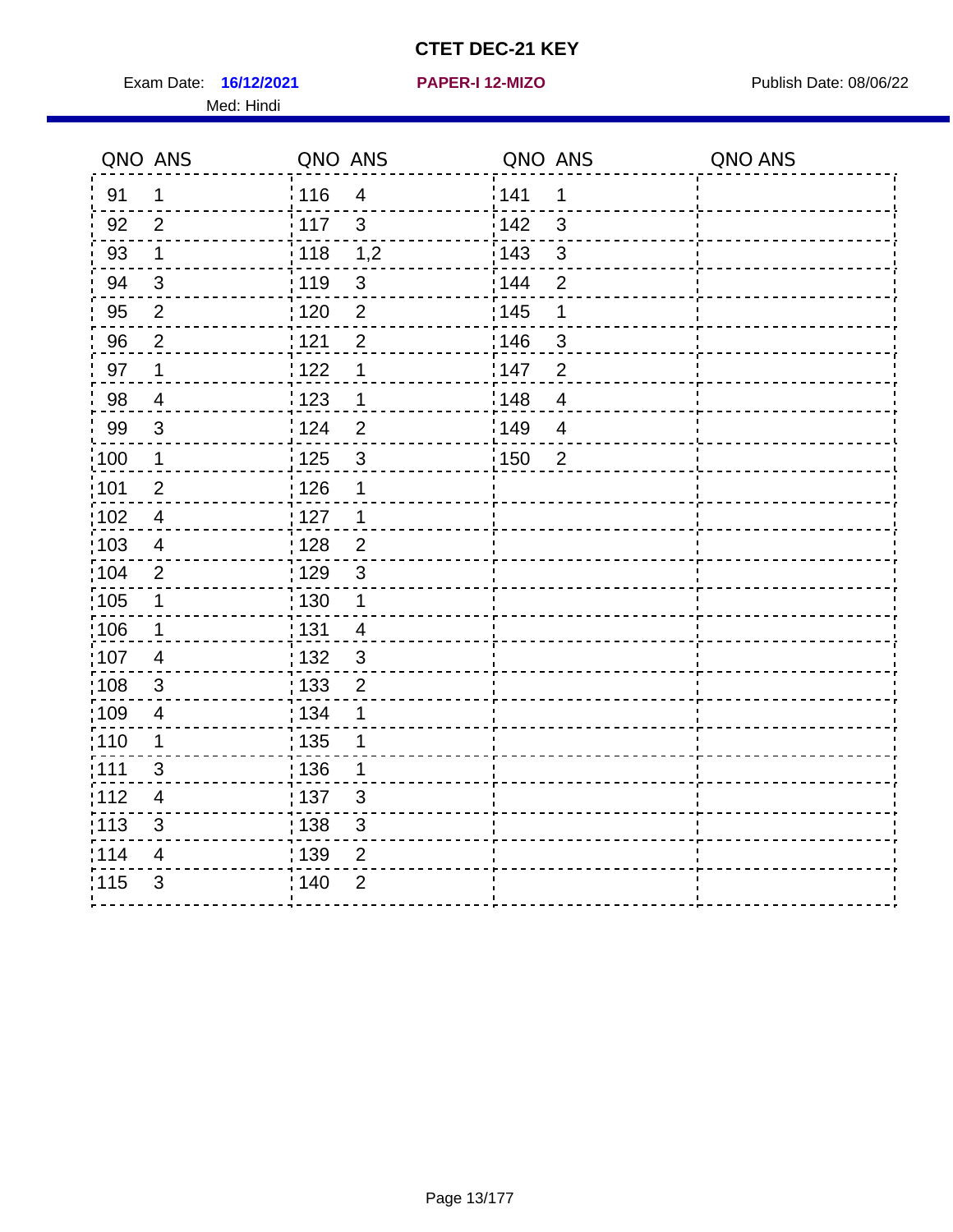# CTET DEC-21 KEY

Exam Date: **16/12/2021** **PAPER-I 12-MIZO** Publish Date: 08/06/22

Med: Hindi

| QNO | ANS | QNO | ANS | QNO | ANS | QNO | ANS |
|---|---|---|---|---|---|---|---|
| 91 | 1 | 116 | 4 | 141 | 1 | | |
| 92 | 2 | 117 | 3 | 142 | 3 | | |
| 93 | 1 | 118 | 1,2 | 143 | 3 | | |
| 94 | 3 | 119 | 3 | 144 | 2 | | |
| 95 | 2 | 120 | 2 | 145 | 1 | | |
| 96 | 2 | 121 | 2 | 146 | 3 | | |
| 97 | 1 | 122 | 1 | 147 | 2 | | |
| 98 | 4 | 123 | 1 | 148 | 4 | | |
| 99 | 3 | 124 | 2 | 149 | 4 | | |
| 100 | 1 | 125 | 3 | 150 | 2 | | |
| 101 | 2 | 126 | 1 | | | | |
| 102 | 4 | 127 | 1 | | | | |
| 103 | 4 | 128 | 2 | | | | |
| 104 | 2 | 129 | 3 | | | | |
| 105 | 1 | 130 | 1 | | | | |
| 106 | 1 | 131 | 4 | | | | |
| 107 | 4 | 132 | 3 | | | | |
| 108 | 3 | 133 | 2 | | | | |
| 109 | 4 | 134 | 1 | | | | |
| 110 | 1 | 135 | 1 | | | | |
| 111 | 3 | 136 | 1 | | | | |
| 112 | 4 | 137 | 3 | | | | |
| 113 | 3 | 138 | 3 | | | | |
| 114 | 4 | 139 | 2 | | | | |
| 115 | 3 | 140 | 2 | | | | |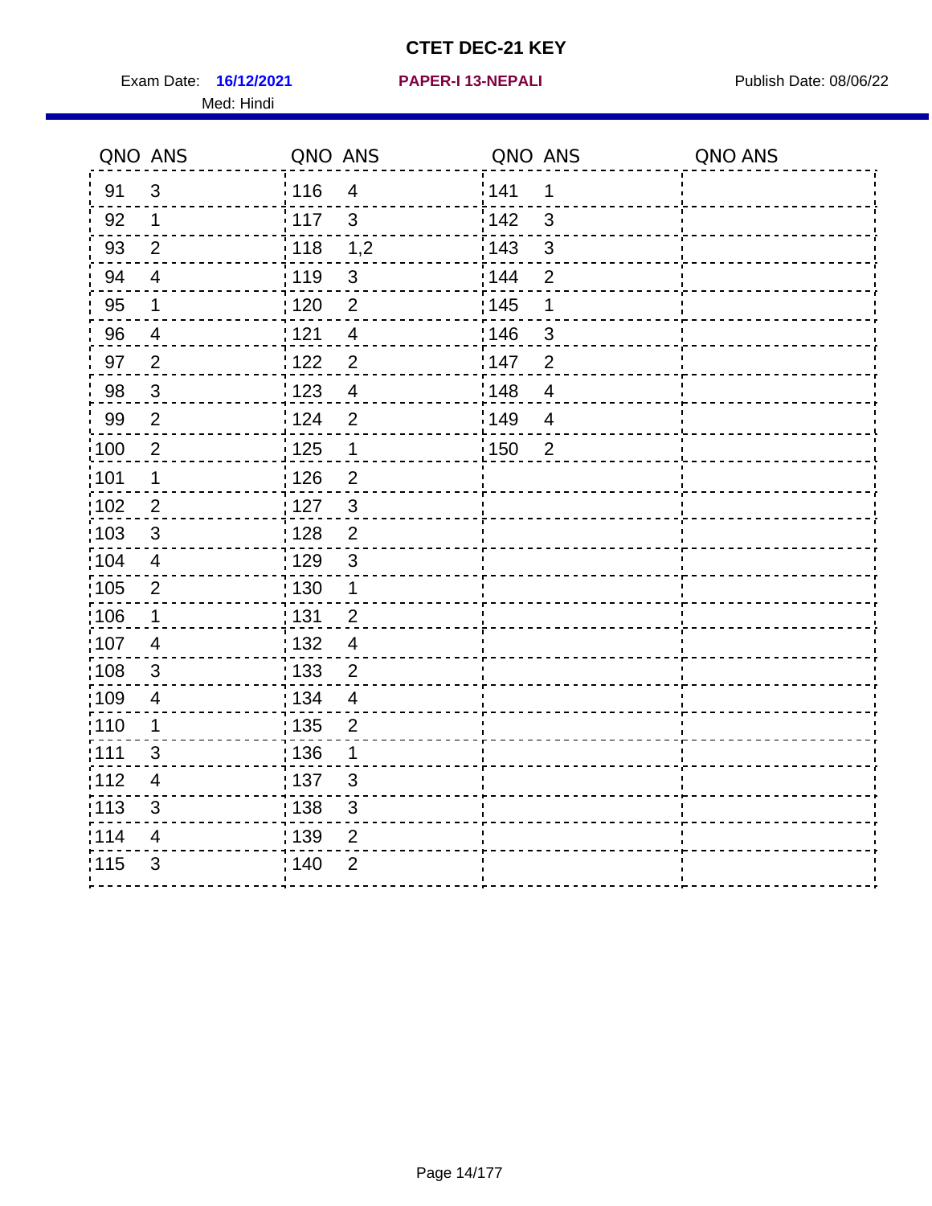# CTET DEC-21 KEY

Exam Date: **16/12/2021** **PAPER-I 13-NEPALI** Publish Date: 08/06/22

Med: Hindi

| QNO | ANS | QNO | ANS | QNO | ANS | QNO | ANS |
|---|---|---|---|---|---|---|---|
| 91 | 3 | 116 | 4 | 141 | 1 | | |
| 92 | 1 | 117 | 3 | 142 | 3 | | |
| 93 | 2 | 118 | 1,2 | 143 | 3 | | |
| 94 | 4 | 119 | 3 | 144 | 2 | | |
| 95 | 1 | 120 | 2 | 145 | 1 | | |
| 96 | 4 | 121 | 4 | 146 | 3 | | |
| 97 | 2 | 122 | 2 | 147 | 2 | | |
| 98 | 3 | 123 | 4 | 148 | 4 | | |
| 99 | 2 | 124 | 2 | 149 | 4 | | |
| 100 | 2 | 125 | 1 | 150 | 2 | | |
| 101 | 1 | 126 | 2 | | | | |
| 102 | 2 | 127 | 3 | | | | |
| 103 | 3 | 128 | 2 | | | | |
| 104 | 4 | 129 | 3 | | | | |
| 105 | 2 | 130 | 1 | | | | |
| 106 | 1 | 131 | 2 | | | | |
| 107 | 4 | 132 | 4 | | | | |
| 108 | 3 | 133 | 2 | | | | |
| 109 | 4 | 134 | 4 | | | | |
| 110 | 1 | 135 | 2 | | | | |
| 111 | 3 | 136 | 1 | | | | |
| 112 | 4 | 137 | 3 | | | | |
| 113 | 3 | 138 | 3 | | | | |
| 114 | 4 | 139 | 2 | | | | |
| 115 | 3 | 140 | 2 | | | | |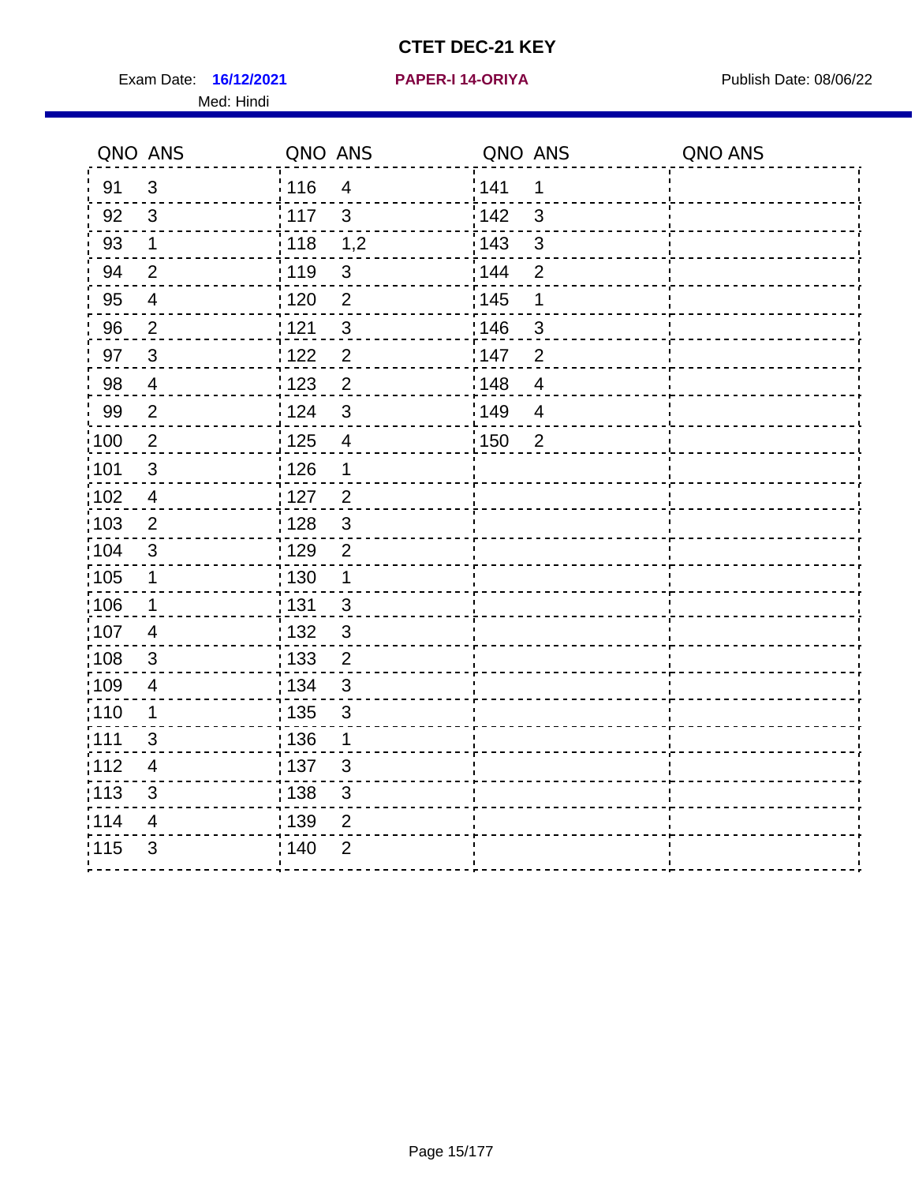# CTET DEC-21 KEY

Exam Date: **16/12/2021** **PAPER-I 14-ORIYA** Publish Date: 08/06/22

Med: Hindi

| QNO | ANS | QNO | ANS | QNO | ANS | QNO | ANS |
|---|---|---|---|---|---|---|---|
| 91 | 3 | 116 | 4 | 141 | 1 | | |
| 92 | 3 | 117 | 3 | 142 | 3 | | |
| 93 | 1 | 118 | 1,2 | 143 | 3 | | |
| 94 | 2 | 119 | 3 | 144 | 2 | | |
| 95 | 4 | 120 | 2 | 145 | 1 | | |
| 96 | 2 | 121 | 3 | 146 | 3 | | |
| 97 | 3 | 122 | 2 | 147 | 2 | | |
| 98 | 4 | 123 | 2 | 148 | 4 | | |
| 99 | 2 | 124 | 3 | 149 | 4 | | |
| 100 | 2 | 125 | 4 | 150 | 2 | | |
| 101 | 3 | 126 | 1 | | | | |
| 102 | 4 | 127 | 2 | | | | |
| 103 | 2 | 128 | 3 | | | | |
| 104 | 3 | 129 | 2 | | | | |
| 105 | 1 | 130 | 1 | | | | |
| 106 | 1 | 131 | 3 | | | | |
| 107 | 4 | 132 | 3 | | | | |
| 108 | 3 | 133 | 2 | | | | |
| 109 | 4 | 134 | 3 | | | | |
| 110 | 1 | 135 | 3 | | | | |
| 111 | 3 | 136 | 1 | | | | |
| 112 | 4 | 137 | 3 | | | | |
| 113 | 3 | 138 | 3 | | | | |
| 114 | 4 | 139 | 2 | | | | |
| 115 | 3 | 140 | 2 | | | | |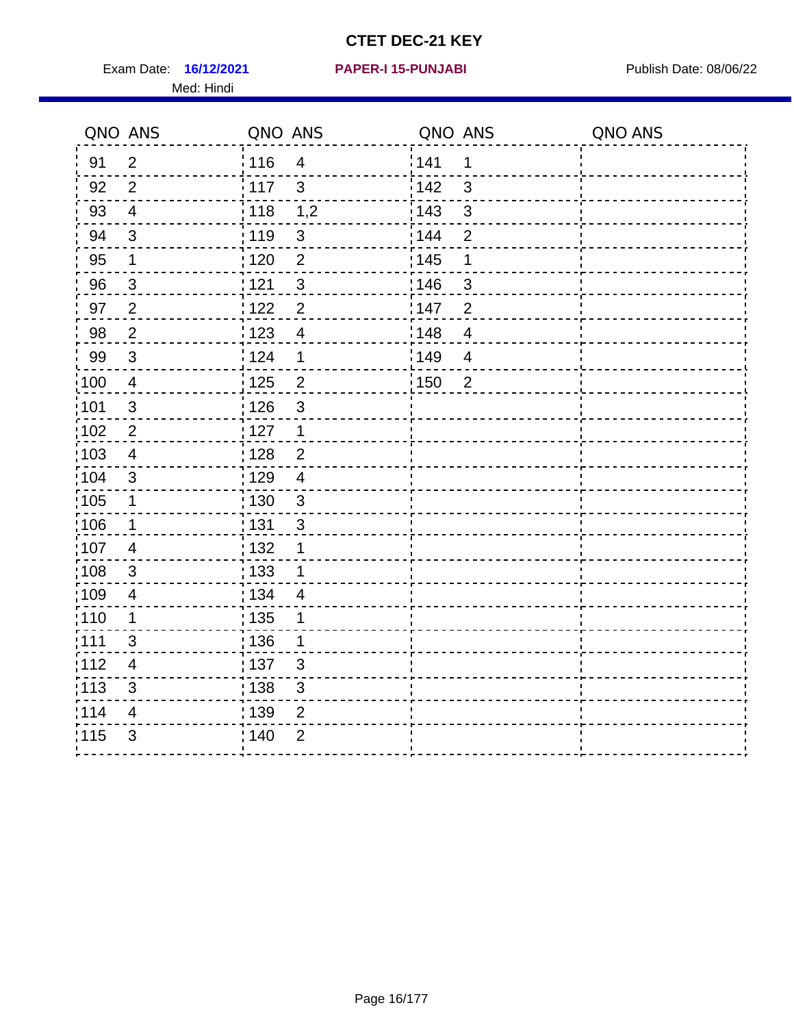# CTET DEC-21 KEY

Exam Date: **16/12/2021** **PAPER-I 15-PUNJABI** Publish Date: 08/06/22

Med: Hindi

| QNO | ANS | QNO | ANS | QNO | ANS | QNO | ANS |
|---|---|---|---|---|---|---|---|
| 91 | 2 | 116 | 4 | 141 | 1 | | |
| 92 | 2 | 117 | 3 | 142 | 3 | | |
| 93 | 4 | 118 | 1,2 | 143 | 3 | | |
| 94 | 3 | 119 | 3 | 144 | 2 | | |
| 95 | 1 | 120 | 2 | 145 | 1 | | |
| 96 | 3 | 121 | 3 | 146 | 3 | | |
| 97 | 2 | 122 | 2 | 147 | 2 | | |
| 98 | 2 | 123 | 4 | 148 | 4 | | |
| 99 | 3 | 124 | 1 | 149 | 4 | | |
| 100 | 4 | 125 | 2 | 150 | 2 | | |
| 101 | 3 | 126 | 3 | | | | |
| 102 | 2 | 127 | 1 | | | | |
| 103 | 4 | 128 | 2 | | | | |
| 104 | 3 | 129 | 4 | | | | |
| 105 | 1 | 130 | 3 | | | | |
| 106 | 1 | 131 | 3 | | | | |
| 107 | 4 | 132 | 1 | | | | |
| 108 | 3 | 133 | 1 | | | | |
| 109 | 4 | 134 | 4 | | | | |
| 110 | 1 | 135 | 1 | | | | |
| 111 | 3 | 136 | 1 | | | | |
| 112 | 4 | 137 | 3 | | | | |
| 113 | 3 | 138 | 3 | | | | |
| 114 | 4 | 139 | 2 | | | | |
| 115 | 3 | 140 | 2 | | | | |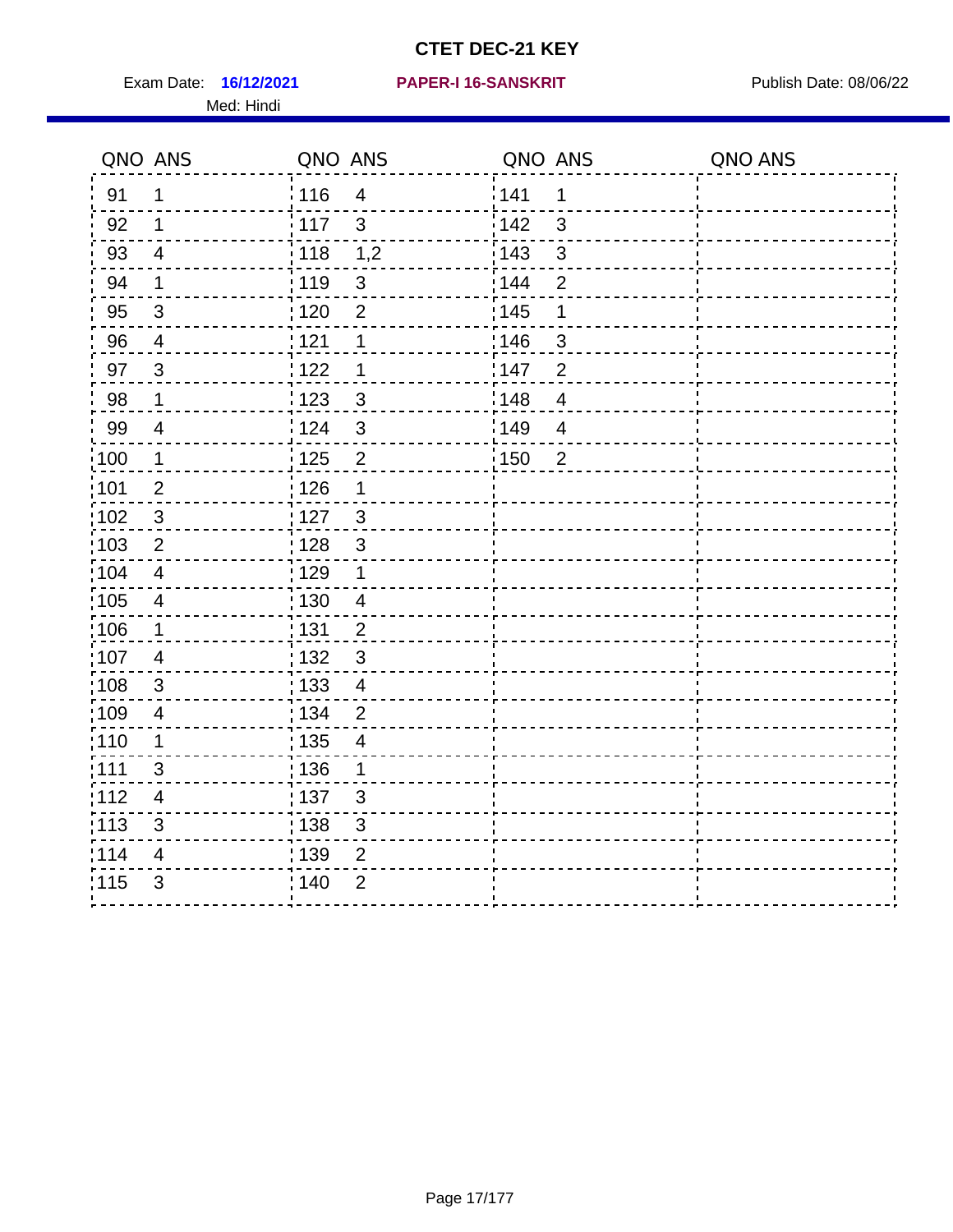# CTET DEC-21 KEY

Exam Date: **16/12/2021** **PAPER-I 16-SANSKRIT** Publish Date: 08/06/22

Med: Hindi

| QNO | ANS | QNO | ANS | QNO | ANS | QNO | ANS |
|---|---|---|---|---|---|---|---|
| 91 | 1 | 116 | 4 | 141 | 1 | | |
| 92 | 1 | 117 | 3 | 142 | 3 | | |
| 93 | 4 | 118 | 1,2 | 143 | 3 | | |
| 94 | 1 | 119 | 3 | 144 | 2 | | |
| 95 | 3 | 120 | 2 | 145 | 1 | | |
| 96 | 4 | 121 | 1 | 146 | 3 | | |
| 97 | 3 | 122 | 1 | 147 | 2 | | |
| 98 | 1 | 123 | 3 | 148 | 4 | | |
| 99 | 4 | 124 | 3 | 149 | 4 | | |
| 100 | 1 | 125 | 2 | 150 | 2 | | |
| 101 | 2 | 126 | 1 | | | | |
| 102 | 3 | 127 | 3 | | | | |
| 103 | 2 | 128 | 3 | | | | |
| 104 | 4 | 129 | 1 | | | | |
| 105 | 4 | 130 | 4 | | | | |
| 106 | 1 | 131 | 2 | | | | |
| 107 | 4 | 132 | 3 | | | | |
| 108 | 3 | 133 | 4 | | | | |
| 109 | 4 | 134 | 2 | | | | |
| 110 | 1 | 135 | 4 | | | | |
| 111 | 3 | 136 | 1 | | | | |
| 112 | 4 | 137 | 3 | | | | |
| 113 | 3 | 138 | 3 | | | | |
| 114 | 4 | 139 | 2 | | | | |
| 115 | 3 | 140 | 2 | | | | |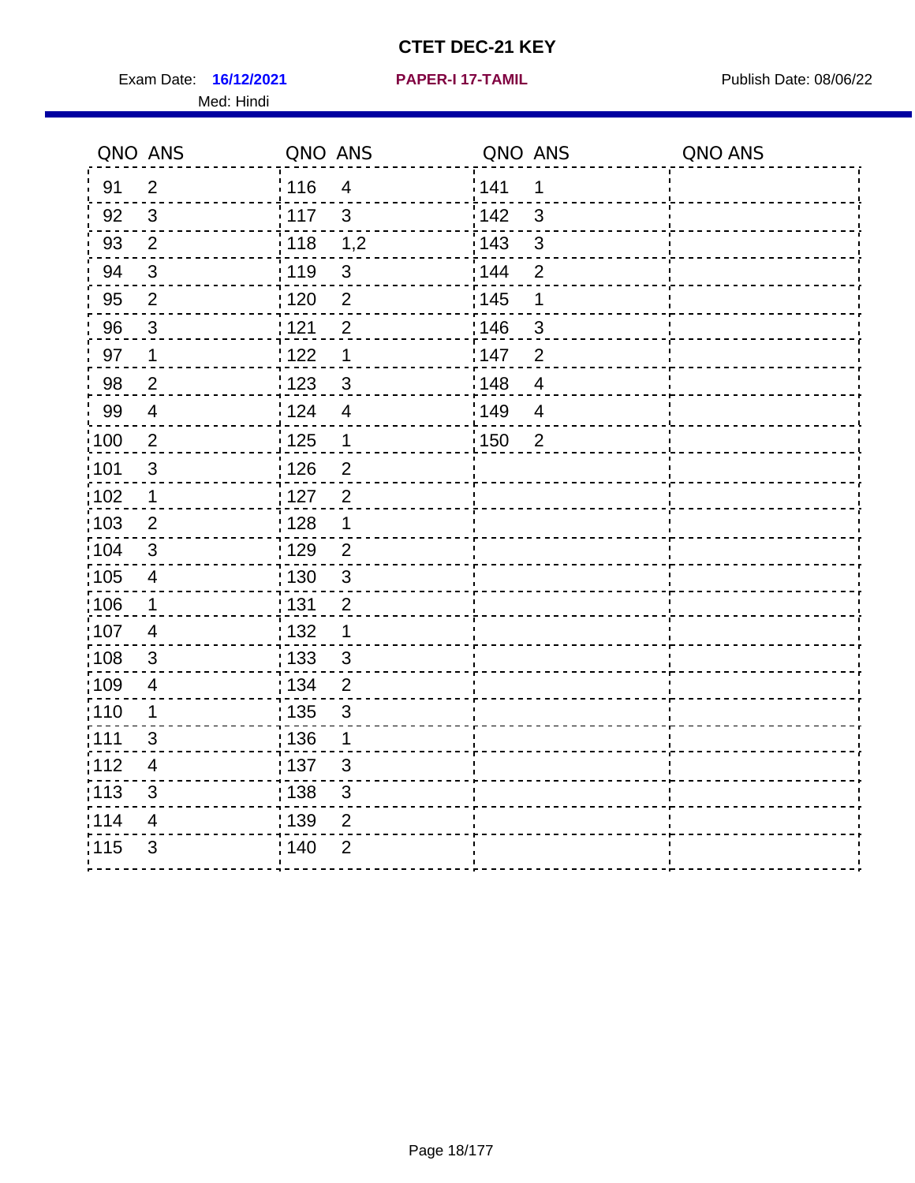# CTET DEC-21 KEY

Exam Date: **16/12/2021** **PAPER-I 17-TAMIL** Publish Date: 08/06/22

Med: Hindi

| QNO | ANS | QNO | ANS | QNO | ANS | QNO | ANS |
|---|---|---|---|---|---|---|---|
| 91 | 2 | 116 | 4 | 141 | 1 | | |
| 92 | 3 | 117 | 3 | 142 | 3 | | |
| 93 | 2 | 118 | 1,2 | 143 | 3 | | |
| 94 | 3 | 119 | 3 | 144 | 2 | | |
| 95 | 2 | 120 | 2 | 145 | 1 | | |
| 96 | 3 | 121 | 2 | 146 | 3 | | |
| 97 | 1 | 122 | 1 | 147 | 2 | | |
| 98 | 2 | 123 | 3 | 148 | 4 | | |
| 99 | 4 | 124 | 4 | 149 | 4 | | |
| 100 | 2 | 125 | 1 | 150 | 2 | | |
| 101 | 3 | 126 | 2 | | | | |
| 102 | 1 | 127 | 2 | | | | |
| 103 | 2 | 128 | 1 | | | | |
| 104 | 3 | 129 | 2 | | | | |
| 105 | 4 | 130 | 3 | | | | |
| 106 | 1 | 131 | 2 | | | | |
| 107 | 4 | 132 | 1 | | | | |
| 108 | 3 | 133 | 3 | | | | |
| 109 | 4 | 134 | 2 | | | | |
| 110 | 1 | 135 | 3 | | | | |
| 111 | 3 | 136 | 1 | | | | |
| 112 | 4 | 137 | 3 | | | | |
| 113 | 3 | 138 | 3 | | | | |
| 114 | 4 | 139 | 2 | | | | |
| 115 | 3 | 140 | 2 | | | | |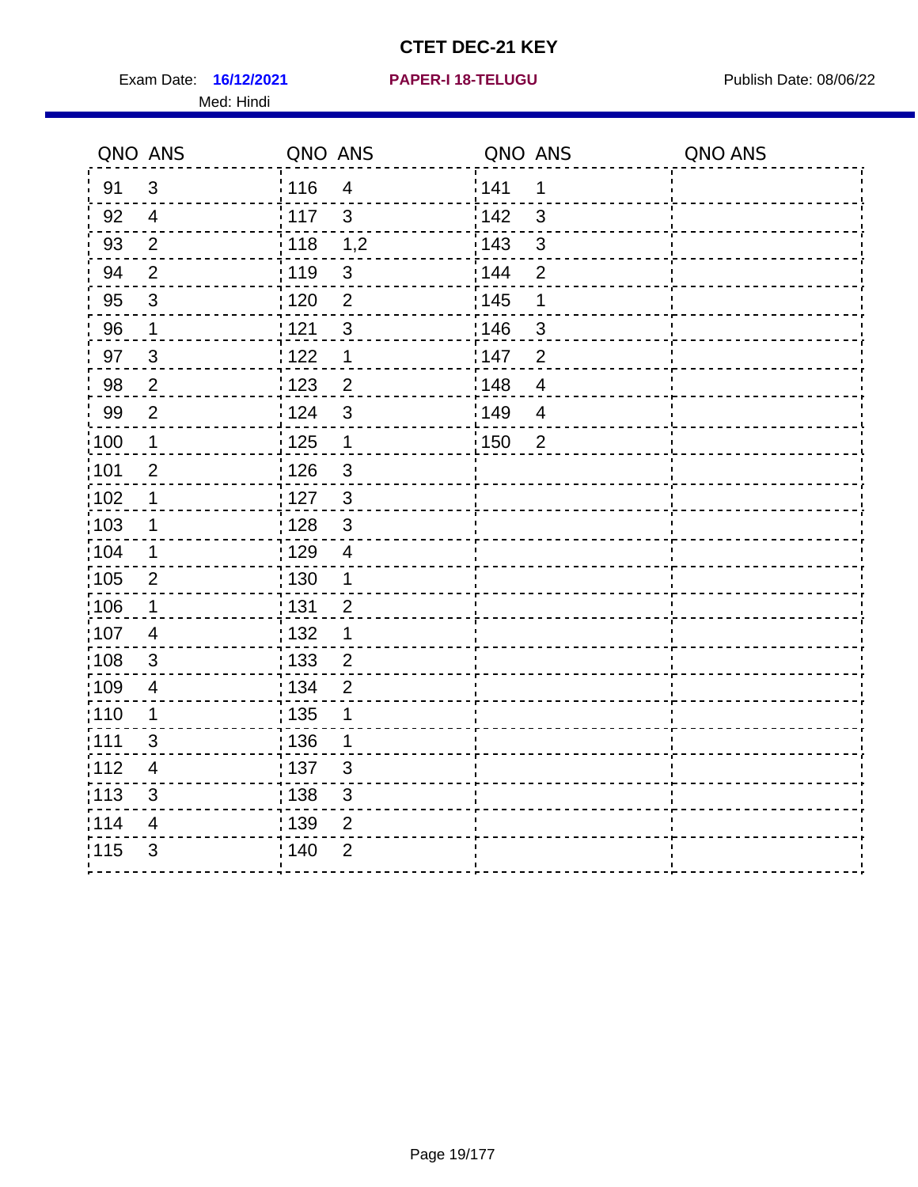# CTET DEC-21 KEY

Exam Date: **16/12/2021** **PAPER-I 18-TELUGU** Publish Date: 08/06/22

Med: Hindi

| QNO | ANS | QNO | ANS | QNO | ANS | QNO | ANS |
|---|---|---|---|---|---|---|---|
| 91 | 3 | 116 | 4 | 141 | 1 | | |
| 92 | 4 | 117 | 3 | 142 | 3 | | |
| 93 | 2 | 118 | 1,2 | 143 | 3 | | |
| 94 | 2 | 119 | 3 | 144 | 2 | | |
| 95 | 3 | 120 | 2 | 145 | 1 | | |
| 96 | 1 | 121 | 3 | 146 | 3 | | |
| 97 | 3 | 122 | 1 | 147 | 2 | | |
| 98 | 2 | 123 | 2 | 148 | 4 | | |
| 99 | 2 | 124 | 3 | 149 | 4 | | |
| 100 | 1 | 125 | 1 | 150 | 2 | | |
| 101 | 2 | 126 | 3 | | | | |
| 102 | 1 | 127 | 3 | | | | |
| 103 | 1 | 128 | 3 | | | | |
| 104 | 1 | 129 | 4 | | | | |
| 105 | 2 | 130 | 1 | | | | |
| 106 | 1 | 131 | 2 | | | | |
| 107 | 4 | 132 | 1 | | | | |
| 108 | 3 | 133 | 2 | | | | |
| 109 | 4 | 134 | 2 | | | | |
| 110 | 1 | 135 | 1 | | | | |
| 111 | 3 | 136 | 1 | | | | |
| 112 | 4 | 137 | 3 | | | | |
| 113 | 3 | 138 | 3 | | | | |
| 114 | 4 | 139 | 2 | | | | |
| 115 | 3 | 140 | 2 | | | | |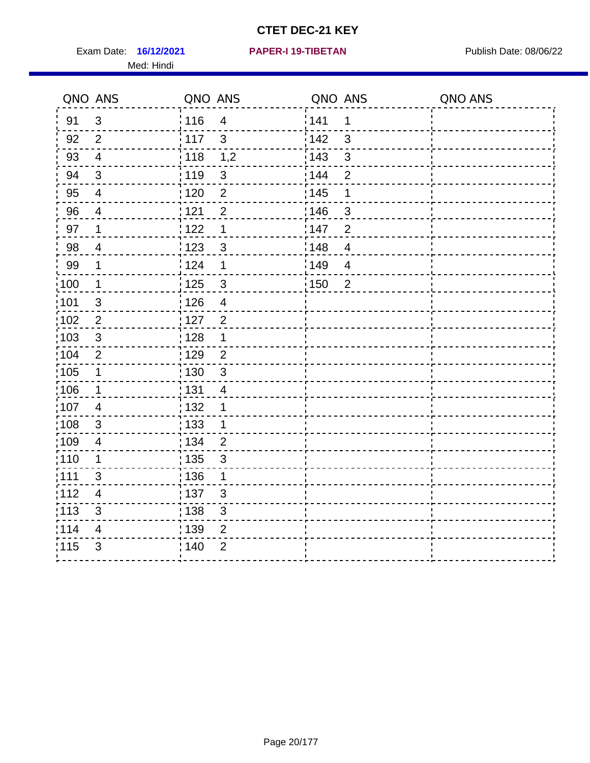# CTET DEC-21 KEY

Exam Date: **16/12/2021** **PAPER-I 19-TIBETAN** Publish Date: 08/06/22

Med: Hindi

| QNO | ANS | QNO | ANS | QNO | ANS | QNO | ANS |
|---|---|---|---|---|---|---|---|
| 91 | 3 | 116 | 4 | 141 | 1 | | |
| 92 | 2 | 117 | 3 | 142 | 3 | | |
| 93 | 4 | 118 | 1,2 | 143 | 3 | | |
| 94 | 3 | 119 | 3 | 144 | 2 | | |
| 95 | 4 | 120 | 2 | 145 | 1 | | |
| 96 | 4 | 121 | 2 | 146 | 3 | | |
| 97 | 1 | 122 | 1 | 147 | 2 | | |
| 98 | 4 | 123 | 3 | 148 | 4 | | |
| 99 | 1 | 124 | 1 | 149 | 4 | | |
| 100 | 1 | 125 | 3 | 150 | 2 | | |
| 101 | 3 | 126 | 4 | | | | |
| 102 | 2 | 127 | 2 | | | | |
| 103 | 3 | 128 | 1 | | | | |
| 104 | 2 | 129 | 2 | | | | |
| 105 | 1 | 130 | 3 | | | | |
| 106 | 1 | 131 | 4 | | | | |
| 107 | 4 | 132 | 1 | | | | |
| 108 | 3 | 133 | 1 | | | | |
| 109 | 4 | 134 | 2 | | | | |
| 110 | 1 | 135 | 3 | | | | |
| 111 | 3 | 136 | 1 | | | | |
| 112 | 4 | 137 | 3 | | | | |
| 113 | 3 | 138 | 3 | | | | |
| 114 | 4 | 139 | 2 | | | | |
| 115 | 3 | 140 | 2 | | | | |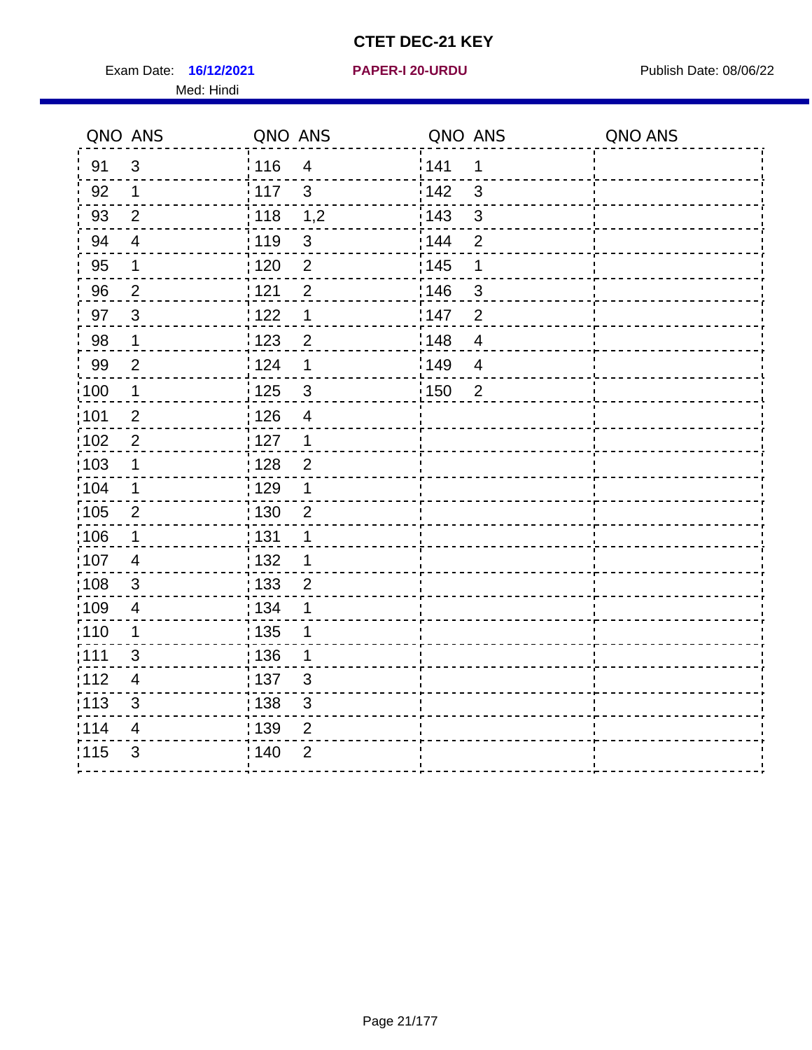# CTET DEC-21 KEY

Exam Date: **16/12/2021** **PAPER-I 20-URDU** Publish Date: 08/06/22

Med: Hindi

| QNO | ANS | QNO | ANS | QNO | ANS | QNO | ANS |
|---|---|---|---|---|---|---|---|
| 91 | 3 | 116 | 4 | 141 | 1 | | |
| 92 | 1 | 117 | 3 | 142 | 3 | | |
| 93 | 2 | 118 | 1,2 | 143 | 3 | | |
| 94 | 4 | 119 | 3 | 144 | 2 | | |
| 95 | 1 | 120 | 2 | 145 | 1 | | |
| 96 | 2 | 121 | 2 | 146 | 3 | | |
| 97 | 3 | 122 | 1 | 147 | 2 | | |
| 98 | 1 | 123 | 2 | 148 | 4 | | |
| 99 | 2 | 124 | 1 | 149 | 4 | | |
| 100 | 1 | 125 | 3 | 150 | 2 | | |
| 101 | 2 | 126 | 4 | | | | |
| 102 | 2 | 127 | 1 | | | | |
| 103 | 1 | 128 | 2 | | | | |
| 104 | 1 | 129 | 1 | | | | |
| 105 | 2 | 130 | 2 | | | | |
| 106 | 1 | 131 | 1 | | | | |
| 107 | 4 | 132 | 1 | | | | |
| 108 | 3 | 133 | 2 | | | | |
| 109 | 4 | 134 | 1 | | | | |
| 110 | 1 | 135 | 1 | | | | |
| 111 | 3 | 136 | 1 | | | | |
| 112 | 4 | 137 | 3 | | | | |
| 113 | 3 | 138 | 3 | | | | |
| 114 | 4 | 139 | 2 | | | | |
| 115 | 3 | 140 | 2 | | | | |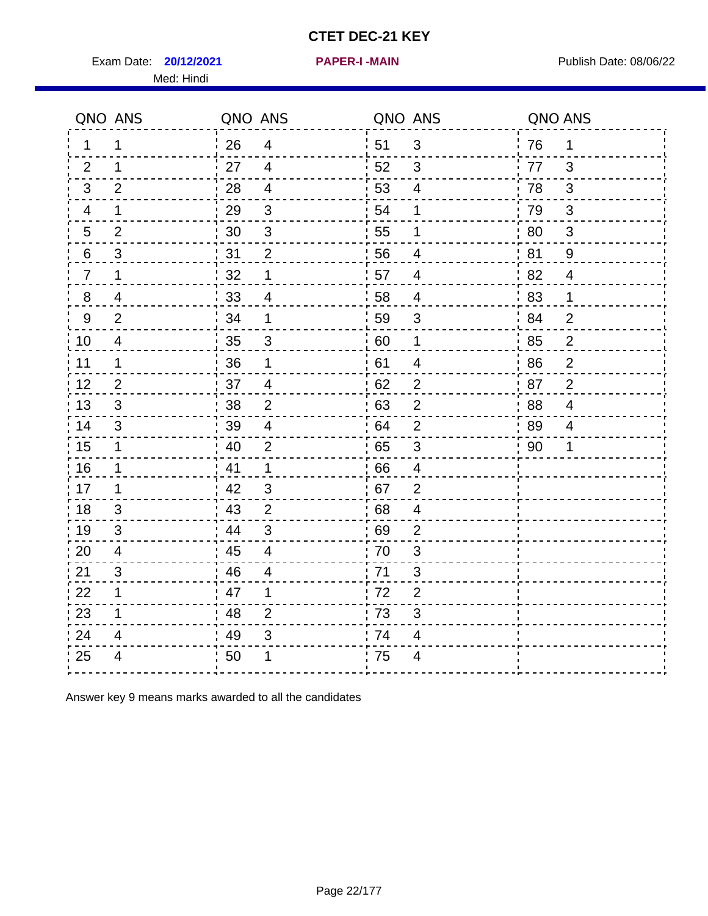# CTET DEC-21 KEY

Exam Date: **20/12/2021** **PAPER-I -MAIN** Publish Date: 08/06/22

Med: Hindi

| QNO | ANS | QNO | ANS | QNO | ANS | QNO | ANS |
|---|---|---|---|---|---|---|---|
| 1 | 1 | 26 | 4 | 51 | 3 | 76 | 1 |
| 2 | 1 | 27 | 4 | 52 | 3 | 77 | 3 |
| 3 | 2 | 28 | 4 | 53 | 4 | 78 | 3 |
| 4 | 1 | 29 | 3 | 54 | 1 | 79 | 3 |
| 5 | 2 | 30 | 3 | 55 | 1 | 80 | 3 |
| 6 | 3 | 31 | 2 | 56 | 4 | 81 | 9 |
| 7 | 1 | 32 | 1 | 57 | 4 | 82 | 4 |
| 8 | 4 | 33 | 4 | 58 | 4 | 83 | 1 |
| 9 | 2 | 34 | 1 | 59 | 3 | 84 | 2 |
| 10 | 4 | 35 | 3 | 60 | 1 | 85 | 2 |
| 11 | 1 | 36 | 1 | 61 | 4 | 86 | 2 |
| 12 | 2 | 37 | 4 | 62 | 2 | 87 | 2 |
| 13 | 3 | 38 | 2 | 63 | 2 | 88 | 4 |
| 14 | 3 | 39 | 4 | 64 | 2 | 89 | 4 |
| 15 | 1 | 40 | 2 | 65 | 3 | 90 | 1 |
| 16 | 1 | 41 | 1 | 66 | 4 | | |
| 17 | 1 | 42 | 3 | 67 | 2 | | |
| 18 | 3 | 43 | 2 | 68 | 4 | | |
| 19 | 3 | 44 | 3 | 69 | 2 | | |
| 20 | 4 | 45 | 4 | 70 | 3 | | |
| 21 | 3 | 46 | 4 | 71 | 3 | | |
| 22 | 1 | 47 | 1 | 72 | 2 | | |
| 23 | 1 | 48 | 2 | 73 | 3 | | |
| 24 | 4 | 49 | 3 | 74 | 4 | | |
| 25 | 4 | 50 | 1 | 75 | 4 | | |

Answer key 9 means marks awarded to all the candidates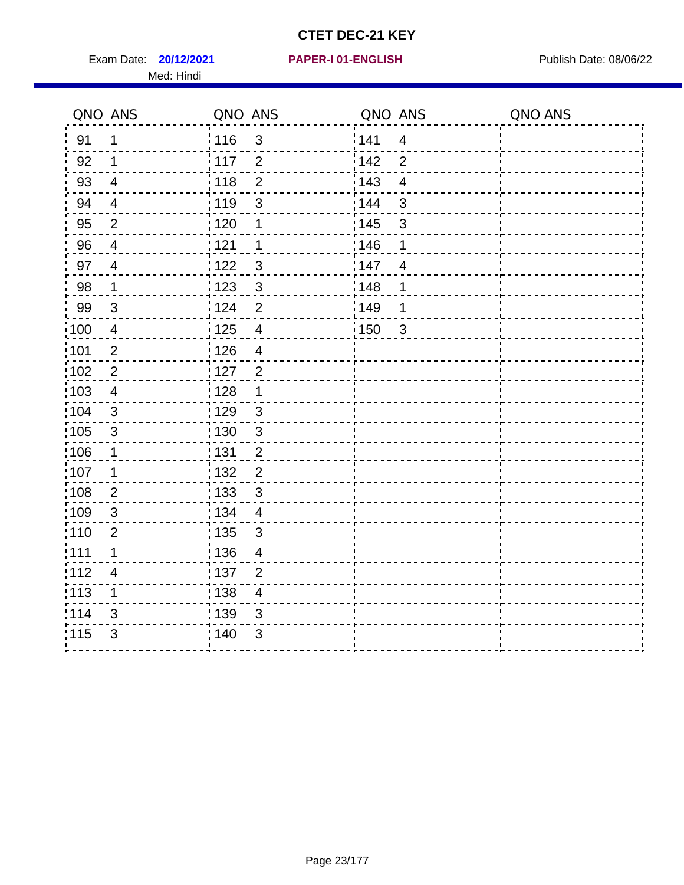# CTET DEC-21 KEY

Exam Date: **20/12/2021** **PAPER-I 01-ENGLISH** Publish Date: 08/06/22

Med: Hindi

| QNO | ANS | QNO | ANS | QNO | ANS | QNO | ANS |
|---|---|---|---|---|---|---|---|
| 91 | 1 | 116 | 3 | 141 | 4 | | |
| 92 | 1 | 117 | 2 | 142 | 2 | | |
| 93 | 4 | 118 | 2 | 143 | 4 | | |
| 94 | 4 | 119 | 3 | 144 | 3 | | |
| 95 | 2 | 120 | 1 | 145 | 3 | | |
| 96 | 4 | 121 | 1 | 146 | 1 | | |
| 97 | 4 | 122 | 3 | 147 | 4 | | |
| 98 | 1 | 123 | 3 | 148 | 1 | | |
| 99 | 3 | 124 | 2 | 149 | 1 | | |
| 100 | 4 | 125 | 4 | 150 | 3 | | |
| 101 | 2 | 126 | 4 | | | | |
| 102 | 2 | 127 | 2 | | | | |
| 103 | 4 | 128 | 1 | | | | |
| 104 | 3 | 129 | 3 | | | | |
| 105 | 3 | 130 | 3 | | | | |
| 106 | 1 | 131 | 2 | | | | |
| 107 | 1 | 132 | 2 | | | | |
| 108 | 2 | 133 | 3 | | | | |
| 109 | 3 | 134 | 4 | | | | |
| 110 | 2 | 135 | 3 | | | | |
| 111 | 1 | 136 | 4 | | | | |
| 112 | 4 | 137 | 2 | | | | |
| 113 | 1 | 138 | 4 | | | | |
| 114 | 3 | 139 | 3 | | | | |
| 115 | 3 | 140 | 3 | | | | |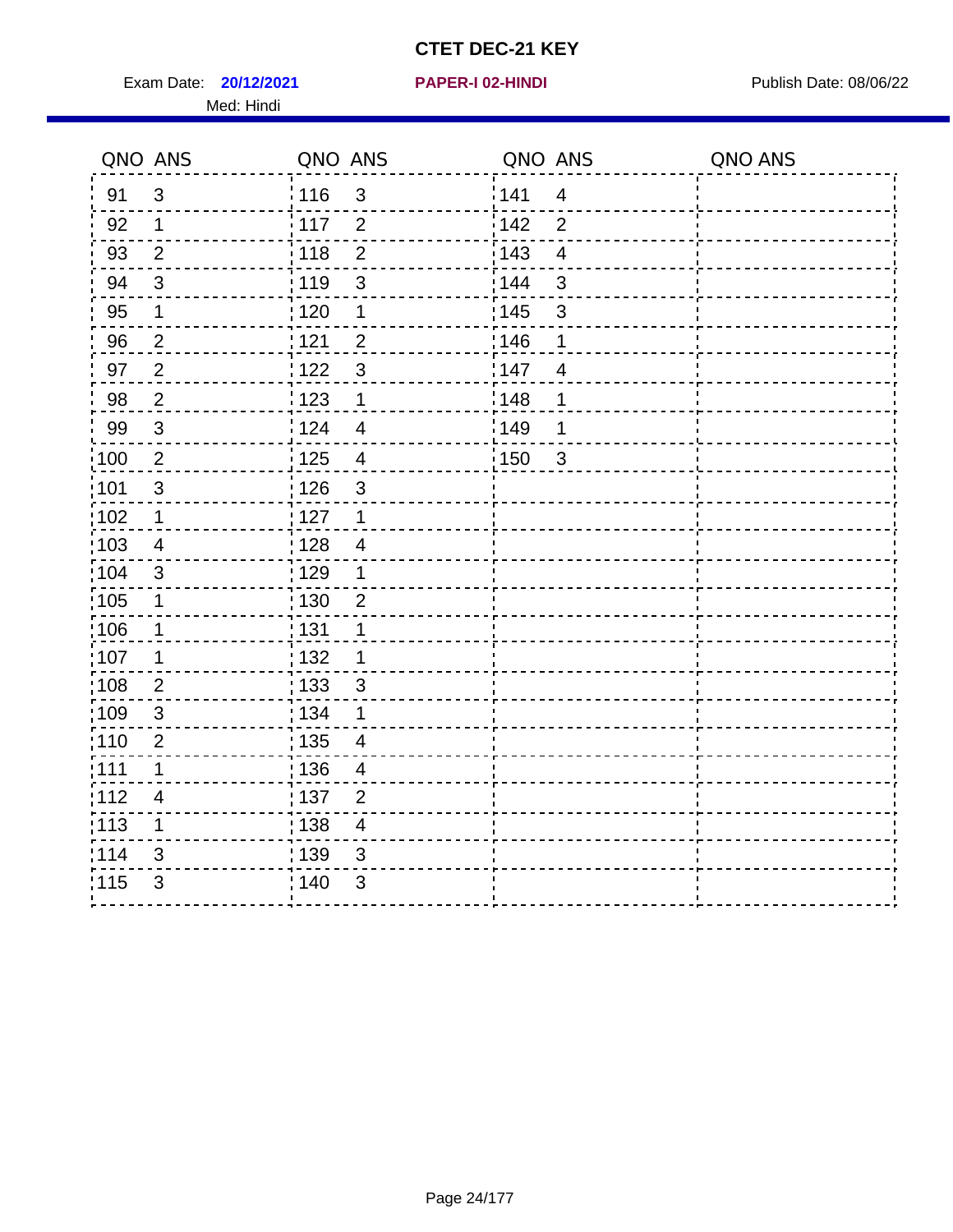# CTET DEC-21 KEY

Exam Date: **20/12/2021** **PAPER-I 02-HINDI** Publish Date: 08/06/22

Med: Hindi

| QNO | ANS | QNO | ANS | QNO | ANS | QNO | ANS |
|---|---|---|---|---|---|---|---|
| 91 | 3 | 116 | 3 | 141 | 4 | | |
| 92 | 1 | 117 | 2 | 142 | 2 | | |
| 93 | 2 | 118 | 2 | 143 | 4 | | |
| 94 | 3 | 119 | 3 | 144 | 3 | | |
| 95 | 1 | 120 | 1 | 145 | 3 | | |
| 96 | 2 | 121 | 2 | 146 | 1 | | |
| 97 | 2 | 122 | 3 | 147 | 4 | | |
| 98 | 2 | 123 | 1 | 148 | 1 | | |
| 99 | 3 | 124 | 4 | 149 | 1 | | |
| 100 | 2 | 125 | 4 | 150 | 3 | | |
| 101 | 3 | 126 | 3 | | | | |
| 102 | 1 | 127 | 1 | | | | |
| 103 | 4 | 128 | 4 | | | | |
| 104 | 3 | 129 | 1 | | | | |
| 105 | 1 | 130 | 2 | | | | |
| 106 | 1 | 131 | 1 | | | | |
| 107 | 1 | 132 | 1 | | | | |
| 108 | 2 | 133 | 3 | | | | |
| 109 | 3 | 134 | 1 | | | | |
| 110 | 2 | 135 | 4 | | | | |
| 111 | 1 | 136 | 4 | | | | |
| 112 | 4 | 137 | 2 | | | | |
| 113 | 1 | 138 | 4 | | | | |
| 114 | 3 | 139 | 3 | | | | |
| 115 | 3 | 140 | 3 | | | | |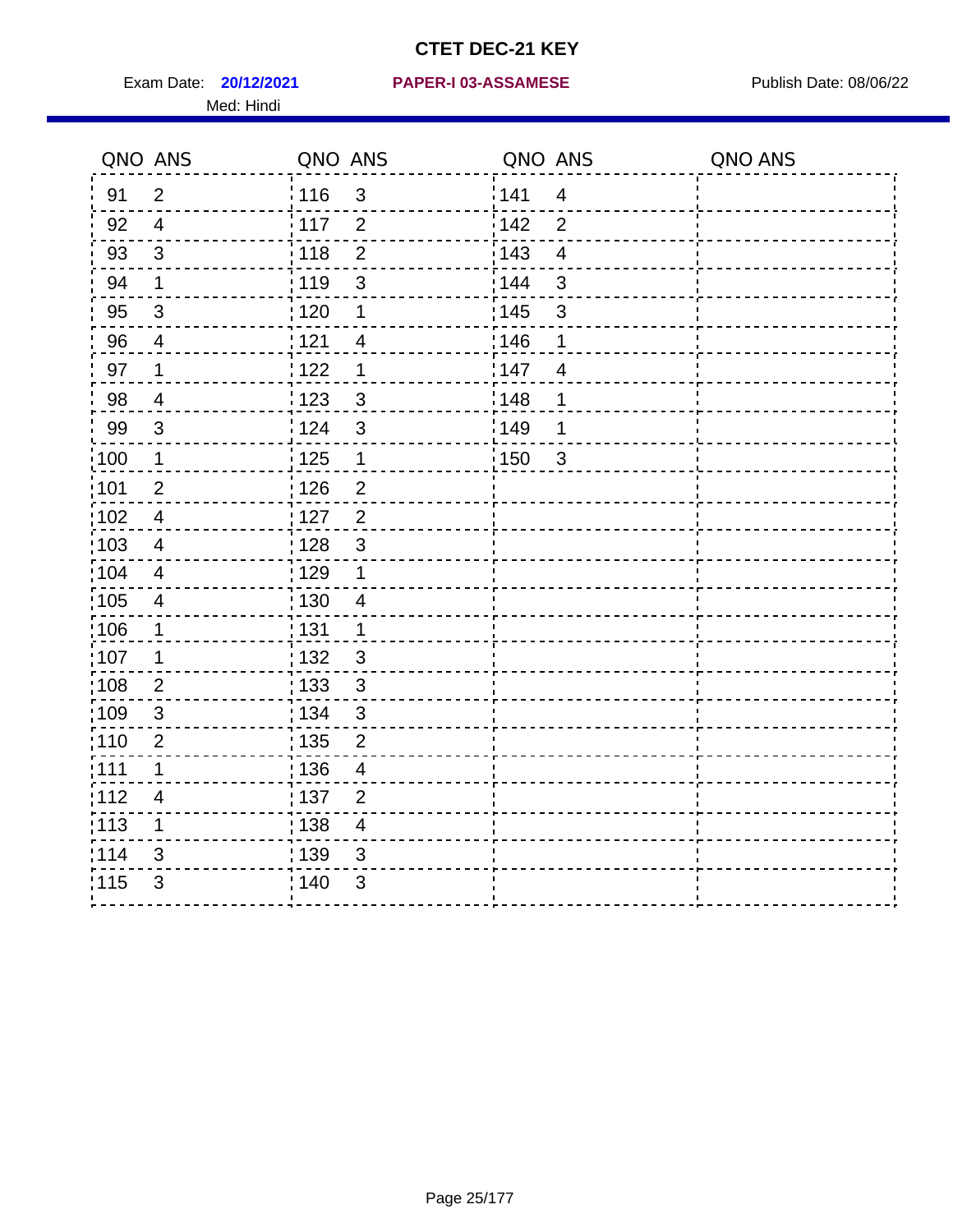# CTET DEC-21 KEY

Exam Date: **20/12/2021** **PAPER-I 03-ASSAMESE** Publish Date: 08/06/22

Med: Hindi

| QNO | ANS | QNO | ANS | QNO | ANS | QNO | ANS |
|---|---|---|---|---|---|---|---|
| 91 | 2 | 116 | 3 | 141 | 4 | | |
| 92 | 4 | 117 | 2 | 142 | 2 | | |
| 93 | 3 | 118 | 2 | 143 | 4 | | |
| 94 | 1 | 119 | 3 | 144 | 3 | | |
| 95 | 3 | 120 | 1 | 145 | 3 | | |
| 96 | 4 | 121 | 4 | 146 | 1 | | |
| 97 | 1 | 122 | 1 | 147 | 4 | | |
| 98 | 4 | 123 | 3 | 148 | 1 | | |
| 99 | 3 | 124 | 3 | 149 | 1 | | |
| 100 | 1 | 125 | 1 | 150 | 3 | | |
| 101 | 2 | 126 | 2 | | | | |
| 102 | 4 | 127 | 2 | | | | |
| 103 | 4 | 128 | 3 | | | | |
| 104 | 4 | 129 | 1 | | | | |
| 105 | 4 | 130 | 4 | | | | |
| 106 | 1 | 131 | 1 | | | | |
| 107 | 1 | 132 | 3 | | | | |
| 108 | 2 | 133 | 3 | | | | |
| 109 | 3 | 134 | 3 | | | | |
| 110 | 2 | 135 | 2 | | | | |
| 111 | 1 | 136 | 4 | | | | |
| 112 | 4 | 137 | 2 | | | | |
| 113 | 1 | 138 | 4 | | | | |
| 114 | 3 | 139 | 3 | | | | |
| 115 | 3 | 140 | 3 | | | | |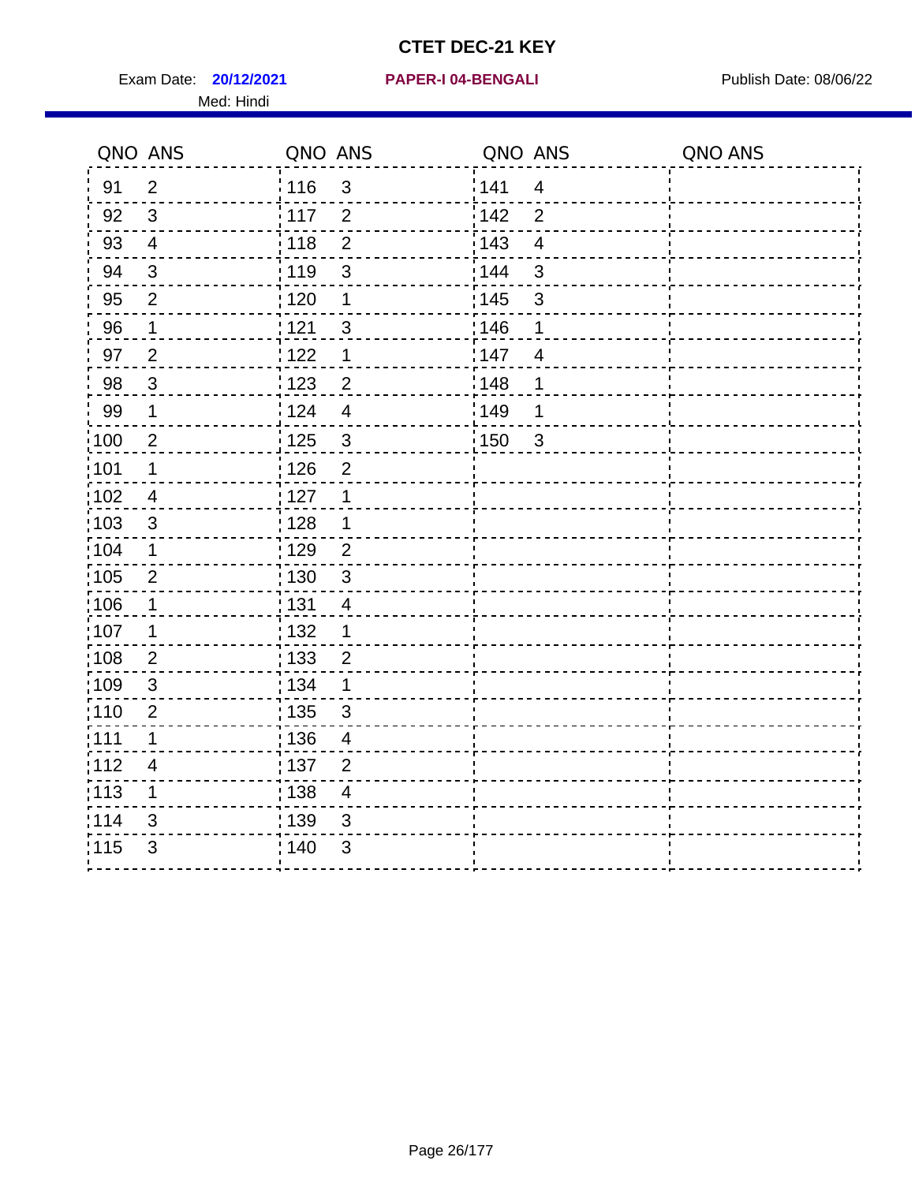# CTET DEC-21 KEY

Exam Date: **20/12/2021** **PAPER-I 04-BENGALI** Publish Date: 08/06/22

Med: Hindi

| QNO | ANS | QNO | ANS | QNO | ANS | QNO | ANS |
|---|---|---|---|---|---|---|---|
| 91 | 2 | 116 | 3 | 141 | 4 | | |
| 92 | 3 | 117 | 2 | 142 | 2 | | |
| 93 | 4 | 118 | 2 | 143 | 4 | | |
| 94 | 3 | 119 | 3 | 144 | 3 | | |
| 95 | 2 | 120 | 1 | 145 | 3 | | |
| 96 | 1 | 121 | 3 | 146 | 1 | | |
| 97 | 2 | 122 | 1 | 147 | 4 | | |
| 98 | 3 | 123 | 2 | 148 | 1 | | |
| 99 | 1 | 124 | 4 | 149 | 1 | | |
| 100 | 2 | 125 | 3 | 150 | 3 | | |
| 101 | 1 | 126 | 2 | | | | |
| 102 | 4 | 127 | 1 | | | | |
| 103 | 3 | 128 | 1 | | | | |
| 104 | 1 | 129 | 2 | | | | |
| 105 | 2 | 130 | 3 | | | | |
| 106 | 1 | 131 | 4 | | | | |
| 107 | 1 | 132 | 1 | | | | |
| 108 | 2 | 133 | 2 | | | | |
| 109 | 3 | 134 | 1 | | | | |
| 110 | 2 | 135 | 3 | | | | |
| 111 | 1 | 136 | 4 | | | | |
| 112 | 4 | 137 | 2 | | | | |
| 113 | 1 | 138 | 4 | | | | |
| 114 | 3 | 139 | 3 | | | | |
| 115 | 3 | 140 | 3 | | | | |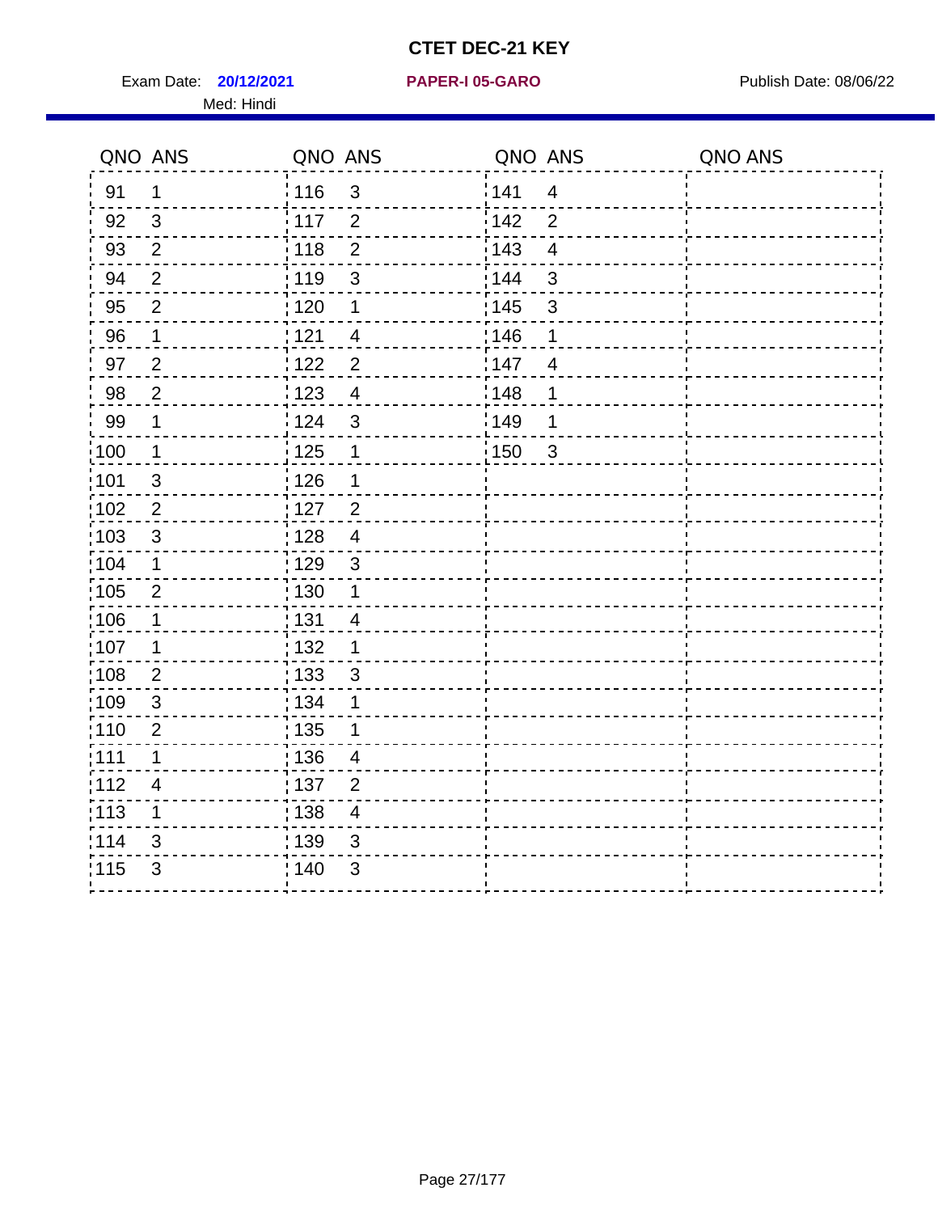# CTET DEC-21 KEY

Exam Date: **20/12/2021** **PAPER-I 05-GARO** Publish Date: 08/06/22

Med: Hindi

| QNO | ANS | QNO | ANS | QNO | ANS | QNO | ANS |
|---|---|---|---|---|---|---|---|
| 91 | 1 | 116 | 3 | 141 | 4 | | |
| 92 | 3 | 117 | 2 | 142 | 2 | | |
| 93 | 2 | 118 | 2 | 143 | 4 | | |
| 94 | 2 | 119 | 3 | 144 | 3 | | |
| 95 | 2 | 120 | 1 | 145 | 3 | | |
| 96 | 1 | 121 | 4 | 146 | 1 | | |
| 97 | 2 | 122 | 2 | 147 | 4 | | |
| 98 | 2 | 123 | 4 | 148 | 1 | | |
| 99 | 1 | 124 | 3 | 149 | 1 | | |
| 100 | 1 | 125 | 1 | 150 | 3 | | |
| 101 | 3 | 126 | 1 | | | | |
| 102 | 2 | 127 | 2 | | | | |
| 103 | 3 | 128 | 4 | | | | |
| 104 | 1 | 129 | 3 | | | | |
| 105 | 2 | 130 | 1 | | | | |
| 106 | 1 | 131 | 4 | | | | |
| 107 | 1 | 132 | 1 | | | | |
| 108 | 2 | 133 | 3 | | | | |
| 109 | 3 | 134 | 1 | | | | |
| 110 | 2 | 135 | 1 | | | | |
| 111 | 1 | 136 | 4 | | | | |
| 112 | 4 | 137 | 2 | | | | |
| 113 | 1 | 138 | 4 | | | | |
| 114 | 3 | 139 | 3 | | | | |
| 115 | 3 | 140 | 3 | | | | |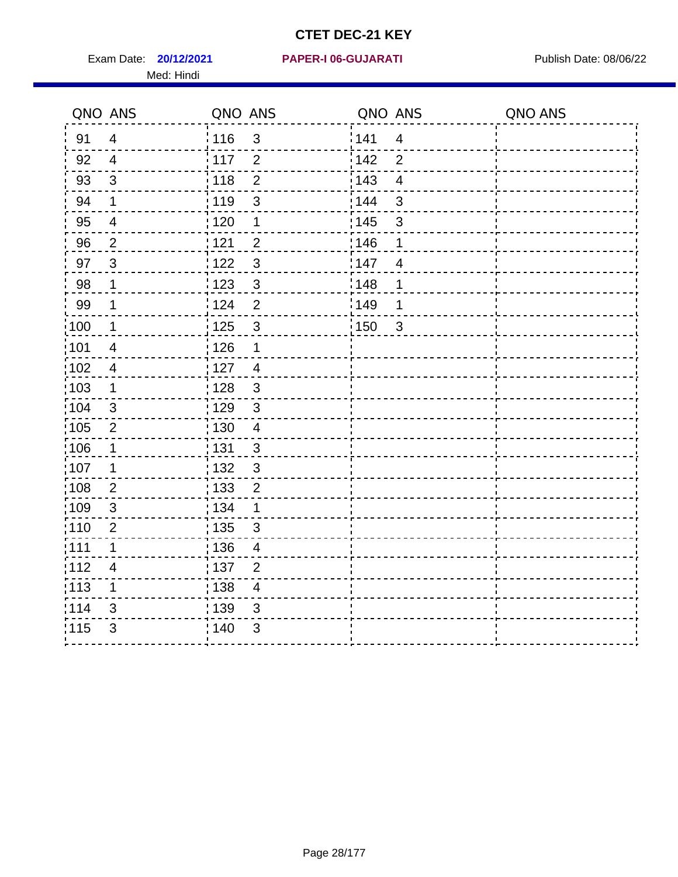# CTET DEC-21 KEY

Exam Date: **20/12/2021** **PAPER-I 06-GUJARATI** Publish Date: 08/06/22

Med: Hindi

| QNO | ANS | QNO | ANS | QNO | ANS | QNO | ANS |
|---|---|---|---|---|---|---|---|
| 91 | 4 | 116 | 3 | 141 | 4 | | |
| 92 | 4 | 117 | 2 | 142 | 2 | | |
| 93 | 3 | 118 | 2 | 143 | 4 | | |
| 94 | 1 | 119 | 3 | 144 | 3 | | |
| 95 | 4 | 120 | 1 | 145 | 3 | | |
| 96 | 2 | 121 | 2 | 146 | 1 | | |
| 97 | 3 | 122 | 3 | 147 | 4 | | |
| 98 | 1 | 123 | 3 | 148 | 1 | | |
| 99 | 1 | 124 | 2 | 149 | 1 | | |
| 100 | 1 | 125 | 3 | 150 | 3 | | |
| 101 | 4 | 126 | 1 | | | | |
| 102 | 4 | 127 | 4 | | | | |
| 103 | 1 | 128 | 3 | | | | |
| 104 | 3 | 129 | 3 | | | | |
| 105 | 2 | 130 | 4 | | | | |
| 106 | 1 | 131 | 3 | | | | |
| 107 | 1 | 132 | 3 | | | | |
| 108 | 2 | 133 | 2 | | | | |
| 109 | 3 | 134 | 1 | | | | |
| 110 | 2 | 135 | 3 | | | | |
| 111 | 1 | 136 | 4 | | | | |
| 112 | 4 | 137 | 2 | | | | |
| 113 | 1 | 138 | 4 | | | | |
| 114 | 3 | 139 | 3 | | | | |
| 115 | 3 | 140 | 3 | | | | |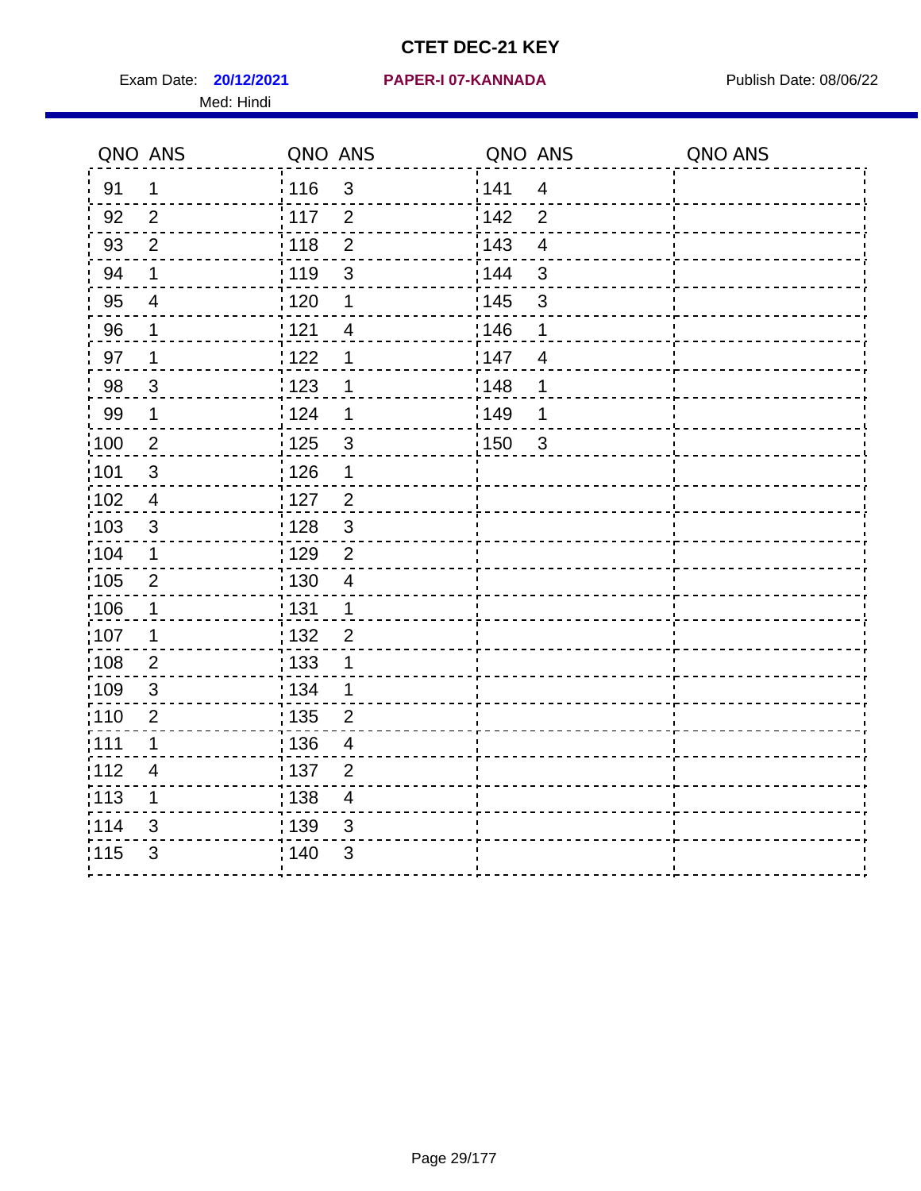# CTET DEC-21 KEY

Exam Date: **20/12/2021** **PAPER-I 07-KANNADA** Publish Date: 08/06/22

Med: Hindi

| QNO | ANS | QNO | ANS | QNO | ANS | QNO | ANS |
|---|---|---|---|---|---|---|---|
| 91 | 1 | 116 | 3 | 141 | 4 | | |
| 92 | 2 | 117 | 2 | 142 | 2 | | |
| 93 | 2 | 118 | 2 | 143 | 4 | | |
| 94 | 1 | 119 | 3 | 144 | 3 | | |
| 95 | 4 | 120 | 1 | 145 | 3 | | |
| 96 | 1 | 121 | 4 | 146 | 1 | | |
| 97 | 1 | 122 | 1 | 147 | 4 | | |
| 98 | 3 | 123 | 1 | 148 | 1 | | |
| 99 | 1 | 124 | 1 | 149 | 1 | | |
| 100 | 2 | 125 | 3 | 150 | 3 | | |
| 101 | 3 | 126 | 1 | | | | |
| 102 | 4 | 127 | 2 | | | | |
| 103 | 3 | 128 | 3 | | | | |
| 104 | 1 | 129 | 2 | | | | |
| 105 | 2 | 130 | 4 | | | | |
| 106 | 1 | 131 | 1 | | | | |
| 107 | 1 | 132 | 2 | | | | |
| 108 | 2 | 133 | 1 | | | | |
| 109 | 3 | 134 | 1 | | | | |
| 110 | 2 | 135 | 2 | | | | |
| 111 | 1 | 136 | 4 | | | | |
| 112 | 4 | 137 | 2 | | | | |
| 113 | 1 | 138 | 4 | | | | |
| 114 | 3 | 139 | 3 | | | | |
| 115 | 3 | 140 | 3 | | | | |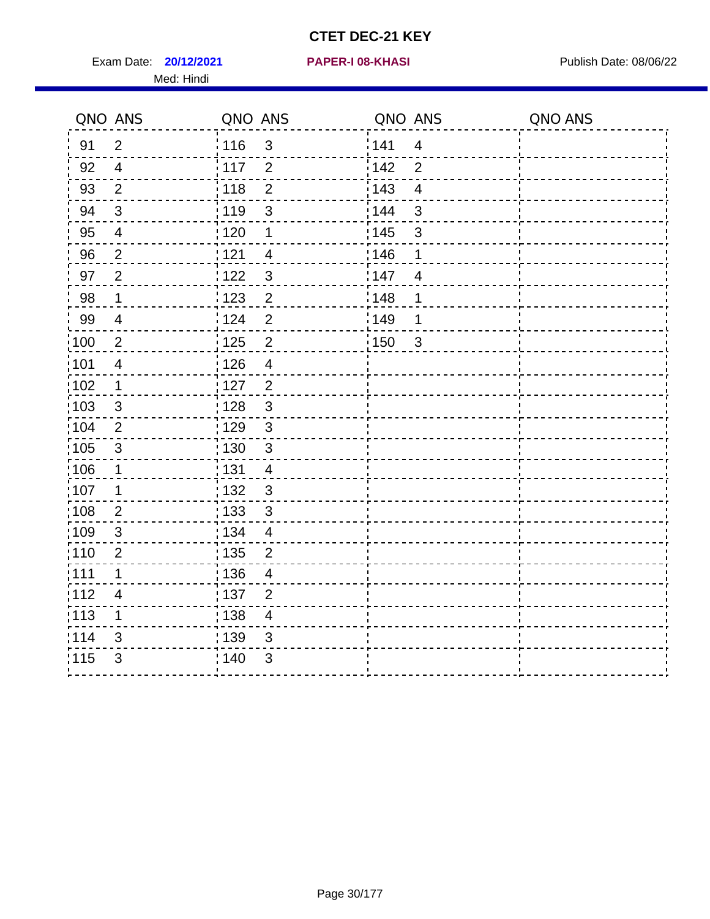# CTET DEC-21 KEY

Exam Date: **20/12/2021** **PAPER-I 08-KHASI** Publish Date: 08/06/22

Med: Hindi

| QNO | ANS | QNO | ANS | QNO | ANS | QNO | ANS |
|---|---|---|---|---|---|---|---|
| 91 | 2 | 116 | 3 | 141 | 4 | | |
| 92 | 4 | 117 | 2 | 142 | 2 | | |
| 93 | 2 | 118 | 2 | 143 | 4 | | |
| 94 | 3 | 119 | 3 | 144 | 3 | | |
| 95 | 4 | 120 | 1 | 145 | 3 | | |
| 96 | 2 | 121 | 4 | 146 | 1 | | |
| 97 | 2 | 122 | 3 | 147 | 4 | | |
| 98 | 1 | 123 | 2 | 148 | 1 | | |
| 99 | 4 | 124 | 2 | 149 | 1 | | |
| 100 | 2 | 125 | 2 | 150 | 3 | | |
| 101 | 4 | 126 | 4 | | | | |
| 102 | 1 | 127 | 2 | | | | |
| 103 | 3 | 128 | 3 | | | | |
| 104 | 2 | 129 | 3 | | | | |
| 105 | 3 | 130 | 3 | | | | |
| 106 | 1 | 131 | 4 | | | | |
| 107 | 1 | 132 | 3 | | | | |
| 108 | 2 | 133 | 3 | | | | |
| 109 | 3 | 134 | 4 | | | | |
| 110 | 2 | 135 | 2 | | | | |
| 111 | 1 | 136 | 4 | | | | |
| 112 | 4 | 137 | 2 | | | | |
| 113 | 1 | 138 | 4 | | | | |
| 114 | 3 | 139 | 3 | | | | |
| 115 | 3 | 140 | 3 | | | | |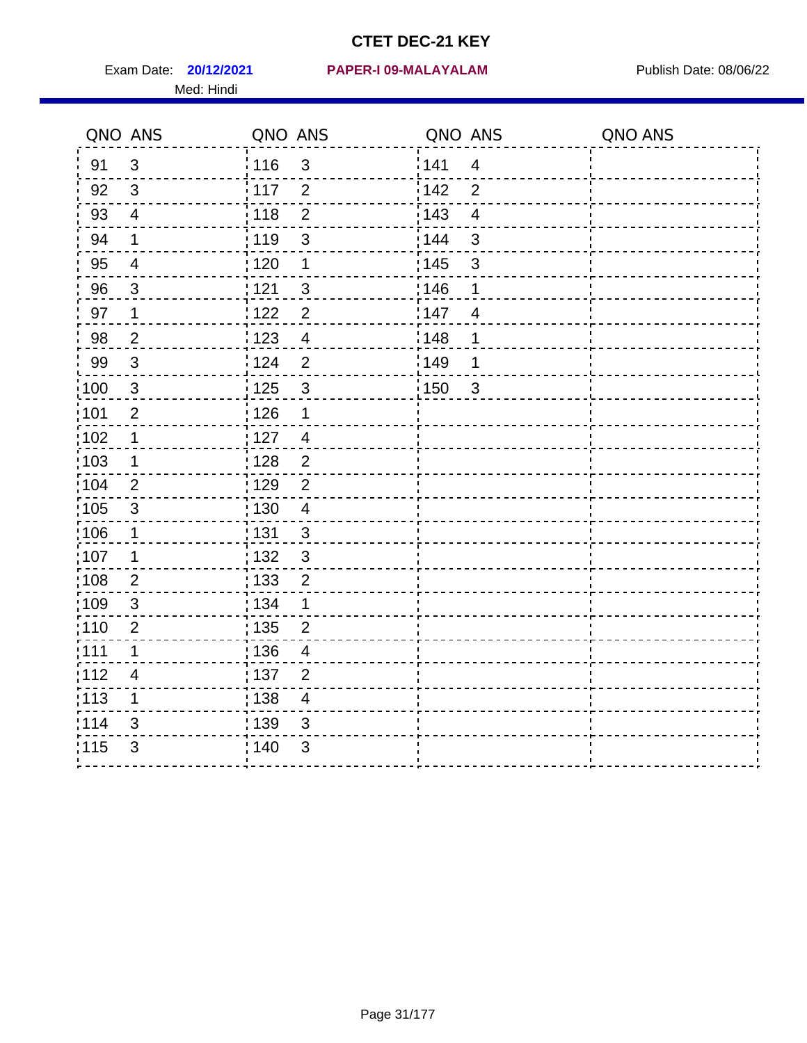# CTET DEC-21 KEY

Exam Date: **20/12/2021** **PAPER-I 09-MALAYALAM** Publish Date: 08/06/22

Med: Hindi

| QNO | ANS | QNO | ANS | QNO | ANS | QNO | ANS |
|---|---|---|---|---|---|---|---|
| 91 | 3 | 116 | 3 | 141 | 4 | | |
| 92 | 3 | 117 | 2 | 142 | 2 | | |
| 93 | 4 | 118 | 2 | 143 | 4 | | |
| 94 | 1 | 119 | 3 | 144 | 3 | | |
| 95 | 4 | 120 | 1 | 145 | 3 | | |
| 96 | 3 | 121 | 3 | 146 | 1 | | |
| 97 | 1 | 122 | 2 | 147 | 4 | | |
| 98 | 2 | 123 | 4 | 148 | 1 | | |
| 99 | 3 | 124 | 2 | 149 | 1 | | |
| 100 | 3 | 125 | 3 | 150 | 3 | | |
| 101 | 2 | 126 | 1 | | | | |
| 102 | 1 | 127 | 4 | | | | |
| 103 | 1 | 128 | 2 | | | | |
| 104 | 2 | 129 | 2 | | | | |
| 105 | 3 | 130 | 4 | | | | |
| 106 | 1 | 131 | 3 | | | | |
| 107 | 1 | 132 | 3 | | | | |
| 108 | 2 | 133 | 2 | | | | |
| 109 | 3 | 134 | 1 | | | | |
| 110 | 2 | 135 | 2 | | | | |
| 111 | 1 | 136 | 4 | | | | |
| 112 | 4 | 137 | 2 | | | | |
| 113 | 1 | 138 | 4 | | | | |
| 114 | 3 | 139 | 3 | | | | |
| 115 | 3 | 140 | 3 | | | | |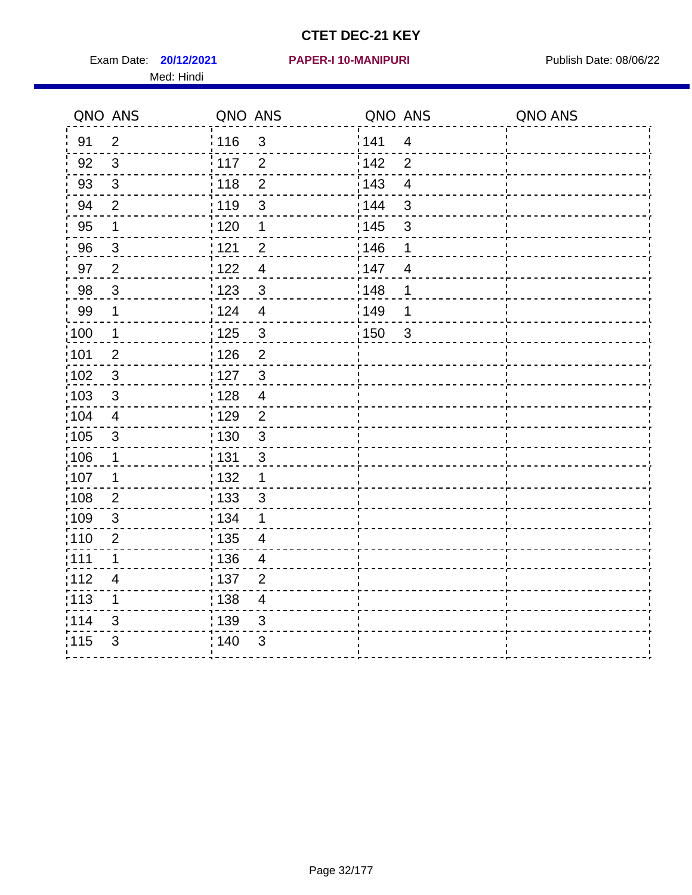# CTET DEC-21 KEY

Exam Date: **20/12/2021** **PAPER-I 10-MANIPURI** Publish Date: 08/06/22

Med: Hindi

| QNO | ANS | QNO | ANS | QNO | ANS | QNO | ANS |
|---|---|---|---|---|---|---|---|
| 91 | 2 | 116 | 3 | 141 | 4 | | |
| 92 | 3 | 117 | 2 | 142 | 2 | | |
| 93 | 3 | 118 | 2 | 143 | 4 | | |
| 94 | 2 | 119 | 3 | 144 | 3 | | |
| 95 | 1 | 120 | 1 | 145 | 3 | | |
| 96 | 3 | 121 | 2 | 146 | 1 | | |
| 97 | 2 | 122 | 4 | 147 | 4 | | |
| 98 | 3 | 123 | 3 | 148 | 1 | | |
| 99 | 1 | 124 | 4 | 149 | 1 | | |
| 100 | 1 | 125 | 3 | 150 | 3 | | |
| 101 | 2 | 126 | 2 | | | | |
| 102 | 3 | 127 | 3 | | | | |
| 103 | 3 | 128 | 4 | | | | |
| 104 | 4 | 129 | 2 | | | | |
| 105 | 3 | 130 | 3 | | | | |
| 106 | 1 | 131 | 3 | | | | |
| 107 | 1 | 132 | 1 | | | | |
| 108 | 2 | 133 | 3 | | | | |
| 109 | 3 | 134 | 1 | | | | |
| 110 | 2 | 135 | 4 | | | | |
| 111 | 1 | 136 | 4 | | | | |
| 112 | 4 | 137 | 2 | | | | |
| 113 | 1 | 138 | 4 | | | | |
| 114 | 3 | 139 | 3 | | | | |
| 115 | 3 | 140 | 3 | | | | |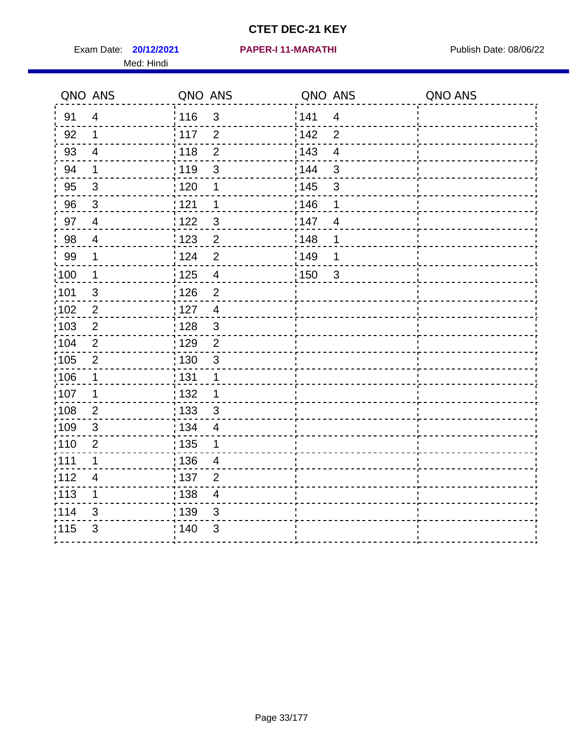# CTET DEC-21 KEY

Exam Date: **20/12/2021** **PAPER-I 11-MARATHI** Publish Date: 08/06/22

Med: Hindi

| QNO | ANS | QNO | ANS | QNO | ANS | QNO | ANS |
|---|---|---|---|---|---|---|---|
| 91 | 4 | 116 | 3 | 141 | 4 | | |
| 92 | 1 | 117 | 2 | 142 | 2 | | |
| 93 | 4 | 118 | 2 | 143 | 4 | | |
| 94 | 1 | 119 | 3 | 144 | 3 | | |
| 95 | 3 | 120 | 1 | 145 | 3 | | |
| 96 | 3 | 121 | 1 | 146 | 1 | | |
| 97 | 4 | 122 | 3 | 147 | 4 | | |
| 98 | 4 | 123 | 2 | 148 | 1 | | |
| 99 | 1 | 124 | 2 | 149 | 1 | | |
| 100 | 1 | 125 | 4 | 150 | 3 | | |
| 101 | 3 | 126 | 2 | | | | |
| 102 | 2 | 127 | 4 | | | | |
| 103 | 2 | 128 | 3 | | | | |
| 104 | 2 | 129 | 2 | | | | |
| 105 | 2 | 130 | 3 | | | | |
| 106 | 1 | 131 | 1 | | | | |
| 107 | 1 | 132 | 1 | | | | |
| 108 | 2 | 133 | 3 | | | | |
| 109 | 3 | 134 | 4 | | | | |
| 110 | 2 | 135 | 1 | | | | |
| 111 | 1 | 136 | 4 | | | | |
| 112 | 4 | 137 | 2 | | | | |
| 113 | 1 | 138 | 4 | | | | |
| 114 | 3 | 139 | 3 | | | | |
| 115 | 3 | 140 | 3 | | | | |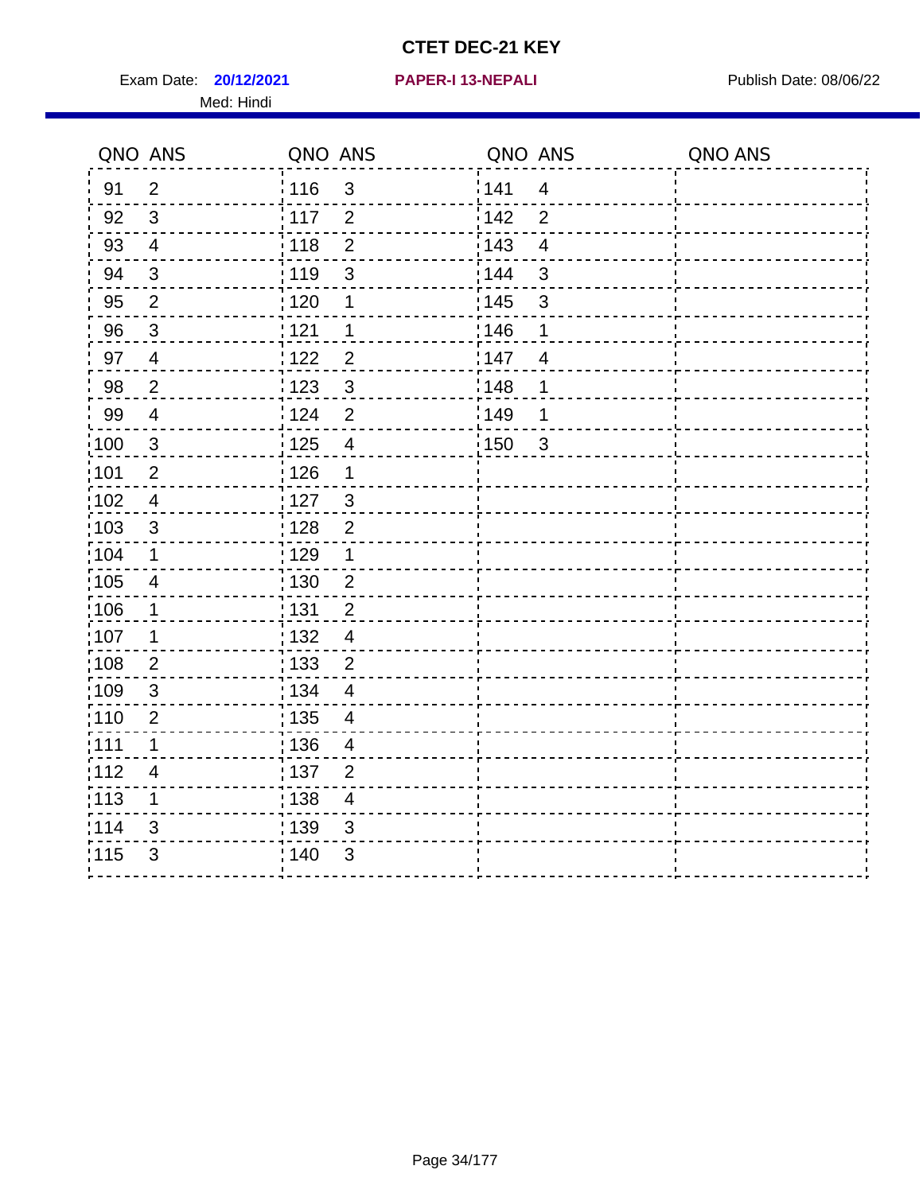# CTET DEC-21 KEY

Exam Date: **20/12/2021** **PAPER-I 13-NEPALI** Publish Date: 08/06/22

Med: Hindi

| QNO | ANS | QNO | ANS | QNO | ANS | QNO | ANS |
|---|---|---|---|---|---|---|---|
| 91 | 2 | 116 | 3 | 141 | 4 | | |
| 92 | 3 | 117 | 2 | 142 | 2 | | |
| 93 | 4 | 118 | 2 | 143 | 4 | | |
| 94 | 3 | 119 | 3 | 144 | 3 | | |
| 95 | 2 | 120 | 1 | 145 | 3 | | |
| 96 | 3 | 121 | 1 | 146 | 1 | | |
| 97 | 4 | 122 | 2 | 147 | 4 | | |
| 98 | 2 | 123 | 3 | 148 | 1 | | |
| 99 | 4 | 124 | 2 | 149 | 1 | | |
| 100 | 3 | 125 | 4 | 150 | 3 | | |
| 101 | 2 | 126 | 1 | | | | |
| 102 | 4 | 127 | 3 | | | | |
| 103 | 3 | 128 | 2 | | | | |
| 104 | 1 | 129 | 1 | | | | |
| 105 | 4 | 130 | 2 | | | | |
| 106 | 1 | 131 | 2 | | | | |
| 107 | 1 | 132 | 4 | | | | |
| 108 | 2 | 133 | 2 | | | | |
| 109 | 3 | 134 | 4 | | | | |
| 110 | 2 | 135 | 4 | | | | |
| 111 | 1 | 136 | 4 | | | | |
| 112 | 4 | 137 | 2 | | | | |
| 113 | 1 | 138 | 4 | | | | |
| 114 | 3 | 139 | 3 | | | | |
| 115 | 3 | 140 | 3 | | | | |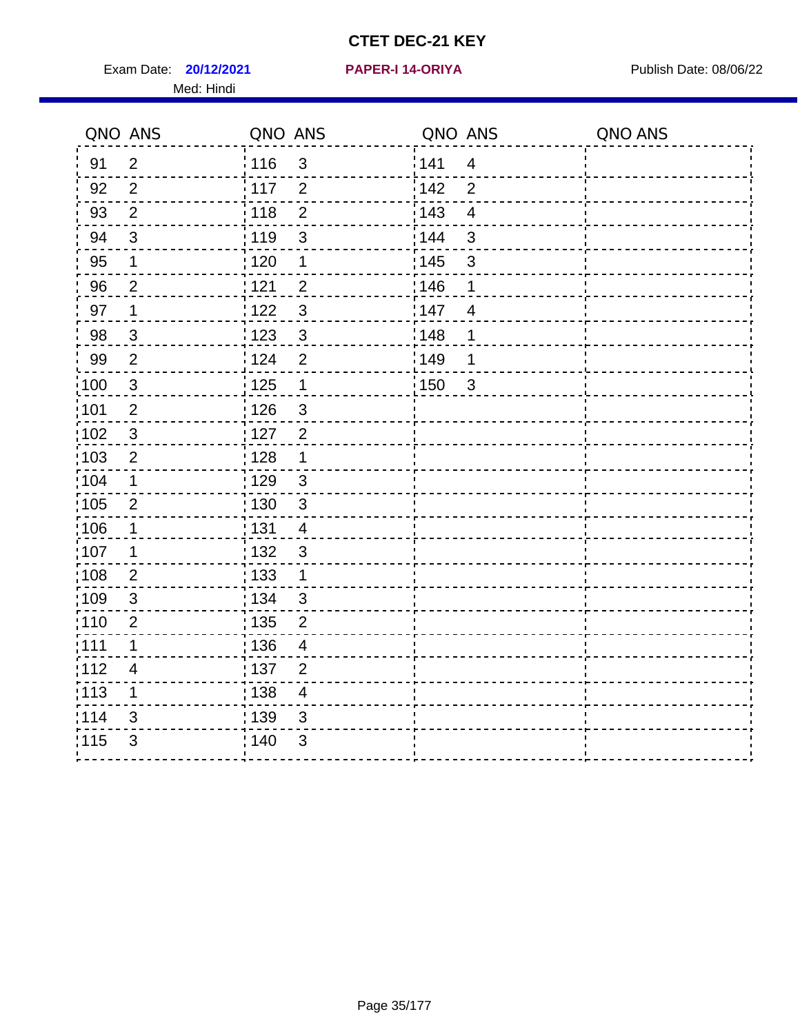# CTET DEC-21 KEY

Exam Date: **20/12/2021** **PAPER-I 14-ORIYA** Publish Date: 08/06/22

Med: Hindi

| QNO | ANS | QNO | ANS | QNO | ANS | QNO | ANS |
|---|---|---|---|---|---|---|---|
| 91 | 2 | 116 | 3 | 141 | 4 | | |
| 92 | 2 | 117 | 2 | 142 | 2 | | |
| 93 | 2 | 118 | 2 | 143 | 4 | | |
| 94 | 3 | 119 | 3 | 144 | 3 | | |
| 95 | 1 | 120 | 1 | 145 | 3 | | |
| 96 | 2 | 121 | 2 | 146 | 1 | | |
| 97 | 1 | 122 | 3 | 147 | 4 | | |
| 98 | 3 | 123 | 3 | 148 | 1 | | |
| 99 | 2 | 124 | 2 | 149 | 1 | | |
| 100 | 3 | 125 | 1 | 150 | 3 | | |
| 101 | 2 | 126 | 3 | | | | |
| 102 | 3 | 127 | 2 | | | | |
| 103 | 2 | 128 | 1 | | | | |
| 104 | 1 | 129 | 3 | | | | |
| 105 | 2 | 130 | 3 | | | | |
| 106 | 1 | 131 | 4 | | | | |
| 107 | 1 | 132 | 3 | | | | |
| 108 | 2 | 133 | 1 | | | | |
| 109 | 3 | 134 | 3 | | | | |
| 110 | 2 | 135 | 2 | | | | |
| 111 | 1 | 136 | 4 | | | | |
| 112 | 4 | 137 | 2 | | | | |
| 113 | 1 | 138 | 4 | | | | |
| 114 | 3 | 139 | 3 | | | | |
| 115 | 3 | 140 | 3 | | | | |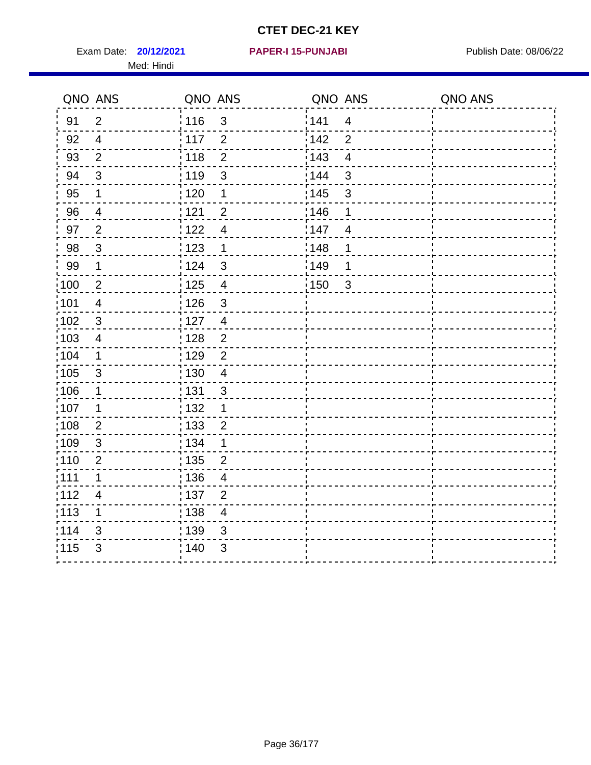# CTET DEC-21 KEY

Exam Date: **20/12/2021** **PAPER-I 15-PUNJABI** Publish Date: 08/06/22

Med: Hindi

| QNO | ANS | QNO | ANS | QNO | ANS | QNO | ANS |
|---|---|---|---|---|---|---|---|
| 91 | 2 | 116 | 3 | 141 | 4 | | |
| 92 | 4 | 117 | 2 | 142 | 2 | | |
| 93 | 2 | 118 | 2 | 143 | 4 | | |
| 94 | 3 | 119 | 3 | 144 | 3 | | |
| 95 | 1 | 120 | 1 | 145 | 3 | | |
| 96 | 4 | 121 | 2 | 146 | 1 | | |
| 97 | 2 | 122 | 4 | 147 | 4 | | |
| 98 | 3 | 123 | 1 | 148 | 1 | | |
| 99 | 1 | 124 | 3 | 149 | 1 | | |
| 100 | 2 | 125 | 4 | 150 | 3 | | |
| 101 | 4 | 126 | 3 | | | | |
| 102 | 3 | 127 | 4 | | | | |
| 103 | 4 | 128 | 2 | | | | |
| 104 | 1 | 129 | 2 | | | | |
| 105 | 3 | 130 | 4 | | | | |
| 106 | 1 | 131 | 3 | | | | |
| 107 | 1 | 132 | 1 | | | | |
| 108 | 2 | 133 | 2 | | | | |
| 109 | 3 | 134 | 1 | | | | |
| 110 | 2 | 135 | 2 | | | | |
| 111 | 1 | 136 | 4 | | | | |
| 112 | 4 | 137 | 2 | | | | |
| 113 | 1 | 138 | 4 | | | | |
| 114 | 3 | 139 | 3 | | | | |
| 115 | 3 | 140 | 3 | | | | |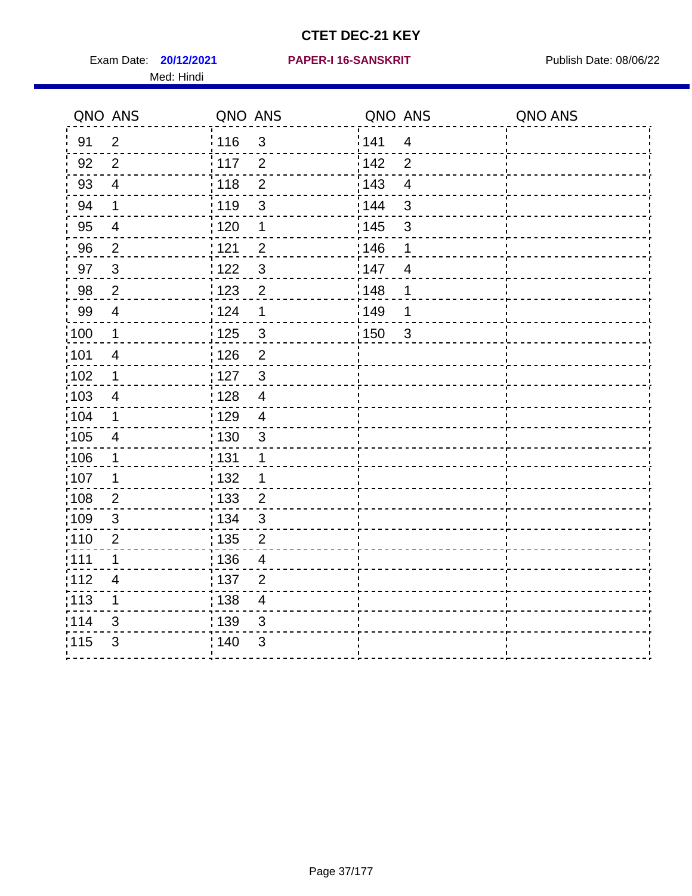# CTET DEC-21 KEY

Exam Date: **20/12/2021** **PAPER-I 16-SANSKRIT** Publish Date: 08/06/22

Med: Hindi

| QNO | ANS | QNO | ANS | QNO | ANS | QNO | ANS |
|---|---|---|---|---|---|---|---|
| 91 | 2 | 116 | 3 | 141 | 4 | | |
| 92 | 2 | 117 | 2 | 142 | 2 | | |
| 93 | 4 | 118 | 2 | 143 | 4 | | |
| 94 | 1 | 119 | 3 | 144 | 3 | | |
| 95 | 4 | 120 | 1 | 145 | 3 | | |
| 96 | 2 | 121 | 2 | 146 | 1 | | |
| 97 | 3 | 122 | 3 | 147 | 4 | | |
| 98 | 2 | 123 | 2 | 148 | 1 | | |
| 99 | 4 | 124 | 1 | 149 | 1 | | |
| 100 | 1 | 125 | 3 | 150 | 3 | | |
| 101 | 4 | 126 | 2 | | | | |
| 102 | 1 | 127 | 3 | | | | |
| 103 | 4 | 128 | 4 | | | | |
| 104 | 1 | 129 | 4 | | | | |
| 105 | 4 | 130 | 3 | | | | |
| 106 | 1 | 131 | 1 | | | | |
| 107 | 1 | 132 | 1 | | | | |
| 108 | 2 | 133 | 2 | | | | |
| 109 | 3 | 134 | 3 | | | | |
| 110 | 2 | 135 | 2 | | | | |
| 111 | 1 | 136 | 4 | | | | |
| 112 | 4 | 137 | 2 | | | | |
| 113 | 1 | 138 | 4 | | | | |
| 114 | 3 | 139 | 3 | | | | |
| 115 | 3 | 140 | 3 | | | | |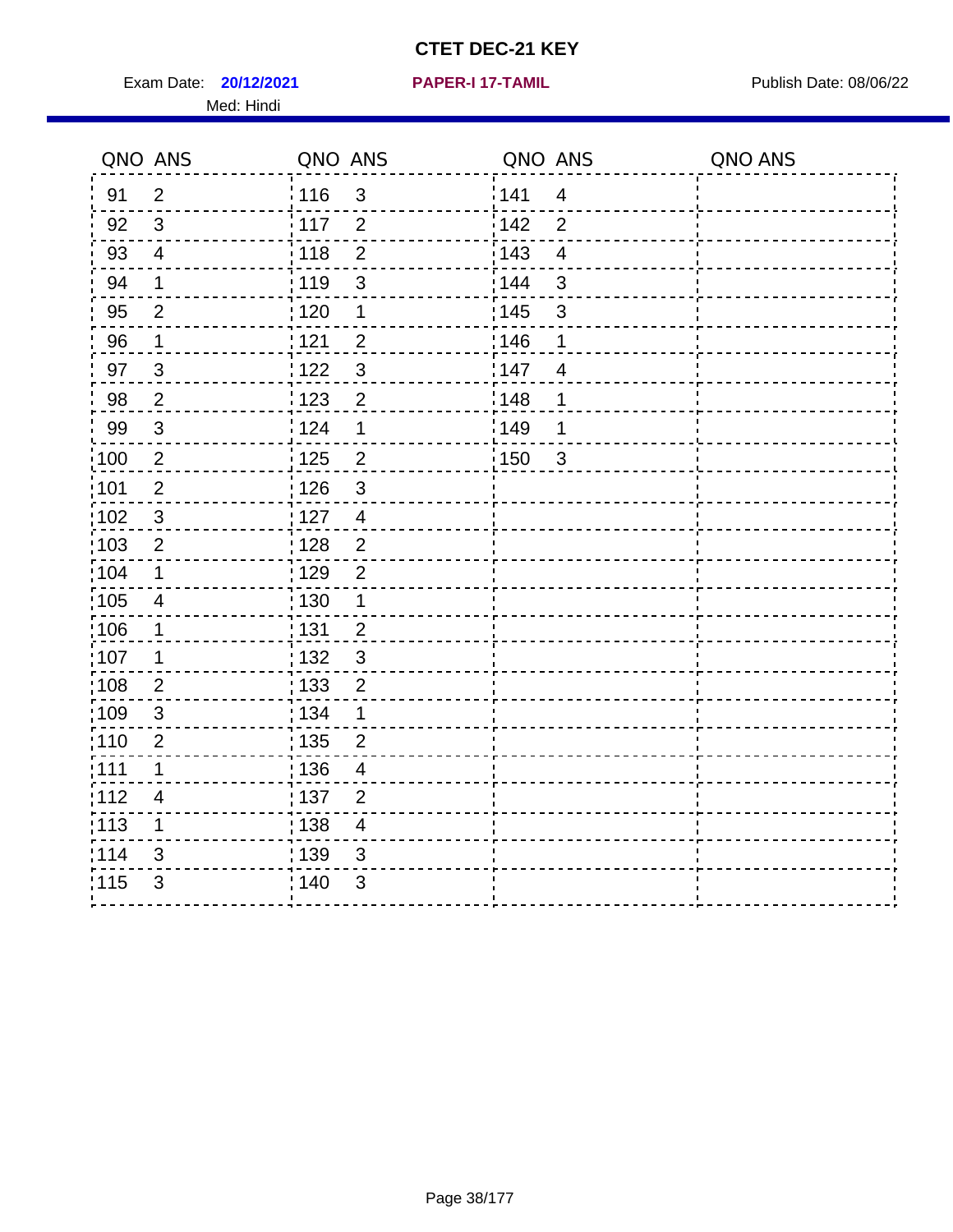# CTET DEC-21 KEY

Exam Date: **20/12/2021** **PAPER-I 17-TAMIL** Publish Date: 08/06/22

Med: Hindi

| QNO | ANS | QNO | ANS | QNO | ANS | QNO | ANS |
|---|---|---|---|---|---|---|---|
| 91 | 2 | 116 | 3 | 141 | 4 | | |
| 92 | 3 | 117 | 2 | 142 | 2 | | |
| 93 | 4 | 118 | 2 | 143 | 4 | | |
| 94 | 1 | 119 | 3 | 144 | 3 | | |
| 95 | 2 | 120 | 1 | 145 | 3 | | |
| 96 | 1 | 121 | 2 | 146 | 1 | | |
| 97 | 3 | 122 | 3 | 147 | 4 | | |
| 98 | 2 | 123 | 2 | 148 | 1 | | |
| 99 | 3 | 124 | 1 | 149 | 1 | | |
| 100 | 2 | 125 | 2 | 150 | 3 | | |
| 101 | 2 | 126 | 3 | | | | |
| 102 | 3 | 127 | 4 | | | | |
| 103 | 2 | 128 | 2 | | | | |
| 104 | 1 | 129 | 2 | | | | |
| 105 | 4 | 130 | 1 | | | | |
| 106 | 1 | 131 | 2 | | | | |
| 107 | 1 | 132 | 3 | | | | |
| 108 | 2 | 133 | 2 | | | | |
| 109 | 3 | 134 | 1 | | | | |
| 110 | 2 | 135 | 2 | | | | |
| 111 | 1 | 136 | 4 | | | | |
| 112 | 4 | 137 | 2 | | | | |
| 113 | 1 | 138 | 4 | | | | |
| 114 | 3 | 139 | 3 | | | | |
| 115 | 3 | 140 | 3 | | | | |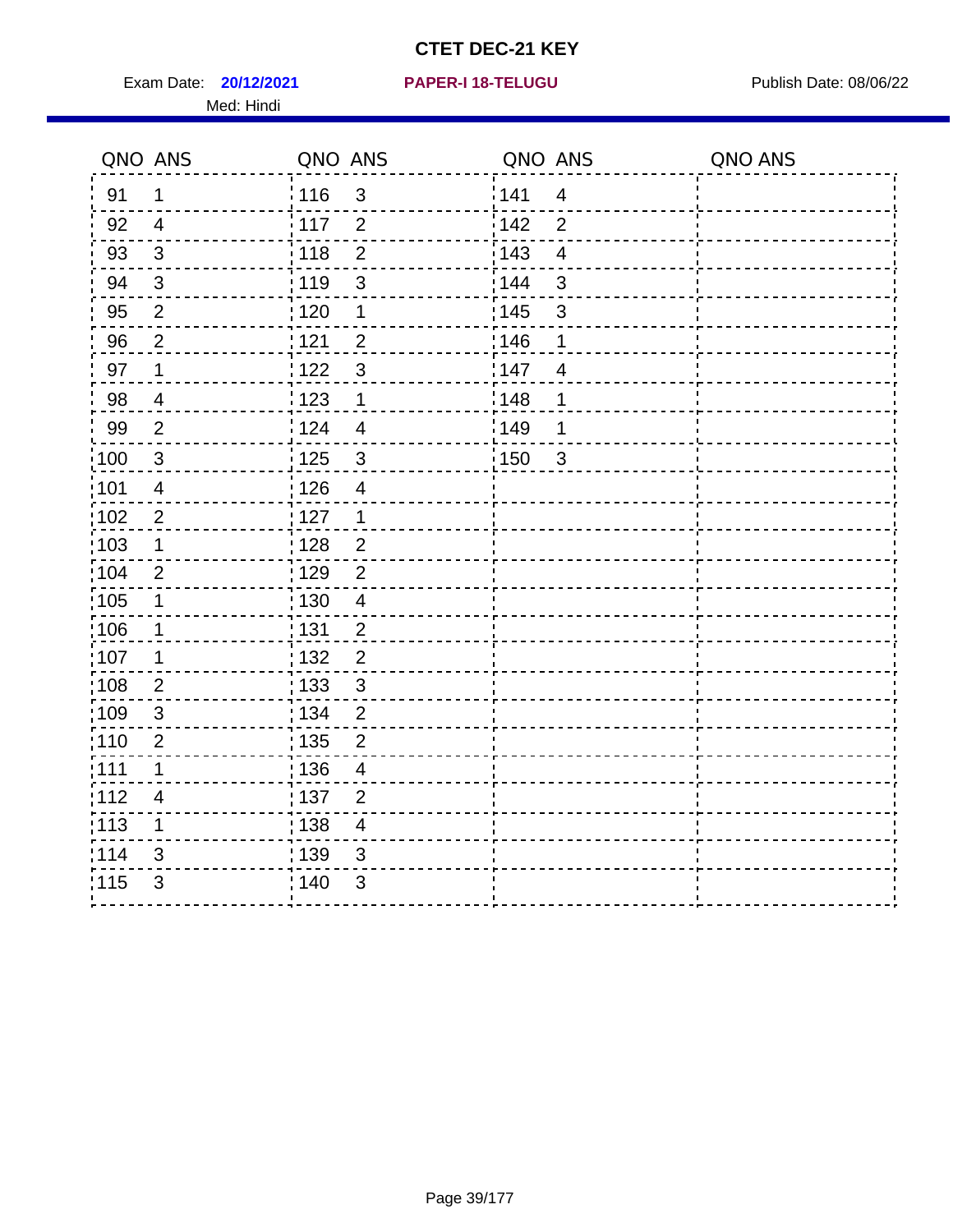# CTET DEC-21 KEY

Exam Date: **20/12/2021** **PAPER-I 18-TELUGU** Publish Date: 08/06/22

Med: Hindi

| QNO | ANS | QNO | ANS | QNO | ANS | QNO | ANS |
|---|---|---|---|---|---|---|---|
| 91 | 1 | 116 | 3 | 141 | 4 | | |
| 92 | 4 | 117 | 2 | 142 | 2 | | |
| 93 | 3 | 118 | 2 | 143 | 4 | | |
| 94 | 3 | 119 | 3 | 144 | 3 | | |
| 95 | 2 | 120 | 1 | 145 | 3 | | |
| 96 | 2 | 121 | 2 | 146 | 1 | | |
| 97 | 1 | 122 | 3 | 147 | 4 | | |
| 98 | 4 | 123 | 1 | 148 | 1 | | |
| 99 | 2 | 124 | 4 | 149 | 1 | | |
| 100 | 3 | 125 | 3 | 150 | 3 | | |
| 101 | 4 | 126 | 4 | | | | |
| 102 | 2 | 127 | 1 | | | | |
| 103 | 1 | 128 | 2 | | | | |
| 104 | 2 | 129 | 2 | | | | |
| 105 | 1 | 130 | 4 | | | | |
| 106 | 1 | 131 | 2 | | | | |
| 107 | 1 | 132 | 2 | | | | |
| 108 | 2 | 133 | 3 | | | | |
| 109 | 3 | 134 | 2 | | | | |
| 110 | 2 | 135 | 2 | | | | |
| 111 | 1 | 136 | 4 | | | | |
| 112 | 4 | 137 | 2 | | | | |
| 113 | 1 | 138 | 4 | | | | |
| 114 | 3 | 139 | 3 | | | | |
| 115 | 3 | 140 | 3 | | | | |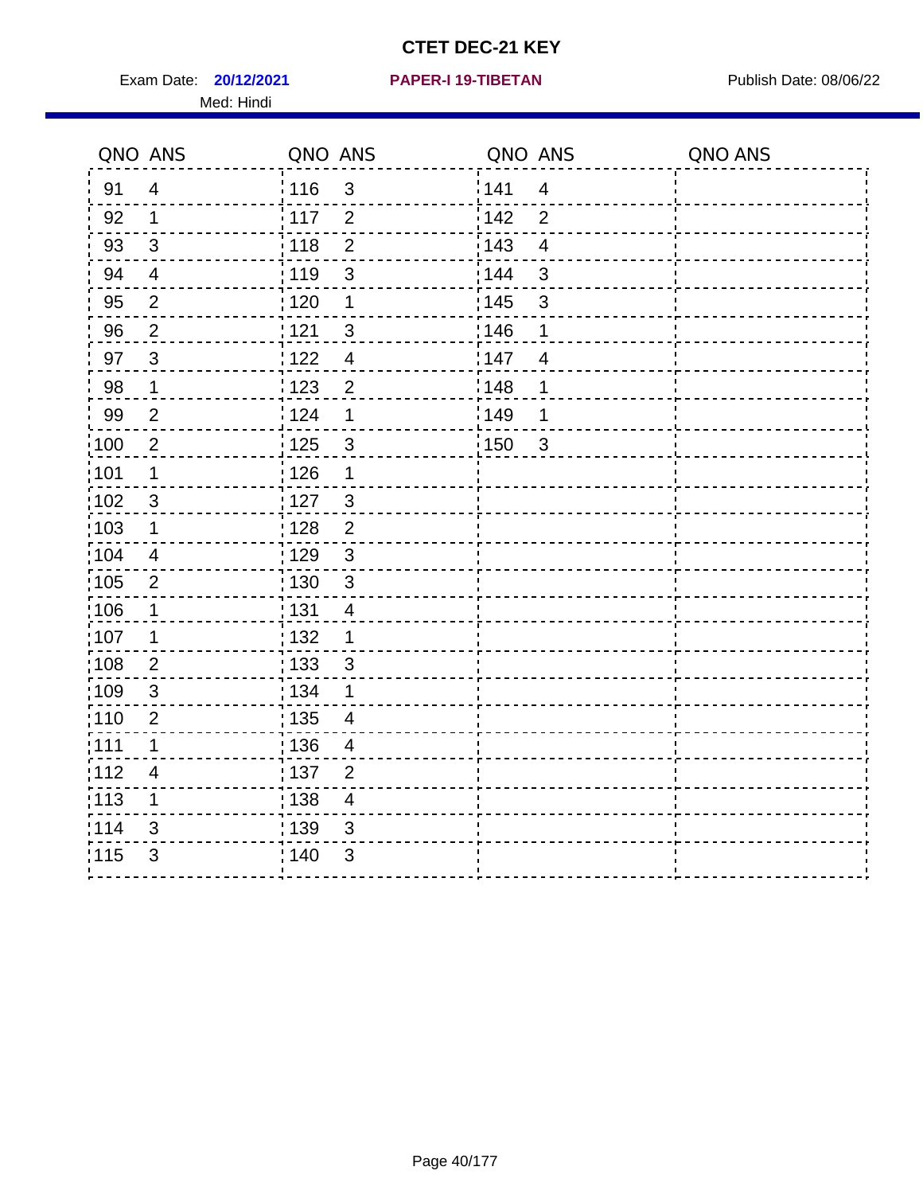# CTET DEC-21 KEY

Exam Date: **20/12/2021** **PAPER-I 19-TIBETAN** Publish Date: 08/06/22

Med: Hindi

| QNO | ANS | QNO | ANS | QNO | ANS | QNO | ANS |
|---|---|---|---|---|---|---|---|
| 91 | 4 | 116 | 3 | 141 | 4 | | |
| 92 | 1 | 117 | 2 | 142 | 2 | | |
| 93 | 3 | 118 | 2 | 143 | 4 | | |
| 94 | 4 | 119 | 3 | 144 | 3 | | |
| 95 | 2 | 120 | 1 | 145 | 3 | | |
| 96 | 2 | 121 | 3 | 146 | 1 | | |
| 97 | 3 | 122 | 4 | 147 | 4 | | |
| 98 | 1 | 123 | 2 | 148 | 1 | | |
| 99 | 2 | 124 | 1 | 149 | 1 | | |
| 100 | 2 | 125 | 3 | 150 | 3 | | |
| 101 | 1 | 126 | 1 | | | | |
| 102 | 3 | 127 | 3 | | | | |
| 103 | 1 | 128 | 2 | | | | |
| 104 | 4 | 129 | 3 | | | | |
| 105 | 2 | 130 | 3 | | | | |
| 106 | 1 | 131 | 4 | | | | |
| 107 | 1 | 132 | 1 | | | | |
| 108 | 2 | 133 | 3 | | | | |
| 109 | 3 | 134 | 1 | | | | |
| 110 | 2 | 135 | 4 | | | | |
| 111 | 1 | 136 | 4 | | | | |
| 112 | 4 | 137 | 2 | | | | |
| 113 | 1 | 138 | 4 | | | | |
| 114 | 3 | 139 | 3 | | | | |
| 115 | 3 | 140 | 3 | | | | |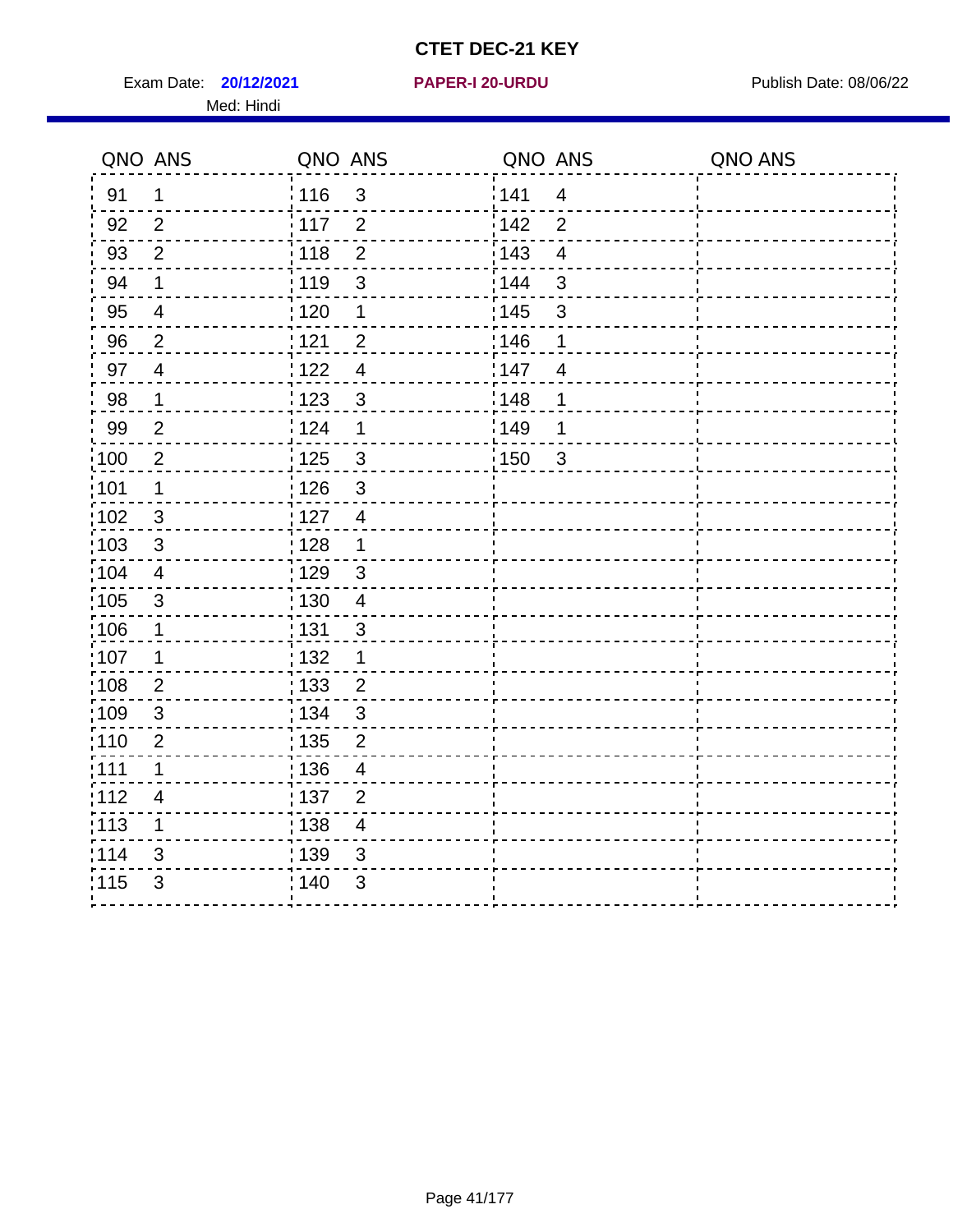# CTET DEC-21 KEY

Exam Date: **20/12/2021** **PAPER-I 20-URDU** Publish Date: 08/06/22

Med: Hindi

| QNO | ANS | QNO | ANS | QNO | ANS | QNO | ANS |
|---|---|---|---|---|---|---|---|
| 91 | 1 | 116 | 3 | 141 | 4 | | |
| 92 | 2 | 117 | 2 | 142 | 2 | | |
| 93 | 2 | 118 | 2 | 143 | 4 | | |
| 94 | 1 | 119 | 3 | 144 | 3 | | |
| 95 | 4 | 120 | 1 | 145 | 3 | | |
| 96 | 2 | 121 | 2 | 146 | 1 | | |
| 97 | 4 | 122 | 4 | 147 | 4 | | |
| 98 | 1 | 123 | 3 | 148 | 1 | | |
| 99 | 2 | 124 | 1 | 149 | 1 | | |
| 100 | 2 | 125 | 3 | 150 | 3 | | |
| 101 | 1 | 126 | 3 | | | | |
| 102 | 3 | 127 | 4 | | | | |
| 103 | 3 | 128 | 1 | | | | |
| 104 | 4 | 129 | 3 | | | | |
| 105 | 3 | 130 | 4 | | | | |
| 106 | 1 | 131 | 3 | | | | |
| 107 | 1 | 132 | 1 | | | | |
| 108 | 2 | 133 | 2 | | | | |
| 109 | 3 | 134 | 3 | | | | |
| 110 | 2 | 135 | 2 | | | | |
| 111 | 1 | 136 | 4 | | | | |
| 112 | 4 | 137 | 2 | | | | |
| 113 | 1 | 138 | 4 | | | | |
| 114 | 3 | 139 | 3 | | | | |
| 115 | 3 | 140 | 3 | | | | |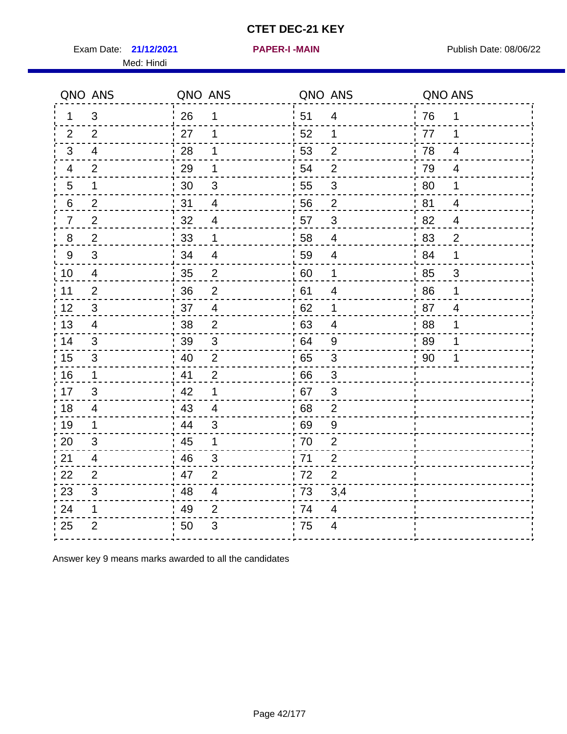# CTET DEC-21 KEY

Exam Date: **21/12/2021** **PAPER-I -MAIN** Publish Date: 08/06/22

Med: Hindi

| QNO | ANS | QNO | ANS | QNO | ANS | QNO | ANS |
|---|---|---|---|---|---|---|---|
| 1 | 3 | 26 | 1 | 51 | 4 | 76 | 1 |
| 2 | 2 | 27 | 1 | 52 | 1 | 77 | 1 |
| 3 | 4 | 28 | 1 | 53 | 2 | 78 | 4 |
| 4 | 2 | 29 | 1 | 54 | 2 | 79 | 4 |
| 5 | 1 | 30 | 3 | 55 | 3 | 80 | 1 |
| 6 | 2 | 31 | 4 | 56 | 2 | 81 | 4 |
| 7 | 2 | 32 | 4 | 57 | 3 | 82 | 4 |
| 8 | 2 | 33 | 1 | 58 | 4 | 83 | 2 |
| 9 | 3 | 34 | 4 | 59 | 4 | 84 | 1 |
| 10 | 4 | 35 | 2 | 60 | 1 | 85 | 3 |
| 11 | 2 | 36 | 2 | 61 | 4 | 86 | 1 |
| 12 | 3 | 37 | 4 | 62 | 1 | 87 | 4 |
| 13 | 4 | 38 | 2 | 63 | 4 | 88 | 1 |
| 14 | 3 | 39 | 3 | 64 | 9 | 89 | 1 |
| 15 | 3 | 40 | 2 | 65 | 3 | 90 | 1 |
| 16 | 1 | 41 | 2 | 66 | 3 | | |
| 17 | 3 | 42 | 1 | 67 | 3 | | |
| 18 | 4 | 43 | 4 | 68 | 2 | | |
| 19 | 1 | 44 | 3 | 69 | 9 | | |
| 20 | 3 | 45 | 1 | 70 | 2 | | |
| 21 | 4 | 46 | 3 | 71 | 2 | | |
| 22 | 2 | 47 | 2 | 72 | 2 | | |
| 23 | 3 | 48 | 4 | 73 | 3,4 | | |
| 24 | 1 | 49 | 2 | 74 | 4 | | |
| 25 | 2 | 50 | 3 | 75 | 4 | | |

Answer key 9 means marks awarded to all the candidates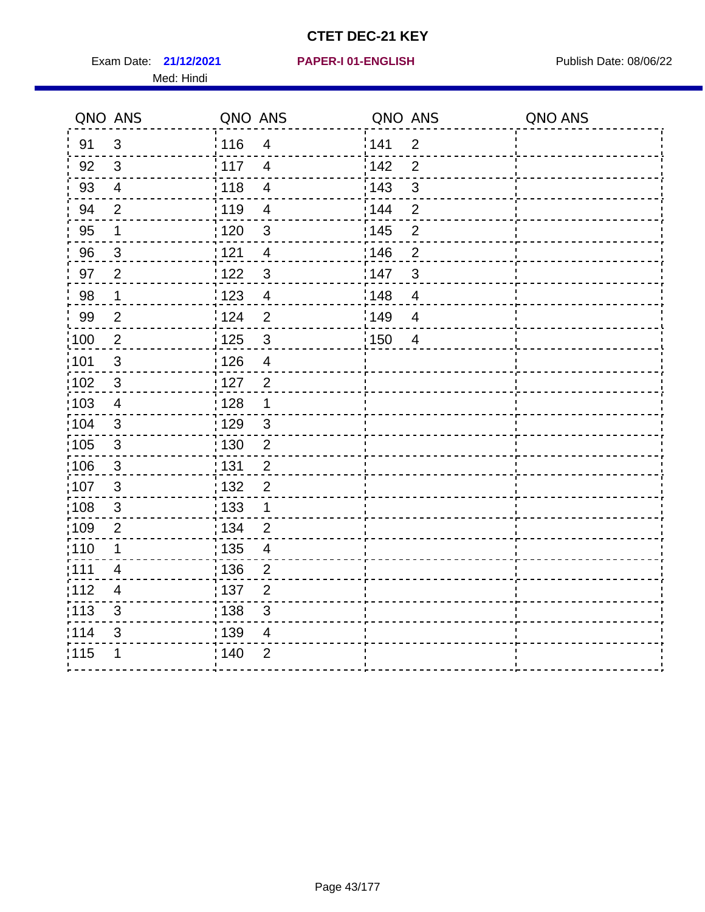# CTET DEC-21 KEY

Exam Date: **21/12/2021** **PAPER-I 01-ENGLISH** Publish Date: 08/06/22

Med: Hindi

| QNO | ANS | QNO | ANS | QNO | ANS | QNO | ANS |
|---|---|---|---|---|---|---|---|
| 91 | 3 | 116 | 4 | 141 | 2 | | |
| 92 | 3 | 117 | 4 | 142 | 2 | | |
| 93 | 4 | 118 | 4 | 143 | 3 | | |
| 94 | 2 | 119 | 4 | 144 | 2 | | |
| 95 | 1 | 120 | 3 | 145 | 2 | | |
| 96 | 3 | 121 | 4 | 146 | 2 | | |
| 97 | 2 | 122 | 3 | 147 | 3 | | |
| 98 | 1 | 123 | 4 | 148 | 4 | | |
| 99 | 2 | 124 | 2 | 149 | 4 | | |
| 100 | 2 | 125 | 3 | 150 | 4 | | |
| 101 | 3 | 126 | 4 | | | | |
| 102 | 3 | 127 | 2 | | | | |
| 103 | 4 | 128 | 1 | | | | |
| 104 | 3 | 129 | 3 | | | | |
| 105 | 3 | 130 | 2 | | | | |
| 106 | 3 | 131 | 2 | | | | |
| 107 | 3 | 132 | 2 | | | | |
| 108 | 3 | 133 | 1 | | | | |
| 109 | 2 | 134 | 2 | | | | |
| 110 | 1 | 135 | 4 | | | | |
| 111 | 4 | 136 | 2 | | | | |
| 112 | 4 | 137 | 2 | | | | |
| 113 | 3 | 138 | 3 | | | | |
| 114 | 3 | 139 | 4 | | | | |
| 115 | 1 | 140 | 2 | | | | |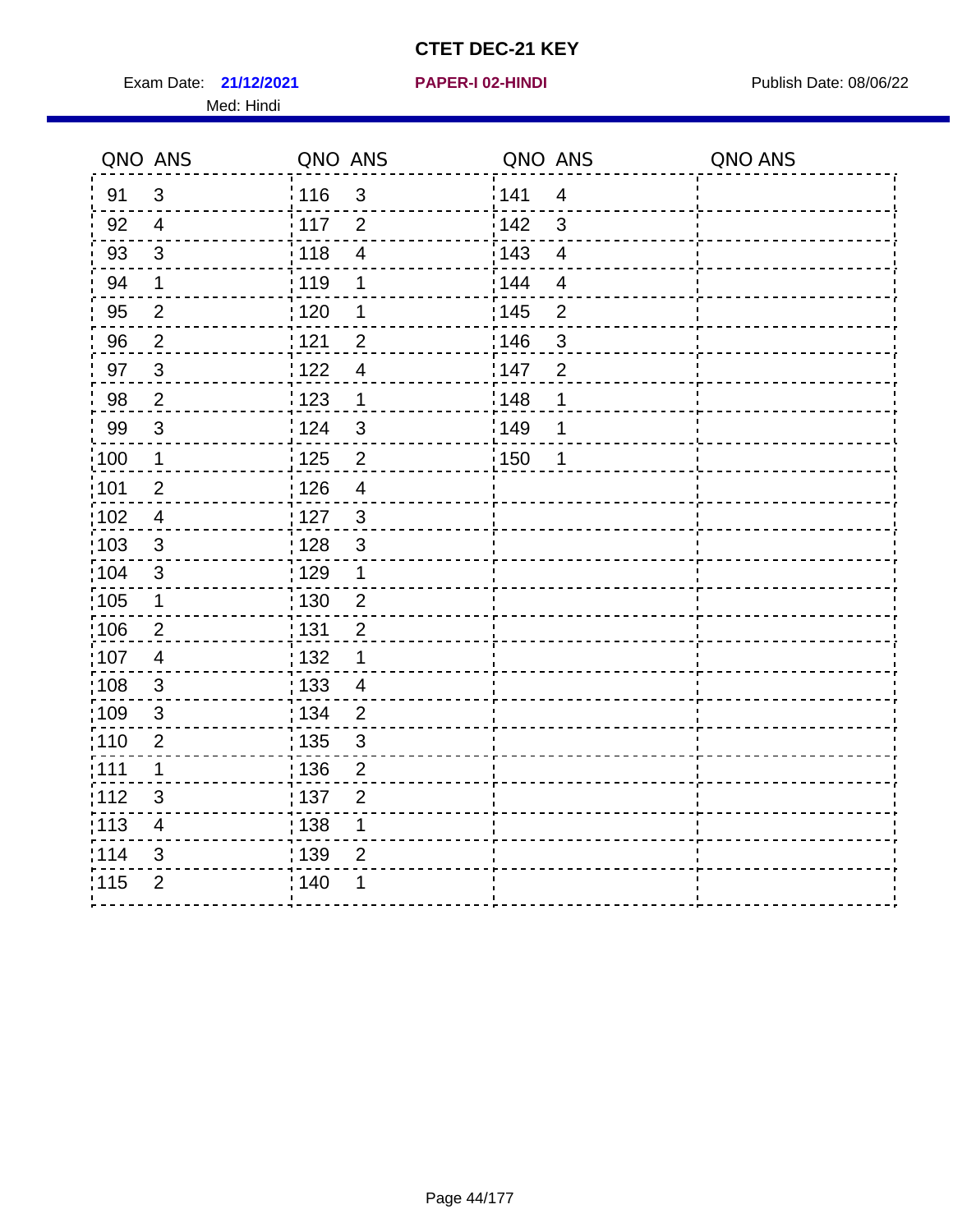# CTET DEC-21 KEY

Exam Date: **21/12/2021** **PAPER-I 02-HINDI** Publish Date: 08/06/22

Med: Hindi

| QNO | ANS | QNO | ANS | QNO | ANS | QNO | ANS |
|---|---|---|---|---|---|---|---|
| 91 | 3 | 116 | 3 | 141 | 4 | | |
| 92 | 4 | 117 | 2 | 142 | 3 | | |
| 93 | 3 | 118 | 4 | 143 | 4 | | |
| 94 | 1 | 119 | 1 | 144 | 4 | | |
| 95 | 2 | 120 | 1 | 145 | 2 | | |
| 96 | 2 | 121 | 2 | 146 | 3 | | |
| 97 | 3 | 122 | 4 | 147 | 2 | | |
| 98 | 2 | 123 | 1 | 148 | 1 | | |
| 99 | 3 | 124 | 3 | 149 | 1 | | |
| 100 | 1 | 125 | 2 | 150 | 1 | | |
| 101 | 2 | 126 | 4 | | | | |
| 102 | 4 | 127 | 3 | | | | |
| 103 | 3 | 128 | 3 | | | | |
| 104 | 3 | 129 | 1 | | | | |
| 105 | 1 | 130 | 2 | | | | |
| 106 | 2 | 131 | 2 | | | | |
| 107 | 4 | 132 | 1 | | | | |
| 108 | 3 | 133 | 4 | | | | |
| 109 | 3 | 134 | 2 | | | | |
| 110 | 2 | 135 | 3 | | | | |
| 111 | 1 | 136 | 2 | | | | |
| 112 | 3 | 137 | 2 | | | | |
| 113 | 4 | 138 | 1 | | | | |
| 114 | 3 | 139 | 2 | | | | |
| 115 | 2 | 140 | 1 | | | | |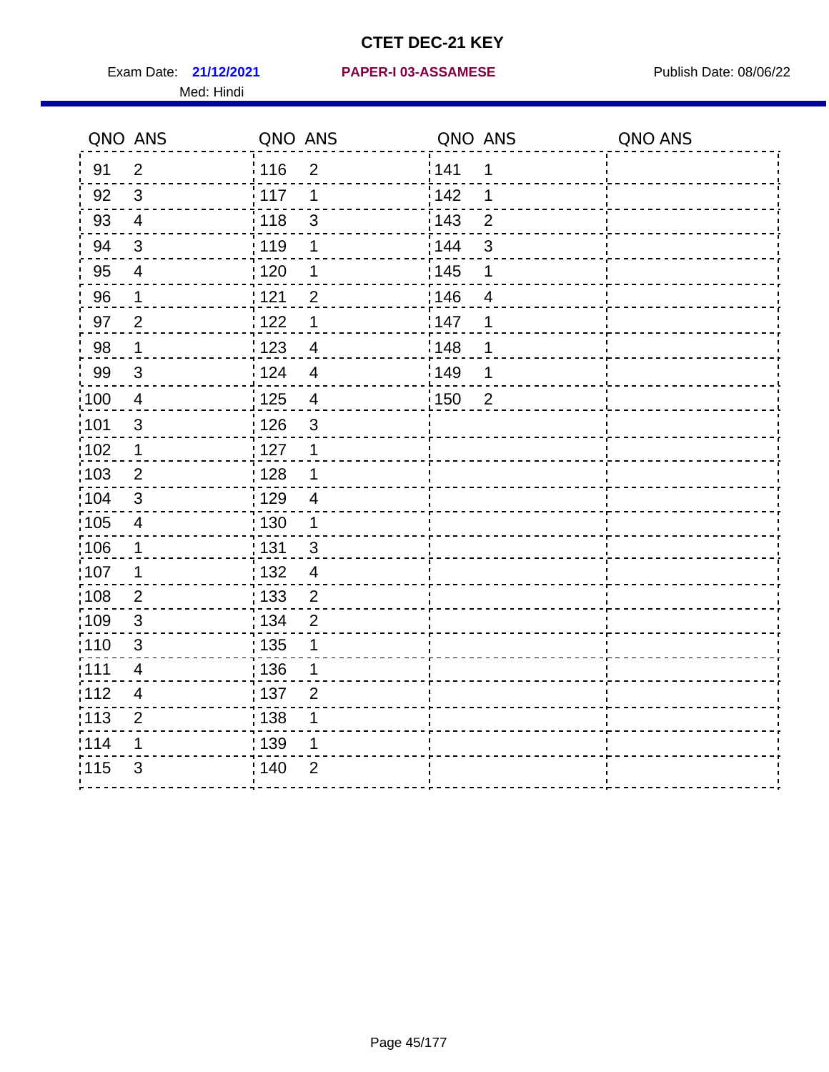# CTET DEC-21 KEY

Exam Date: **21/12/2021** **PAPER-I 03-ASSAMESE** Publish Date: 08/06/22

Med: Hindi

| QNO | ANS | QNO | ANS | QNO | ANS | QNO | ANS |
|---|---|---|---|---|---|---|---|
| 91 | 2 | 116 | 2 | 141 | 1 | | |
| 92 | 3 | 117 | 1 | 142 | 1 | | |
| 93 | 4 | 118 | 3 | 143 | 2 | | |
| 94 | 3 | 119 | 1 | 144 | 3 | | |
| 95 | 4 | 120 | 1 | 145 | 1 | | |
| 96 | 1 | 121 | 2 | 146 | 4 | | |
| 97 | 2 | 122 | 1 | 147 | 1 | | |
| 98 | 1 | 123 | 4 | 148 | 1 | | |
| 99 | 3 | 124 | 4 | 149 | 1 | | |
| 100 | 4 | 125 | 4 | 150 | 2 | | |
| 101 | 3 | 126 | 3 | | | | |
| 102 | 1 | 127 | 1 | | | | |
| 103 | 2 | 128 | 1 | | | | |
| 104 | 3 | 129 | 4 | | | | |
| 105 | 4 | 130 | 1 | | | | |
| 106 | 1 | 131 | 3 | | | | |
| 107 | 1 | 132 | 4 | | | | |
| 108 | 2 | 133 | 2 | | | | |
| 109 | 3 | 134 | 2 | | | | |
| 110 | 3 | 135 | 1 | | | | |
| 111 | 4 | 136 | 1 | | | | |
| 112 | 4 | 137 | 2 | | | | |
| 113 | 2 | 138 | 1 | | | | |
| 114 | 1 | 139 | 1 | | | | |
| 115 | 3 | 140 | 2 | | | | |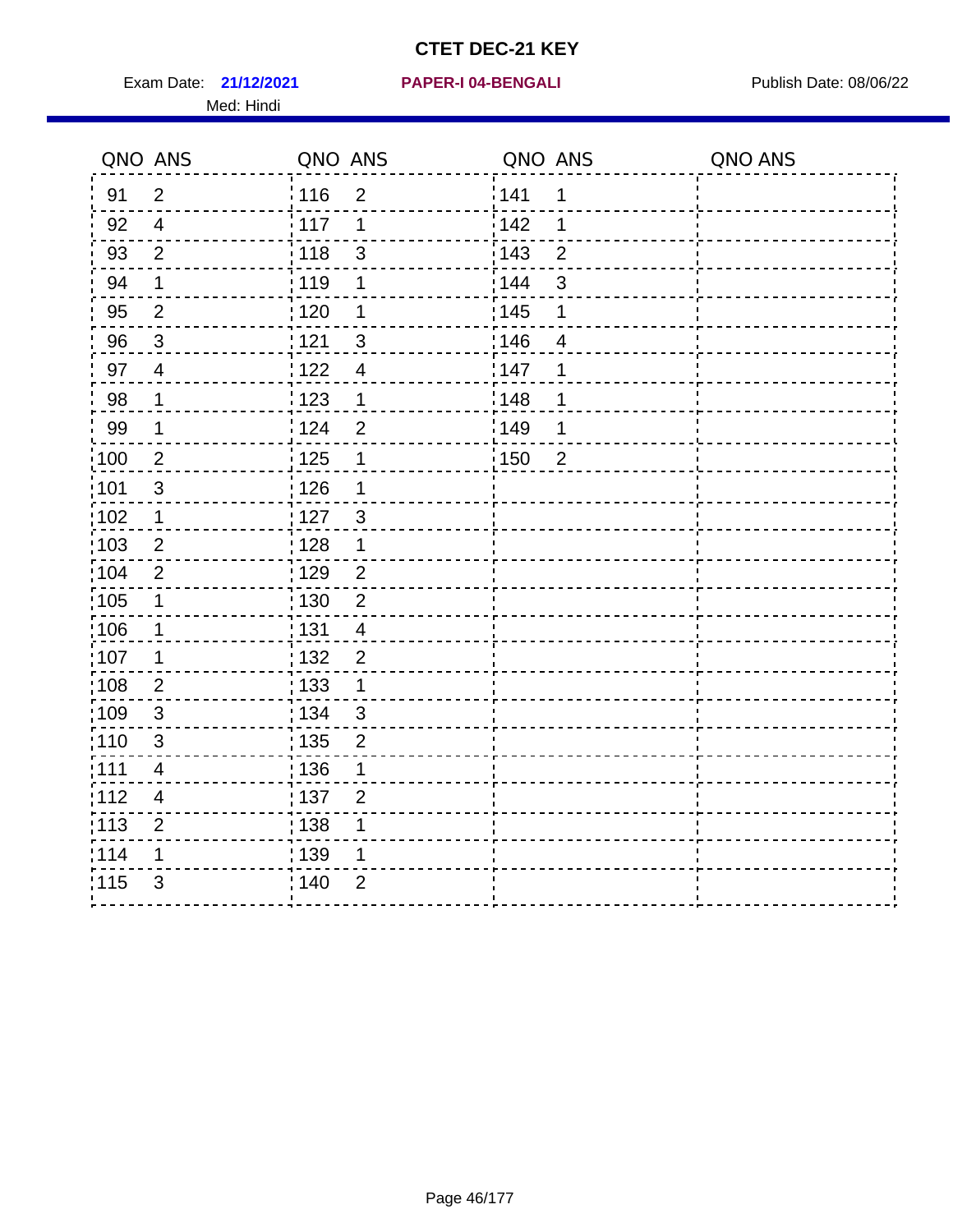# CTET DEC-21 KEY

Exam Date: **21/12/2021** **PAPER-I 04-BENGALI** Publish Date: 08/06/22

Med: Hindi

| QNO | ANS | QNO | ANS | QNO | ANS | QNO | ANS |
|---|---|---|---|---|---|---|---|
| 91 | 2 | 116 | 2 | 141 | 1 | | |
| 92 | 4 | 117 | 1 | 142 | 1 | | |
| 93 | 2 | 118 | 3 | 143 | 2 | | |
| 94 | 1 | 119 | 1 | 144 | 3 | | |
| 95 | 2 | 120 | 1 | 145 | 1 | | |
| 96 | 3 | 121 | 3 | 146 | 4 | | |
| 97 | 4 | 122 | 4 | 147 | 1 | | |
| 98 | 1 | 123 | 1 | 148 | 1 | | |
| 99 | 1 | 124 | 2 | 149 | 1 | | |
| 100 | 2 | 125 | 1 | 150 | 2 | | |
| 101 | 3 | 126 | 1 | | | | |
| 102 | 1 | 127 | 3 | | | | |
| 103 | 2 | 128 | 1 | | | | |
| 104 | 2 | 129 | 2 | | | | |
| 105 | 1 | 130 | 2 | | | | |
| 106 | 1 | 131 | 4 | | | | |
| 107 | 1 | 132 | 2 | | | | |
| 108 | 2 | 133 | 1 | | | | |
| 109 | 3 | 134 | 3 | | | | |
| 110 | 3 | 135 | 2 | | | | |
| 111 | 4 | 136 | 1 | | | | |
| 112 | 4 | 137 | 2 | | | | |
| 113 | 2 | 138 | 1 | | | | |
| 114 | 1 | 139 | 1 | | | | |
| 115 | 3 | 140 | 2 | | | | |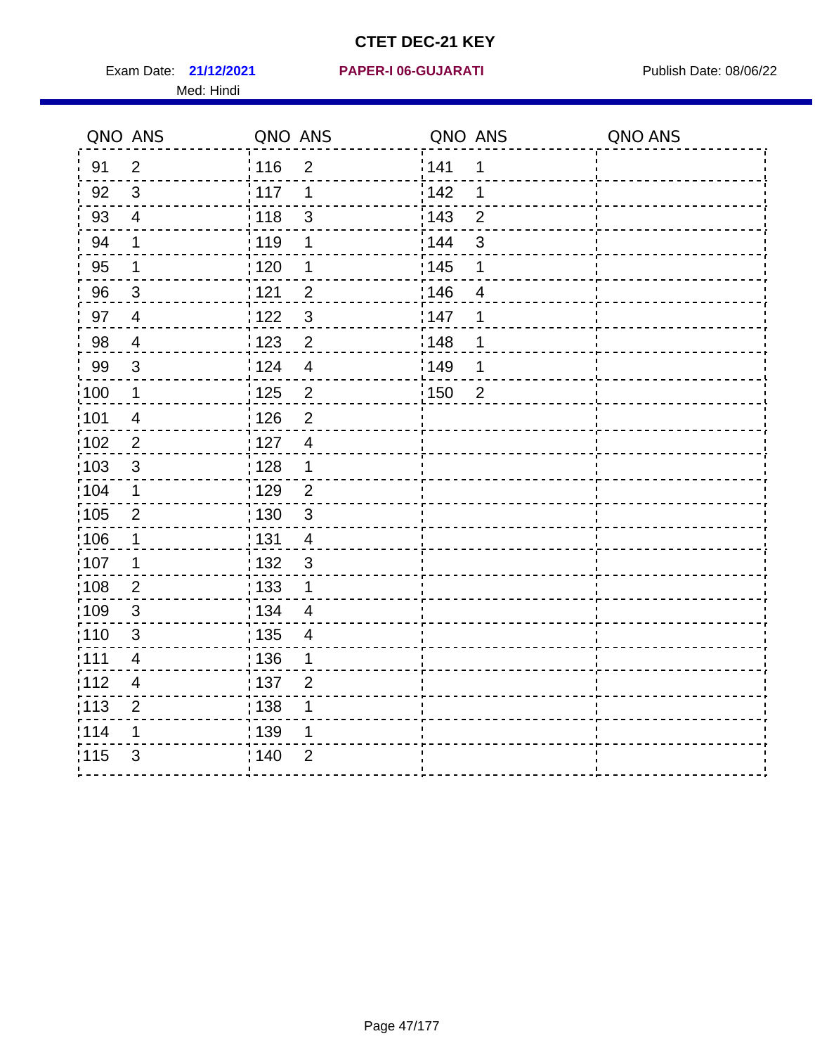# CTET DEC-21 KEY

Exam Date: **21/12/2021** **PAPER-I 06-GUJARATI** Publish Date: 08/06/22

Med: Hindi

| QNO | ANS | QNO | ANS | QNO | ANS | QNO | ANS |
|---|---|---|---|---|---|---|---|
| 91 | 2 | 116 | 2 | 141 | 1 | | |
| 92 | 3 | 117 | 1 | 142 | 1 | | |
| 93 | 4 | 118 | 3 | 143 | 2 | | |
| 94 | 1 | 119 | 1 | 144 | 3 | | |
| 95 | 1 | 120 | 1 | 145 | 1 | | |
| 96 | 3 | 121 | 2 | 146 | 4 | | |
| 97 | 4 | 122 | 3 | 147 | 1 | | |
| 98 | 4 | 123 | 2 | 148 | 1 | | |
| 99 | 3 | 124 | 4 | 149 | 1 | | |
| 100 | 1 | 125 | 2 | 150 | 2 | | |
| 101 | 4 | 126 | 2 | | | | |
| 102 | 2 | 127 | 4 | | | | |
| 103 | 3 | 128 | 1 | | | | |
| 104 | 1 | 129 | 2 | | | | |
| 105 | 2 | 130 | 3 | | | | |
| 106 | 1 | 131 | 4 | | | | |
| 107 | 1 | 132 | 3 | | | | |
| 108 | 2 | 133 | 1 | | | | |
| 109 | 3 | 134 | 4 | | | | |
| 110 | 3 | 135 | 4 | | | | |
| 111 | 4 | 136 | 1 | | | | |
| 112 | 4 | 137 | 2 | | | | |
| 113 | 2 | 138 | 1 | | | | |
| 114 | 1 | 139 | 1 | | | | |
| 115 | 3 | 140 | 2 | | | | |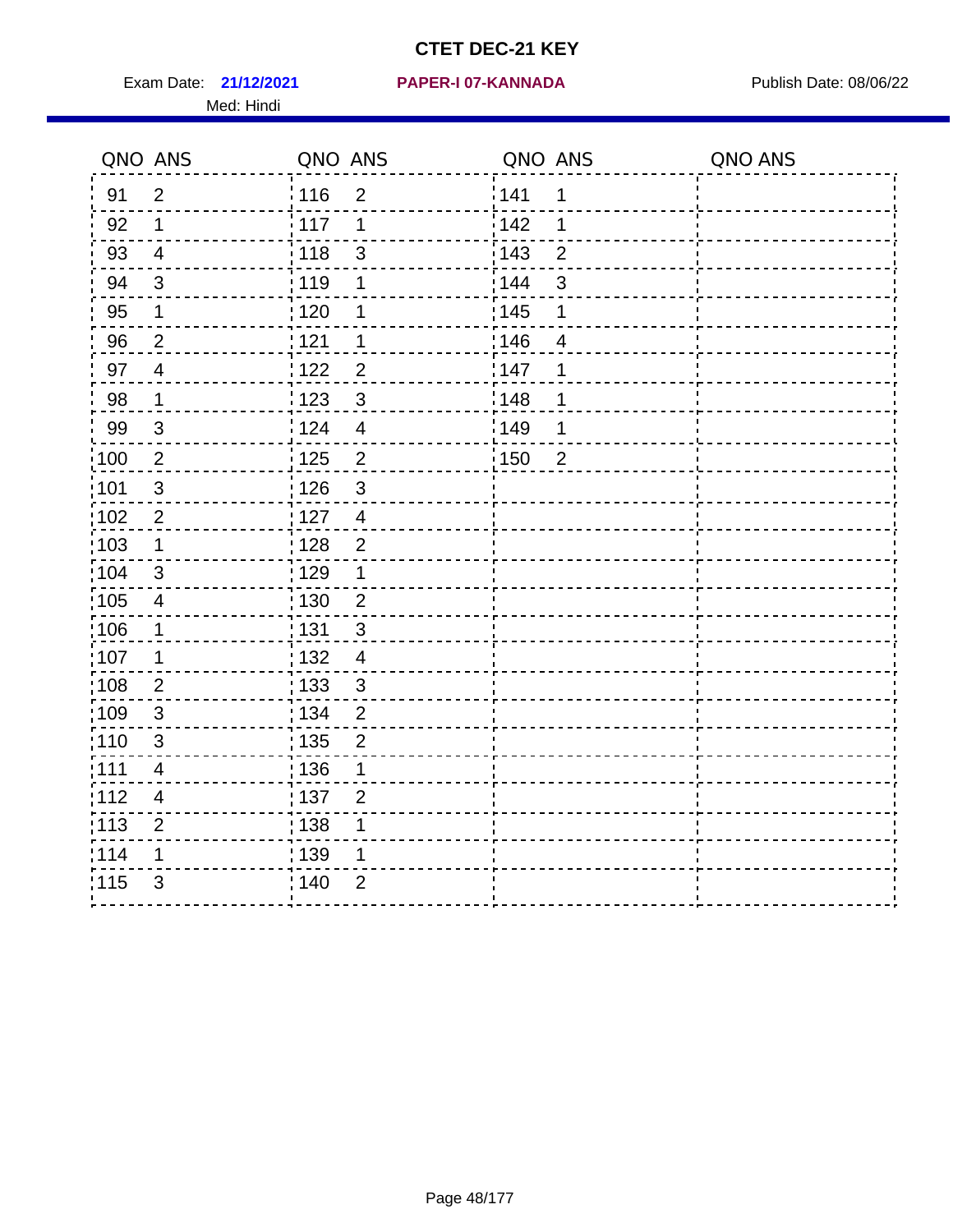# CTET DEC-21 KEY

Exam Date: **21/12/2021** **PAPER-I 07-KANNADA** Publish Date: 08/06/22

Med: Hindi

| QNO | ANS | QNO | ANS | QNO | ANS | QNO | ANS |
|---|---|---|---|---|---|---|---|
| 91 | 2 | 116 | 2 | 141 | 1 | | |
| 92 | 1 | 117 | 1 | 142 | 1 | | |
| 93 | 4 | 118 | 3 | 143 | 2 | | |
| 94 | 3 | 119 | 1 | 144 | 3 | | |
| 95 | 1 | 120 | 1 | 145 | 1 | | |
| 96 | 2 | 121 | 1 | 146 | 4 | | |
| 97 | 4 | 122 | 2 | 147 | 1 | | |
| 98 | 1 | 123 | 3 | 148 | 1 | | |
| 99 | 3 | 124 | 4 | 149 | 1 | | |
| 100 | 2 | 125 | 2 | 150 | 2 | | |
| 101 | 3 | 126 | 3 | | | | |
| 102 | 2 | 127 | 4 | | | | |
| 103 | 1 | 128 | 2 | | | | |
| 104 | 3 | 129 | 1 | | | | |
| 105 | 4 | 130 | 2 | | | | |
| 106 | 1 | 131 | 3 | | | | |
| 107 | 1 | 132 | 4 | | | | |
| 108 | 2 | 133 | 3 | | | | |
| 109 | 3 | 134 | 2 | | | | |
| 110 | 3 | 135 | 2 | | | | |
| 111 | 4 | 136 | 1 | | | | |
| 112 | 4 | 137 | 2 | | | | |
| 113 | 2 | 138 | 1 | | | | |
| 114 | 1 | 139 | 1 | | | | |
| 115 | 3 | 140 | 2 | | | | |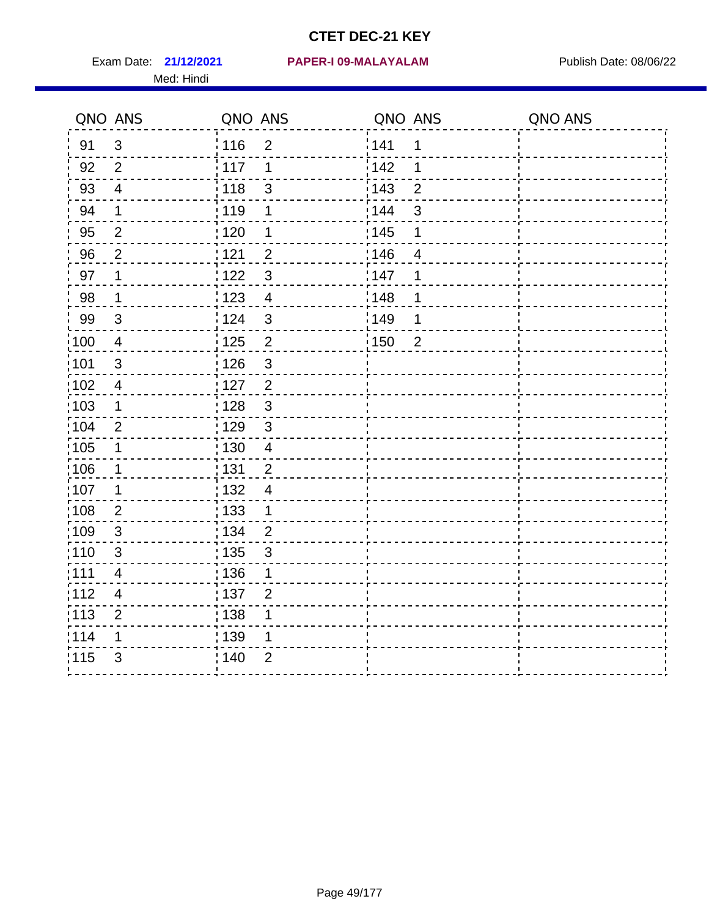# CTET DEC-21 KEY

Exam Date: **21/12/2021** **PAPER-I 09-MALAYALAM** Publish Date: 08/06/22

Med: Hindi

| QNO | ANS | QNO | ANS | QNO | ANS | QNO | ANS |
|---|---|---|---|---|---|---|---|
| 91 | 3 | 116 | 2 | 141 | 1 | | |
| 92 | 2 | 117 | 1 | 142 | 1 | | |
| 93 | 4 | 118 | 3 | 143 | 2 | | |
| 94 | 1 | 119 | 1 | 144 | 3 | | |
| 95 | 2 | 120 | 1 | 145 | 1 | | |
| 96 | 2 | 121 | 2 | 146 | 4 | | |
| 97 | 1 | 122 | 3 | 147 | 1 | | |
| 98 | 1 | 123 | 4 | 148 | 1 | | |
| 99 | 3 | 124 | 3 | 149 | 1 | | |
| 100 | 4 | 125 | 2 | 150 | 2 | | |
| 101 | 3 | 126 | 3 | | | | |
| 102 | 4 | 127 | 2 | | | | |
| 103 | 1 | 128 | 3 | | | | |
| 104 | 2 | 129 | 3 | | | | |
| 105 | 1 | 130 | 4 | | | | |
| 106 | 1 | 131 | 2 | | | | |
| 107 | 1 | 132 | 4 | | | | |
| 108 | 2 | 133 | 1 | | | | |
| 109 | 3 | 134 | 2 | | | | |
| 110 | 3 | 135 | 3 | | | | |
| 111 | 4 | 136 | 1 | | | | |
| 112 | 4 | 137 | 2 | | | | |
| 113 | 2 | 138 | 1 | | | | |
| 114 | 1 | 139 | 1 | | | | |
| 115 | 3 | 140 | 2 | | | | |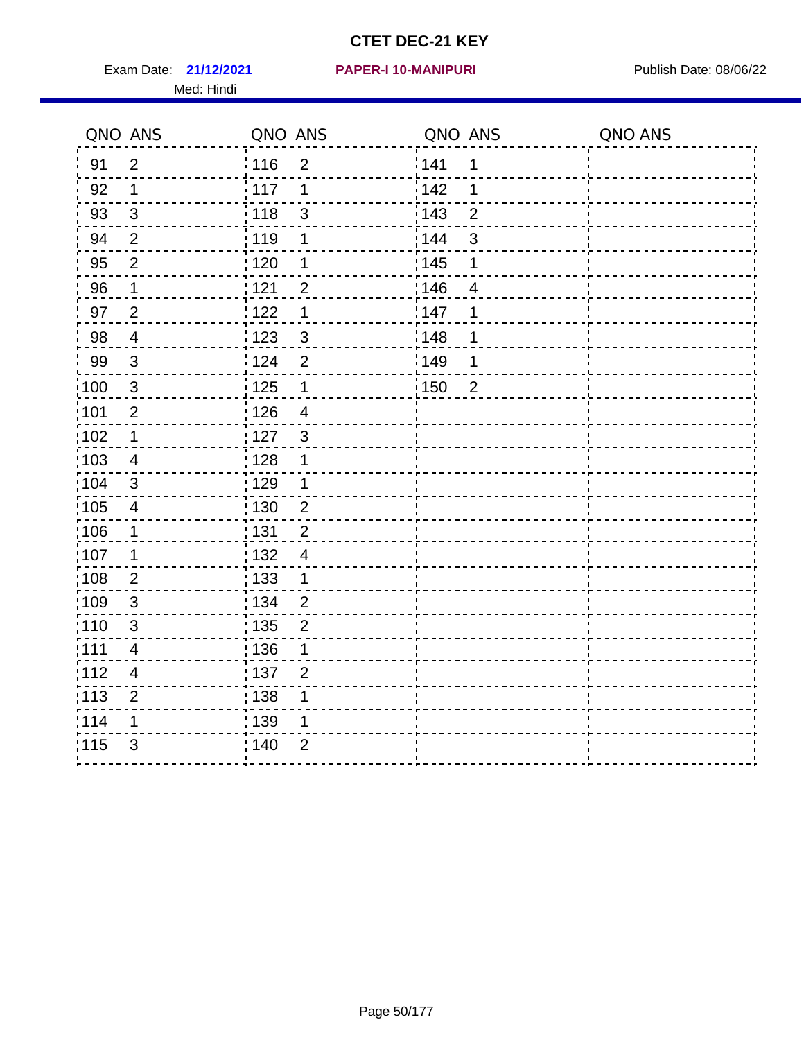# CTET DEC-21 KEY

Exam Date: **21/12/2021** **PAPER-I 10-MANIPURI** Publish Date: 08/06/22

Med: Hindi

| QNO | ANS | QNO | ANS | QNO | ANS | QNO | ANS |
|---|---|---|---|---|---|---|---|
| 91 | 2 | 116 | 2 | 141 | 1 | | |
| 92 | 1 | 117 | 1 | 142 | 1 | | |
| 93 | 3 | 118 | 3 | 143 | 2 | | |
| 94 | 2 | 119 | 1 | 144 | 3 | | |
| 95 | 2 | 120 | 1 | 145 | 1 | | |
| 96 | 1 | 121 | 2 | 146 | 4 | | |
| 97 | 2 | 122 | 1 | 147 | 1 | | |
| 98 | 4 | 123 | 3 | 148 | 1 | | |
| 99 | 3 | 124 | 2 | 149 | 1 | | |
| 100 | 3 | 125 | 1 | 150 | 2 | | |
| 101 | 2 | 126 | 4 | | | | |
| 102 | 1 | 127 | 3 | | | | |
| 103 | 4 | 128 | 1 | | | | |
| 104 | 3 | 129 | 1 | | | | |
| 105 | 4 | 130 | 2 | | | | |
| 106 | 1 | 131 | 2 | | | | |
| 107 | 1 | 132 | 4 | | | | |
| 108 | 2 | 133 | 1 | | | | |
| 109 | 3 | 134 | 2 | | | | |
| 110 | 3 | 135 | 2 | | | | |
| 111 | 4 | 136 | 1 | | | | |
| 112 | 4 | 137 | 2 | | | | |
| 113 | 2 | 138 | 1 | | | | |
| 114 | 1 | 139 | 1 | | | | |
| 115 | 3 | 140 | 2 | | | | |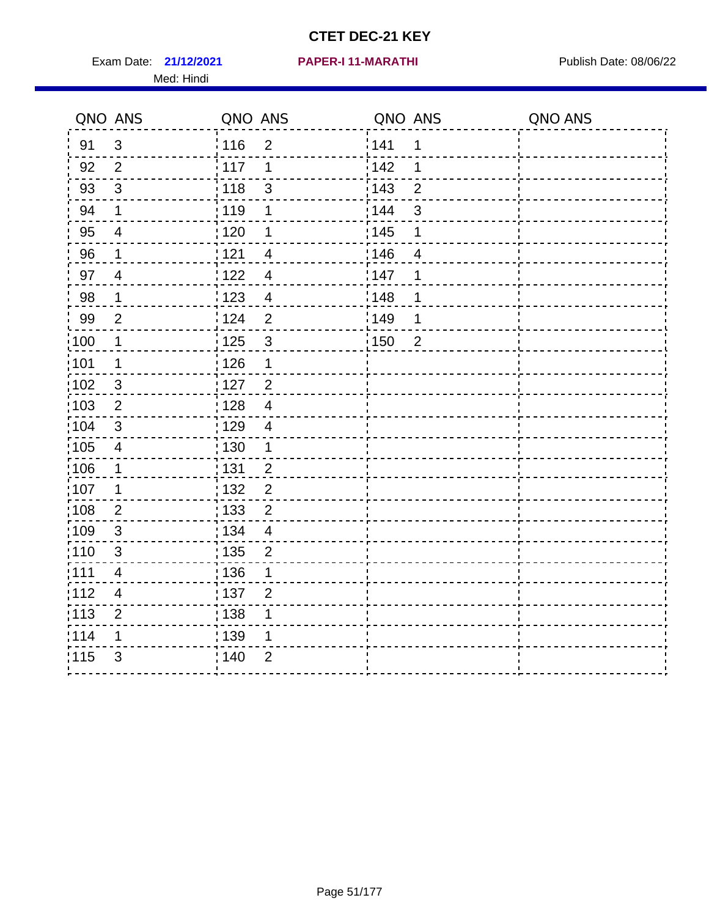# CTET DEC-21 KEY

Exam Date: **21/12/2021** **PAPER-I 11-MARATHI** Publish Date: 08/06/22

Med: Hindi

| QNO | ANS | QNO | ANS | QNO | ANS | QNO | ANS |
|---|---|---|---|---|---|---|---|
| 91 | 3 | 116 | 2 | 141 | 1 | | |
| 92 | 2 | 117 | 1 | 142 | 1 | | |
| 93 | 3 | 118 | 3 | 143 | 2 | | |
| 94 | 1 | 119 | 1 | 144 | 3 | | |
| 95 | 4 | 120 | 1 | 145 | 1 | | |
| 96 | 1 | 121 | 4 | 146 | 4 | | |
| 97 | 4 | 122 | 4 | 147 | 1 | | |
| 98 | 1 | 123 | 4 | 148 | 1 | | |
| 99 | 2 | 124 | 2 | 149 | 1 | | |
| 100 | 1 | 125 | 3 | 150 | 2 | | |
| 101 | 1 | 126 | 1 | | | | |
| 102 | 3 | 127 | 2 | | | | |
| 103 | 2 | 128 | 4 | | | | |
| 104 | 3 | 129 | 4 | | | | |
| 105 | 4 | 130 | 1 | | | | |
| 106 | 1 | 131 | 2 | | | | |
| 107 | 1 | 132 | 2 | | | | |
| 108 | 2 | 133 | 2 | | | | |
| 109 | 3 | 134 | 4 | | | | |
| 110 | 3 | 135 | 2 | | | | |
| 111 | 4 | 136 | 1 | | | | |
| 112 | 4 | 137 | 2 | | | | |
| 113 | 2 | 138 | 1 | | | | |
| 114 | 1 | 139 | 1 | | | | |
| 115 | 3 | 140 | 2 | | | | |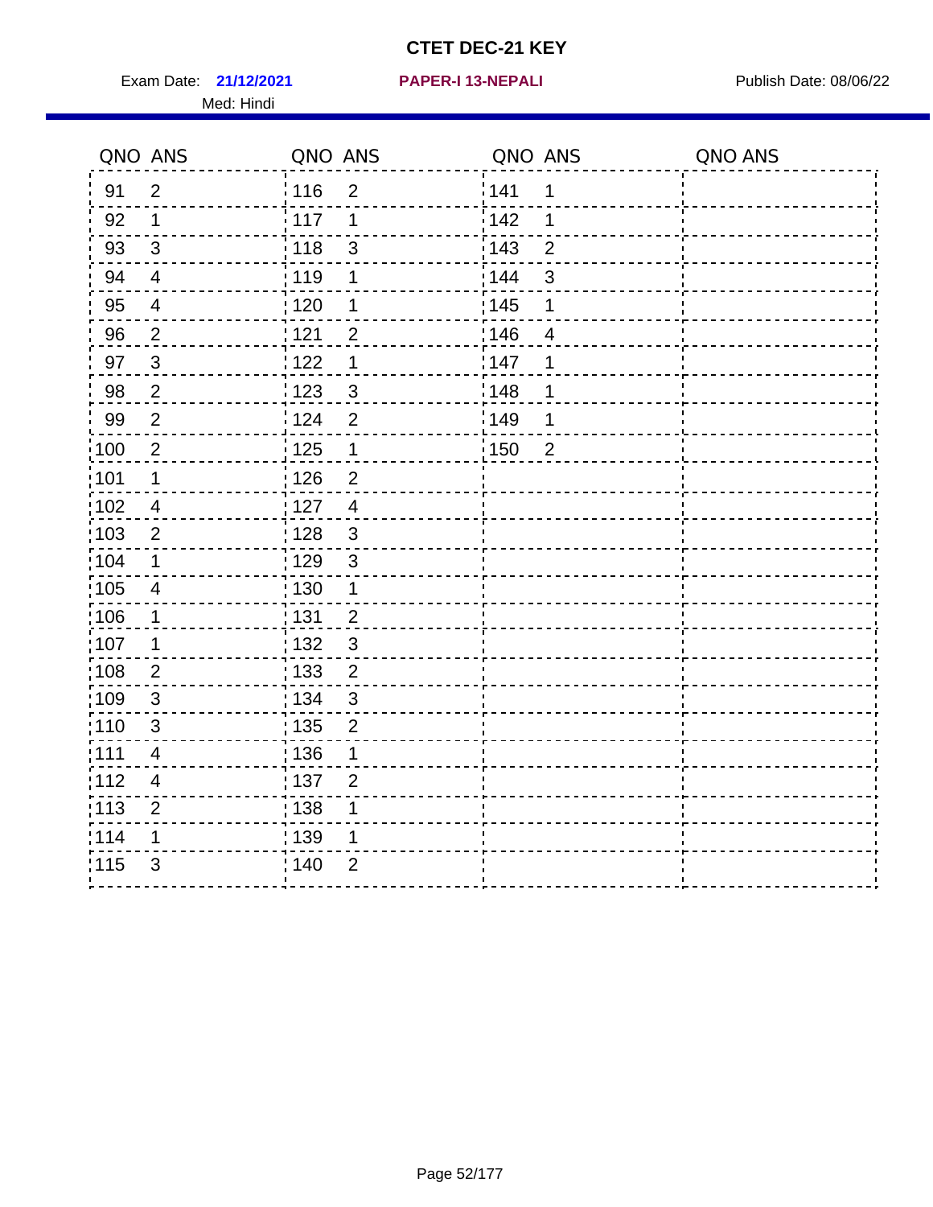# CTET DEC-21 KEY

Exam Date: **21/12/2021** **PAPER-I 13-NEPALI** Publish Date: 08/06/22

Med: Hindi

| QNO | ANS | QNO | ANS | QNO | ANS | QNO | ANS |
|---|---|---|---|---|---|---|---|
| 91 | 2 | 116 | 2 | 141 | 1 | | |
| 92 | 1 | 117 | 1 | 142 | 1 | | |
| 93 | 3 | 118 | 3 | 143 | 2 | | |
| 94 | 4 | 119 | 1 | 144 | 3 | | |
| 95 | 4 | 120 | 1 | 145 | 1 | | |
| 96 | 2 | 121 | 2 | 146 | 4 | | |
| 97 | 3 | 122 | 1 | 147 | 1 | | |
| 98 | 2 | 123 | 3 | 148 | 1 | | |
| 99 | 2 | 124 | 2 | 149 | 1 | | |
| 100 | 2 | 125 | 1 | 150 | 2 | | |
| 101 | 1 | 126 | 2 | | | | |
| 102 | 4 | 127 | 4 | | | | |
| 103 | 2 | 128 | 3 | | | | |
| 104 | 1 | 129 | 3 | | | | |
| 105 | 4 | 130 | 1 | | | | |
| 106 | 1 | 131 | 2 | | | | |
| 107 | 1 | 132 | 3 | | | | |
| 108 | 2 | 133 | 2 | | | | |
| 109 | 3 | 134 | 3 | | | | |
| 110 | 3 | 135 | 2 | | | | |
| 111 | 4 | 136 | 1 | | | | |
| 112 | 4 | 137 | 2 | | | | |
| 113 | 2 | 138 | 1 | | | | |
| 114 | 1 | 139 | 1 | | | | |
| 115 | 3 | 140 | 2 | | | | |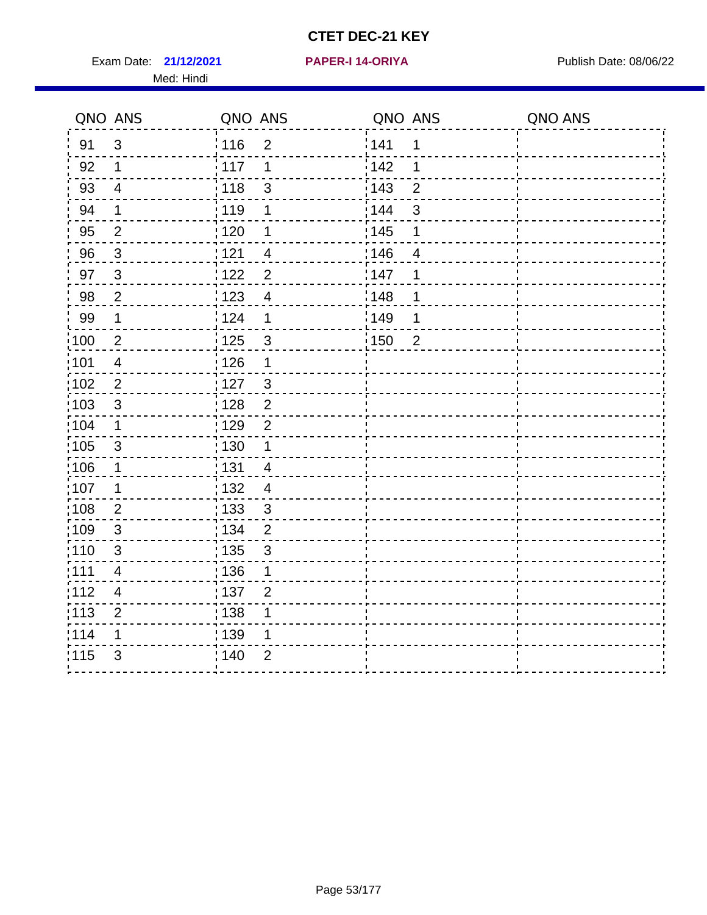# CTET DEC-21 KEY

Exam Date: **21/12/2021** **PAPER-I 14-ORIYA** Publish Date: 08/06/22

Med: Hindi

| QNO | ANS | QNO | ANS | QNO | ANS | QNO | ANS |
|---|---|---|---|---|---|---|---|
| 91 | 3 | 116 | 2 | 141 | 1 | | |
| 92 | 1 | 117 | 1 | 142 | 1 | | |
| 93 | 4 | 118 | 3 | 143 | 2 | | |
| 94 | 1 | 119 | 1 | 144 | 3 | | |
| 95 | 2 | 120 | 1 | 145 | 1 | | |
| 96 | 3 | 121 | 4 | 146 | 4 | | |
| 97 | 3 | 122 | 2 | 147 | 1 | | |
| 98 | 2 | 123 | 4 | 148 | 1 | | |
| 99 | 1 | 124 | 1 | 149 | 1 | | |
| 100 | 2 | 125 | 3 | 150 | 2 | | |
| 101 | 4 | 126 | 1 | | | | |
| 102 | 2 | 127 | 3 | | | | |
| 103 | 3 | 128 | 2 | | | | |
| 104 | 1 | 129 | 2 | | | | |
| 105 | 3 | 130 | 1 | | | | |
| 106 | 1 | 131 | 4 | | | | |
| 107 | 1 | 132 | 4 | | | | |
| 108 | 2 | 133 | 3 | | | | |
| 109 | 3 | 134 | 2 | | | | |
| 110 | 3 | 135 | 3 | | | | |
| 111 | 4 | 136 | 1 | | | | |
| 112 | 4 | 137 | 2 | | | | |
| 113 | 2 | 138 | 1 | | | | |
| 114 | 1 | 139 | 1 | | | | |
| 115 | 3 | 140 | 2 | | | | |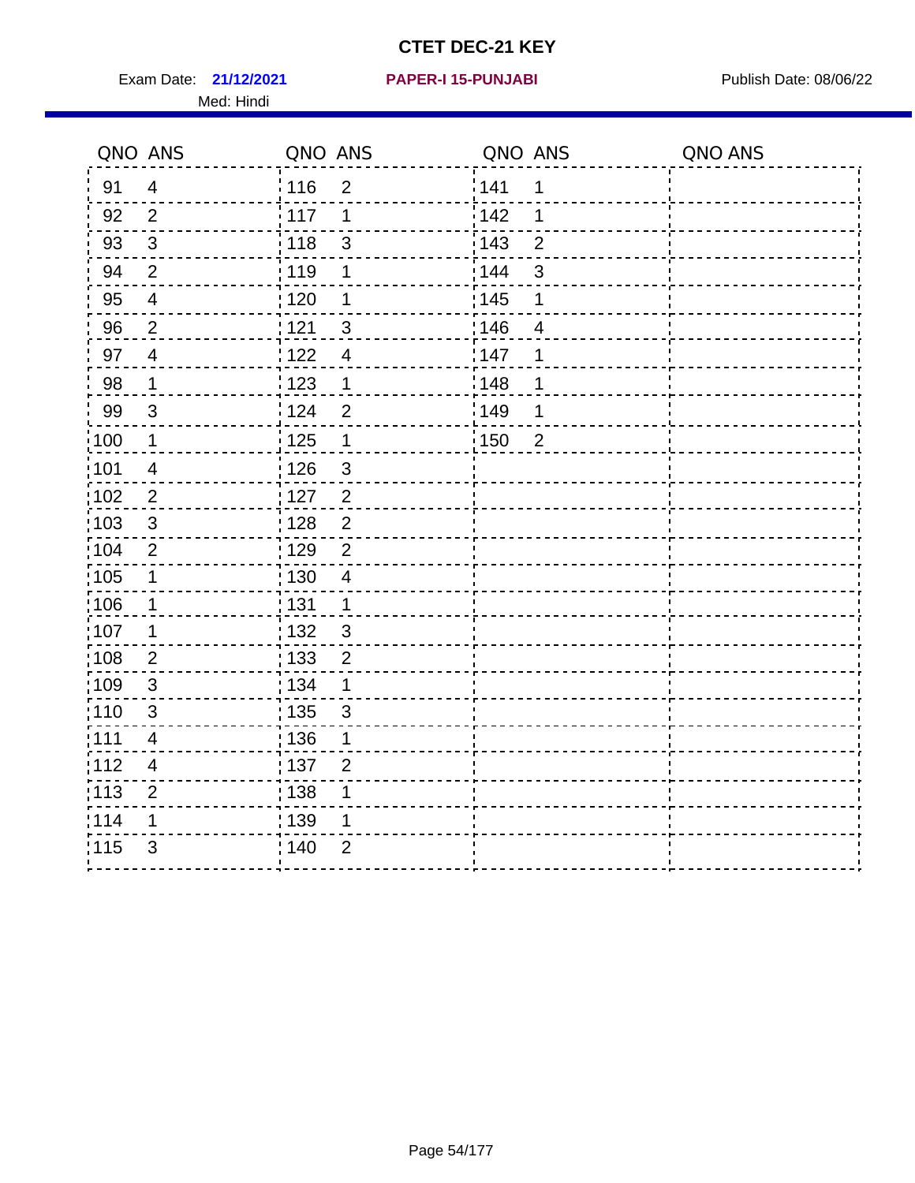# CTET DEC-21 KEY

Exam Date: **21/12/2021** **PAPER-I 15-PUNJABI** Publish Date: 08/06/22

Med: Hindi

| QNO | ANS | QNO | ANS | QNO | ANS | QNO | ANS |
|---|---|---|---|---|---|---|---|
| 91 | 4 | 116 | 2 | 141 | 1 | | |
| 92 | 2 | 117 | 1 | 142 | 1 | | |
| 93 | 3 | 118 | 3 | 143 | 2 | | |
| 94 | 2 | 119 | 1 | 144 | 3 | | |
| 95 | 4 | 120 | 1 | 145 | 1 | | |
| 96 | 2 | 121 | 3 | 146 | 4 | | |
| 97 | 4 | 122 | 4 | 147 | 1 | | |
| 98 | 1 | 123 | 1 | 148 | 1 | | |
| 99 | 3 | 124 | 2 | 149 | 1 | | |
| 100 | 1 | 125 | 1 | 150 | 2 | | |
| 101 | 4 | 126 | 3 | | | | |
| 102 | 2 | 127 | 2 | | | | |
| 103 | 3 | 128 | 2 | | | | |
| 104 | 2 | 129 | 2 | | | | |
| 105 | 1 | 130 | 4 | | | | |
| 106 | 1 | 131 | 1 | | | | |
| 107 | 1 | 132 | 3 | | | | |
| 108 | 2 | 133 | 2 | | | | |
| 109 | 3 | 134 | 1 | | | | |
| 110 | 3 | 135 | 3 | | | | |
| 111 | 4 | 136 | 1 | | | | |
| 112 | 4 | 137 | 2 | | | | |
| 113 | 2 | 138 | 1 | | | | |
| 114 | 1 | 139 | 1 | | | | |
| 115 | 3 | 140 | 2 | | | | |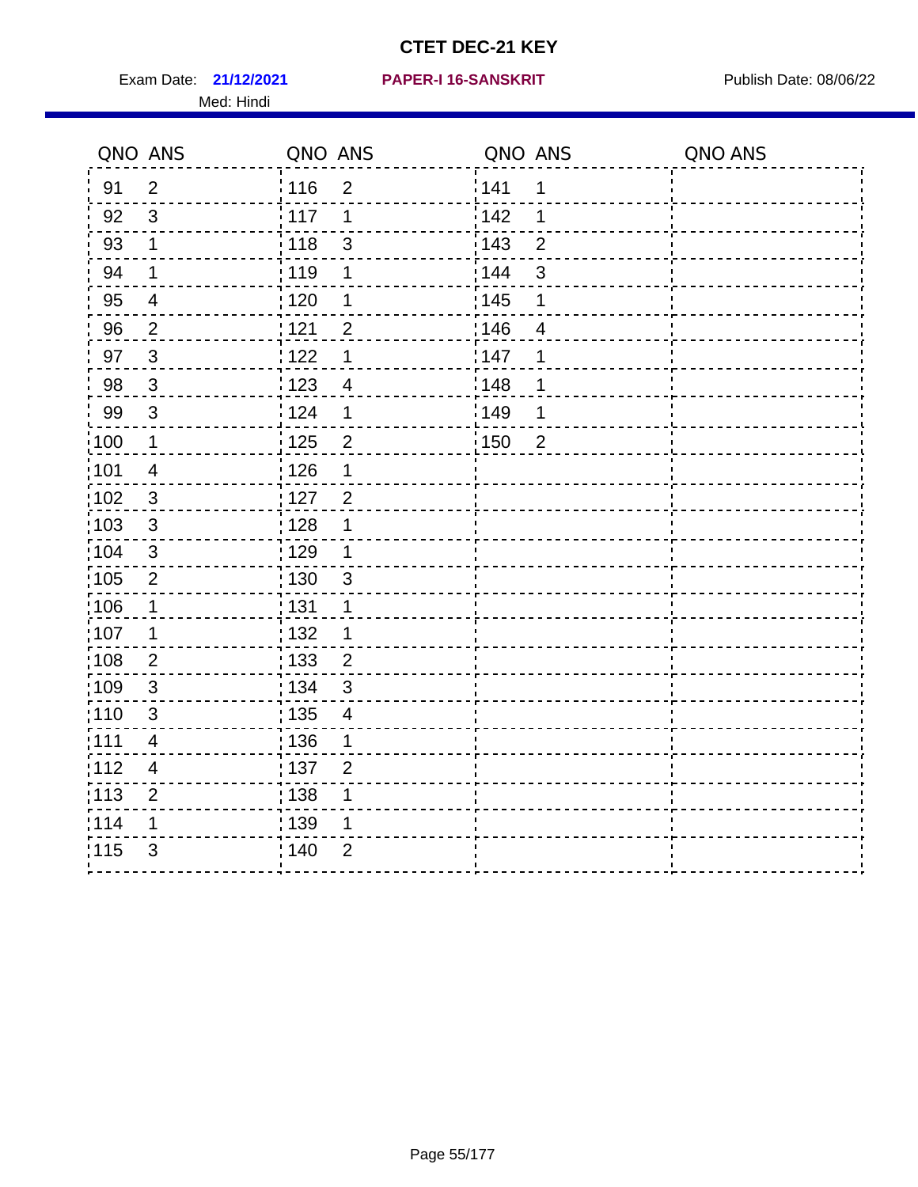# CTET DEC-21 KEY

Exam Date: **21/12/2021** **PAPER-I 16-SANSKRIT** Publish Date: 08/06/22

Med: Hindi

| QNO | ANS | QNO | ANS | QNO | ANS | QNO | ANS |
|---|---|---|---|---|---|---|---|
| 91 | 2 | 116 | 2 | 141 | 1 | | |
| 92 | 3 | 117 | 1 | 142 | 1 | | |
| 93 | 1 | 118 | 3 | 143 | 2 | | |
| 94 | 1 | 119 | 1 | 144 | 3 | | |
| 95 | 4 | 120 | 1 | 145 | 1 | | |
| 96 | 2 | 121 | 2 | 146 | 4 | | |
| 97 | 3 | 122 | 1 | 147 | 1 | | |
| 98 | 3 | 123 | 4 | 148 | 1 | | |
| 99 | 3 | 124 | 1 | 149 | 1 | | |
| 100 | 1 | 125 | 2 | 150 | 2 | | |
| 101 | 4 | 126 | 1 | | | | |
| 102 | 3 | 127 | 2 | | | | |
| 103 | 3 | 128 | 1 | | | | |
| 104 | 3 | 129 | 1 | | | | |
| 105 | 2 | 130 | 3 | | | | |
| 106 | 1 | 131 | 1 | | | | |
| 107 | 1 | 132 | 1 | | | | |
| 108 | 2 | 133 | 2 | | | | |
| 109 | 3 | 134 | 3 | | | | |
| 110 | 3 | 135 | 4 | | | | |
| 111 | 4 | 136 | 1 | | | | |
| 112 | 4 | 137 | 2 | | | | |
| 113 | 2 | 138 | 1 | | | | |
| 114 | 1 | 139 | 1 | | | | |
| 115 | 3 | 140 | 2 | | | | |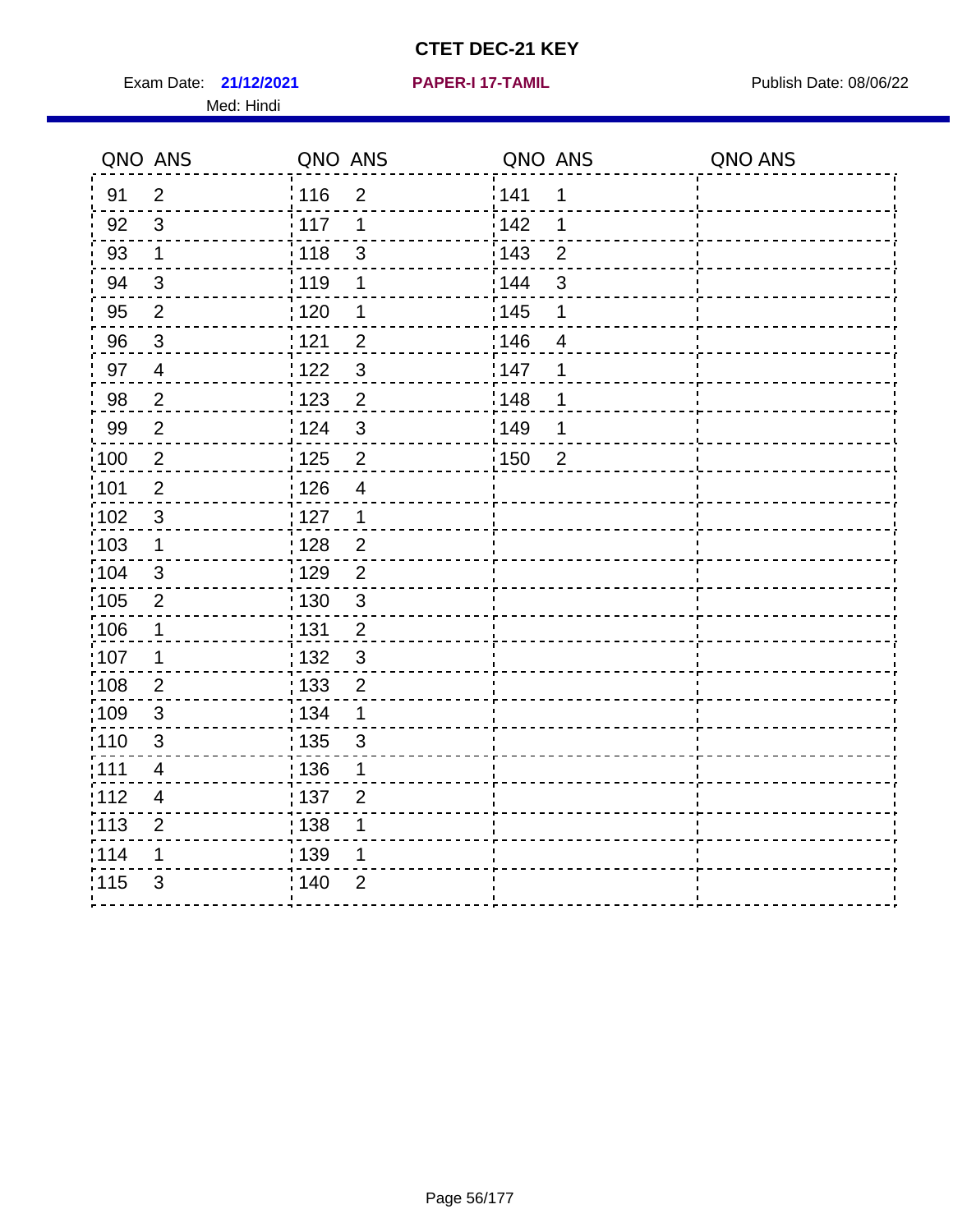# CTET DEC-21 KEY

Exam Date: **21/12/2021** **PAPER-I 17-TAMIL** Publish Date: 08/06/22

Med: Hindi

| QNO | ANS | QNO | ANS | QNO | ANS | QNO | ANS |
|---|---|---|---|---|---|---|---|
| 91 | 2 | 116 | 2 | 141 | 1 | | |
| 92 | 3 | 117 | 1 | 142 | 1 | | |
| 93 | 1 | 118 | 3 | 143 | 2 | | |
| 94 | 3 | 119 | 1 | 144 | 3 | | |
| 95 | 2 | 120 | 1 | 145 | 1 | | |
| 96 | 3 | 121 | 2 | 146 | 4 | | |
| 97 | 4 | 122 | 3 | 147 | 1 | | |
| 98 | 2 | 123 | 2 | 148 | 1 | | |
| 99 | 2 | 124 | 3 | 149 | 1 | | |
| 100 | 2 | 125 | 2 | 150 | 2 | | |
| 101 | 2 | 126 | 4 | | | | |
| 102 | 3 | 127 | 1 | | | | |
| 103 | 1 | 128 | 2 | | | | |
| 104 | 3 | 129 | 2 | | | | |
| 105 | 2 | 130 | 3 | | | | |
| 106 | 1 | 131 | 2 | | | | |
| 107 | 1 | 132 | 3 | | | | |
| 108 | 2 | 133 | 2 | | | | |
| 109 | 3 | 134 | 1 | | | | |
| 110 | 3 | 135 | 3 | | | | |
| 111 | 4 | 136 | 1 | | | | |
| 112 | 4 | 137 | 2 | | | | |
| 113 | 2 | 138 | 1 | | | | |
| 114 | 1 | 139 | 1 | | | | |
| 115 | 3 | 140 | 2 | | | | |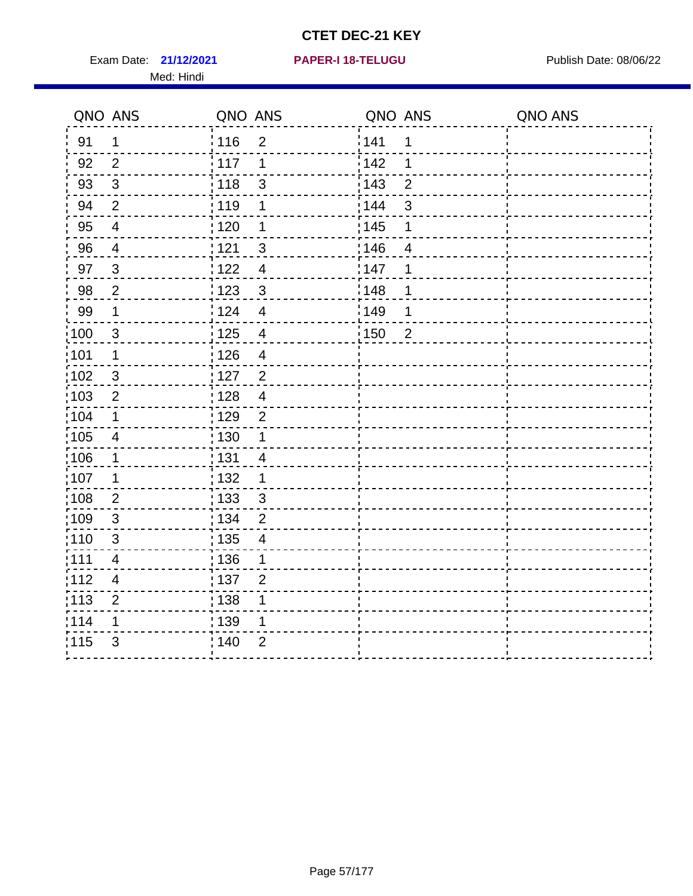# CTET DEC-21 KEY

Exam Date: **21/12/2021** **PAPER-I 18-TELUGU** Publish Date: 08/06/22

Med: Hindi

| QNO | ANS | QNO | ANS | QNO | ANS | QNO | ANS |
|---|---|---|---|---|---|---|---|
| 91 | 1 | 116 | 2 | 141 | 1 | | |
| 92 | 2 | 117 | 1 | 142 | 1 | | |
| 93 | 3 | 118 | 3 | 143 | 2 | | |
| 94 | 2 | 119 | 1 | 144 | 3 | | |
| 95 | 4 | 120 | 1 | 145 | 1 | | |
| 96 | 4 | 121 | 3 | 146 | 4 | | |
| 97 | 3 | 122 | 4 | 147 | 1 | | |
| 98 | 2 | 123 | 3 | 148 | 1 | | |
| 99 | 1 | 124 | 4 | 149 | 1 | | |
| 100 | 3 | 125 | 4 | 150 | 2 | | |
| 101 | 1 | 126 | 4 | | | | |
| 102 | 3 | 127 | 2 | | | | |
| 103 | 2 | 128 | 4 | | | | |
| 104 | 1 | 129 | 2 | | | | |
| 105 | 4 | 130 | 1 | | | | |
| 106 | 1 | 131 | 4 | | | | |
| 107 | 1 | 132 | 1 | | | | |
| 108 | 2 | 133 | 3 | | | | |
| 109 | 3 | 134 | 2 | | | | |
| 110 | 3 | 135 | 4 | | | | |
| 111 | 4 | 136 | 1 | | | | |
| 112 | 4 | 137 | 2 | | | | |
| 113 | 2 | 138 | 1 | | | | |
| 114 | 1 | 139 | 1 | | | | |
| 115 | 3 | 140 | 2 | | | | |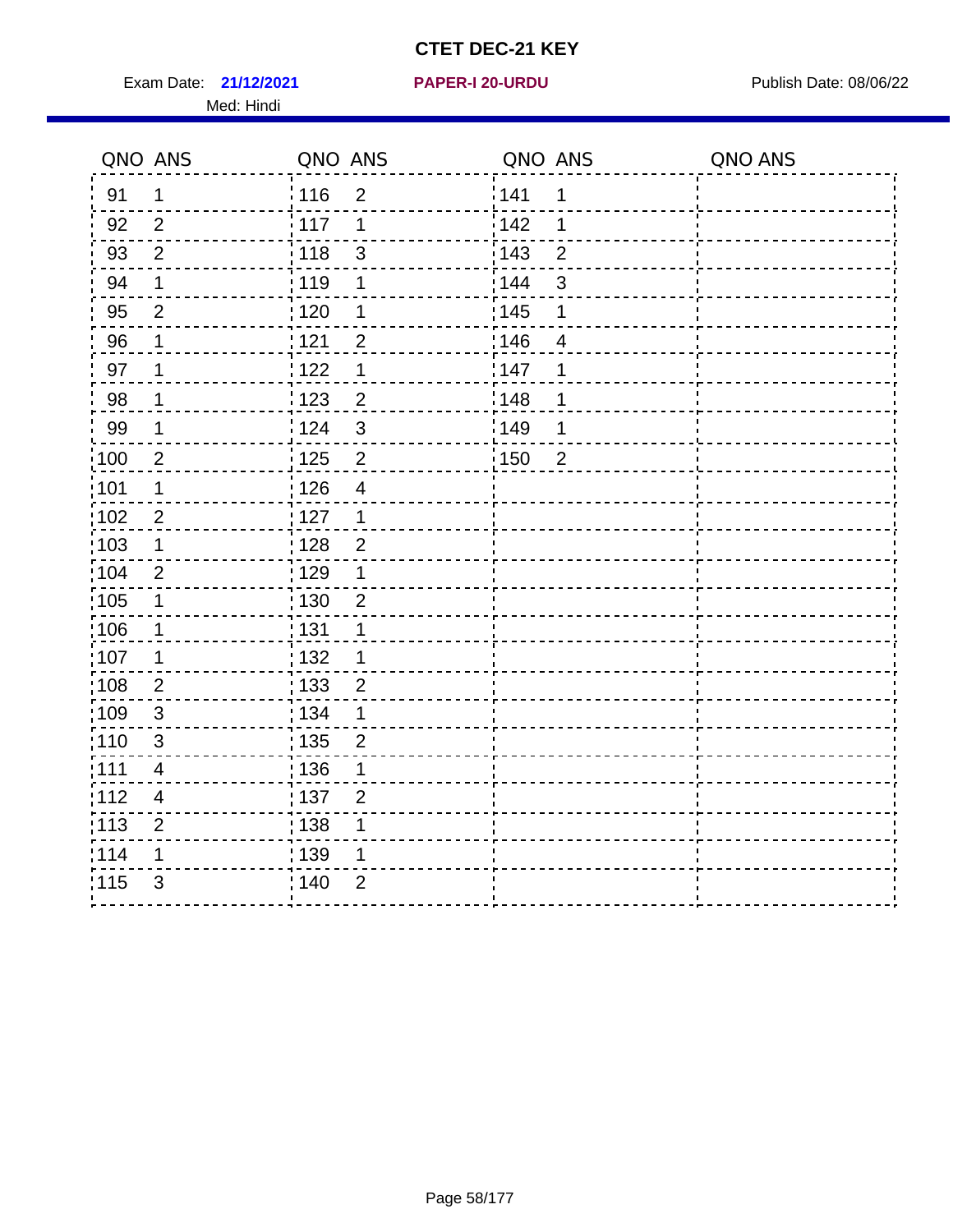# CTET DEC-21 KEY

Exam Date: **21/12/2021** **PAPER-I 20-URDU** Publish Date: 08/06/22

Med: Hindi

| QNO | ANS | QNO | ANS | QNO | ANS | QNO | ANS |
|---|---|---|---|---|---|---|---|
| 91 | 1 | 116 | 2 | 141 | 1 | | |
| 92 | 2 | 117 | 1 | 142 | 1 | | |
| 93 | 2 | 118 | 3 | 143 | 2 | | |
| 94 | 1 | 119 | 1 | 144 | 3 | | |
| 95 | 2 | 120 | 1 | 145 | 1 | | |
| 96 | 1 | 121 | 2 | 146 | 4 | | |
| 97 | 1 | 122 | 1 | 147 | 1 | | |
| 98 | 1 | 123 | 2 | 148 | 1 | | |
| 99 | 1 | 124 | 3 | 149 | 1 | | |
| 100 | 2 | 125 | 2 | 150 | 2 | | |
| 101 | 1 | 126 | 4 | | | | |
| 102 | 2 | 127 | 1 | | | | |
| 103 | 1 | 128 | 2 | | | | |
| 104 | 2 | 129 | 1 | | | | |
| 105 | 1 | 130 | 2 | | | | |
| 106 | 1 | 131 | 1 | | | | |
| 107 | 1 | 132 | 1 | | | | |
| 108 | 2 | 133 | 2 | | | | |
| 109 | 3 | 134 | 1 | | | | |
| 110 | 3 | 135 | 2 | | | | |
| 111 | 4 | 136 | 1 | | | | |
| 112 | 4 | 137 | 2 | | | | |
| 113 | 2 | 138 | 1 | | | | |
| 114 | 1 | 139 | 1 | | | | |
| 115 | 3 | 140 | 2 | | | | |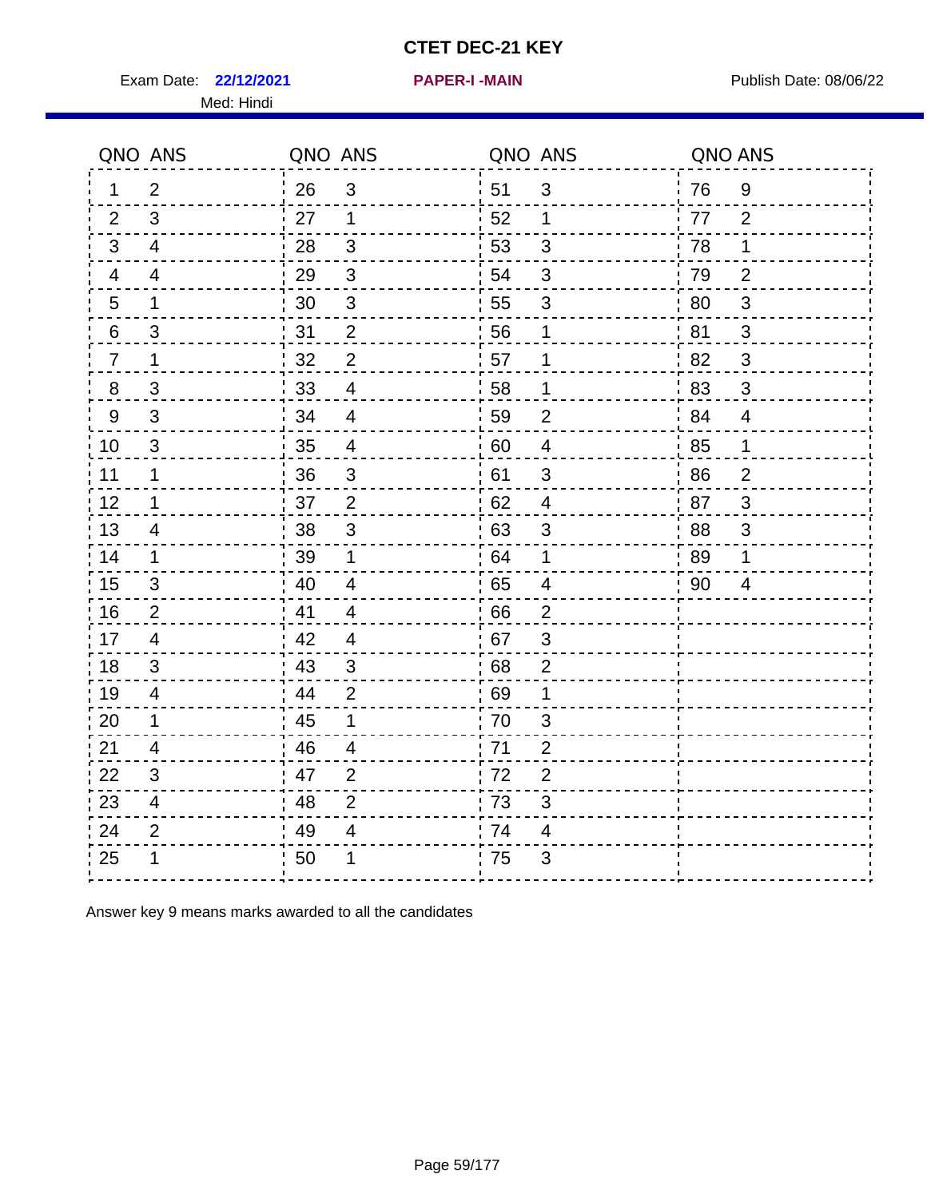# CTET DEC-21 KEY

Exam Date: **22/12/2021** **PAPER-I -MAIN** Publish Date: 08/06/22

Med: Hindi

| QNO | ANS | QNO | ANS | QNO | ANS | QNO | ANS |
|---|---|---|---|---|---|---|---|
| 1 | 2 | 26 | 3 | 51 | 3 | 76 | 9 |
| 2 | 3 | 27 | 1 | 52 | 1 | 77 | 2 |
| 3 | 4 | 28 | 3 | 53 | 3 | 78 | 1 |
| 4 | 4 | 29 | 3 | 54 | 3 | 79 | 2 |
| 5 | 1 | 30 | 3 | 55 | 3 | 80 | 3 |
| 6 | 3 | 31 | 2 | 56 | 1 | 81 | 3 |
| 7 | 1 | 32 | 2 | 57 | 1 | 82 | 3 |
| 8 | 3 | 33 | 4 | 58 | 1 | 83 | 3 |
| 9 | 3 | 34 | 4 | 59 | 2 | 84 | 4 |
| 10 | 3 | 35 | 4 | 60 | 4 | 85 | 1 |
| 11 | 1 | 36 | 3 | 61 | 3 | 86 | 2 |
| 12 | 1 | 37 | 2 | 62 | 4 | 87 | 3 |
| 13 | 4 | 38 | 3 | 63 | 3 | 88 | 3 |
| 14 | 1 | 39 | 1 | 64 | 1 | 89 | 1 |
| 15 | 3 | 40 | 4 | 65 | 4 | 90 | 4 |
| 16 | 2 | 41 | 4 | 66 | 2 | | |
| 17 | 4 | 42 | 4 | 67 | 3 | | |
| 18 | 3 | 43 | 3 | 68 | 2 | | |
| 19 | 4 | 44 | 2 | 69 | 1 | | |
| 20 | 1 | 45 | 1 | 70 | 3 | | |
| 21 | 4 | 46 | 4 | 71 | 2 | | |
| 22 | 3 | 47 | 2 | 72 | 2 | | |
| 23 | 4 | 48 | 2 | 73 | 3 | | |
| 24 | 2 | 49 | 4 | 74 | 4 | | |
| 25 | 1 | 50 | 1 | 75 | 3 | | |

Answer key 9 means marks awarded to all the candidates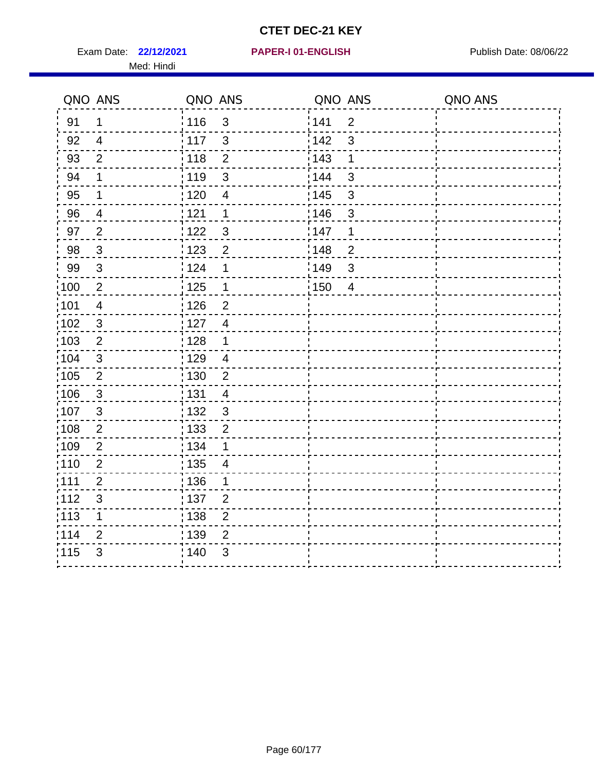# CTET DEC-21 KEY

Exam Date: **22/12/2021** **PAPER-I 01-ENGLISH** Publish Date: 08/06/22

Med: Hindi

| QNO | ANS | QNO | ANS | QNO | ANS | QNO | ANS |
|---|---|---|---|---|---|---|---|
| 91 | 1 | 116 | 3 | 141 | 2 | | |
| 92 | 4 | 117 | 3 | 142 | 3 | | |
| 93 | 2 | 118 | 2 | 143 | 1 | | |
| 94 | 1 | 119 | 3 | 144 | 3 | | |
| 95 | 1 | 120 | 4 | 145 | 3 | | |
| 96 | 4 | 121 | 1 | 146 | 3 | | |
| 97 | 2 | 122 | 3 | 147 | 1 | | |
| 98 | 3 | 123 | 2 | 148 | 2 | | |
| 99 | 3 | 124 | 1 | 149 | 3 | | |
| 100 | 2 | 125 | 1 | 150 | 4 | | |
| 101 | 4 | 126 | 2 | | | | |
| 102 | 3 | 127 | 4 | | | | |
| 103 | 2 | 128 | 1 | | | | |
| 104 | 3 | 129 | 4 | | | | |
| 105 | 2 | 130 | 2 | | | | |
| 106 | 3 | 131 | 4 | | | | |
| 107 | 3 | 132 | 3 | | | | |
| 108 | 2 | 133 | 2 | | | | |
| 109 | 2 | 134 | 1 | | | | |
| 110 | 2 | 135 | 4 | | | | |
| 111 | 2 | 136 | 1 | | | | |
| 112 | 3 | 137 | 2 | | | | |
| 113 | 1 | 138 | 2 | | | | |
| 114 | 2 | 139 | 2 | | | | |
| 115 | 3 | 140 | 3 | | | | |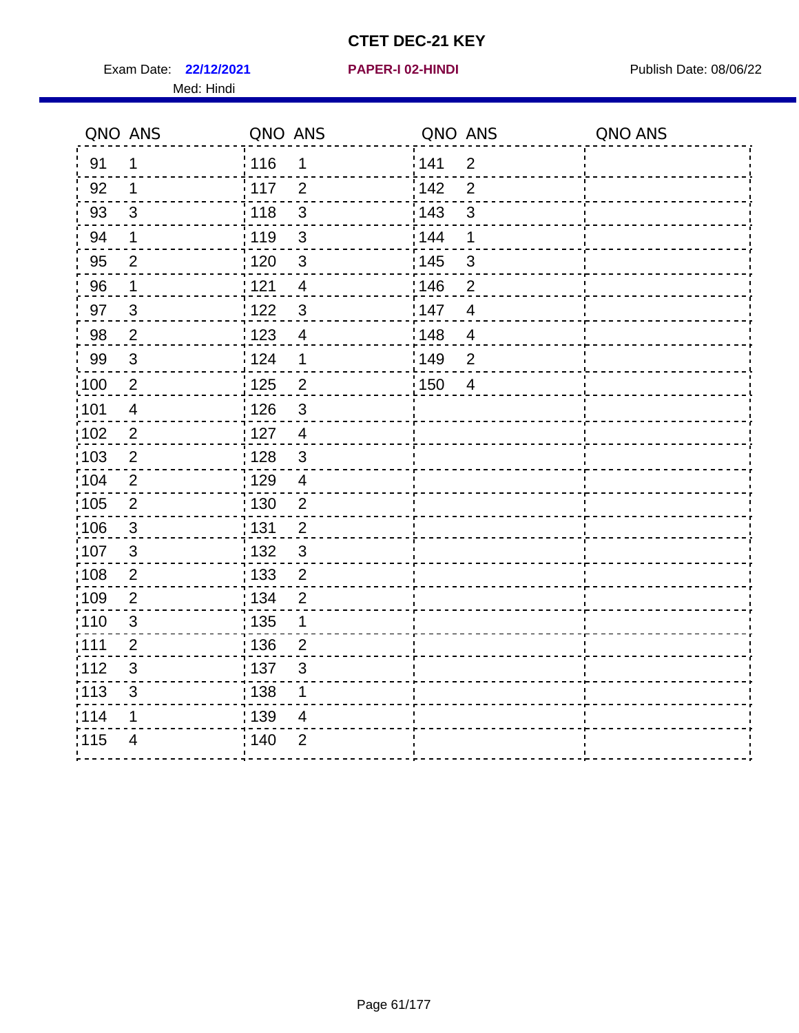# CTET DEC-21 KEY

Exam Date: **22/12/2021** **PAPER-I 02-HINDI** Publish Date: 08/06/22

Med: Hindi

| QNO | ANS | QNO | ANS | QNO | ANS | QNO | ANS |
|---|---|---|---|---|---|---|---|
| 91 | 1 | 116 | 1 | 141 | 2 | | |
| 92 | 1 | 117 | 2 | 142 | 2 | | |
| 93 | 3 | 118 | 3 | 143 | 3 | | |
| 94 | 1 | 119 | 3 | 144 | 1 | | |
| 95 | 2 | 120 | 3 | 145 | 3 | | |
| 96 | 1 | 121 | 4 | 146 | 2 | | |
| 97 | 3 | 122 | 3 | 147 | 4 | | |
| 98 | 2 | 123 | 4 | 148 | 4 | | |
| 99 | 3 | 124 | 1 | 149 | 2 | | |
| 100 | 2 | 125 | 2 | 150 | 4 | | |
| 101 | 4 | 126 | 3 | | | | |
| 102 | 2 | 127 | 4 | | | | |
| 103 | 2 | 128 | 3 | | | | |
| 104 | 2 | 129 | 4 | | | | |
| 105 | 2 | 130 | 2 | | | | |
| 106 | 3 | 131 | 2 | | | | |
| 107 | 3 | 132 | 3 | | | | |
| 108 | 2 | 133 | 2 | | | | |
| 109 | 2 | 134 | 2 | | | | |
| 110 | 3 | 135 | 1 | | | | |
| 111 | 2 | 136 | 2 | | | | |
| 112 | 3 | 137 | 3 | | | | |
| 113 | 3 | 138 | 1 | | | | |
| 114 | 1 | 139 | 4 | | | | |
| 115 | 4 | 140 | 2 | | | | |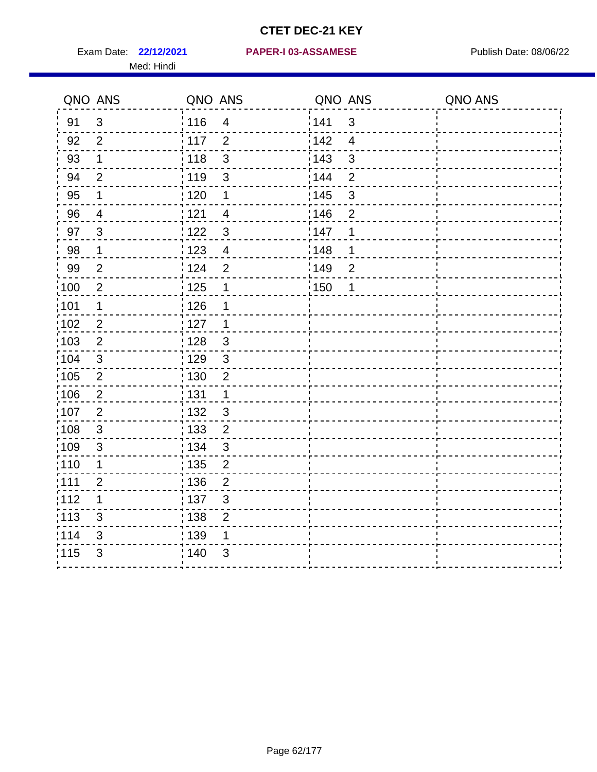# CTET DEC-21 KEY

Exam Date: **22/12/2021** **PAPER-I 03-ASSAMESE** Publish Date: 08/06/22

Med: Hindi

| QNO | ANS | QNO | ANS | QNO | ANS | QNO | ANS |
|---|---|---|---|---|---|---|---|
| 91 | 3 | 116 | 4 | 141 | 3 | | |
| 92 | 2 | 117 | 2 | 142 | 4 | | |
| 93 | 1 | 118 | 3 | 143 | 3 | | |
| 94 | 2 | 119 | 3 | 144 | 2 | | |
| 95 | 1 | 120 | 1 | 145 | 3 | | |
| 96 | 4 | 121 | 4 | 146 | 2 | | |
| 97 | 3 | 122 | 3 | 147 | 1 | | |
| 98 | 1 | 123 | 4 | 148 | 1 | | |
| 99 | 2 | 124 | 2 | 149 | 2 | | |
| 100 | 2 | 125 | 1 | 150 | 1 | | |
| 101 | 1 | 126 | 1 | | | | |
| 102 | 2 | 127 | 1 | | | | |
| 103 | 2 | 128 | 3 | | | | |
| 104 | 3 | 129 | 3 | | | | |
| 105 | 2 | 130 | 2 | | | | |
| 106 | 2 | 131 | 1 | | | | |
| 107 | 2 | 132 | 3 | | | | |
| 108 | 3 | 133 | 2 | | | | |
| 109 | 3 | 134 | 3 | | | | |
| 110 | 1 | 135 | 2 | | | | |
| 111 | 2 | 136 | 2 | | | | |
| 112 | 1 | 137 | 3 | | | | |
| 113 | 3 | 138 | 2 | | | | |
| 114 | 3 | 139 | 1 | | | | |
| 115 | 3 | 140 | 3 | | | | |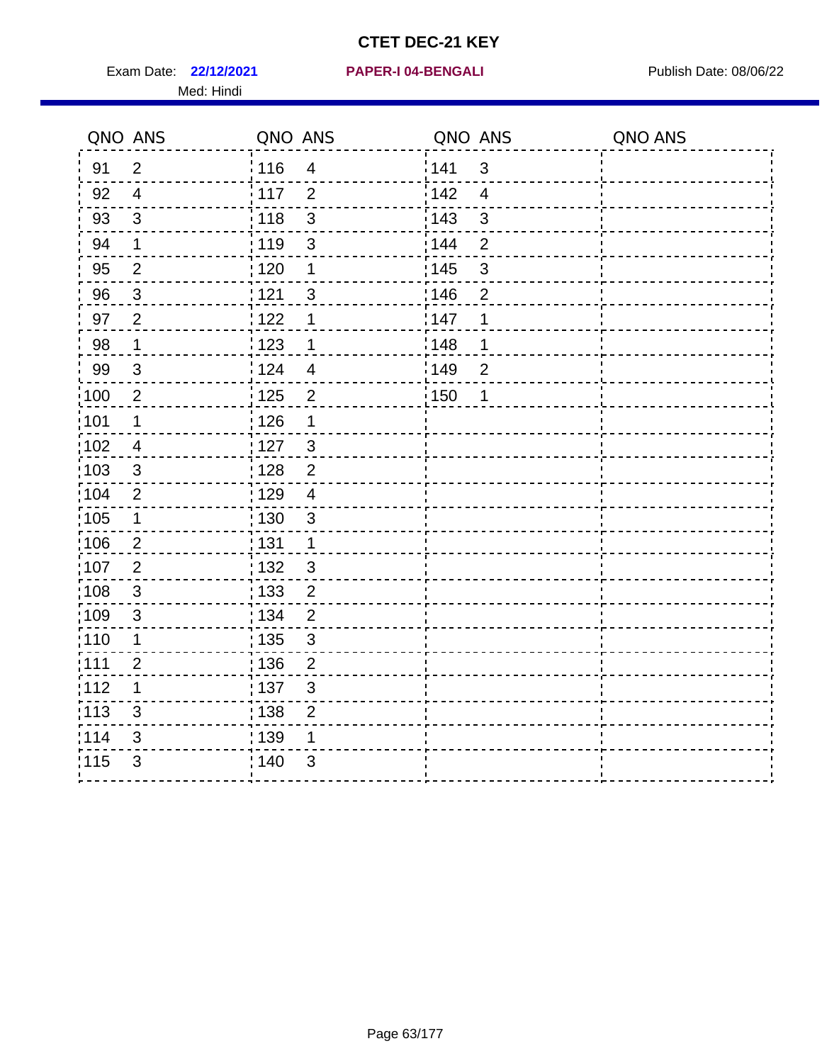# CTET DEC-21 KEY

Exam Date: **22/12/2021** **PAPER-I 04-BENGALI** Publish Date: 08/06/22

Med: Hindi

| QNO | ANS | QNO | ANS | QNO | ANS | QNO | ANS |
|---|---|---|---|---|---|---|---|
| 91 | 2 | 116 | 4 | 141 | 3 | | |
| 92 | 4 | 117 | 2 | 142 | 4 | | |
| 93 | 3 | 118 | 3 | 143 | 3 | | |
| 94 | 1 | 119 | 3 | 144 | 2 | | |
| 95 | 2 | 120 | 1 | 145 | 3 | | |
| 96 | 3 | 121 | 3 | 146 | 2 | | |
| 97 | 2 | 122 | 1 | 147 | 1 | | |
| 98 | 1 | 123 | 1 | 148 | 1 | | |
| 99 | 3 | 124 | 4 | 149 | 2 | | |
| 100 | 2 | 125 | 2 | 150 | 1 | | |
| 101 | 1 | 126 | 1 | | | | |
| 102 | 4 | 127 | 3 | | | | |
| 103 | 3 | 128 | 2 | | | | |
| 104 | 2 | 129 | 4 | | | | |
| 105 | 1 | 130 | 3 | | | | |
| 106 | 2 | 131 | 1 | | | | |
| 107 | 2 | 132 | 3 | | | | |
| 108 | 3 | 133 | 2 | | | | |
| 109 | 3 | 134 | 2 | | | | |
| 110 | 1 | 135 | 3 | | | | |
| 111 | 2 | 136 | 2 | | | | |
| 112 | 1 | 137 | 3 | | | | |
| 113 | 3 | 138 | 2 | | | | |
| 114 | 3 | 139 | 1 | | | | |
| 115 | 3 | 140 | 3 | | | | |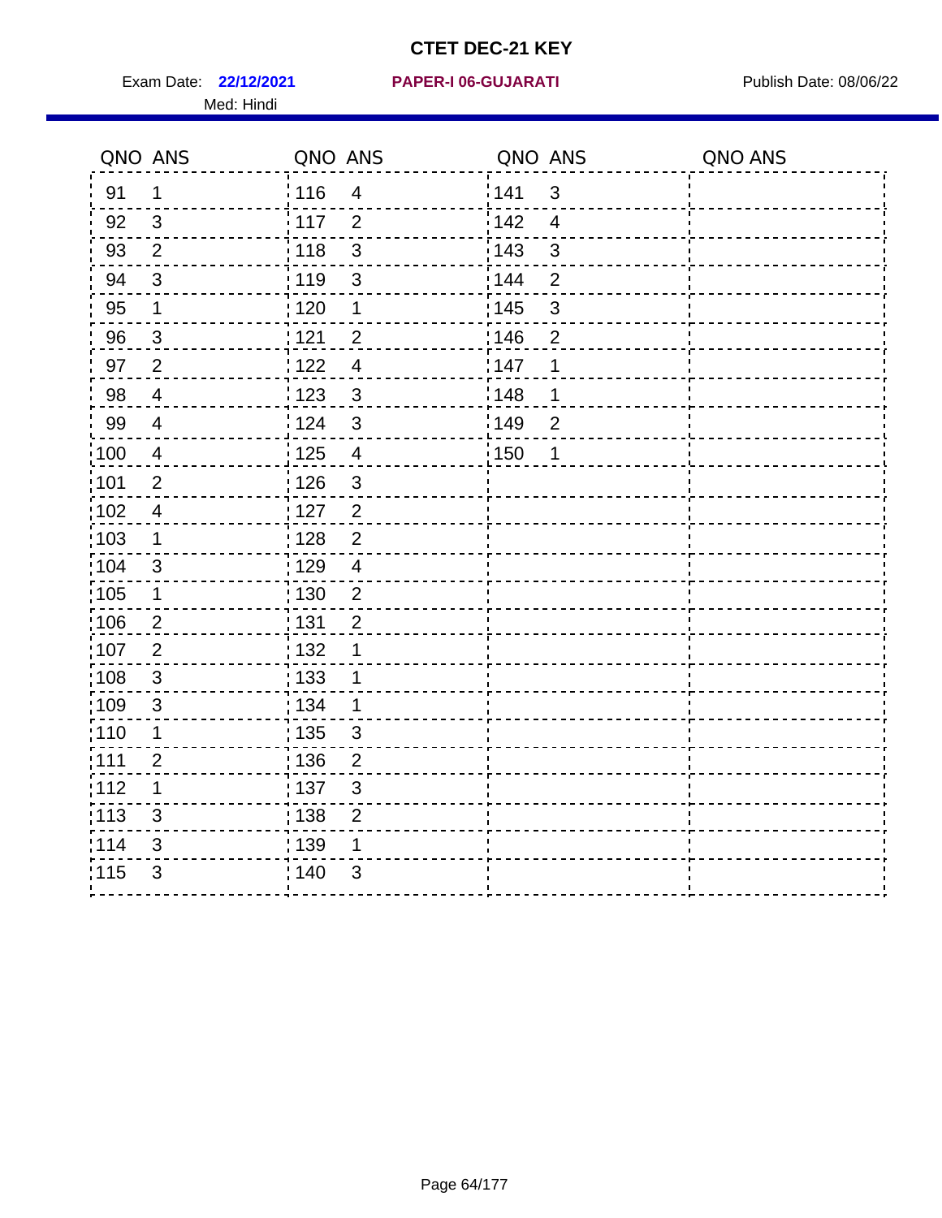# CTET DEC-21 KEY

Exam Date: **22/12/2021** **PAPER-I 06-GUJARATI** Publish Date: 08/06/22

Med: Hindi

| QNO | ANS | QNO | ANS | QNO | ANS | QNO | ANS |
|---|---|---|---|---|---|---|---|
| 91 | 1 | 116 | 4 | 141 | 3 | | |
| 92 | 3 | 117 | 2 | 142 | 4 | | |
| 93 | 2 | 118 | 3 | 143 | 3 | | |
| 94 | 3 | 119 | 3 | 144 | 2 | | |
| 95 | 1 | 120 | 1 | 145 | 3 | | |
| 96 | 3 | 121 | 2 | 146 | 2 | | |
| 97 | 2 | 122 | 4 | 147 | 1 | | |
| 98 | 4 | 123 | 3 | 148 | 1 | | |
| 99 | 4 | 124 | 3 | 149 | 2 | | |
| 100 | 4 | 125 | 4 | 150 | 1 | | |
| 101 | 2 | 126 | 3 | | | | |
| 102 | 4 | 127 | 2 | | | | |
| 103 | 1 | 128 | 2 | | | | |
| 104 | 3 | 129 | 4 | | | | |
| 105 | 1 | 130 | 2 | | | | |
| 106 | 2 | 131 | 2 | | | | |
| 107 | 2 | 132 | 1 | | | | |
| 108 | 3 | 133 | 1 | | | | |
| 109 | 3 | 134 | 1 | | | | |
| 110 | 1 | 135 | 3 | | | | |
| 111 | 2 | 136 | 2 | | | | |
| 112 | 1 | 137 | 3 | | | | |
| 113 | 3 | 138 | 2 | | | | |
| 114 | 3 | 139 | 1 | | | | |
| 115 | 3 | 140 | 3 | | | | |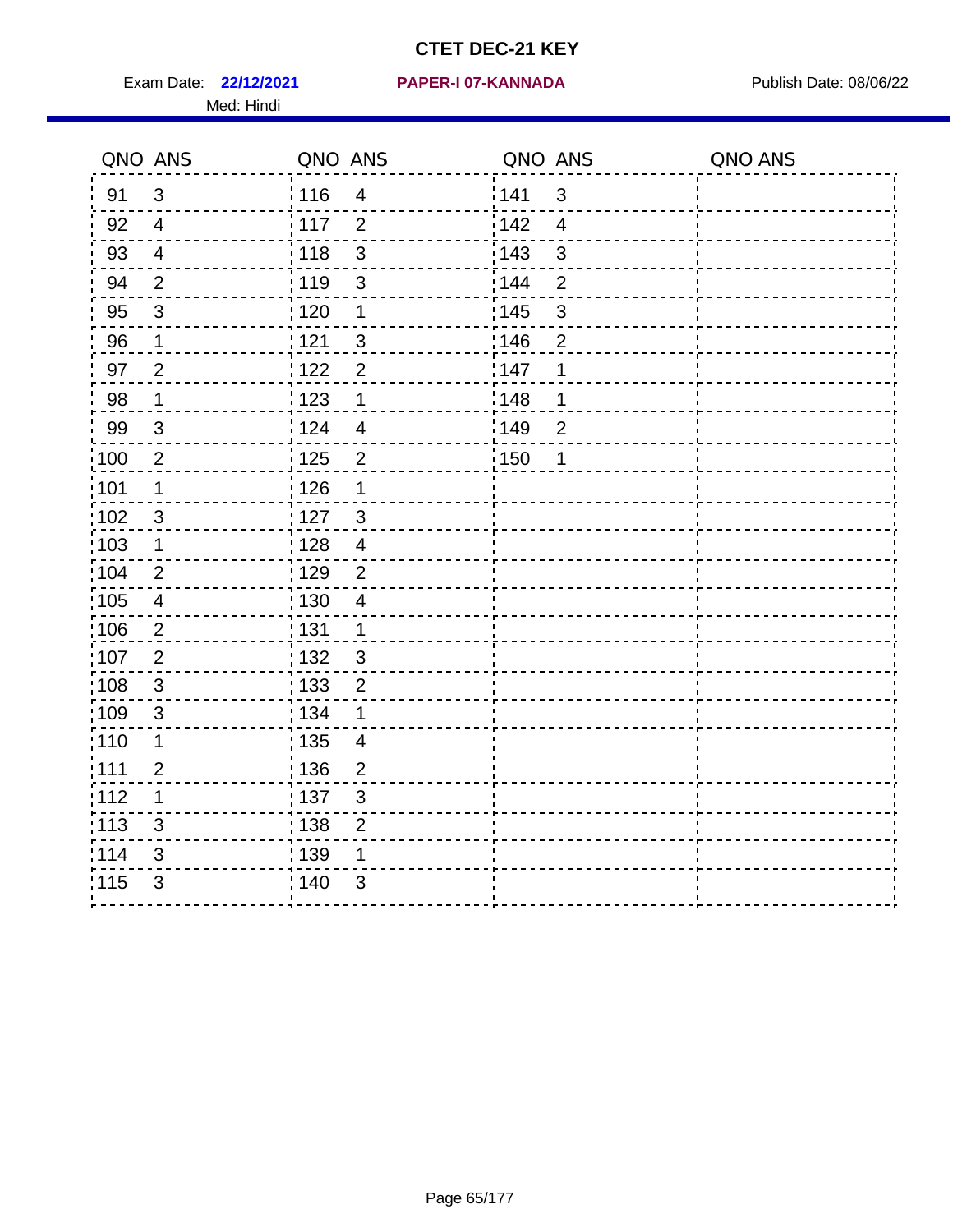# CTET DEC-21 KEY

Exam Date: **22/12/2021** **PAPER-I 07-KANNADA** Publish Date: 08/06/22

Med: Hindi

| QNO | ANS | QNO | ANS | QNO | ANS | QNO | ANS |
|---|---|---|---|---|---|---|---|
| 91 | 3 | 116 | 4 | 141 | 3 | | |
| 92 | 4 | 117 | 2 | 142 | 4 | | |
| 93 | 4 | 118 | 3 | 143 | 3 | | |
| 94 | 2 | 119 | 3 | 144 | 2 | | |
| 95 | 3 | 120 | 1 | 145 | 3 | | |
| 96 | 1 | 121 | 3 | 146 | 2 | | |
| 97 | 2 | 122 | 2 | 147 | 1 | | |
| 98 | 1 | 123 | 1 | 148 | 1 | | |
| 99 | 3 | 124 | 4 | 149 | 2 | | |
| 100 | 2 | 125 | 2 | 150 | 1 | | |
| 101 | 1 | 126 | 1 | | | | |
| 102 | 3 | 127 | 3 | | | | |
| 103 | 1 | 128 | 4 | | | | |
| 104 | 2 | 129 | 2 | | | | |
| 105 | 4 | 130 | 4 | | | | |
| 106 | 2 | 131 | 1 | | | | |
| 107 | 2 | 132 | 3 | | | | |
| 108 | 3 | 133 | 2 | | | | |
| 109 | 3 | 134 | 1 | | | | |
| 110 | 1 | 135 | 4 | | | | |
| 111 | 2 | 136 | 2 | | | | |
| 112 | 1 | 137 | 3 | | | | |
| 113 | 3 | 138 | 2 | | | | |
| 114 | 3 | 139 | 1 | | | | |
| 115 | 3 | 140 | 3 | | | | |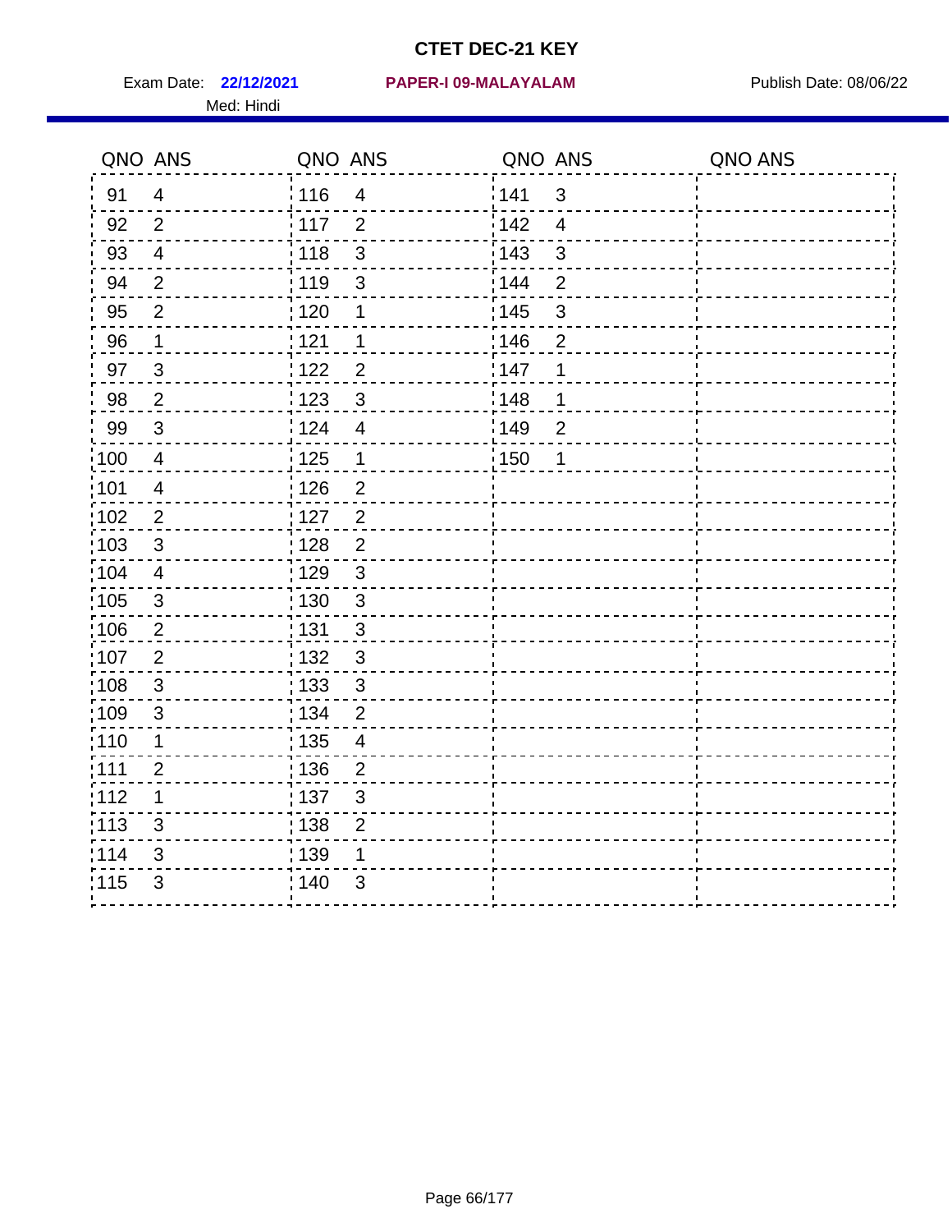# CTET DEC-21 KEY

Exam Date: **22/12/2021** **PAPER-I 09-MALAYALAM** Publish Date: 08/06/22

Med: Hindi

| QNO | ANS | QNO | ANS | QNO | ANS | QNO | ANS |
|---|---|---|---|---|---|---|---|
| 91 | 4 | 116 | 4 | 141 | 3 | | |
| 92 | 2 | 117 | 2 | 142 | 4 | | |
| 93 | 4 | 118 | 3 | 143 | 3 | | |
| 94 | 2 | 119 | 3 | 144 | 2 | | |
| 95 | 2 | 120 | 1 | 145 | 3 | | |
| 96 | 1 | 121 | 1 | 146 | 2 | | |
| 97 | 3 | 122 | 2 | 147 | 1 | | |
| 98 | 2 | 123 | 3 | 148 | 1 | | |
| 99 | 3 | 124 | 4 | 149 | 2 | | |
| 100 | 4 | 125 | 1 | 150 | 1 | | |
| 101 | 4 | 126 | 2 | | | | |
| 102 | 2 | 127 | 2 | | | | |
| 103 | 3 | 128 | 2 | | | | |
| 104 | 4 | 129 | 3 | | | | |
| 105 | 3 | 130 | 3 | | | | |
| 106 | 2 | 131 | 3 | | | | |
| 107 | 2 | 132 | 3 | | | | |
| 108 | 3 | 133 | 3 | | | | |
| 109 | 3 | 134 | 2 | | | | |
| 110 | 1 | 135 | 4 | | | | |
| 111 | 2 | 136 | 2 | | | | |
| 112 | 1 | 137 | 3 | | | | |
| 113 | 3 | 138 | 2 | | | | |
| 114 | 3 | 139 | 1 | | | | |
| 115 | 3 | 140 | 3 | | | | |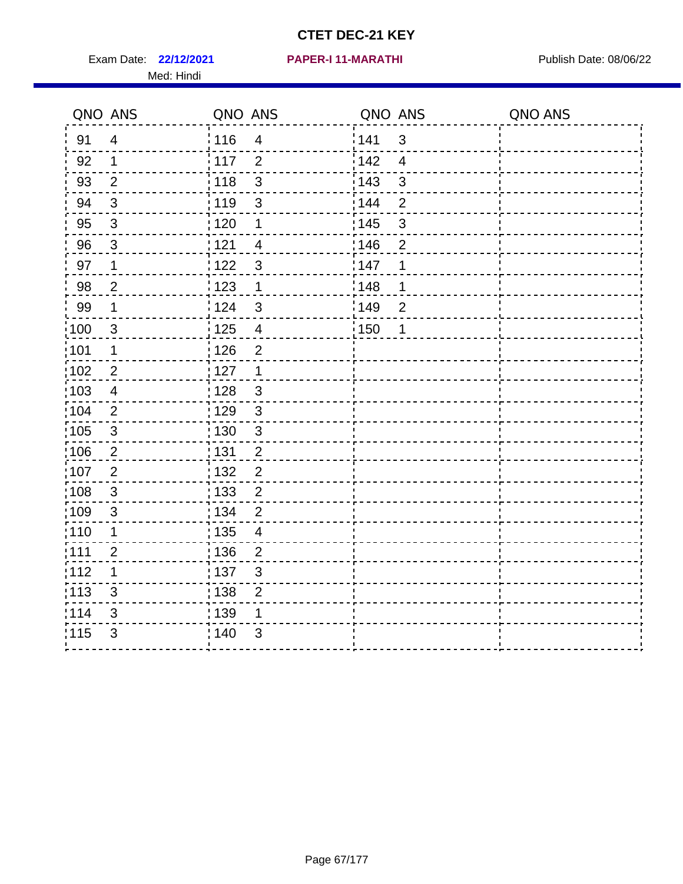# CTET DEC-21 KEY

Exam Date: **22/12/2021** **PAPER-I 11-MARATHI** Publish Date: 08/06/22

Med: Hindi

| QNO | ANS | QNO | ANS | QNO | ANS | QNO | ANS |
|---|---|---|---|---|---|---|---|
| 91 | 4 | 116 | 4 | 141 | 3 | | |
| 92 | 1 | 117 | 2 | 142 | 4 | | |
| 93 | 2 | 118 | 3 | 143 | 3 | | |
| 94 | 3 | 119 | 3 | 144 | 2 | | |
| 95 | 3 | 120 | 1 | 145 | 3 | | |
| 96 | 3 | 121 | 4 | 146 | 2 | | |
| 97 | 1 | 122 | 3 | 147 | 1 | | |
| 98 | 2 | 123 | 1 | 148 | 1 | | |
| 99 | 1 | 124 | 3 | 149 | 2 | | |
| 100 | 3 | 125 | 4 | 150 | 1 | | |
| 101 | 1 | 126 | 2 | | | | |
| 102 | 2 | 127 | 1 | | | | |
| 103 | 4 | 128 | 3 | | | | |
| 104 | 2 | 129 | 3 | | | | |
| 105 | 3 | 130 | 3 | | | | |
| 106 | 2 | 131 | 2 | | | | |
| 107 | 2 | 132 | 2 | | | | |
| 108 | 3 | 133 | 2 | | | | |
| 109 | 3 | 134 | 2 | | | | |
| 110 | 1 | 135 | 4 | | | | |
| 111 | 2 | 136 | 2 | | | | |
| 112 | 1 | 137 | 3 | | | | |
| 113 | 3 | 138 | 2 | | | | |
| 114 | 3 | 139 | 1 | | | | |
| 115 | 3 | 140 | 3 | | | | |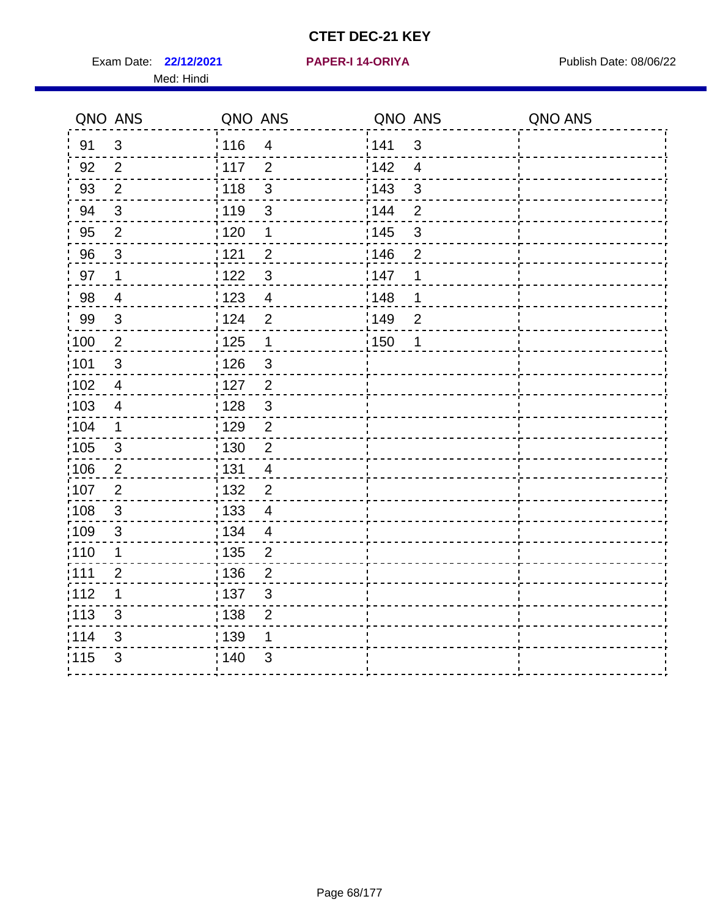# CTET DEC-21 KEY

Exam Date: **22/12/2021** **PAPER-I 14-ORIYA** Publish Date: 08/06/22

Med: Hindi

| QNO | ANS | QNO | ANS | QNO | ANS | QNO | ANS |
|---|---|---|---|---|---|---|---|
| 91 | 3 | 116 | 4 | 141 | 3 | | |
| 92 | 2 | 117 | 2 | 142 | 4 | | |
| 93 | 2 | 118 | 3 | 143 | 3 | | |
| 94 | 3 | 119 | 3 | 144 | 2 | | |
| 95 | 2 | 120 | 1 | 145 | 3 | | |
| 96 | 3 | 121 | 2 | 146 | 2 | | |
| 97 | 1 | 122 | 3 | 147 | 1 | | |
| 98 | 4 | 123 | 4 | 148 | 1 | | |
| 99 | 3 | 124 | 2 | 149 | 2 | | |
| 100 | 2 | 125 | 1 | 150 | 1 | | |
| 101 | 3 | 126 | 3 | | | | |
| 102 | 4 | 127 | 2 | | | | |
| 103 | 4 | 128 | 3 | | | | |
| 104 | 1 | 129 | 2 | | | | |
| 105 | 3 | 130 | 2 | | | | |
| 106 | 2 | 131 | 4 | | | | |
| 107 | 2 | 132 | 2 | | | | |
| 108 | 3 | 133 | 4 | | | | |
| 109 | 3 | 134 | 4 | | | | |
| 110 | 1 | 135 | 2 | | | | |
| 111 | 2 | 136 | 2 | | | | |
| 112 | 1 | 137 | 3 | | | | |
| 113 | 3 | 138 | 2 | | | | |
| 114 | 3 | 139 | 1 | | | | |
| 115 | 3 | 140 | 3 | | | | |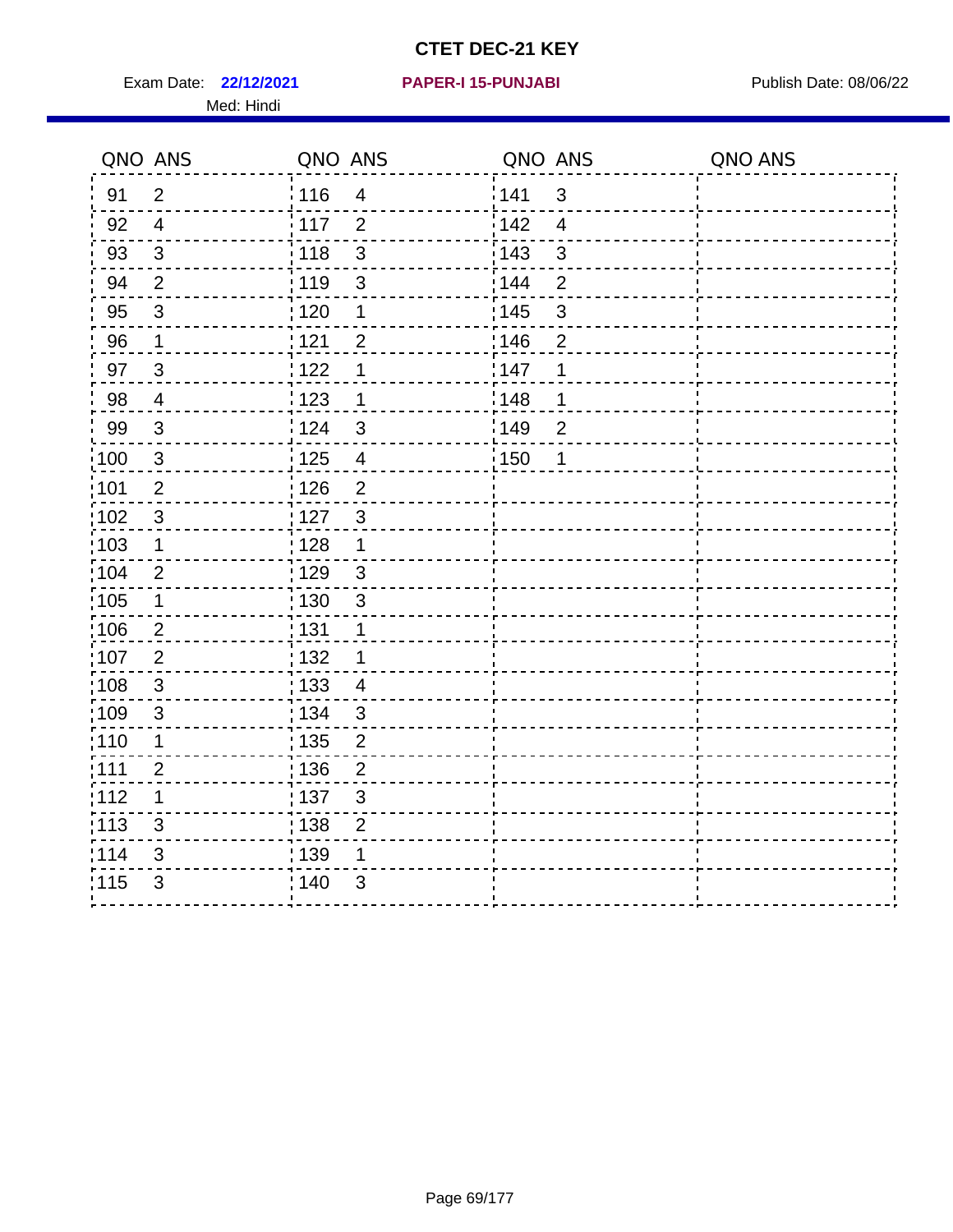# CTET DEC-21 KEY

Exam Date: **22/12/2021** **PAPER-I 15-PUNJABI** Publish Date: 08/06/22

Med: Hindi

| QNO | ANS | QNO | ANS | QNO | ANS | QNO | ANS |
|---|---|---|---|---|---|---|---|
| 91 | 2 | 116 | 4 | 141 | 3 | | |
| 92 | 4 | 117 | 2 | 142 | 4 | | |
| 93 | 3 | 118 | 3 | 143 | 3 | | |
| 94 | 2 | 119 | 3 | 144 | 2 | | |
| 95 | 3 | 120 | 1 | 145 | 3 | | |
| 96 | 1 | 121 | 2 | 146 | 2 | | |
| 97 | 3 | 122 | 1 | 147 | 1 | | |
| 98 | 4 | 123 | 1 | 148 | 1 | | |
| 99 | 3 | 124 | 3 | 149 | 2 | | |
| 100 | 3 | 125 | 4 | 150 | 1 | | |
| 101 | 2 | 126 | 2 | | | | |
| 102 | 3 | 127 | 3 | | | | |
| 103 | 1 | 128 | 1 | | | | |
| 104 | 2 | 129 | 3 | | | | |
| 105 | 1 | 130 | 3 | | | | |
| 106 | 2 | 131 | 1 | | | | |
| 107 | 2 | 132 | 1 | | | | |
| 108 | 3 | 133 | 4 | | | | |
| 109 | 3 | 134 | 3 | | | | |
| 110 | 1 | 135 | 2 | | | | |
| 111 | 2 | 136 | 2 | | | | |
| 112 | 1 | 137 | 3 | | | | |
| 113 | 3 | 138 | 2 | | | | |
| 114 | 3 | 139 | 1 | | | | |
| 115 | 3 | 140 | 3 | | | | |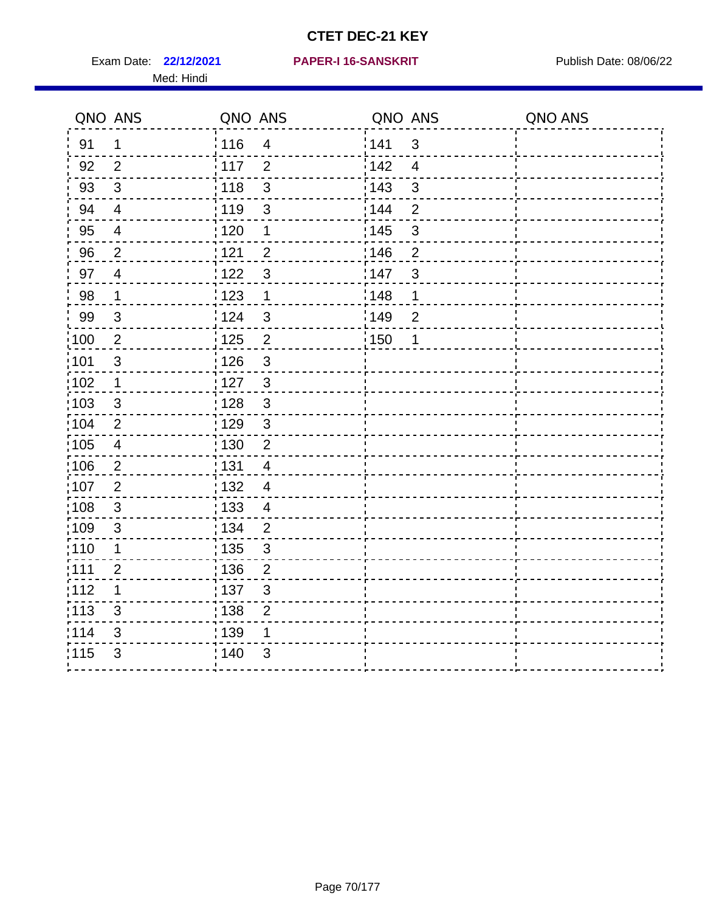# CTET DEC-21 KEY

Exam Date: **22/12/2021** **PAPER-I 16-SANSKRIT** Publish Date: 08/06/22

Med: Hindi

| QNO | ANS | QNO | ANS | QNO | ANS | QNO | ANS |
|---|---|---|---|---|---|---|---|
| 91 | 1 | 116 | 4 | 141 | 3 | | |
| 92 | 2 | 117 | 2 | 142 | 4 | | |
| 93 | 3 | 118 | 3 | 143 | 3 | | |
| 94 | 4 | 119 | 3 | 144 | 2 | | |
| 95 | 4 | 120 | 1 | 145 | 3 | | |
| 96 | 2 | 121 | 2 | 146 | 2 | | |
| 97 | 4 | 122 | 3 | 147 | 3 | | |
| 98 | 1 | 123 | 1 | 148 | 1 | | |
| 99 | 3 | 124 | 3 | 149 | 2 | | |
| 100 | 2 | 125 | 2 | 150 | 1 | | |
| 101 | 3 | 126 | 3 | | | | |
| 102 | 1 | 127 | 3 | | | | |
| 103 | 3 | 128 | 3 | | | | |
| 104 | 2 | 129 | 3 | | | | |
| 105 | 4 | 130 | 2 | | | | |
| 106 | 2 | 131 | 4 | | | | |
| 107 | 2 | 132 | 4 | | | | |
| 108 | 3 | 133 | 4 | | | | |
| 109 | 3 | 134 | 2 | | | | |
| 110 | 1 | 135 | 3 | | | | |
| 111 | 2 | 136 | 2 | | | | |
| 112 | 1 | 137 | 3 | | | | |
| 113 | 3 | 138 | 2 | | | | |
| 114 | 3 | 139 | 1 | | | | |
| 115 | 3 | 140 | 3 | | | | |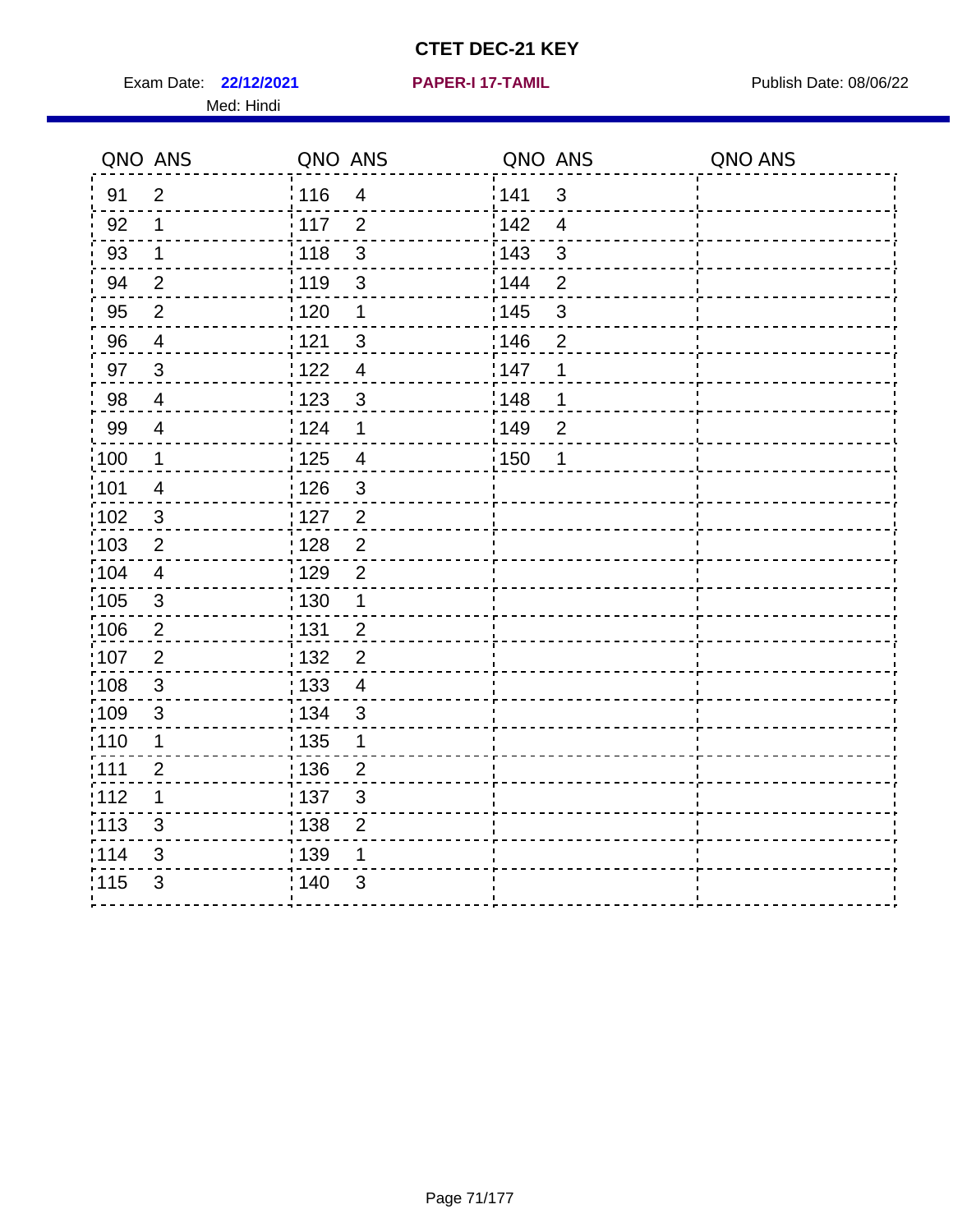# CTET DEC-21 KEY

Exam Date: **22/12/2021** **PAPER-I 17-TAMIL** Publish Date: 08/06/22

Med: Hindi

| QNO | ANS | QNO | ANS | QNO | ANS | QNO | ANS |
|---|---|---|---|---|---|---|---|
| 91 | 2 | 116 | 4 | 141 | 3 | | |
| 92 | 1 | 117 | 2 | 142 | 4 | | |
| 93 | 1 | 118 | 3 | 143 | 3 | | |
| 94 | 2 | 119 | 3 | 144 | 2 | | |
| 95 | 2 | 120 | 1 | 145 | 3 | | |
| 96 | 4 | 121 | 3 | 146 | 2 | | |
| 97 | 3 | 122 | 4 | 147 | 1 | | |
| 98 | 4 | 123 | 3 | 148 | 1 | | |
| 99 | 4 | 124 | 1 | 149 | 2 | | |
| 100 | 1 | 125 | 4 | 150 | 1 | | |
| 101 | 4 | 126 | 3 | | | | |
| 102 | 3 | 127 | 2 | | | | |
| 103 | 2 | 128 | 2 | | | | |
| 104 | 4 | 129 | 2 | | | | |
| 105 | 3 | 130 | 1 | | | | |
| 106 | 2 | 131 | 2 | | | | |
| 107 | 2 | 132 | 2 | | | | |
| 108 | 3 | 133 | 4 | | | | |
| 109 | 3 | 134 | 3 | | | | |
| 110 | 1 | 135 | 1 | | | | |
| 111 | 2 | 136 | 2 | | | | |
| 112 | 1 | 137 | 3 | | | | |
| 113 | 3 | 138 | 2 | | | | |
| 114 | 3 | 139 | 1 | | | | |
| 115 | 3 | 140 | 3 | | | | |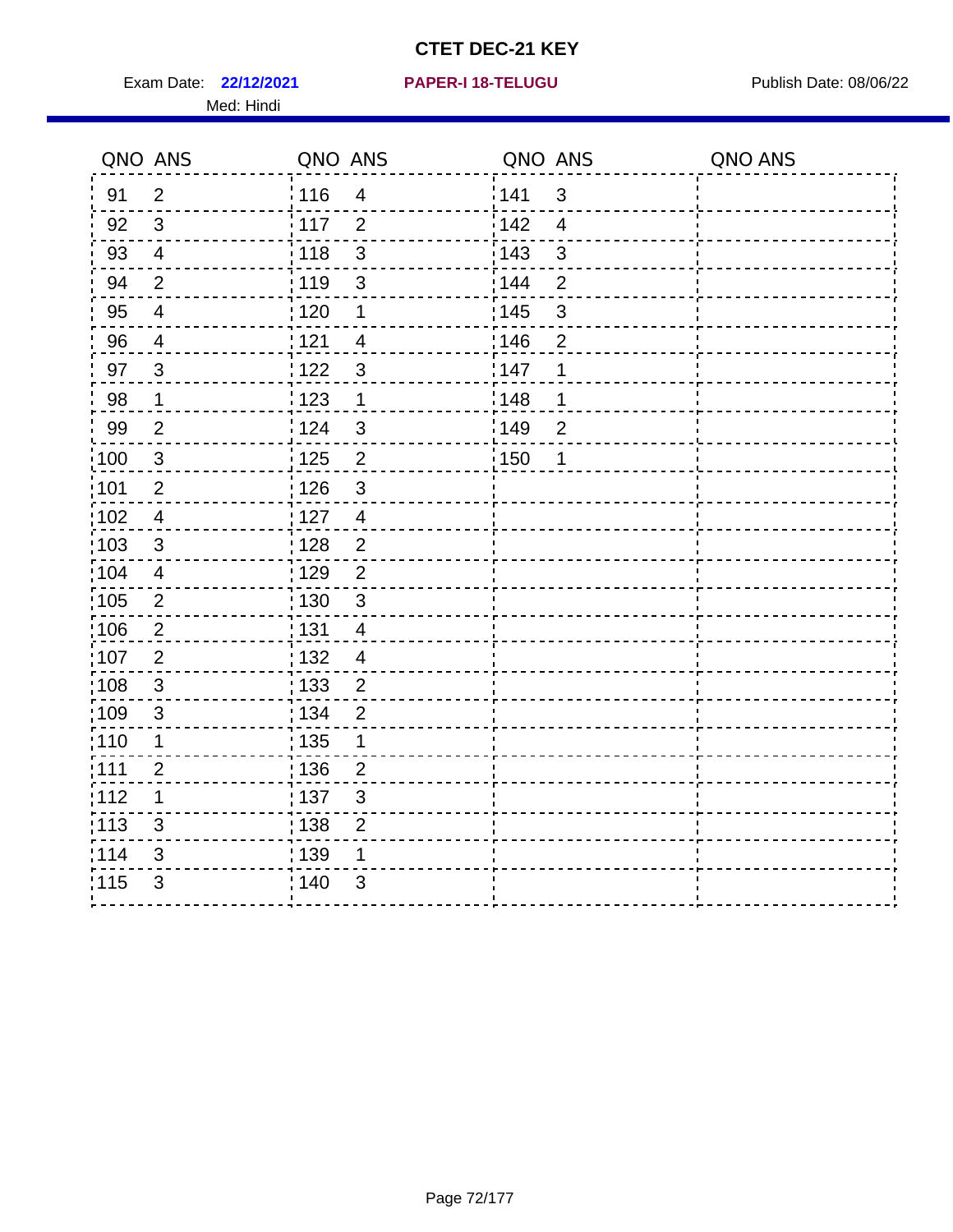# CTET DEC-21 KEY

Exam Date: **22/12/2021** **PAPER-I 18-TELUGU** Publish Date: 08/06/22

Med: Hindi

| QNO | ANS | QNO | ANS | QNO | ANS | QNO | ANS |
|---|---|---|---|---|---|---|---|
| 91 | 2 | 116 | 4 | 141 | 3 | | |
| 92 | 3 | 117 | 2 | 142 | 4 | | |
| 93 | 4 | 118 | 3 | 143 | 3 | | |
| 94 | 2 | 119 | 3 | 144 | 2 | | |
| 95 | 4 | 120 | 1 | 145 | 3 | | |
| 96 | 4 | 121 | 4 | 146 | 2 | | |
| 97 | 3 | 122 | 3 | 147 | 1 | | |
| 98 | 1 | 123 | 1 | 148 | 1 | | |
| 99 | 2 | 124 | 3 | 149 | 2 | | |
| 100 | 3 | 125 | 2 | 150 | 1 | | |
| 101 | 2 | 126 | 3 | | | | |
| 102 | 4 | 127 | 4 | | | | |
| 103 | 3 | 128 | 2 | | | | |
| 104 | 4 | 129 | 2 | | | | |
| 105 | 2 | 130 | 3 | | | | |
| 106 | 2 | 131 | 4 | | | | |
| 107 | 2 | 132 | 4 | | | | |
| 108 | 3 | 133 | 2 | | | | |
| 109 | 3 | 134 | 2 | | | | |
| 110 | 1 | 135 | 1 | | | | |
| 111 | 2 | 136 | 2 | | | | |
| 112 | 1 | 137 | 3 | | | | |
| 113 | 3 | 138 | 2 | | | | |
| 114 | 3 | 139 | 1 | | | | |
| 115 | 3 | 140 | 3 | | | | |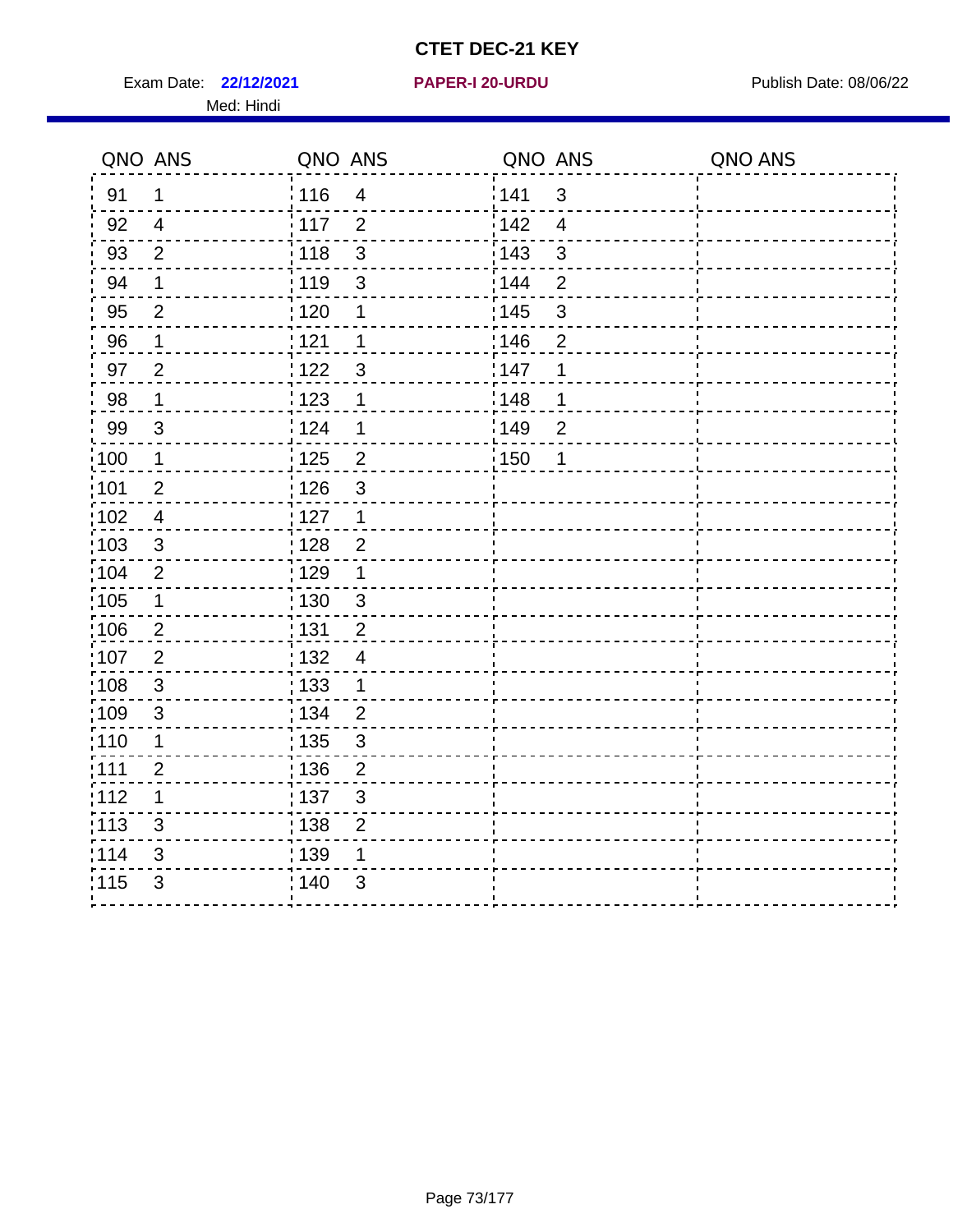# CTET DEC-21 KEY

Exam Date: **22/12/2021** **PAPER-I 20-URDU** Publish Date: 08/06/22

Med: Hindi

| QNO | ANS | QNO | ANS | QNO | ANS | QNO | ANS |
|---|---|---|---|---|---|---|---|
| 91 | 1 | 116 | 4 | 141 | 3 | | |
| 92 | 4 | 117 | 2 | 142 | 4 | | |
| 93 | 2 | 118 | 3 | 143 | 3 | | |
| 94 | 1 | 119 | 3 | 144 | 2 | | |
| 95 | 2 | 120 | 1 | 145 | 3 | | |
| 96 | 1 | 121 | 1 | 146 | 2 | | |
| 97 | 2 | 122 | 3 | 147 | 1 | | |
| 98 | 1 | 123 | 1 | 148 | 1 | | |
| 99 | 3 | 124 | 1 | 149 | 2 | | |
| 100 | 1 | 125 | 2 | 150 | 1 | | |
| 101 | 2 | 126 | 3 | | | | |
| 102 | 4 | 127 | 1 | | | | |
| 103 | 3 | 128 | 2 | | | | |
| 104 | 2 | 129 | 1 | | | | |
| 105 | 1 | 130 | 3 | | | | |
| 106 | 2 | 131 | 2 | | | | |
| 107 | 2 | 132 | 4 | | | | |
| 108 | 3 | 133 | 1 | | | | |
| 109 | 3 | 134 | 2 | | | | |
| 110 | 1 | 135 | 3 | | | | |
| 111 | 2 | 136 | 2 | | | | |
| 112 | 1 | 137 | 3 | | | | |
| 113 | 3 | 138 | 2 | | | | |
| 114 | 3 | 139 | 1 | | | | |
| 115 | 3 | 140 | 3 | | | | |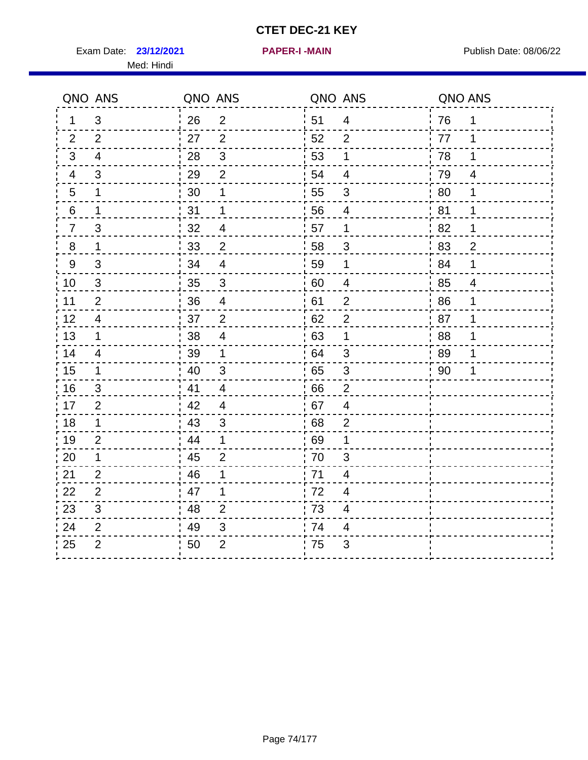# CTET DEC-21 KEY

Exam Date: **23/12/2021** **PAPER-I -MAIN** Publish Date: 08/06/22

Med: Hindi

| QNO | ANS | QNO | ANS | QNO | ANS | QNO | ANS |
|---|---|---|---|---|---|---|---|
| 1 | 3 | 26 | 2 | 51 | 4 | 76 | 1 |
| 2 | 2 | 27 | 2 | 52 | 2 | 77 | 1 |
| 3 | 4 | 28 | 3 | 53 | 1 | 78 | 1 |
| 4 | 3 | 29 | 2 | 54 | 4 | 79 | 4 |
| 5 | 1 | 30 | 1 | 55 | 3 | 80 | 1 |
| 6 | 1 | 31 | 1 | 56 | 4 | 81 | 1 |
| 7 | 3 | 32 | 4 | 57 | 1 | 82 | 1 |
| 8 | 1 | 33 | 2 | 58 | 3 | 83 | 2 |
| 9 | 3 | 34 | 4 | 59 | 1 | 84 | 1 |
| 10 | 3 | 35 | 3 | 60 | 4 | 85 | 4 |
| 11 | 2 | 36 | 4 | 61 | 2 | 86 | 1 |
| 12 | 4 | 37 | 2 | 62 | 2 | 87 | 1 |
| 13 | 1 | 38 | 4 | 63 | 1 | 88 | 1 |
| 14 | 4 | 39 | 1 | 64 | 3 | 89 | 1 |
| 15 | 1 | 40 | 3 | 65 | 3 | 90 | 1 |
| 16 | 3 | 41 | 4 | 66 | 2 | | |
| 17 | 2 | 42 | 4 | 67 | 4 | | |
| 18 | 1 | 43 | 3 | 68 | 2 | | |
| 19 | 2 | 44 | 1 | 69 | 1 | | |
| 20 | 1 | 45 | 2 | 70 | 3 | | |
| 21 | 2 | 46 | 1 | 71 | 4 | | |
| 22 | 2 | 47 | 1 | 72 | 4 | | |
| 23 | 3 | 48 | 2 | 73 | 4 | | |
| 24 | 2 | 49 | 3 | 74 | 4 | | |
| 25 | 2 | 50 | 2 | 75 | 3 | | |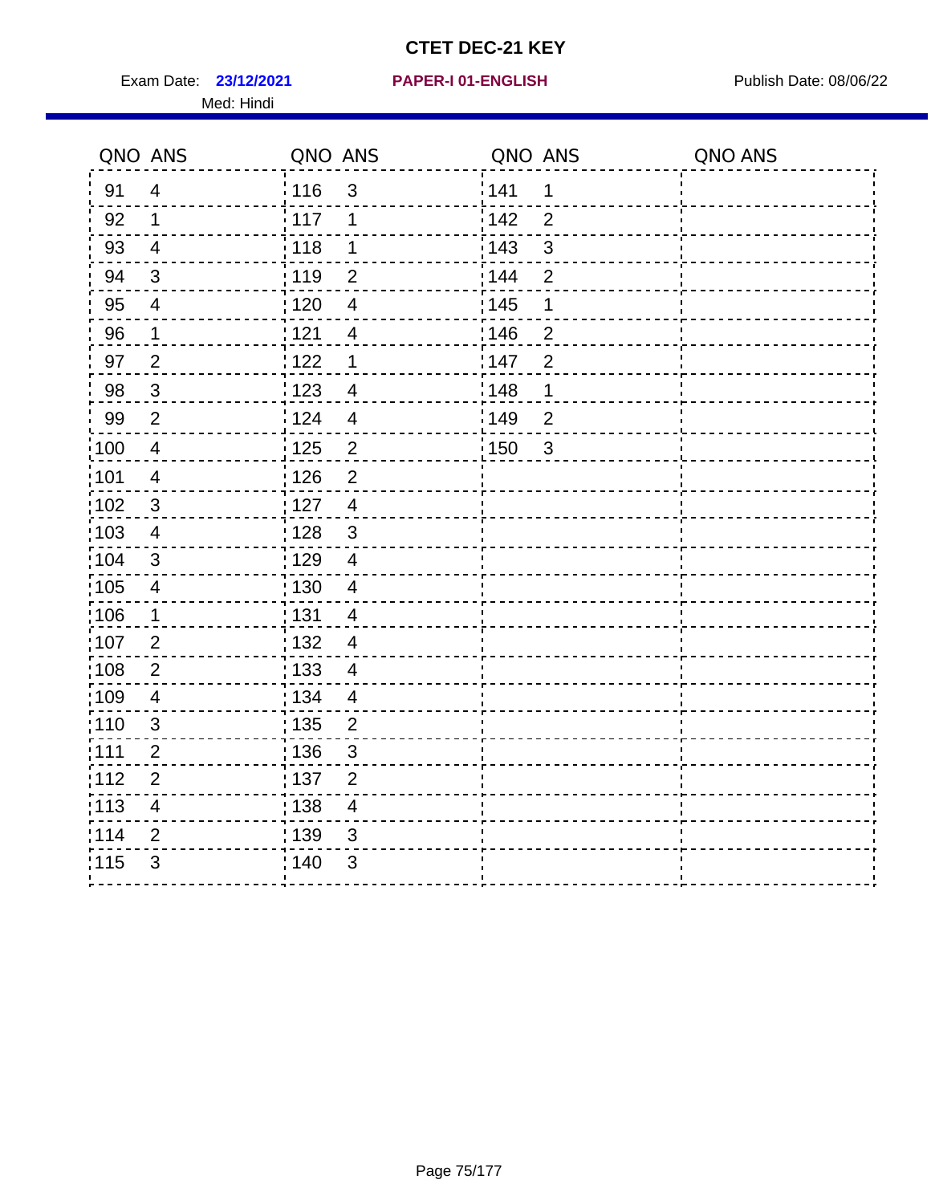# CTET DEC-21 KEY

Exam Date: **23/12/2021** **PAPER-I 01-ENGLISH** Publish Date: 08/06/22

Med: Hindi

| QNO | ANS | QNO | ANS | QNO | ANS | QNO | ANS |
|---|---|---|---|---|---|---|---|
| 91 | 4 | 116 | 3 | 141 | 1 | | |
| 92 | 1 | 117 | 1 | 142 | 2 | | |
| 93 | 4 | 118 | 1 | 143 | 3 | | |
| 94 | 3 | 119 | 2 | 144 | 2 | | |
| 95 | 4 | 120 | 4 | 145 | 1 | | |
| 96 | 1 | 121 | 4 | 146 | 2 | | |
| 97 | 2 | 122 | 1 | 147 | 2 | | |
| 98 | 3 | 123 | 4 | 148 | 1 | | |
| 99 | 2 | 124 | 4 | 149 | 2 | | |
| 100 | 4 | 125 | 2 | 150 | 3 | | |
| 101 | 4 | 126 | 2 | | | | |
| 102 | 3 | 127 | 4 | | | | |
| 103 | 4 | 128 | 3 | | | | |
| 104 | 3 | 129 | 4 | | | | |
| 105 | 4 | 130 | 4 | | | | |
| 106 | 1 | 131 | 4 | | | | |
| 107 | 2 | 132 | 4 | | | | |
| 108 | 2 | 133 | 4 | | | | |
| 109 | 4 | 134 | 4 | | | | |
| 110 | 3 | 135 | 2 | | | | |
| 111 | 2 | 136 | 3 | | | | |
| 112 | 2 | 137 | 2 | | | | |
| 113 | 4 | 138 | 4 | | | | |
| 114 | 2 | 139 | 3 | | | | |
| 115 | 3 | 140 | 3 | | | | |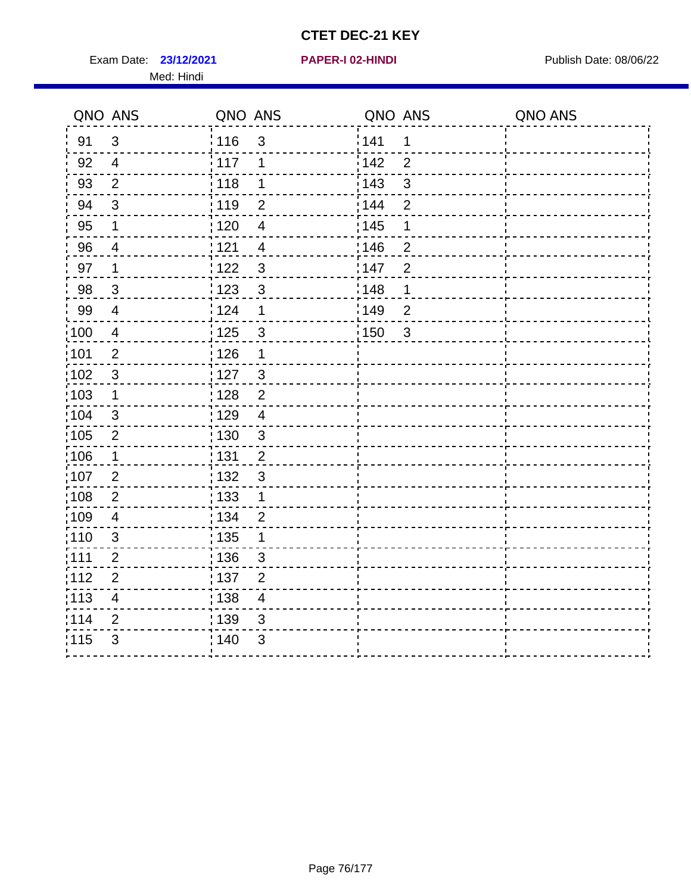# CTET DEC-21 KEY

Exam Date: **23/12/2021** **PAPER-I 02-HINDI** Publish Date: 08/06/22

Med: Hindi

| QNO | ANS | QNO | ANS | QNO | ANS | QNO | ANS |
|---|---|---|---|---|---|---|---|
| 91 | 3 | 116 | 3 | 141 | 1 | | |
| 92 | 4 | 117 | 1 | 142 | 2 | | |
| 93 | 2 | 118 | 1 | 143 | 3 | | |
| 94 | 3 | 119 | 2 | 144 | 2 | | |
| 95 | 1 | 120 | 4 | 145 | 1 | | |
| 96 | 4 | 121 | 4 | 146 | 2 | | |
| 97 | 1 | 122 | 3 | 147 | 2 | | |
| 98 | 3 | 123 | 3 | 148 | 1 | | |
| 99 | 4 | 124 | 1 | 149 | 2 | | |
| 100 | 4 | 125 | 3 | 150 | 3 | | |
| 101 | 2 | 126 | 1 | | | | |
| 102 | 3 | 127 | 3 | | | | |
| 103 | 1 | 128 | 2 | | | | |
| 104 | 3 | 129 | 4 | | | | |
| 105 | 2 | 130 | 3 | | | | |
| 106 | 1 | 131 | 2 | | | | |
| 107 | 2 | 132 | 3 | | | | |
| 108 | 2 | 133 | 1 | | | | |
| 109 | 4 | 134 | 2 | | | | |
| 110 | 3 | 135 | 1 | | | | |
| 111 | 2 | 136 | 3 | | | | |
| 112 | 2 | 137 | 2 | | | | |
| 113 | 4 | 138 | 4 | | | | |
| 114 | 2 | 139 | 3 | | | | |
| 115 | 3 | 140 | 3 | | | | |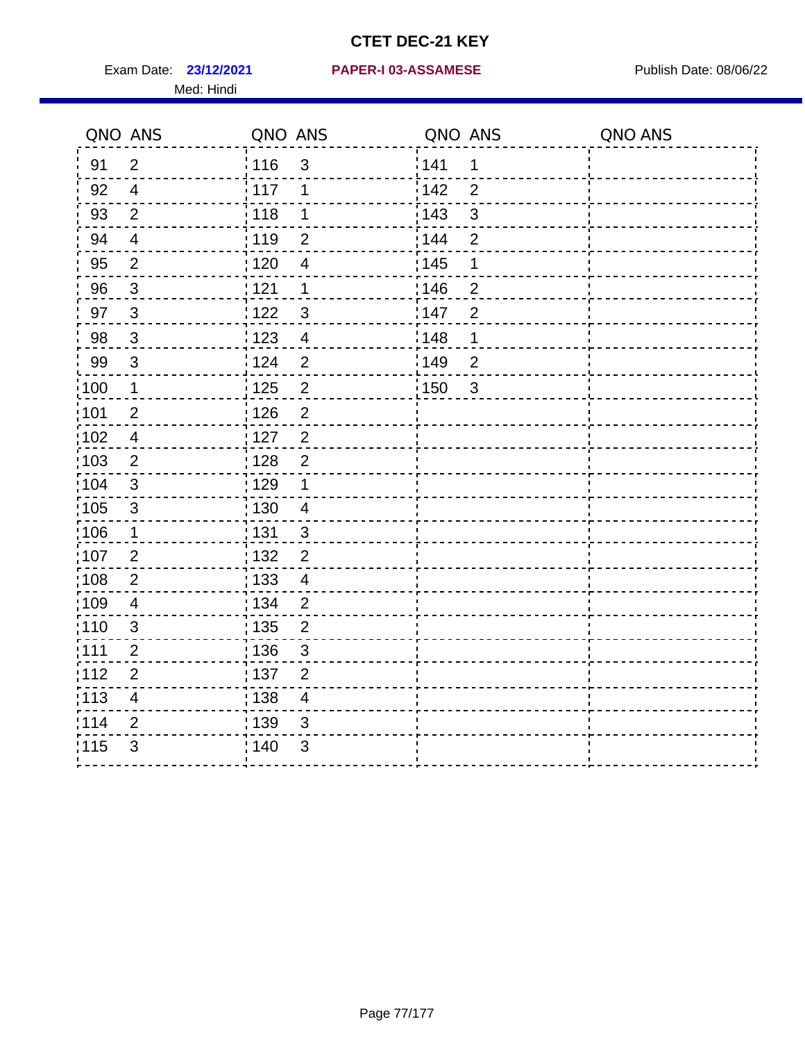# CTET DEC-21 KEY

Exam Date: **23/12/2021** **PAPER-I 03-ASSAMESE** Publish Date: 08/06/22

Med: Hindi

| QNO | ANS | QNO | ANS | QNO | ANS | QNO | ANS |
|---|---|---|---|---|---|---|---|
| 91 | 2 | 116 | 3 | 141 | 1 | | |
| 92 | 4 | 117 | 1 | 142 | 2 | | |
| 93 | 2 | 118 | 1 | 143 | 3 | | |
| 94 | 4 | 119 | 2 | 144 | 2 | | |
| 95 | 2 | 120 | 4 | 145 | 1 | | |
| 96 | 3 | 121 | 1 | 146 | 2 | | |
| 97 | 3 | 122 | 3 | 147 | 2 | | |
| 98 | 3 | 123 | 4 | 148 | 1 | | |
| 99 | 3 | 124 | 2 | 149 | 2 | | |
| 100 | 1 | 125 | 2 | 150 | 3 | | |
| 101 | 2 | 126 | 2 | | | | |
| 102 | 4 | 127 | 2 | | | | |
| 103 | 2 | 128 | 2 | | | | |
| 104 | 3 | 129 | 1 | | | | |
| 105 | 3 | 130 | 4 | | | | |
| 106 | 1 | 131 | 3 | | | | |
| 107 | 2 | 132 | 2 | | | | |
| 108 | 2 | 133 | 4 | | | | |
| 109 | 4 | 134 | 2 | | | | |
| 110 | 3 | 135 | 2 | | | | |
| 111 | 2 | 136 | 3 | | | | |
| 112 | 2 | 137 | 2 | | | | |
| 113 | 4 | 138 | 4 | | | | |
| 114 | 2 | 139 | 3 | | | | |
| 115 | 3 | 140 | 3 | | | | |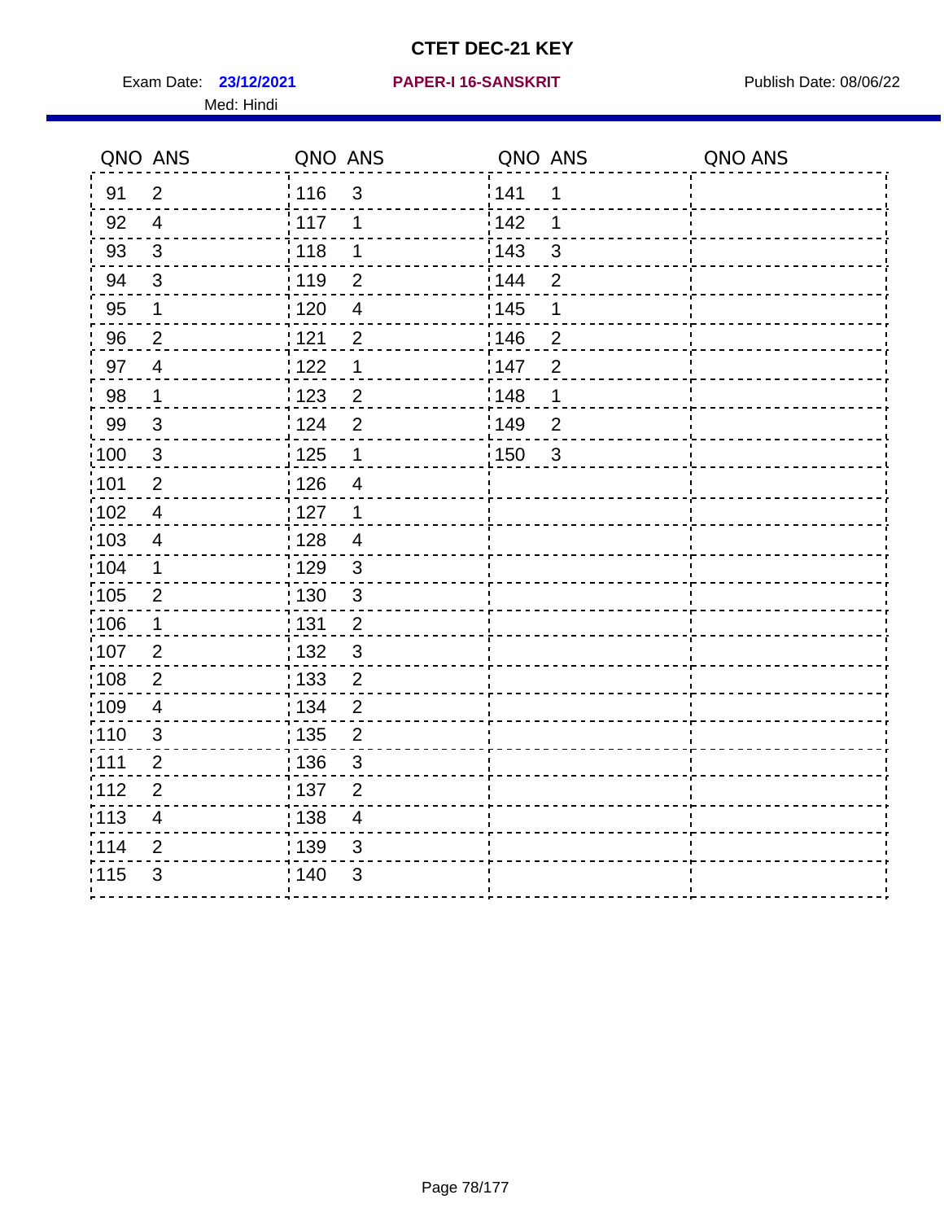# CTET DEC-21 KEY

Exam Date: **23/12/2021** **PAPER-I 16-SANSKRIT** Publish Date: 08/06/22

Med: Hindi

| QNO | ANS | QNO | ANS | QNO | ANS | QNO | ANS |
|---|---|---|---|---|---|---|---|
| 91 | 2 | 116 | 3 | 141 | 1 | | |
| 92 | 4 | 117 | 1 | 142 | 1 | | |
| 93 | 3 | 118 | 1 | 143 | 3 | | |
| 94 | 3 | 119 | 2 | 144 | 2 | | |
| 95 | 1 | 120 | 4 | 145 | 1 | | |
| 96 | 2 | 121 | 2 | 146 | 2 | | |
| 97 | 4 | 122 | 1 | 147 | 2 | | |
| 98 | 1 | 123 | 2 | 148 | 1 | | |
| 99 | 3 | 124 | 2 | 149 | 2 | | |
| 100 | 3 | 125 | 1 | 150 | 3 | | |
| 101 | 2 | 126 | 4 | | | | |
| 102 | 4 | 127 | 1 | | | | |
| 103 | 4 | 128 | 4 | | | | |
| 104 | 1 | 129 | 3 | | | | |
| 105 | 2 | 130 | 3 | | | | |
| 106 | 1 | 131 | 2 | | | | |
| 107 | 2 | 132 | 3 | | | | |
| 108 | 2 | 133 | 2 | | | | |
| 109 | 4 | 134 | 2 | | | | |
| 110 | 3 | 135 | 2 | | | | |
| 111 | 2 | 136 | 3 | | | | |
| 112 | 2 | 137 | 2 | | | | |
| 113 | 4 | 138 | 4 | | | | |
| 114 | 2 | 139 | 3 | | | | |
| 115 | 3 | 140 | 3 | | | | |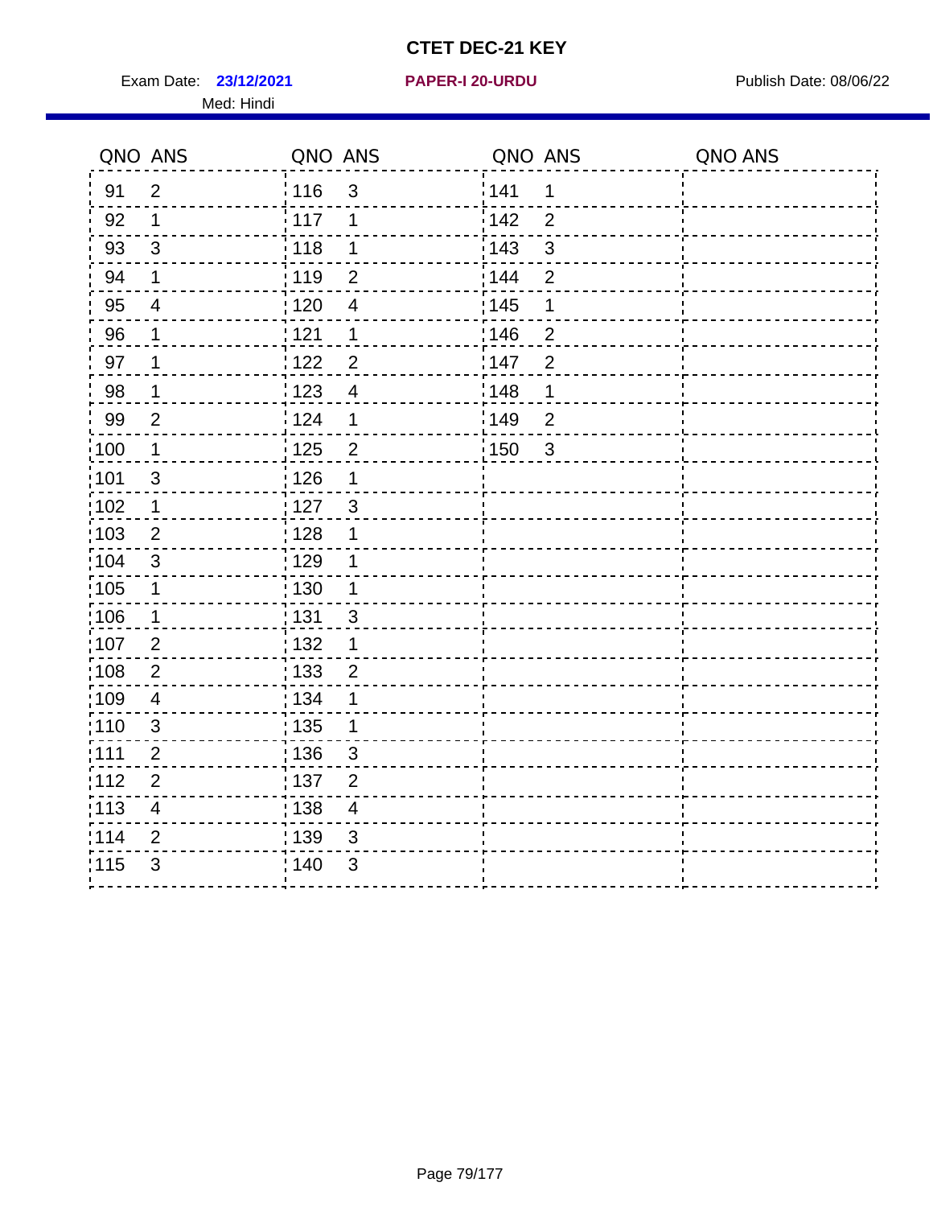# CTET DEC-21 KEY

Exam Date: **23/12/2021** **PAPER-I 20-URDU** Publish Date: 08/06/22

Med: Hindi

| QNO | ANS | QNO | ANS | QNO | ANS | QNO | ANS |
|---|---|---|---|---|---|---|---|
| 91 | 2 | 116 | 3 | 141 | 1 | | |
| 92 | 1 | 117 | 1 | 142 | 2 | | |
| 93 | 3 | 118 | 1 | 143 | 3 | | |
| 94 | 1 | 119 | 2 | 144 | 2 | | |
| 95 | 4 | 120 | 4 | 145 | 1 | | |
| 96 | 1 | 121 | 1 | 146 | 2 | | |
| 97 | 1 | 122 | 2 | 147 | 2 | | |
| 98 | 1 | 123 | 4 | 148 | 1 | | |
| 99 | 2 | 124 | 1 | 149 | 2 | | |
| 100 | 1 | 125 | 2 | 150 | 3 | | |
| 101 | 3 | 126 | 1 | | | | |
| 102 | 1 | 127 | 3 | | | | |
| 103 | 2 | 128 | 1 | | | | |
| 104 | 3 | 129 | 1 | | | | |
| 105 | 1 | 130 | 1 | | | | |
| 106 | 1 | 131 | 3 | | | | |
| 107 | 2 | 132 | 1 | | | | |
| 108 | 2 | 133 | 2 | | | | |
| 109 | 4 | 134 | 1 | | | | |
| 110 | 3 | 135 | 1 | | | | |
| 111 | 2 | 136 | 3 | | | | |
| 112 | 2 | 137 | 2 | | | | |
| 113 | 4 | 138 | 4 | | | | |
| 114 | 2 | 139 | 3 | | | | |
| 115 | 3 | 140 | 3 | | | | |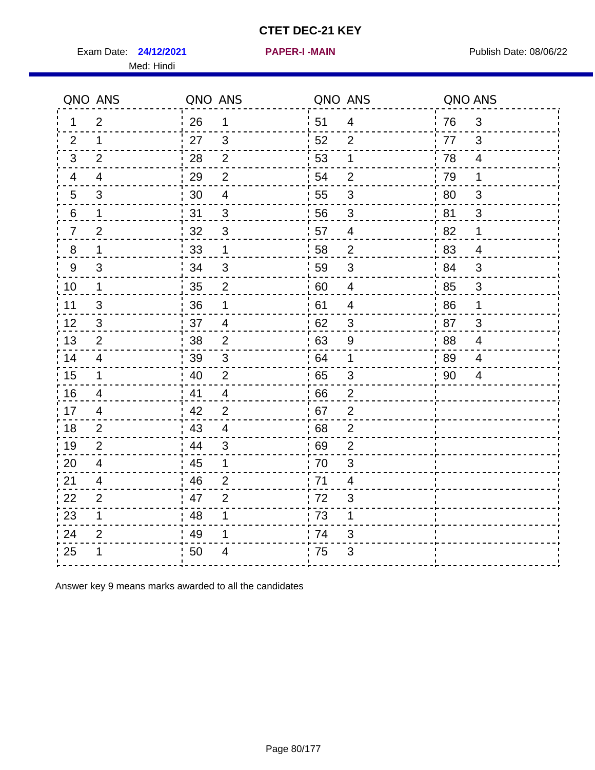# CTET DEC-21 KEY

Exam Date: **24/12/2021** **PAPER-I -MAIN** Publish Date: 08/06/22

Med: Hindi

| QNO | ANS | QNO | ANS | QNO | ANS | QNO | ANS |
|---|---|---|---|---|---|---|---|
| 1 | 2 | 26 | 1 | 51 | 4 | 76 | 3 |
| 2 | 1 | 27 | 3 | 52 | 2 | 77 | 3 |
| 3 | 2 | 28 | 2 | 53 | 1 | 78 | 4 |
| 4 | 4 | 29 | 2 | 54 | 2 | 79 | 1 |
| 5 | 3 | 30 | 4 | 55 | 3 | 80 | 3 |
| 6 | 1 | 31 | 3 | 56 | 3 | 81 | 3 |
| 7 | 2 | 32 | 3 | 57 | 4 | 82 | 1 |
| 8 | 1 | 33 | 1 | 58 | 2 | 83 | 4 |
| 9 | 3 | 34 | 3 | 59 | 3 | 84 | 3 |
| 10 | 1 | 35 | 2 | 60 | 4 | 85 | 3 |
| 11 | 3 | 36 | 1 | 61 | 4 | 86 | 1 |
| 12 | 3 | 37 | 4 | 62 | 3 | 87 | 3 |
| 13 | 2 | 38 | 2 | 63 | 9 | 88 | 4 |
| 14 | 4 | 39 | 3 | 64 | 1 | 89 | 4 |
| 15 | 1 | 40 | 2 | 65 | 3 | 90 | 4 |
| 16 | 4 | 41 | 4 | 66 | 2 | | |
| 17 | 4 | 42 | 2 | 67 | 2 | | |
| 18 | 2 | 43 | 4 | 68 | 2 | | |
| 19 | 2 | 44 | 3 | 69 | 2 | | |
| 20 | 4 | 45 | 1 | 70 | 3 | | |
| 21 | 4 | 46 | 2 | 71 | 4 | | |
| 22 | 2 | 47 | 2 | 72 | 3 | | |
| 23 | 1 | 48 | 1 | 73 | 1 | | |
| 24 | 2 | 49 | 1 | 74 | 3 | | |
| 25 | 1 | 50 | 4 | 75 | 3 | | |

Answer key 9 means marks awarded to all the candidates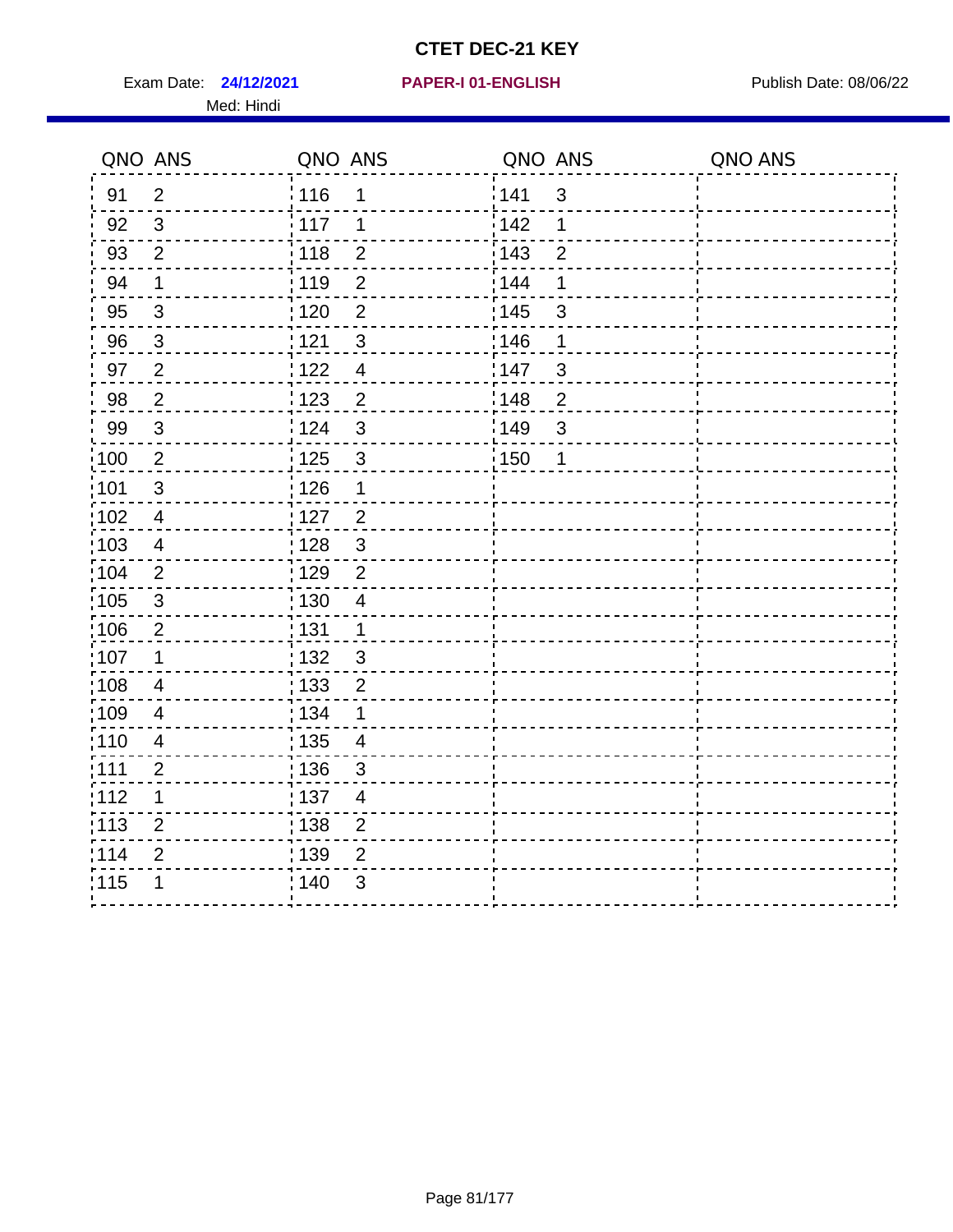# CTET DEC-21 KEY

Exam Date: **24/12/2021** **PAPER-I 01-ENGLISH** Publish Date: 08/06/22

Med: Hindi

| QNO | ANS | QNO | ANS | QNO | ANS | QNO | ANS |
|---|---|---|---|---|---|---|---|
| 91 | 2 | 116 | 1 | 141 | 3 | | |
| 92 | 3 | 117 | 1 | 142 | 1 | | |
| 93 | 2 | 118 | 2 | 143 | 2 | | |
| 94 | 1 | 119 | 2 | 144 | 1 | | |
| 95 | 3 | 120 | 2 | 145 | 3 | | |
| 96 | 3 | 121 | 3 | 146 | 1 | | |
| 97 | 2 | 122 | 4 | 147 | 3 | | |
| 98 | 2 | 123 | 2 | 148 | 2 | | |
| 99 | 3 | 124 | 3 | 149 | 3 | | |
| 100 | 2 | 125 | 3 | 150 | 1 | | |
| 101 | 3 | 126 | 1 | | | | |
| 102 | 4 | 127 | 2 | | | | |
| 103 | 4 | 128 | 3 | | | | |
| 104 | 2 | 129 | 2 | | | | |
| 105 | 3 | 130 | 4 | | | | |
| 106 | 2 | 131 | 1 | | | | |
| 107 | 1 | 132 | 3 | | | | |
| 108 | 4 | 133 | 2 | | | | |
| 109 | 4 | 134 | 1 | | | | |
| 110 | 4 | 135 | 4 | | | | |
| 111 | 2 | 136 | 3 | | | | |
| 112 | 1 | 137 | 4 | | | | |
| 113 | 2 | 138 | 2 | | | | |
| 114 | 2 | 139 | 2 | | | | |
| 115 | 1 | 140 | 3 | | | | |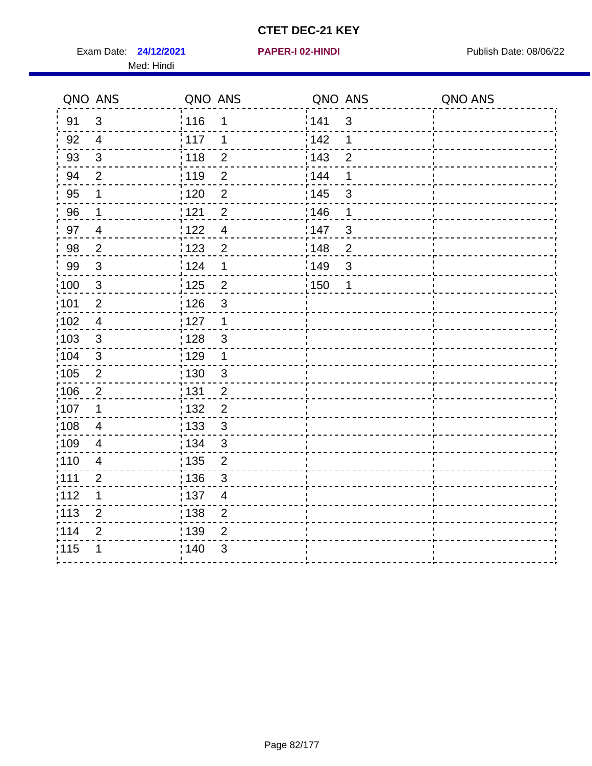# CTET DEC-21 KEY

Exam Date: **24/12/2021** | **PAPER-I 02-HINDI** | Publish Date: 08/06/22

Med: Hindi

| QNO | ANS | QNO | ANS | QNO | ANS | QNO | ANS |
|---|---|---|---|---|---|---|---|
| 91 | 3 | 116 | 1 | 141 | 3 | | |
| 92 | 4 | 117 | 1 | 142 | 1 | | |
| 93 | 3 | 118 | 2 | 143 | 2 | | |
| 94 | 2 | 119 | 2 | 144 | 1 | | |
| 95 | 1 | 120 | 2 | 145 | 3 | | |
| 96 | 1 | 121 | 2 | 146 | 1 | | |
| 97 | 4 | 122 | 4 | 147 | 3 | | |
| 98 | 2 | 123 | 2 | 148 | 2 | | |
| 99 | 3 | 124 | 1 | 149 | 3 | | |
| 100 | 3 | 125 | 2 | 150 | 1 | | |
| 101 | 2 | 126 | 3 | | | | |
| 102 | 4 | 127 | 1 | | | | |
| 103 | 3 | 128 | 3 | | | | |
| 104 | 3 | 129 | 1 | | | | |
| 105 | 2 | 130 | 3 | | | | |
| 106 | 2 | 131 | 2 | | | | |
| 107 | 1 | 132 | 2 | | | | |
| 108 | 4 | 133 | 3 | | | | |
| 109 | 4 | 134 | 3 | | | | |
| 110 | 4 | 135 | 2 | | | | |
| 111 | 2 | 136 | 3 | | | | |
| 112 | 1 | 137 | 4 | | | | |
| 113 | 2 | 138 | 2 | | | | |
| 114 | 2 | 139 | 2 | | | | |
| 115 | 1 | 140 | 3 | | | | |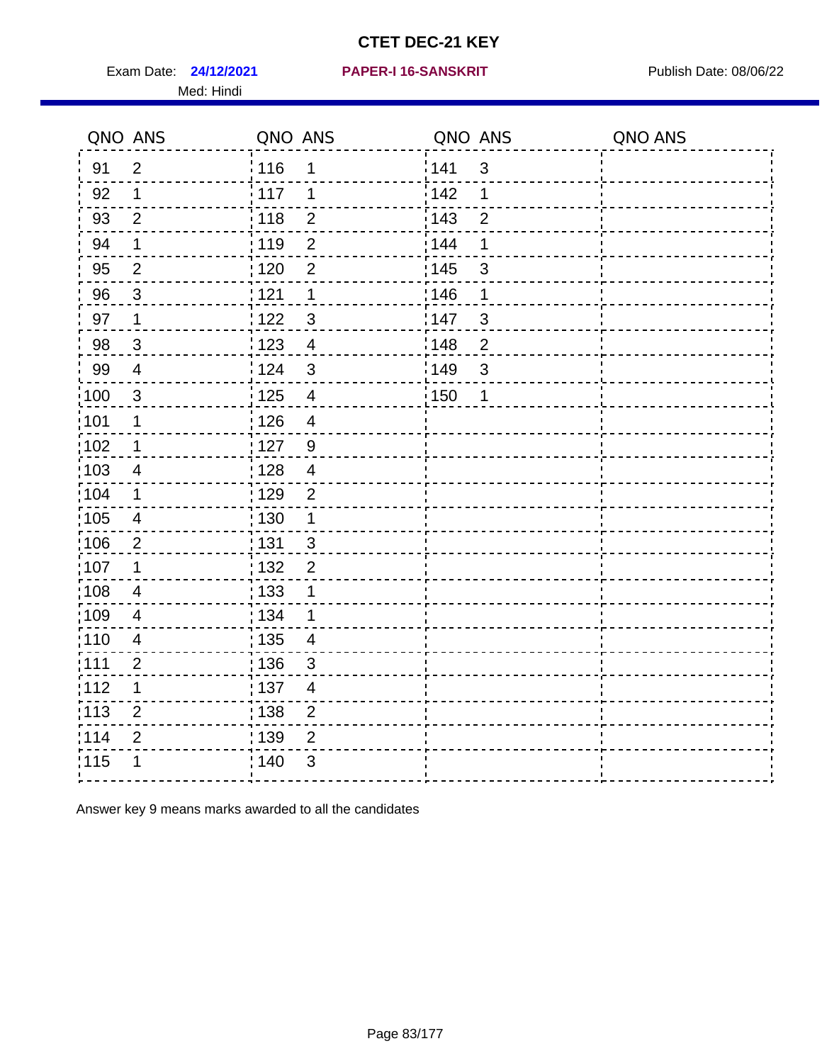# CTET DEC-21 KEY

Exam Date: **24/12/2021** **PAPER-I 16-SANSKRIT** Publish Date: 08/06/22

Med: Hindi

| QNO | ANS | QNO | ANS | QNO | ANS | QNO | ANS |
|---|---|---|---|---|---|---|---|
| 91 | 2 | 116 | 1 | 141 | 3 | | |
| 92 | 1 | 117 | 1 | 142 | 1 | | |
| 93 | 2 | 118 | 2 | 143 | 2 | | |
| 94 | 1 | 119 | 2 | 144 | 1 | | |
| 95 | 2 | 120 | 2 | 145 | 3 | | |
| 96 | 3 | 121 | 1 | 146 | 1 | | |
| 97 | 1 | 122 | 3 | 147 | 3 | | |
| 98 | 3 | 123 | 4 | 148 | 2 | | |
| 99 | 4 | 124 | 3 | 149 | 3 | | |
| 100 | 3 | 125 | 4 | 150 | 1 | | |
| 101 | 1 | 126 | 4 | | | | |
| 102 | 1 | 127 | 9 | | | | |
| 103 | 4 | 128 | 4 | | | | |
| 104 | 1 | 129 | 2 | | | | |
| 105 | 4 | 130 | 1 | | | | |
| 106 | 2 | 131 | 3 | | | | |
| 107 | 1 | 132 | 2 | | | | |
| 108 | 4 | 133 | 1 | | | | |
| 109 | 4 | 134 | 1 | | | | |
| 110 | 4 | 135 | 4 | | | | |
| 111 | 2 | 136 | 3 | | | | |
| 112 | 1 | 137 | 4 | | | | |
| 113 | 2 | 138 | 2 | | | | |
| 114 | 2 | 139 | 2 | | | | |
| 115 | 1 | 140 | 3 | | | | |

Answer key 9 means marks awarded to all the candidates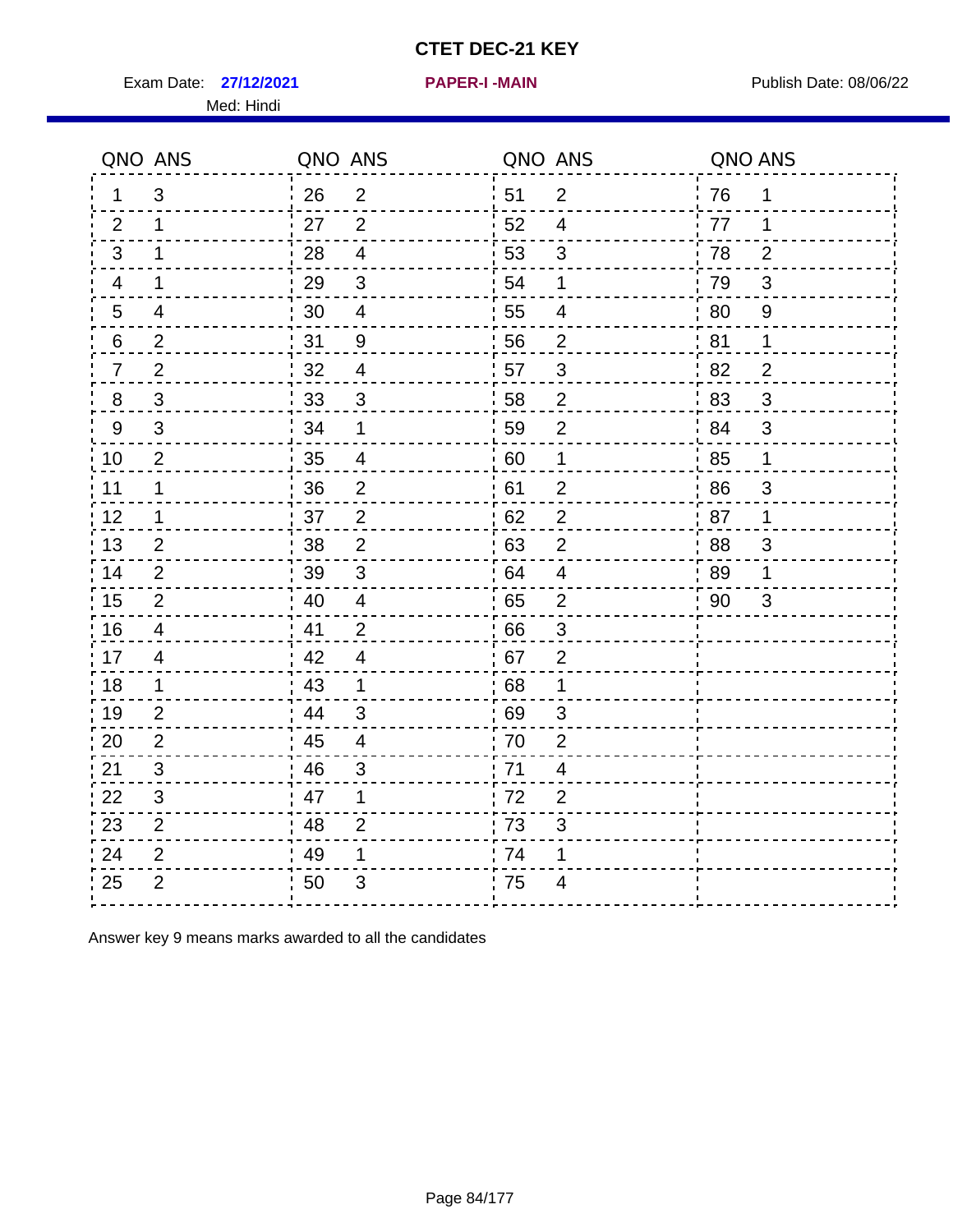# CTET DEC-21 KEY

Exam Date: **27/12/2021** **PAPER-I -MAIN** Publish Date: 08/06/22

Med: Hindi

| QNO | ANS | QNO | ANS | QNO | ANS | QNO | ANS |
|---|---|---|---|---|---|---|---|
| 1 | 3 | 26 | 2 | 51 | 2 | 76 | 1 |
| 2 | 1 | 27 | 2 | 52 | 4 | 77 | 1 |
| 3 | 1 | 28 | 4 | 53 | 3 | 78 | 2 |
| 4 | 1 | 29 | 3 | 54 | 1 | 79 | 3 |
| 5 | 4 | 30 | 4 | 55 | 4 | 80 | 9 |
| 6 | 2 | 31 | 9 | 56 | 2 | 81 | 1 |
| 7 | 2 | 32 | 4 | 57 | 3 | 82 | 2 |
| 8 | 3 | 33 | 3 | 58 | 2 | 83 | 3 |
| 9 | 3 | 34 | 1 | 59 | 2 | 84 | 3 |
| 10 | 2 | 35 | 4 | 60 | 1 | 85 | 1 |
| 11 | 1 | 36 | 2 | 61 | 2 | 86 | 3 |
| 12 | 1 | 37 | 2 | 62 | 2 | 87 | 1 |
| 13 | 2 | 38 | 2 | 63 | 2 | 88 | 3 |
| 14 | 2 | 39 | 3 | 64 | 4 | 89 | 1 |
| 15 | 2 | 40 | 4 | 65 | 2 | 90 | 3 |
| 16 | 4 | 41 | 2 | 66 | 3 | | |
| 17 | 4 | 42 | 4 | 67 | 2 | | |
| 18 | 1 | 43 | 1 | 68 | 1 | | |
| 19 | 2 | 44 | 3 | 69 | 3 | | |
| 20 | 2 | 45 | 4 | 70 | 2 | | |
| 21 | 3 | 46 | 3 | 71 | 4 | | |
| 22 | 3 | 47 | 1 | 72 | 2 | | |
| 23 | 2 | 48 | 2 | 73 | 3 | | |
| 24 | 2 | 49 | 1 | 74 | 1 | | |
| 25 | 2 | 50 | 3 | 75 | 4 | | |

Answer key 9 means marks awarded to all the candidates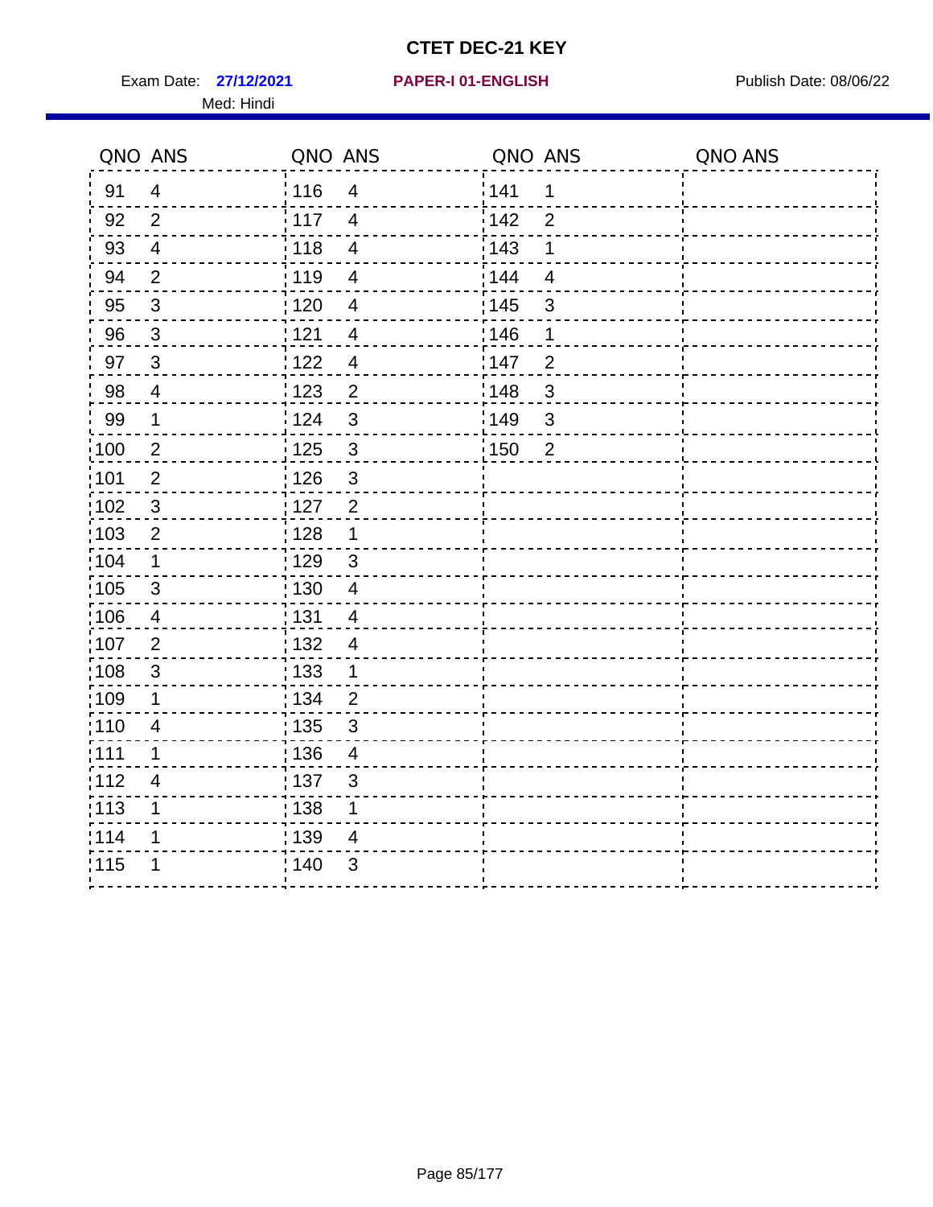# CTET DEC-21 KEY

Exam Date: **27/12/2021** **PAPER-I 01-ENGLISH** Publish Date: 08/06/22

Med: Hindi

| QNO | ANS | QNO | ANS | QNO | ANS | QNO | ANS |
|---|---|---|---|---|---|---|---|
| 91 | 4 | 116 | 4 | 141 | 1 | | |
| 92 | 2 | 117 | 4 | 142 | 2 | | |
| 93 | 4 | 118 | 4 | 143 | 1 | | |
| 94 | 2 | 119 | 4 | 144 | 4 | | |
| 95 | 3 | 120 | 4 | 145 | 3 | | |
| 96 | 3 | 121 | 4 | 146 | 1 | | |
| 97 | 3 | 122 | 4 | 147 | 2 | | |
| 98 | 4 | 123 | 2 | 148 | 3 | | |
| 99 | 1 | 124 | 3 | 149 | 3 | | |
| 100 | 2 | 125 | 3 | 150 | 2 | | |
| 101 | 2 | 126 | 3 | | | | |
| 102 | 3 | 127 | 2 | | | | |
| 103 | 2 | 128 | 1 | | | | |
| 104 | 1 | 129 | 3 | | | | |
| 105 | 3 | 130 | 4 | | | | |
| 106 | 4 | 131 | 4 | | | | |
| 107 | 2 | 132 | 4 | | | | |
| 108 | 3 | 133 | 1 | | | | |
| 109 | 1 | 134 | 2 | | | | |
| 110 | 4 | 135 | 3 | | | | |
| 111 | 1 | 136 | 4 | | | | |
| 112 | 4 | 137 | 3 | | | | |
| 113 | 1 | 138 | 1 | | | | |
| 114 | 1 | 139 | 4 | | | | |
| 115 | 1 | 140 | 3 | | | | |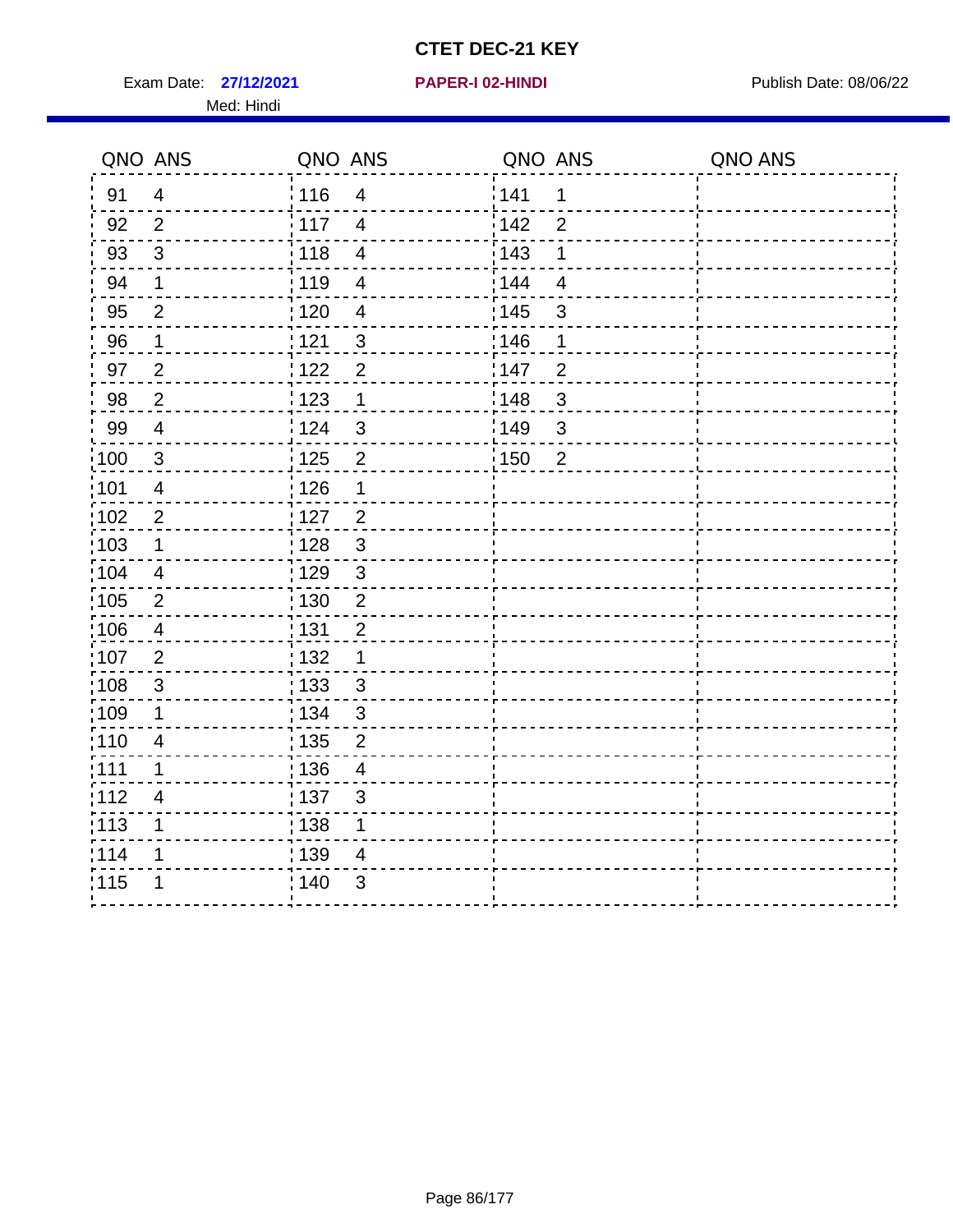# CTET DEC-21 KEY

Exam Date: **27/12/2021** **PAPER-I 02-HINDI** Publish Date: 08/06/22

Med: Hindi

| QNO | ANS | QNO | ANS | QNO | ANS | QNO | ANS |
|---|---|---|---|---|---|---|---|
| 91 | 4 | 116 | 4 | 141 | 1 | | |
| 92 | 2 | 117 | 4 | 142 | 2 | | |
| 93 | 3 | 118 | 4 | 143 | 1 | | |
| 94 | 1 | 119 | 4 | 144 | 4 | | |
| 95 | 2 | 120 | 4 | 145 | 3 | | |
| 96 | 1 | 121 | 3 | 146 | 1 | | |
| 97 | 2 | 122 | 2 | 147 | 2 | | |
| 98 | 2 | 123 | 1 | 148 | 3 | | |
| 99 | 4 | 124 | 3 | 149 | 3 | | |
| 100 | 3 | 125 | 2 | 150 | 2 | | |
| 101 | 4 | 126 | 1 | | | | |
| 102 | 2 | 127 | 2 | | | | |
| 103 | 1 | 128 | 3 | | | | |
| 104 | 4 | 129 | 3 | | | | |
| 105 | 2 | 130 | 2 | | | | |
| 106 | 4 | 131 | 2 | | | | |
| 107 | 2 | 132 | 1 | | | | |
| 108 | 3 | 133 | 3 | | | | |
| 109 | 1 | 134 | 3 | | | | |
| 110 | 4 | 135 | 2 | | | | |
| 111 | 1 | 136 | 4 | | | | |
| 112 | 4 | 137 | 3 | | | | |
| 113 | 1 | 138 | 1 | | | | |
| 114 | 1 | 139 | 4 | | | | |
| 115 | 1 | 140 | 3 | | | | |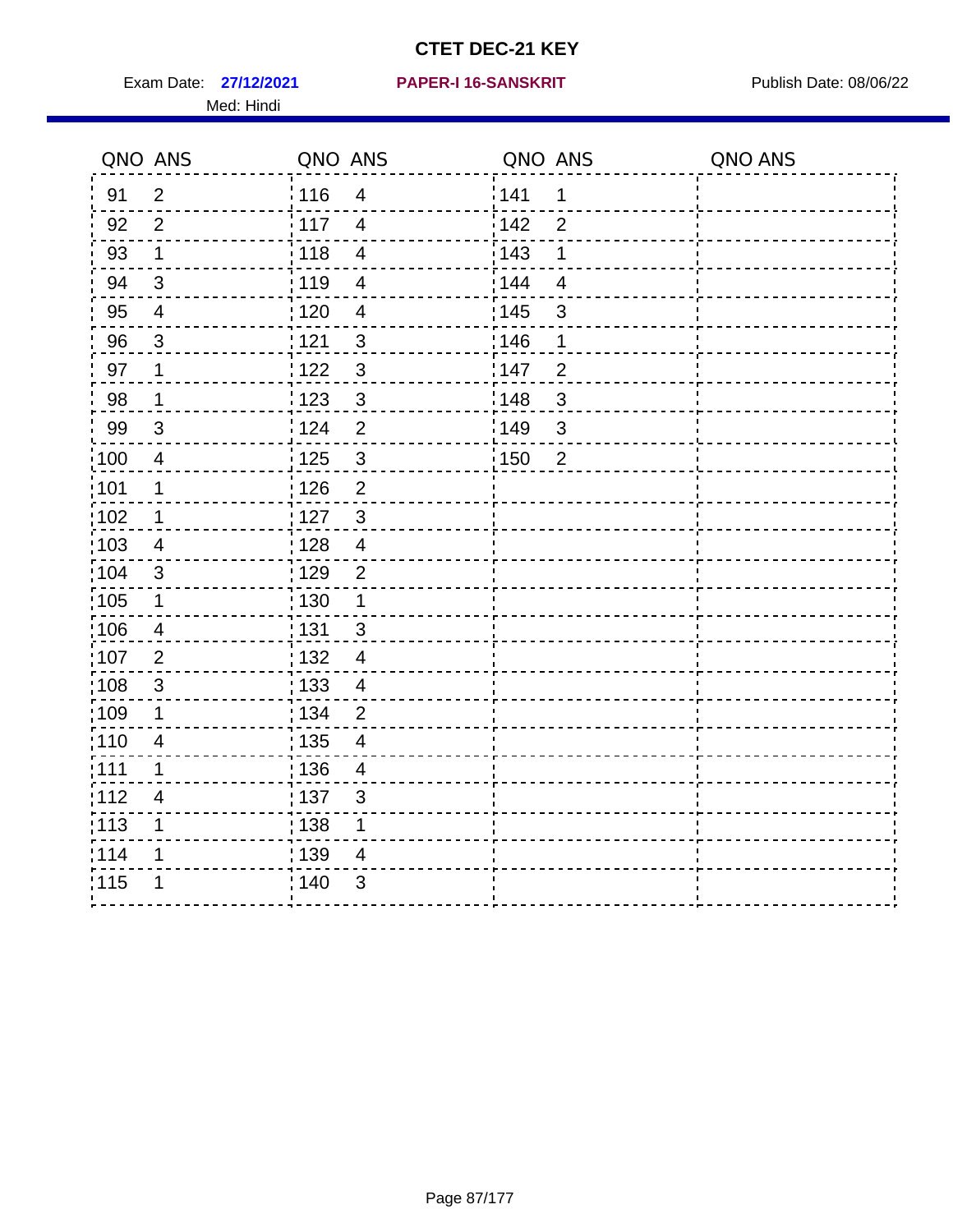# CTET DEC-21 KEY

Exam Date: **27/12/2021** **PAPER-I 16-SANSKRIT** Publish Date: 08/06/22

Med: Hindi

| QNO | ANS | QNO | ANS | QNO | ANS | QNO | ANS |
|---|---|---|---|---|---|---|---|
| 91 | 2 | 116 | 4 | 141 | 1 | | |
| 92 | 2 | 117 | 4 | 142 | 2 | | |
| 93 | 1 | 118 | 4 | 143 | 1 | | |
| 94 | 3 | 119 | 4 | 144 | 4 | | |
| 95 | 4 | 120 | 4 | 145 | 3 | | |
| 96 | 3 | 121 | 3 | 146 | 1 | | |
| 97 | 1 | 122 | 3 | 147 | 2 | | |
| 98 | 1 | 123 | 3 | 148 | 3 | | |
| 99 | 3 | 124 | 2 | 149 | 3 | | |
| 100 | 4 | 125 | 3 | 150 | 2 | | |
| 101 | 1 | 126 | 2 | | | | |
| 102 | 1 | 127 | 3 | | | | |
| 103 | 4 | 128 | 4 | | | | |
| 104 | 3 | 129 | 2 | | | | |
| 105 | 1 | 130 | 1 | | | | |
| 106 | 4 | 131 | 3 | | | | |
| 107 | 2 | 132 | 4 | | | | |
| 108 | 3 | 133 | 4 | | | | |
| 109 | 1 | 134 | 2 | | | | |
| 110 | 4 | 135 | 4 | | | | |
| 111 | 1 | 136 | 4 | | | | |
| 112 | 4 | 137 | 3 | | | | |
| 113 | 1 | 138 | 1 | | | | |
| 114 | 1 | 139 | 4 | | | | |
| 115 | 1 | 140 | 3 | | | | |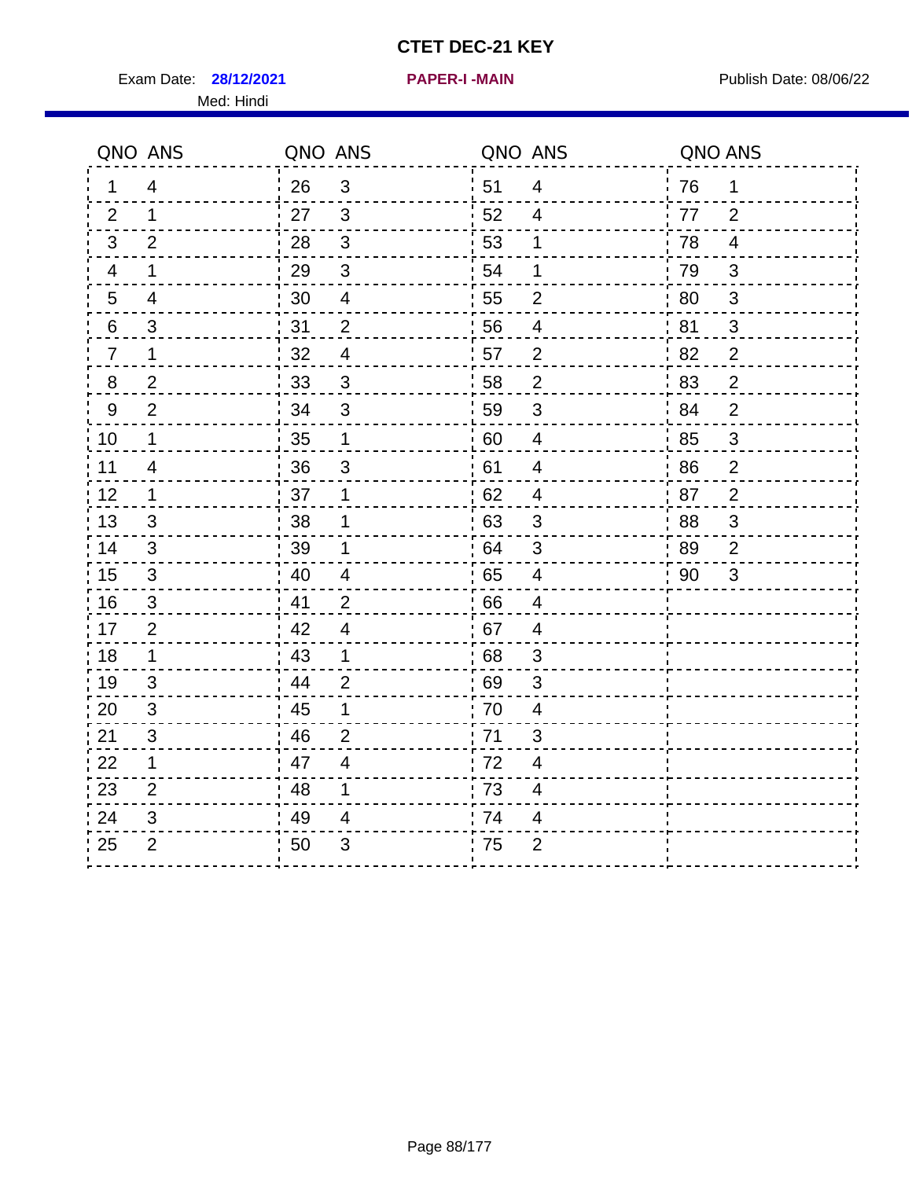# CTET DEC-21 KEY

Exam Date: **28/12/2021** **PAPER-I -MAIN** Publish Date: 08/06/22

Med: Hindi

| QNO | ANS | QNO | ANS | QNO | ANS | QNO | ANS |
|---|---|---|---|---|---|---|---|
| 1 | 4 | 26 | 3 | 51 | 4 | 76 | 1 |
| 2 | 1 | 27 | 3 | 52 | 4 | 77 | 2 |
| 3 | 2 | 28 | 3 | 53 | 1 | 78 | 4 |
| 4 | 1 | 29 | 3 | 54 | 1 | 79 | 3 |
| 5 | 4 | 30 | 4 | 55 | 2 | 80 | 3 |
| 6 | 3 | 31 | 2 | 56 | 4 | 81 | 3 |
| 7 | 1 | 32 | 4 | 57 | 2 | 82 | 2 |
| 8 | 2 | 33 | 3 | 58 | 2 | 83 | 2 |
| 9 | 2 | 34 | 3 | 59 | 3 | 84 | 2 |
| 10 | 1 | 35 | 1 | 60 | 4 | 85 | 3 |
| 11 | 4 | 36 | 3 | 61 | 4 | 86 | 2 |
| 12 | 1 | 37 | 1 | 62 | 4 | 87 | 2 |
| 13 | 3 | 38 | 1 | 63 | 3 | 88 | 3 |
| 14 | 3 | 39 | 1 | 64 | 3 | 89 | 2 |
| 15 | 3 | 40 | 4 | 65 | 4 | 90 | 3 |
| 16 | 3 | 41 | 2 | 66 | 4 | | |
| 17 | 2 | 42 | 4 | 67 | 4 | | |
| 18 | 1 | 43 | 1 | 68 | 3 | | |
| 19 | 3 | 44 | 2 | 69 | 3 | | |
| 20 | 3 | 45 | 1 | 70 | 4 | | |
| 21 | 3 | 46 | 2 | 71 | 3 | | |
| 22 | 1 | 47 | 4 | 72 | 4 | | |
| 23 | 2 | 48 | 1 | 73 | 4 | | |
| 24 | 3 | 49 | 4 | 74 | 4 | | |
| 25 | 2 | 50 | 3 | 75 | 2 | | |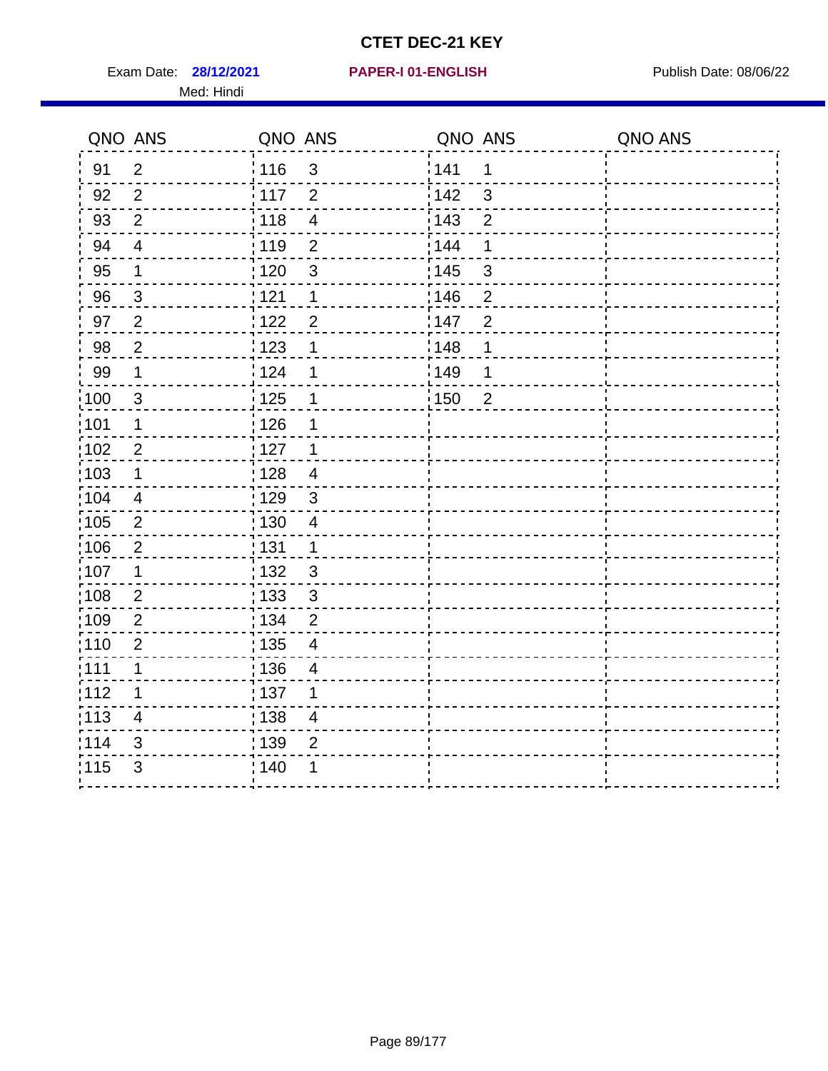# CTET DEC-21 KEY

Exam Date: **28/12/2021** **PAPER-I 01-ENGLISH** Publish Date: 08/06/22

Med: Hindi

| QNO | ANS | QNO | ANS | QNO | ANS | QNO | ANS |
|---|---|---|---|---|---|---|---|
| 91 | 2 | 116 | 3 | 141 | 1 | | |
| 92 | 2 | 117 | 2 | 142 | 3 | | |
| 93 | 2 | 118 | 4 | 143 | 2 | | |
| 94 | 4 | 119 | 2 | 144 | 1 | | |
| 95 | 1 | 120 | 3 | 145 | 3 | | |
| 96 | 3 | 121 | 1 | 146 | 2 | | |
| 97 | 2 | 122 | 2 | 147 | 2 | | |
| 98 | 2 | 123 | 1 | 148 | 1 | | |
| 99 | 1 | 124 | 1 | 149 | 1 | | |
| 100 | 3 | 125 | 1 | 150 | 2 | | |
| 101 | 1 | 126 | 1 | | | | |
| 102 | 2 | 127 | 1 | | | | |
| 103 | 1 | 128 | 4 | | | | |
| 104 | 4 | 129 | 3 | | | | |
| 105 | 2 | 130 | 4 | | | | |
| 106 | 2 | 131 | 1 | | | | |
| 107 | 1 | 132 | 3 | | | | |
| 108 | 2 | 133 | 3 | | | | |
| 109 | 2 | 134 | 2 | | | | |
| 110 | 2 | 135 | 4 | | | | |
| 111 | 1 | 136 | 4 | | | | |
| 112 | 1 | 137 | 1 | | | | |
| 113 | 4 | 138 | 4 | | | | |
| 114 | 3 | 139 | 2 | | | | |
| 115 | 3 | 140 | 1 | | | | |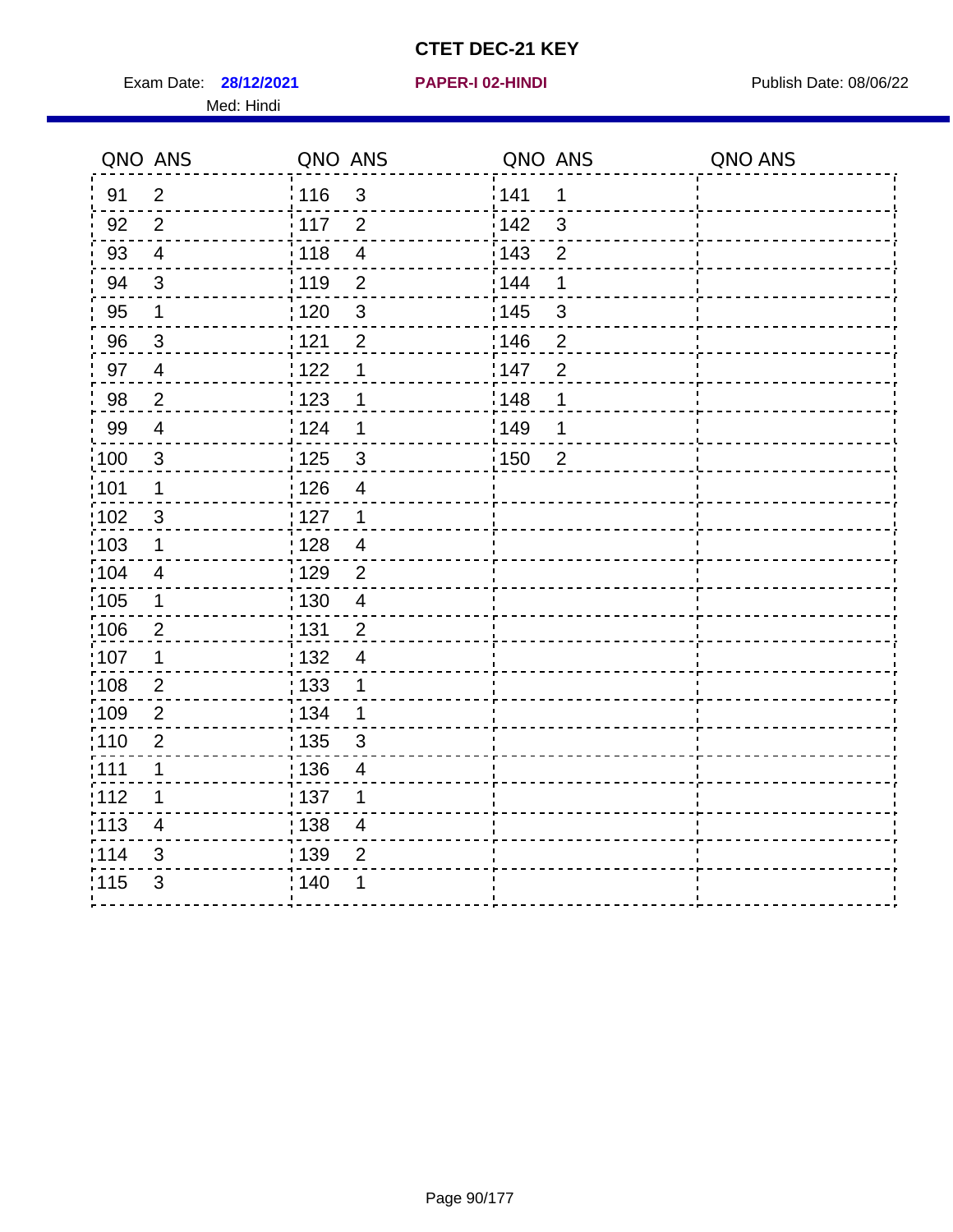# CTET DEC-21 KEY

Exam Date: **28/12/2021** **PAPER-I 02-HINDI** Publish Date: 08/06/22

Med: Hindi

| QNO | ANS | QNO | ANS | QNO | ANS | QNO | ANS |
|---|---|---|---|---|---|---|---|
| 91 | 2 | 116 | 3 | 141 | 1 | | |
| 92 | 2 | 117 | 2 | 142 | 3 | | |
| 93 | 4 | 118 | 4 | 143 | 2 | | |
| 94 | 3 | 119 | 2 | 144 | 1 | | |
| 95 | 1 | 120 | 3 | 145 | 3 | | |
| 96 | 3 | 121 | 2 | 146 | 2 | | |
| 97 | 4 | 122 | 1 | 147 | 2 | | |
| 98 | 2 | 123 | 1 | 148 | 1 | | |
| 99 | 4 | 124 | 1 | 149 | 1 | | |
| 100 | 3 | 125 | 3 | 150 | 2 | | |
| 101 | 1 | 126 | 4 | | | | |
| 102 | 3 | 127 | 1 | | | | |
| 103 | 1 | 128 | 4 | | | | |
| 104 | 4 | 129 | 2 | | | | |
| 105 | 1 | 130 | 4 | | | | |
| 106 | 2 | 131 | 2 | | | | |
| 107 | 1 | 132 | 4 | | | | |
| 108 | 2 | 133 | 1 | | | | |
| 109 | 2 | 134 | 1 | | | | |
| 110 | 2 | 135 | 3 | | | | |
| 111 | 1 | 136 | 4 | | | | |
| 112 | 1 | 137 | 1 | | | | |
| 113 | 4 | 138 | 4 | | | | |
| 114 | 3 | 139 | 2 | | | | |
| 115 | 3 | 140 | 1 | | | | |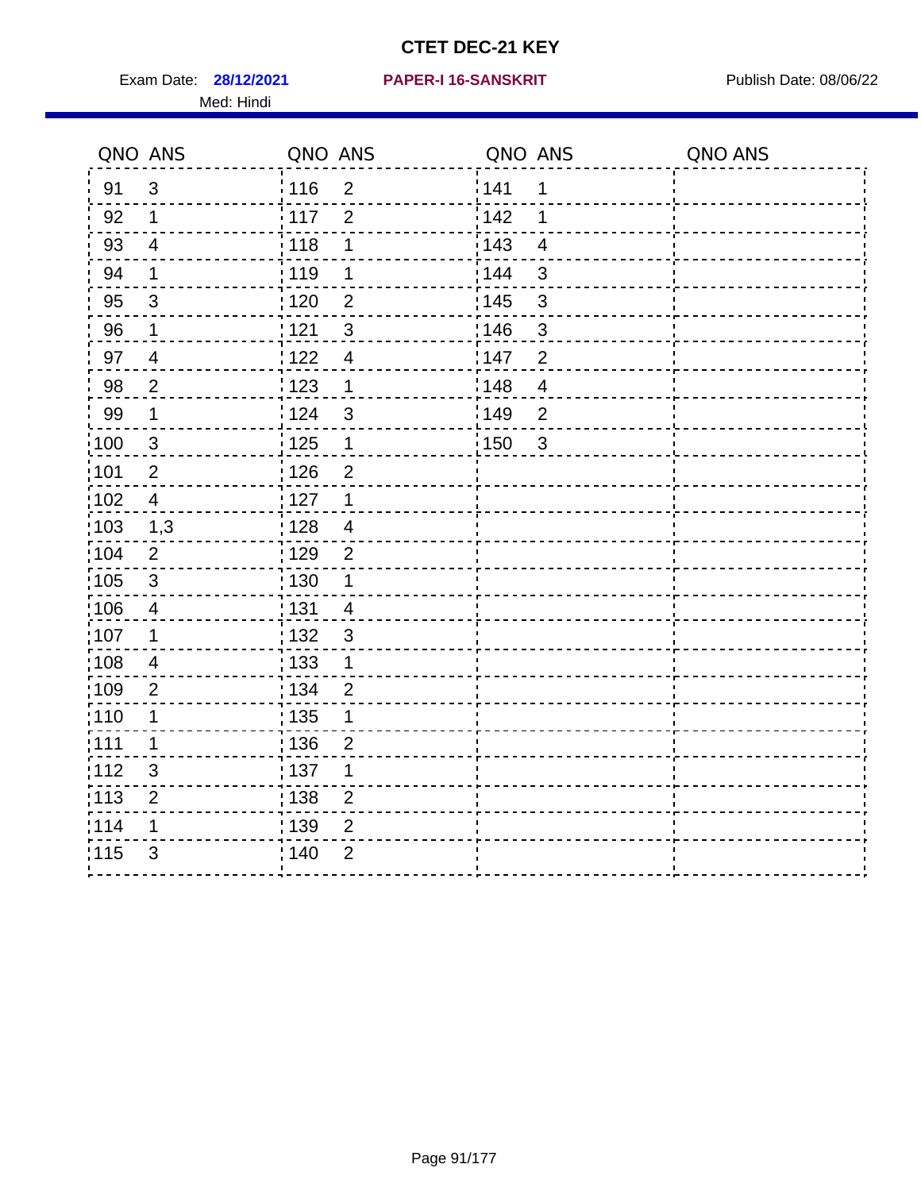# CTET DEC-21 KEY

Exam Date: **28/12/2021** **PAPER-I 16-SANSKRIT** Publish Date: 08/06/22

Med: Hindi

| QNO | ANS | QNO | ANS | QNO | ANS | QNO | ANS |
|---|---|---|---|---|---|---|---|
| 91 | 3 | 116 | 2 | 141 | 1 | | |
| 92 | 1 | 117 | 2 | 142 | 1 | | |
| 93 | 4 | 118 | 1 | 143 | 4 | | |
| 94 | 1 | 119 | 1 | 144 | 3 | | |
| 95 | 3 | 120 | 2 | 145 | 3 | | |
| 96 | 1 | 121 | 3 | 146 | 3 | | |
| 97 | 4 | 122 | 4 | 147 | 2 | | |
| 98 | 2 | 123 | 1 | 148 | 4 | | |
| 99 | 1 | 124 | 3 | 149 | 2 | | |
| 100 | 3 | 125 | 1 | 150 | 3 | | |
| 101 | 2 | 126 | 2 | | | | |
| 102 | 4 | 127 | 1 | | | | |
| 103 | 1,3 | 128 | 4 | | | | |
| 104 | 2 | 129 | 2 | | | | |
| 105 | 3 | 130 | 1 | | | | |
| 106 | 4 | 131 | 4 | | | | |
| 107 | 1 | 132 | 3 | | | | |
| 108 | 4 | 133 | 1 | | | | |
| 109 | 2 | 134 | 2 | | | | |
| 110 | 1 | 135 | 1 | | | | |
| 111 | 1 | 136 | 2 | | | | |
| 112 | 3 | 137 | 1 | | | | |
| 113 | 2 | 138 | 2 | | | | |
| 114 | 1 | 139 | 2 | | | | |
| 115 | 3 | 140 | 2 | | | | |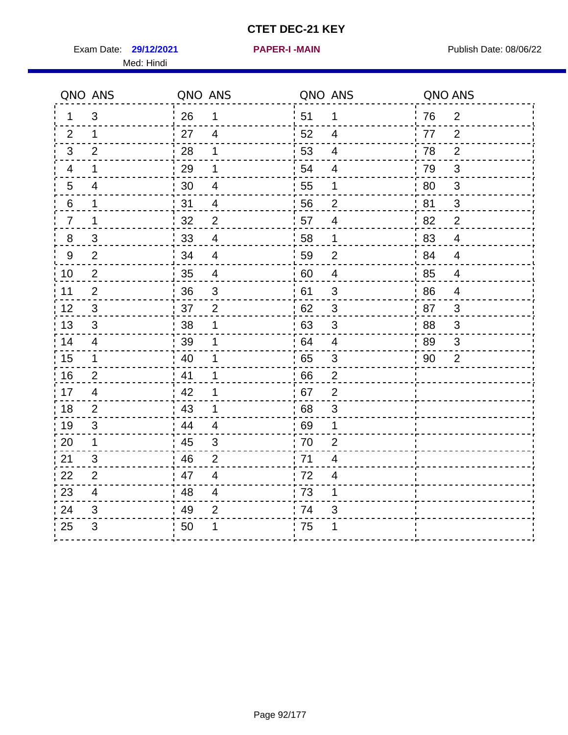# CTET DEC-21 KEY

Exam Date: **29/12/2021** **PAPER-I -MAIN** Publish Date: 08/06/22

Med: Hindi

| QNO | ANS | QNO | ANS | QNO | ANS | QNO | ANS |
|---|---|---|---|---|---|---|---|
| 1 | 3 | 26 | 1 | 51 | 1 | 76 | 2 |
| 2 | 1 | 27 | 4 | 52 | 4 | 77 | 2 |
| 3 | 2 | 28 | 1 | 53 | 4 | 78 | 2 |
| 4 | 1 | 29 | 1 | 54 | 4 | 79 | 3 |
| 5 | 4 | 30 | 4 | 55 | 1 | 80 | 3 |
| 6 | 1 | 31 | 4 | 56 | 2 | 81 | 3 |
| 7 | 1 | 32 | 2 | 57 | 4 | 82 | 2 |
| 8 | 3 | 33 | 4 | 58 | 1 | 83 | 4 |
| 9 | 2 | 34 | 4 | 59 | 2 | 84 | 4 |
| 10 | 2 | 35 | 4 | 60 | 4 | 85 | 4 |
| 11 | 2 | 36 | 3 | 61 | 3 | 86 | 4 |
| 12 | 3 | 37 | 2 | 62 | 3 | 87 | 3 |
| 13 | 3 | 38 | 1 | 63 | 3 | 88 | 3 |
| 14 | 4 | 39 | 1 | 64 | 4 | 89 | 3 |
| 15 | 1 | 40 | 1 | 65 | 3 | 90 | 2 |
| 16 | 2 | 41 | 1 | 66 | 2 | | |
| 17 | 4 | 42 | 1 | 67 | 2 | | |
| 18 | 2 | 43 | 1 | 68 | 3 | | |
| 19 | 3 | 44 | 4 | 69 | 1 | | |
| 20 | 1 | 45 | 3 | 70 | 2 | | |
| 21 | 3 | 46 | 2 | 71 | 4 | | |
| 22 | 2 | 47 | 4 | 72 | 4 | | |
| 23 | 4 | 48 | 4 | 73 | 1 | | |
| 24 | 3 | 49 | 2 | 74 | 3 | | |
| 25 | 3 | 50 | 1 | 75 | 1 | | |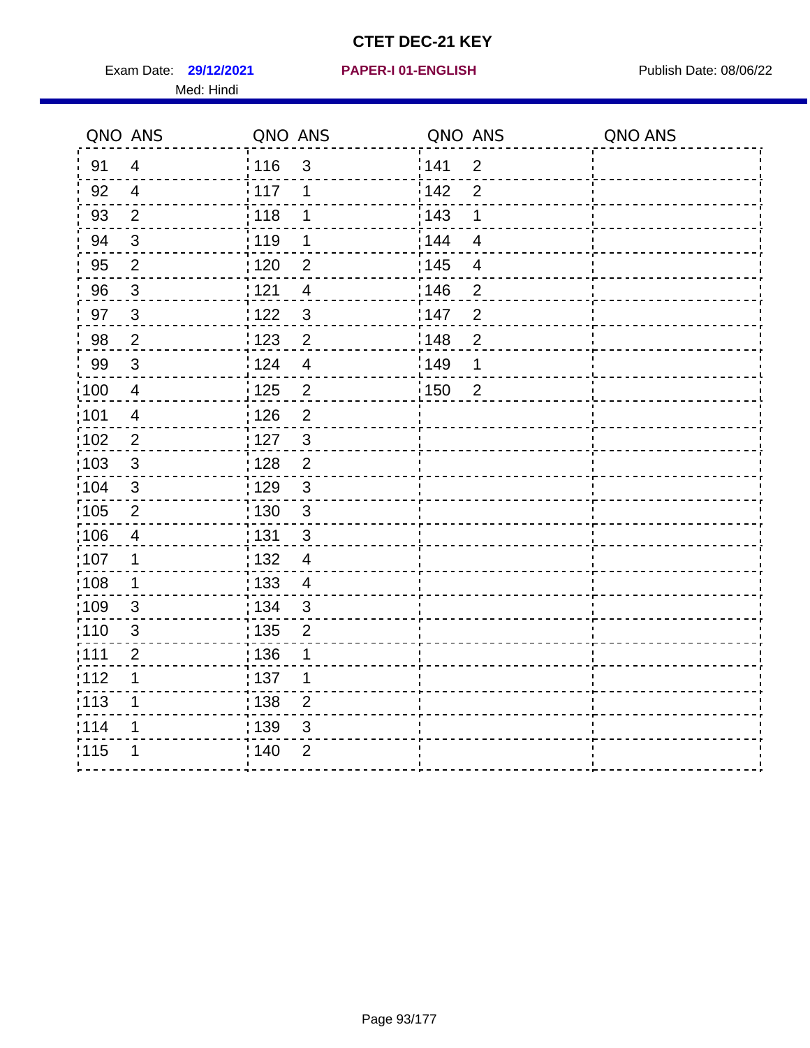# CTET DEC-21 KEY

Exam Date: **29/12/2021** **PAPER-I 01-ENGLISH** Publish Date: 08/06/22

Med: Hindi

| QNO | ANS | QNO | ANS | QNO | ANS | QNO | ANS |
|---|---|---|---|---|---|---|---|
| 91 | 4 | 116 | 3 | 141 | 2 | | |
| 92 | 4 | 117 | 1 | 142 | 2 | | |
| 93 | 2 | 118 | 1 | 143 | 1 | | |
| 94 | 3 | 119 | 1 | 144 | 4 | | |
| 95 | 2 | 120 | 2 | 145 | 4 | | |
| 96 | 3 | 121 | 4 | 146 | 2 | | |
| 97 | 3 | 122 | 3 | 147 | 2 | | |
| 98 | 2 | 123 | 2 | 148 | 2 | | |
| 99 | 3 | 124 | 4 | 149 | 1 | | |
| 100 | 4 | 125 | 2 | 150 | 2 | | |
| 101 | 4 | 126 | 2 | | | | |
| 102 | 2 | 127 | 3 | | | | |
| 103 | 3 | 128 | 2 | | | | |
| 104 | 3 | 129 | 3 | | | | |
| 105 | 2 | 130 | 3 | | | | |
| 106 | 4 | 131 | 3 | | | | |
| 107 | 1 | 132 | 4 | | | | |
| 108 | 1 | 133 | 4 | | | | |
| 109 | 3 | 134 | 3 | | | | |
| 110 | 3 | 135 | 2 | | | | |
| 111 | 2 | 136 | 1 | | | | |
| 112 | 1 | 137 | 1 | | | | |
| 113 | 1 | 138 | 2 | | | | |
| 114 | 1 | 139 | 3 | | | | |
| 115 | 1 | 140 | 2 | | | | |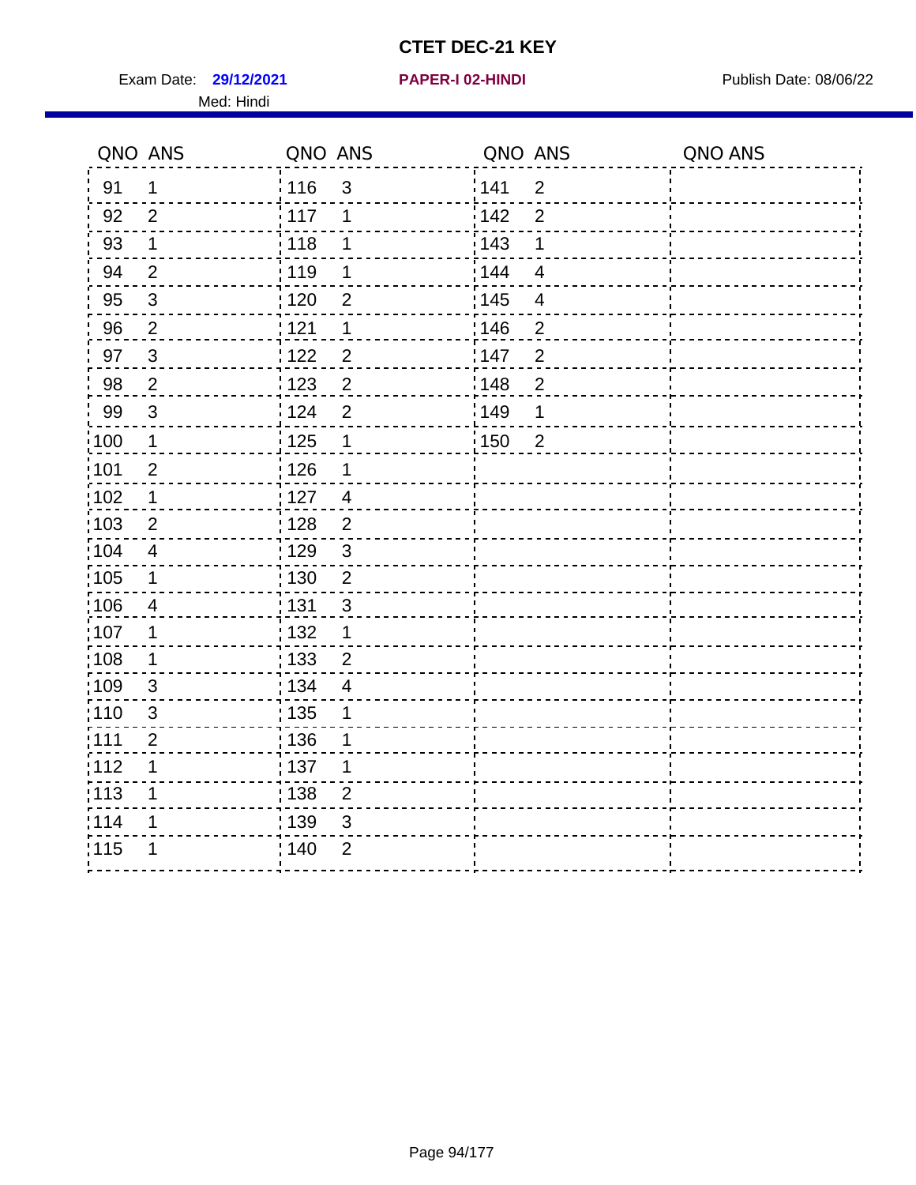# CTET DEC-21 KEY

Exam Date: **29/12/2021** **PAPER-I 02-HINDI** Publish Date: 08/06/22

Med: Hindi

| QNO | ANS | QNO | ANS | QNO | ANS | QNO | ANS |
|---|---|---|---|---|---|---|---|
| 91 | 1 | 116 | 3 | 141 | 2 | | |
| 92 | 2 | 117 | 1 | 142 | 2 | | |
| 93 | 1 | 118 | 1 | 143 | 1 | | |
| 94 | 2 | 119 | 1 | 144 | 4 | | |
| 95 | 3 | 120 | 2 | 145 | 4 | | |
| 96 | 2 | 121 | 1 | 146 | 2 | | |
| 97 | 3 | 122 | 2 | 147 | 2 | | |
| 98 | 2 | 123 | 2 | 148 | 2 | | |
| 99 | 3 | 124 | 2 | 149 | 1 | | |
| 100 | 1 | 125 | 1 | 150 | 2 | | |
| 101 | 2 | 126 | 1 | | | | |
| 102 | 1 | 127 | 4 | | | | |
| 103 | 2 | 128 | 2 | | | | |
| 104 | 4 | 129 | 3 | | | | |
| 105 | 1 | 130 | 2 | | | | |
| 106 | 4 | 131 | 3 | | | | |
| 107 | 1 | 132 | 1 | | | | |
| 108 | 1 | 133 | 2 | | | | |
| 109 | 3 | 134 | 4 | | | | |
| 110 | 3 | 135 | 1 | | | | |
| 111 | 2 | 136 | 1 | | | | |
| 112 | 1 | 137 | 1 | | | | |
| 113 | 1 | 138 | 2 | | | | |
| 114 | 1 | 139 | 3 | | | | |
| 115 | 1 | 140 | 2 | | | | |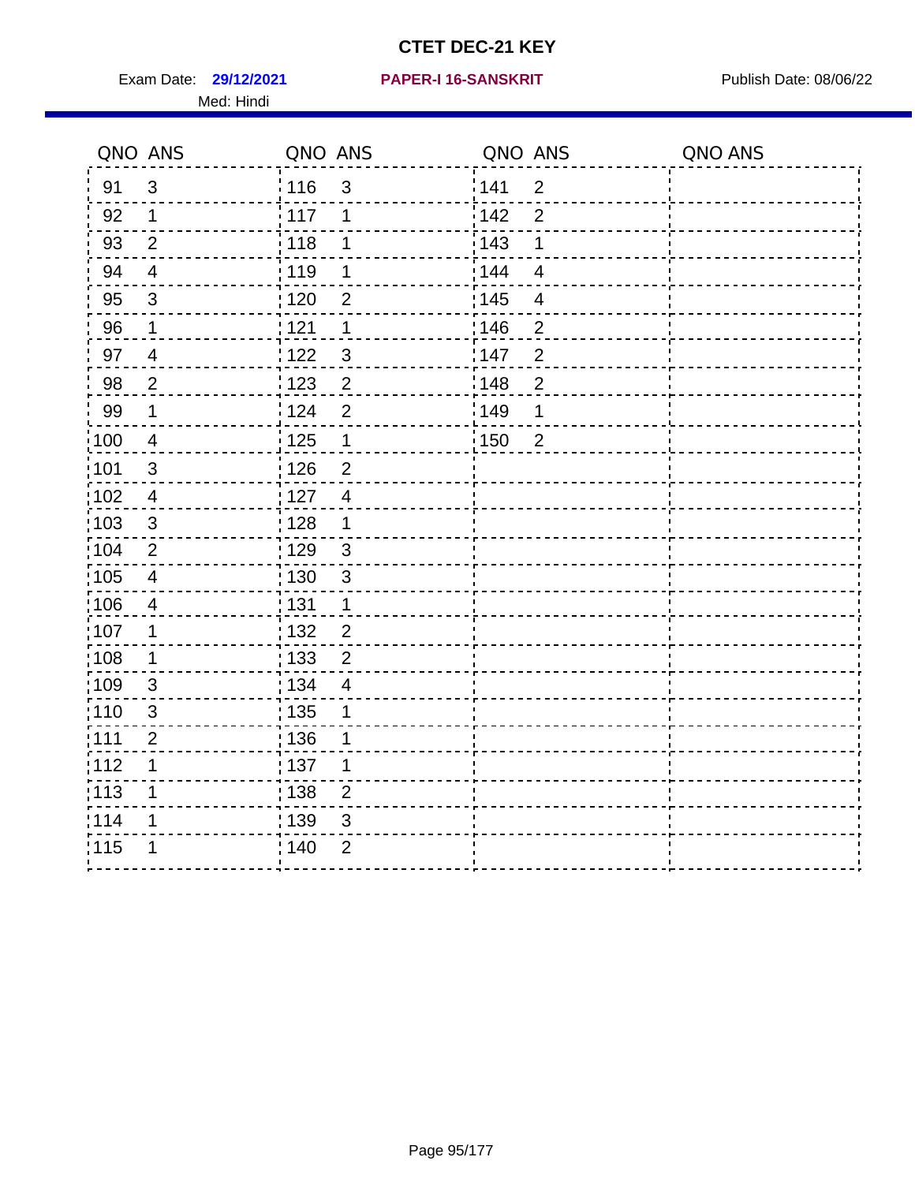# CTET DEC-21 KEY

Exam Date: **29/12/2021** **PAPER-I 16-SANSKRIT** Publish Date: 08/06/22

Med: Hindi

| QNO | ANS | QNO | ANS | QNO | ANS | QNO | ANS |
|---|---|---|---|---|---|---|---|
| 91 | 3 | 116 | 3 | 141 | 2 | | |
| 92 | 1 | 117 | 1 | 142 | 2 | | |
| 93 | 2 | 118 | 1 | 143 | 1 | | |
| 94 | 4 | 119 | 1 | 144 | 4 | | |
| 95 | 3 | 120 | 2 | 145 | 4 | | |
| 96 | 1 | 121 | 1 | 146 | 2 | | |
| 97 | 4 | 122 | 3 | 147 | 2 | | |
| 98 | 2 | 123 | 2 | 148 | 2 | | |
| 99 | 1 | 124 | 2 | 149 | 1 | | |
| 100 | 4 | 125 | 1 | 150 | 2 | | |
| 101 | 3 | 126 | 2 | | | | |
| 102 | 4 | 127 | 4 | | | | |
| 103 | 3 | 128 | 1 | | | | |
| 104 | 2 | 129 | 3 | | | | |
| 105 | 4 | 130 | 3 | | | | |
| 106 | 4 | 131 | 1 | | | | |
| 107 | 1 | 132 | 2 | | | | |
| 108 | 1 | 133 | 2 | | | | |
| 109 | 3 | 134 | 4 | | | | |
| 110 | 3 | 135 | 1 | | | | |
| 111 | 2 | 136 | 1 | | | | |
| 112 | 1 | 137 | 1 | | | | |
| 113 | 1 | 138 | 2 | | | | |
| 114 | 1 | 139 | 3 | | | | |
| 115 | 1 | 140 | 2 | | | | |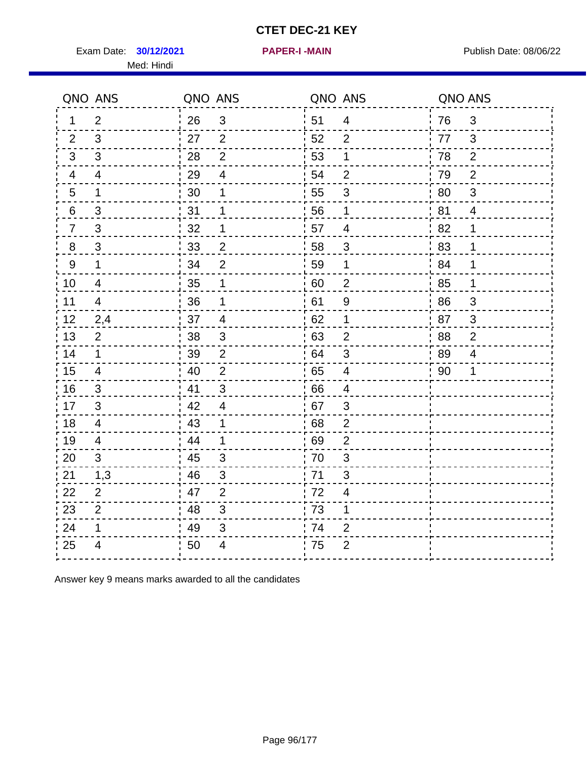# CTET DEC-21 KEY

Exam Date: **30/12/2021** **PAPER-I -MAIN** Publish Date: 08/06/22

Med: Hindi

| QNO | ANS | QNO | ANS | QNO | ANS | QNO | ANS |
|---|---|---|---|---|---|---|---|
| 1 | 2 | 26 | 3 | 51 | 4 | 76 | 3 |
| 2 | 3 | 27 | 2 | 52 | 2 | 77 | 3 |
| 3 | 3 | 28 | 2 | 53 | 1 | 78 | 2 |
| 4 | 4 | 29 | 4 | 54 | 2 | 79 | 2 |
| 5 | 1 | 30 | 1 | 55 | 3 | 80 | 3 |
| 6 | 3 | 31 | 1 | 56 | 1 | 81 | 4 |
| 7 | 3 | 32 | 1 | 57 | 4 | 82 | 1 |
| 8 | 3 | 33 | 2 | 58 | 3 | 83 | 1 |
| 9 | 1 | 34 | 2 | 59 | 1 | 84 | 1 |
| 10 | 4 | 35 | 1 | 60 | 2 | 85 | 1 |
| 11 | 4 | 36 | 1 | 61 | 9 | 86 | 3 |
| 12 | 2,4 | 37 | 4 | 62 | 1 | 87 | 3 |
| 13 | 2 | 38 | 3 | 63 | 2 | 88 | 2 |
| 14 | 1 | 39 | 2 | 64 | 3 | 89 | 4 |
| 15 | 4 | 40 | 2 | 65 | 4 | 90 | 1 |
| 16 | 3 | 41 | 3 | 66 | 4 | | |
| 17 | 3 | 42 | 4 | 67 | 3 | | |
| 18 | 4 | 43 | 1 | 68 | 2 | | |
| 19 | 4 | 44 | 1 | 69 | 2 | | |
| 20 | 3 | 45 | 3 | 70 | 3 | | |
| 21 | 1,3 | 46 | 3 | 71 | 3 | | |
| 22 | 2 | 47 | 2 | 72 | 4 | | |
| 23 | 2 | 48 | 3 | 73 | 1 | | |
| 24 | 1 | 49 | 3 | 74 | 2 | | |
| 25 | 4 | 50 | 4 | 75 | 2 | | |

Answer key 9 means marks awarded to all the candidates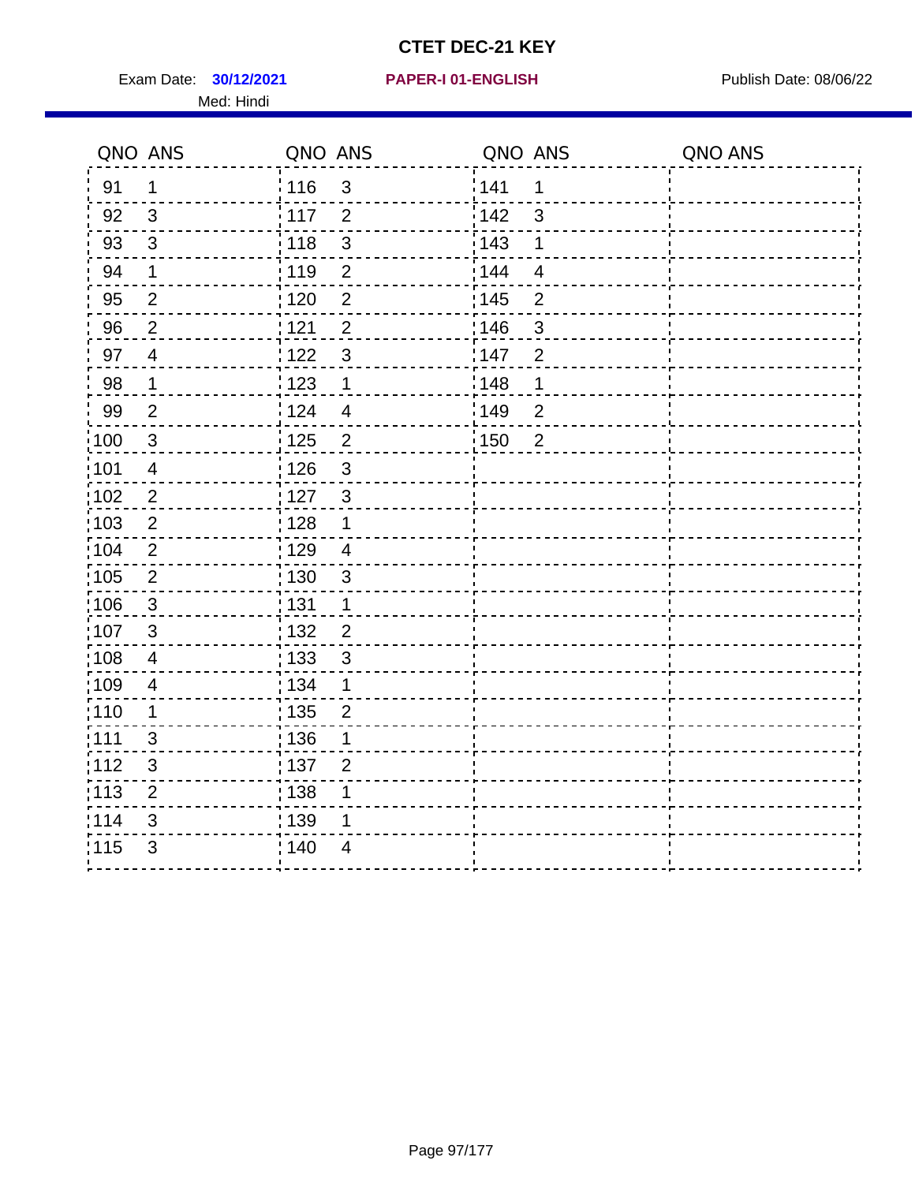# CTET DEC-21 KEY

Exam Date: **30/12/2021** **PAPER-I 01-ENGLISH** Publish Date: 08/06/22

Med: Hindi

| QNO | ANS | QNO | ANS | QNO | ANS | QNO | ANS |
|---|---|---|---|---|---|---|---|
| 91 | 1 | 116 | 3 | 141 | 1 | | |
| 92 | 3 | 117 | 2 | 142 | 3 | | |
| 93 | 3 | 118 | 3 | 143 | 1 | | |
| 94 | 1 | 119 | 2 | 144 | 4 | | |
| 95 | 2 | 120 | 2 | 145 | 2 | | |
| 96 | 2 | 121 | 2 | 146 | 3 | | |
| 97 | 4 | 122 | 3 | 147 | 2 | | |
| 98 | 1 | 123 | 1 | 148 | 1 | | |
| 99 | 2 | 124 | 4 | 149 | 2 | | |
| 100 | 3 | 125 | 2 | 150 | 2 | | |
| 101 | 4 | 126 | 3 | | | | |
| 102 | 2 | 127 | 3 | | | | |
| 103 | 2 | 128 | 1 | | | | |
| 104 | 2 | 129 | 4 | | | | |
| 105 | 2 | 130 | 3 | | | | |
| 106 | 3 | 131 | 1 | | | | |
| 107 | 3 | 132 | 2 | | | | |
| 108 | 4 | 133 | 3 | | | | |
| 109 | 4 | 134 | 1 | | | | |
| 110 | 1 | 135 | 2 | | | | |
| 111 | 3 | 136 | 1 | | | | |
| 112 | 3 | 137 | 2 | | | | |
| 113 | 2 | 138 | 1 | | | | |
| 114 | 3 | 139 | 1 | | | | |
| 115 | 3 | 140 | 4 | | | | |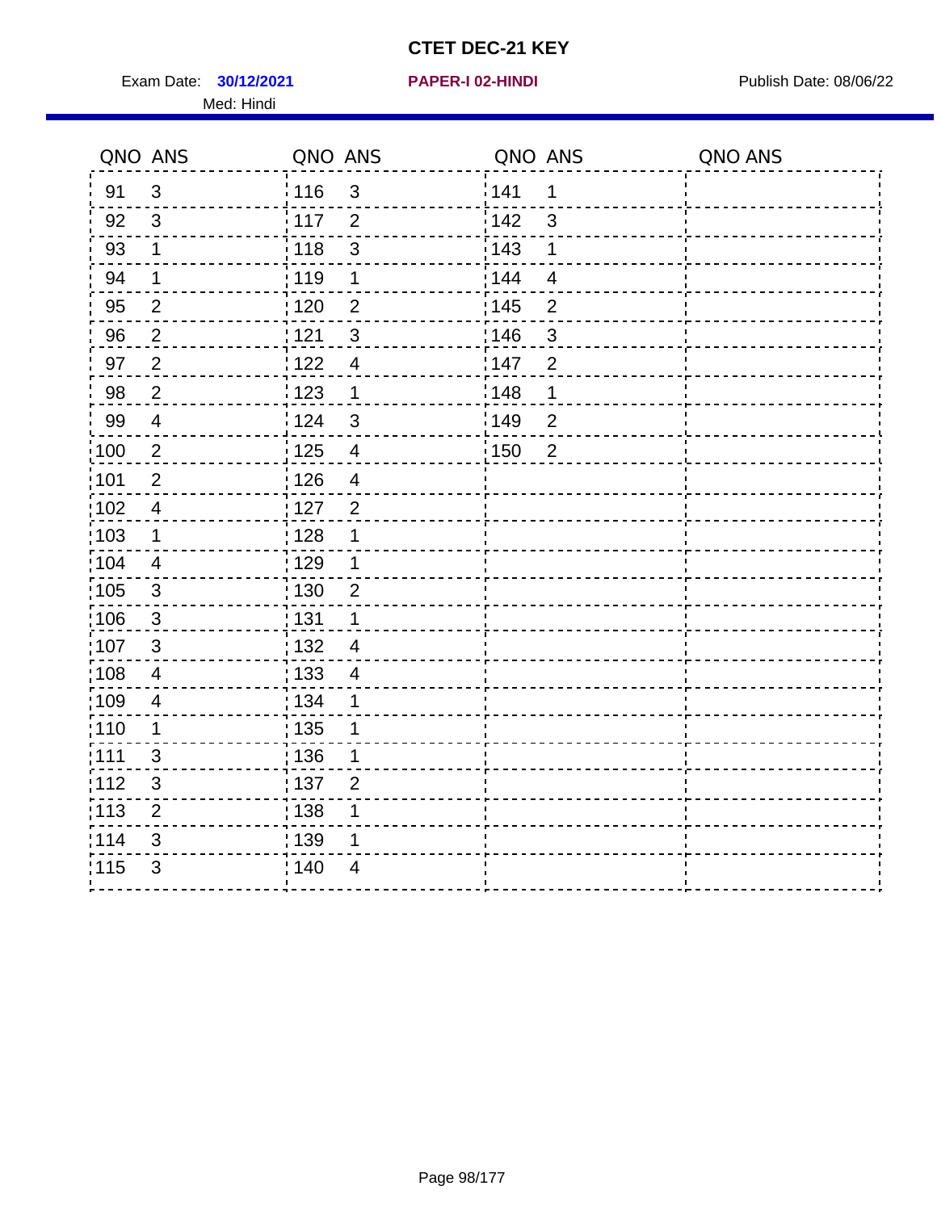# CTET DEC-21 KEY

Exam Date: **30/12/2021** **PAPER-I 02-HINDI** Publish Date: 08/06/22

Med: Hindi

| QNO | ANS | QNO | ANS | QNO | ANS | QNO | ANS |
|---|---|---|---|---|---|---|---|
| 91 | 3 | 116 | 3 | 141 | 1 | | |
| 92 | 3 | 117 | 2 | 142 | 3 | | |
| 93 | 1 | 118 | 3 | 143 | 1 | | |
| 94 | 1 | 119 | 1 | 144 | 4 | | |
| 95 | 2 | 120 | 2 | 145 | 2 | | |
| 96 | 2 | 121 | 3 | 146 | 3 | | |
| 97 | 2 | 122 | 4 | 147 | 2 | | |
| 98 | 2 | 123 | 1 | 148 | 1 | | |
| 99 | 4 | 124 | 3 | 149 | 2 | | |
| 100 | 2 | 125 | 4 | 150 | 2 | | |
| 101 | 2 | 126 | 4 | | | | |
| 102 | 4 | 127 | 2 | | | | |
| 103 | 1 | 128 | 1 | | | | |
| 104 | 4 | 129 | 1 | | | | |
| 105 | 3 | 130 | 2 | | | | |
| 106 | 3 | 131 | 1 | | | | |
| 107 | 3 | 132 | 4 | | | | |
| 108 | 4 | 133 | 4 | | | | |
| 109 | 4 | 134 | 1 | | | | |
| 110 | 1 | 135 | 1 | | | | |
| 111 | 3 | 136 | 1 | | | | |
| 112 | 3 | 137 | 2 | | | | |
| 113 | 2 | 138 | 1 | | | | |
| 114 | 3 | 139 | 1 | | | | |
| 115 | 3 | 140 | 4 | | | | |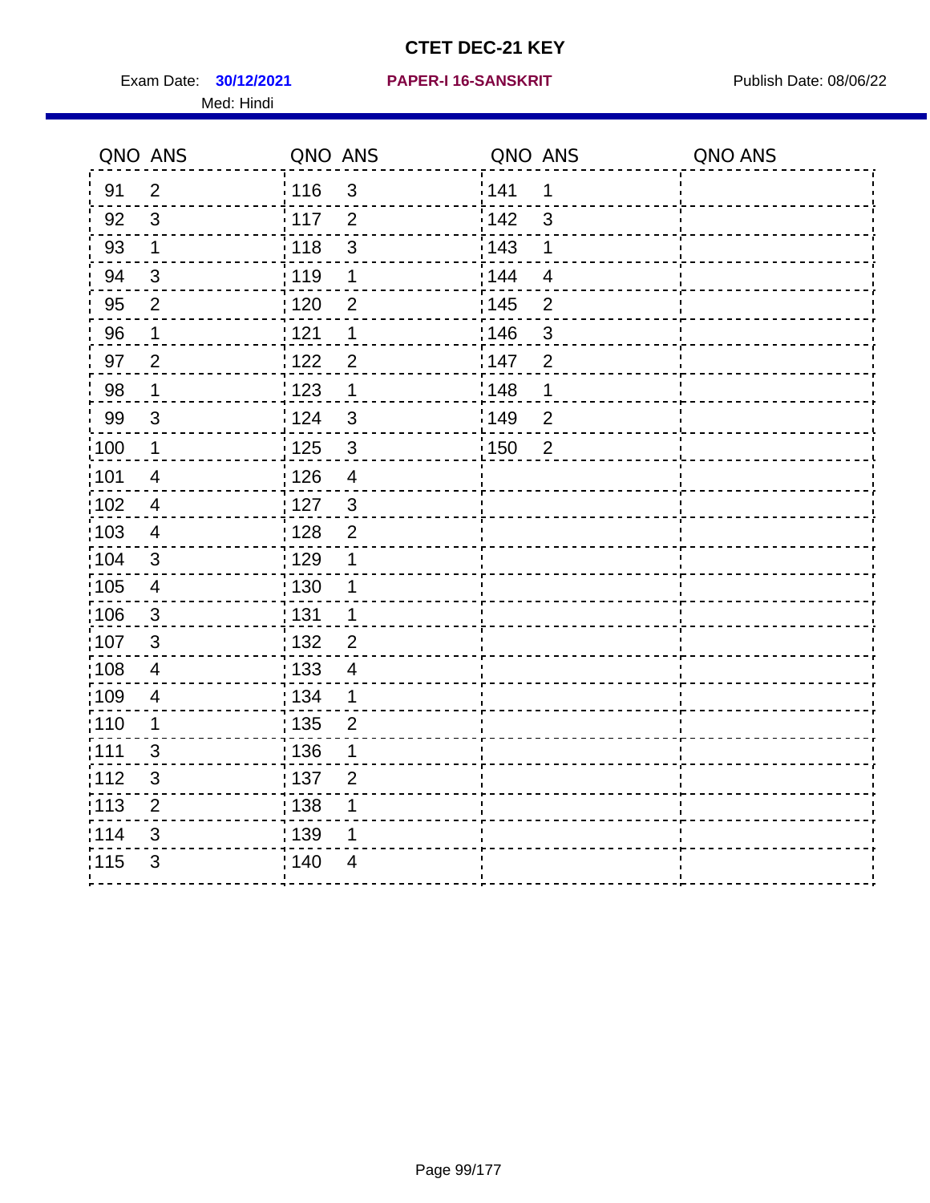# CTET DEC-21 KEY

Exam Date: **30/12/2021** **PAPER-I 16-SANSKRIT** Publish Date: 08/06/22

Med: Hindi

| QNO | ANS | QNO | ANS | QNO | ANS | QNO | ANS |
|---|---|---|---|---|---|---|---|
| 91 | 2 | 116 | 3 | 141 | 1 | | |
| 92 | 3 | 117 | 2 | 142 | 3 | | |
| 93 | 1 | 118 | 3 | 143 | 1 | | |
| 94 | 3 | 119 | 1 | 144 | 4 | | |
| 95 | 2 | 120 | 2 | 145 | 2 | | |
| 96 | 1 | 121 | 1 | 146 | 3 | | |
| 97 | 2 | 122 | 2 | 147 | 2 | | |
| 98 | 1 | 123 | 1 | 148 | 1 | | |
| 99 | 3 | 124 | 3 | 149 | 2 | | |
| 100 | 1 | 125 | 3 | 150 | 2 | | |
| 101 | 4 | 126 | 4 | | | | |
| 102 | 4 | 127 | 3 | | | | |
| 103 | 4 | 128 | 2 | | | | |
| 104 | 3 | 129 | 1 | | | | |
| 105 | 4 | 130 | 1 | | | | |
| 106 | 3 | 131 | 1 | | | | |
| 107 | 3 | 132 | 2 | | | | |
| 108 | 4 | 133 | 4 | | | | |
| 109 | 4 | 134 | 1 | | | | |
| 110 | 1 | 135 | 2 | | | | |
| 111 | 3 | 136 | 1 | | | | |
| 112 | 3 | 137 | 2 | | | | |
| 113 | 2 | 138 | 1 | | | | |
| 114 | 3 | 139 | 1 | | | | |
| 115 | 3 | 140 | 4 | | | | |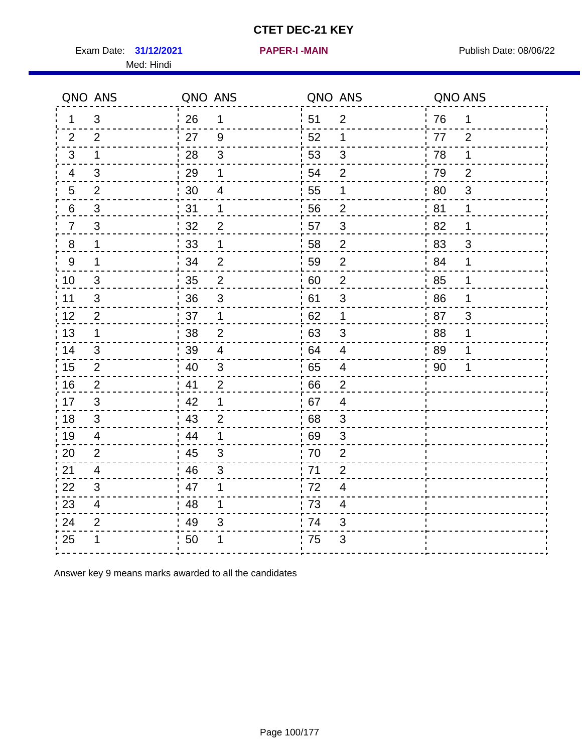# CTET DEC-21 KEY

Exam Date: **31/12/2021** **PAPER-I -MAIN** Publish Date: 08/06/22

Med: Hindi

| QNO | ANS | QNO | ANS | QNO | ANS | QNO | ANS |
|---|---|---|---|---|---|---|---|
| 1 | 3 | 26 | 1 | 51 | 2 | 76 | 1 |
| 2 | 2 | 27 | 9 | 52 | 1 | 77 | 2 |
| 3 | 1 | 28 | 3 | 53 | 3 | 78 | 1 |
| 4 | 3 | 29 | 1 | 54 | 2 | 79 | 2 |
| 5 | 2 | 30 | 4 | 55 | 1 | 80 | 3 |
| 6 | 3 | 31 | 1 | 56 | 2 | 81 | 1 |
| 7 | 3 | 32 | 2 | 57 | 3 | 82 | 1 |
| 8 | 1 | 33 | 1 | 58 | 2 | 83 | 3 |
| 9 | 1 | 34 | 2 | 59 | 2 | 84 | 1 |
| 10 | 3 | 35 | 2 | 60 | 2 | 85 | 1 |
| 11 | 3 | 36 | 3 | 61 | 3 | 86 | 1 |
| 12 | 2 | 37 | 1 | 62 | 1 | 87 | 3 |
| 13 | 1 | 38 | 2 | 63 | 3 | 88 | 1 |
| 14 | 3 | 39 | 4 | 64 | 4 | 89 | 1 |
| 15 | 2 | 40 | 3 | 65 | 4 | 90 | 1 |
| 16 | 2 | 41 | 2 | 66 | 2 | | |
| 17 | 3 | 42 | 1 | 67 | 4 | | |
| 18 | 3 | 43 | 2 | 68 | 3 | | |
| 19 | 4 | 44 | 1 | 69 | 3 | | |
| 20 | 2 | 45 | 3 | 70 | 2 | | |
| 21 | 4 | 46 | 3 | 71 | 2 | | |
| 22 | 3 | 47 | 1 | 72 | 4 | | |
| 23 | 4 | 48 | 1 | 73 | 4 | | |
| 24 | 2 | 49 | 3 | 74 | 3 | | |
| 25 | 1 | 50 | 1 | 75 | 3 | | |

Answer key 9 means marks awarded to all the candidates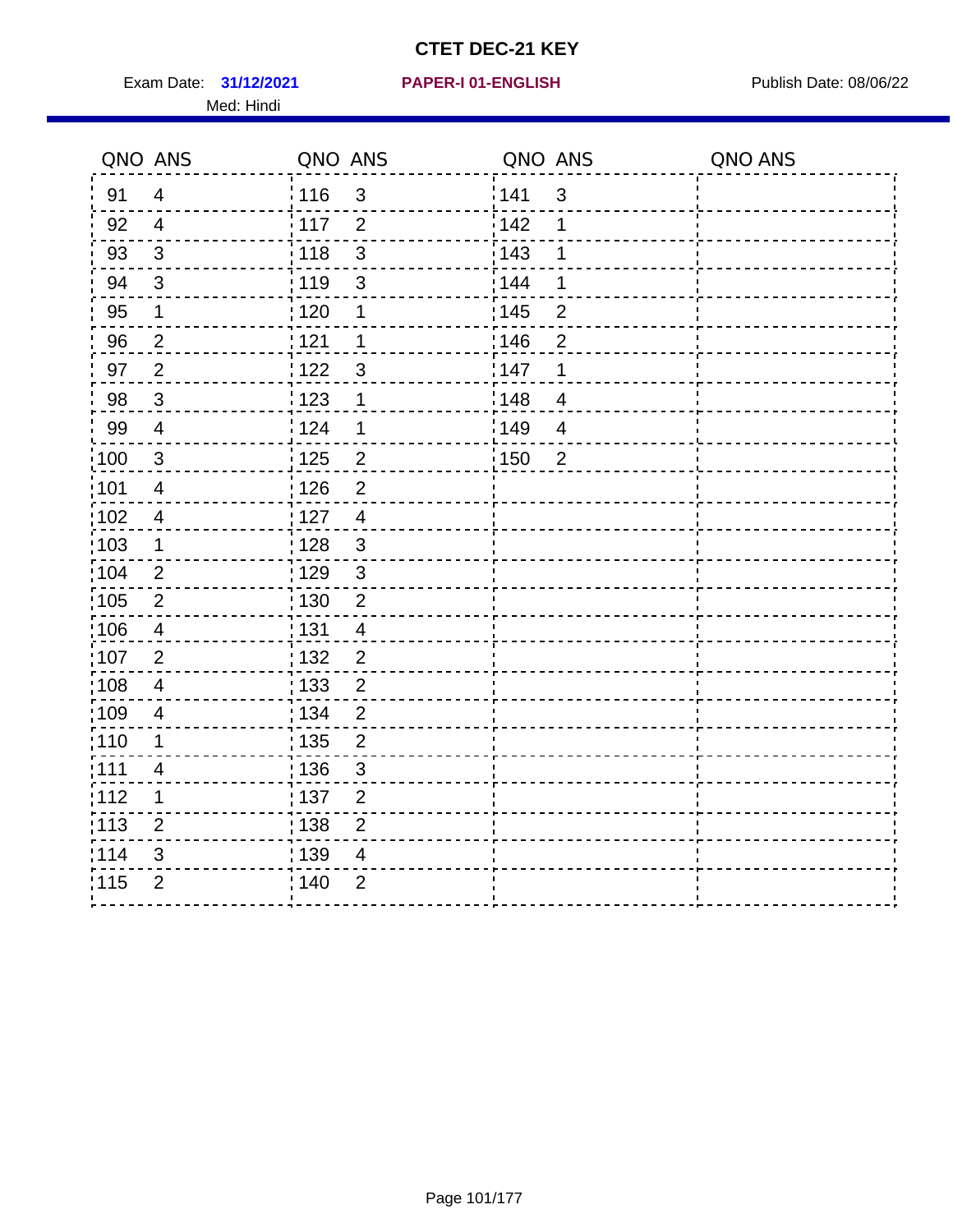# CTET DEC-21 KEY

Exam Date: **31/12/2021** **PAPER-I 01-ENGLISH** Publish Date: 08/06/22

Med: Hindi

| QNO | ANS | QNO | ANS | QNO | ANS | QNO | ANS |
|---|---|---|---|---|---|---|---|
| 91 | 4 | 116 | 3 | 141 | 3 | | |
| 92 | 4 | 117 | 2 | 142 | 1 | | |
| 93 | 3 | 118 | 3 | 143 | 1 | | |
| 94 | 3 | 119 | 3 | 144 | 1 | | |
| 95 | 1 | 120 | 1 | 145 | 2 | | |
| 96 | 2 | 121 | 1 | 146 | 2 | | |
| 97 | 2 | 122 | 3 | 147 | 1 | | |
| 98 | 3 | 123 | 1 | 148 | 4 | | |
| 99 | 4 | 124 | 1 | 149 | 4 | | |
| 100 | 3 | 125 | 2 | 150 | 2 | | |
| 101 | 4 | 126 | 2 | | | | |
| 102 | 4 | 127 | 4 | | | | |
| 103 | 1 | 128 | 3 | | | | |
| 104 | 2 | 129 | 3 | | | | |
| 105 | 2 | 130 | 2 | | | | |
| 106 | 4 | 131 | 4 | | | | |
| 107 | 2 | 132 | 2 | | | | |
| 108 | 4 | 133 | 2 | | | | |
| 109 | 4 | 134 | 2 | | | | |
| 110 | 1 | 135 | 2 | | | | |
| 111 | 4 | 136 | 3 | | | | |
| 112 | 1 | 137 | 2 | | | | |
| 113 | 2 | 138 | 2 | | | | |
| 114 | 3 | 139 | 4 | | | | |
| 115 | 2 | 140 | 2 | | | | |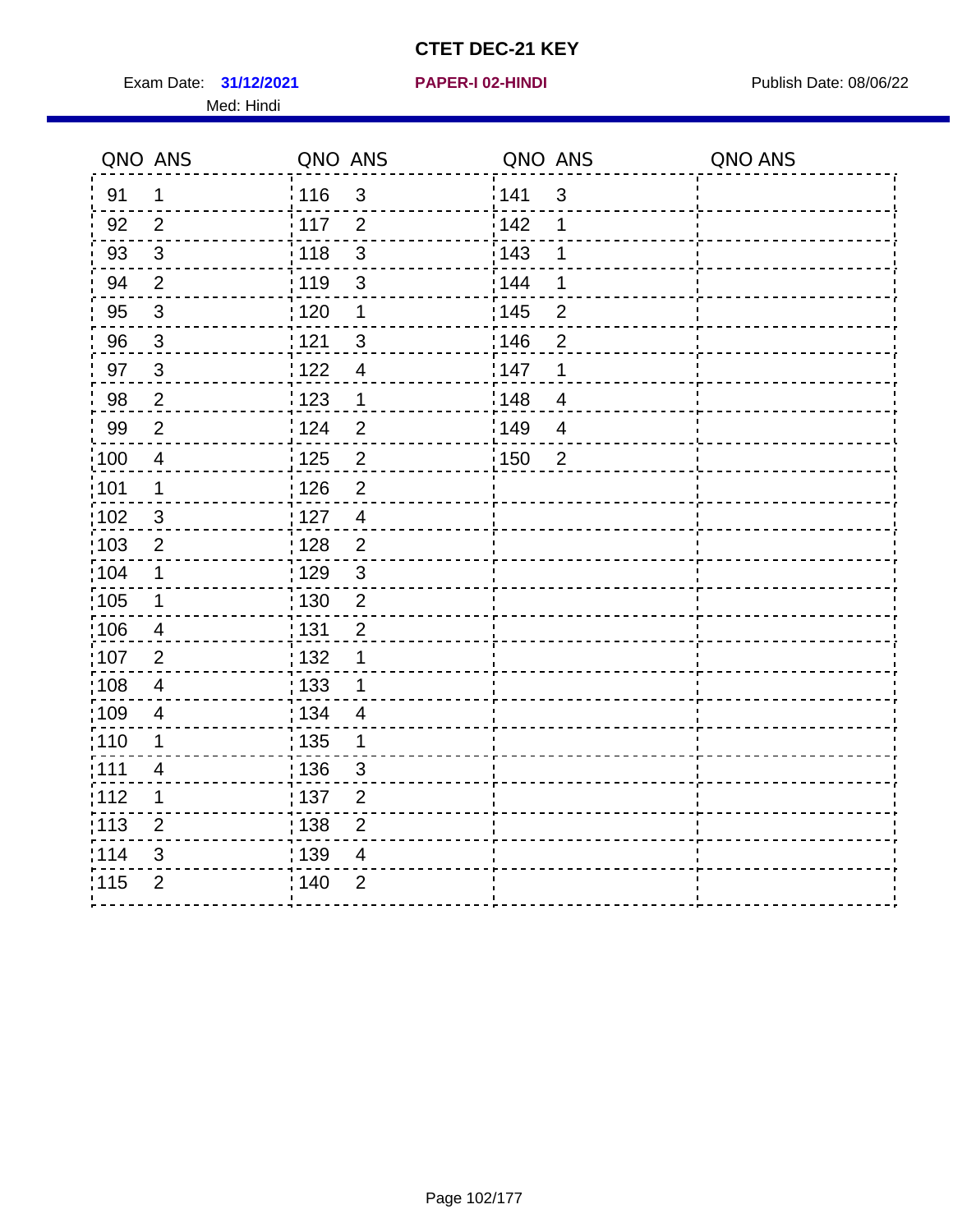# CTET DEC-21 KEY

Exam Date: **31/12/2021** **PAPER-I 02-HINDI** Publish Date: 08/06/22

Med: Hindi

| QNO | ANS | QNO | ANS | QNO | ANS | QNO | ANS |
|---|---|---|---|---|---|---|---|
| 91 | 1 | 116 | 3 | 141 | 3 | | |
| 92 | 2 | 117 | 2 | 142 | 1 | | |
| 93 | 3 | 118 | 3 | 143 | 1 | | |
| 94 | 2 | 119 | 3 | 144 | 1 | | |
| 95 | 3 | 120 | 1 | 145 | 2 | | |
| 96 | 3 | 121 | 3 | 146 | 2 | | |
| 97 | 3 | 122 | 4 | 147 | 1 | | |
| 98 | 2 | 123 | 1 | 148 | 4 | | |
| 99 | 2 | 124 | 2 | 149 | 4 | | |
| 100 | 4 | 125 | 2 | 150 | 2 | | |
| 101 | 1 | 126 | 2 | | | | |
| 102 | 3 | 127 | 4 | | | | |
| 103 | 2 | 128 | 2 | | | | |
| 104 | 1 | 129 | 3 | | | | |
| 105 | 1 | 130 | 2 | | | | |
| 106 | 4 | 131 | 2 | | | | |
| 107 | 2 | 132 | 1 | | | | |
| 108 | 4 | 133 | 1 | | | | |
| 109 | 4 | 134 | 4 | | | | |
| 110 | 1 | 135 | 1 | | | | |
| 111 | 4 | 136 | 3 | | | | |
| 112 | 1 | 137 | 2 | | | | |
| 113 | 2 | 138 | 2 | | | | |
| 114 | 3 | 139 | 4 | | | | |
| 115 | 2 | 140 | 2 | | | | |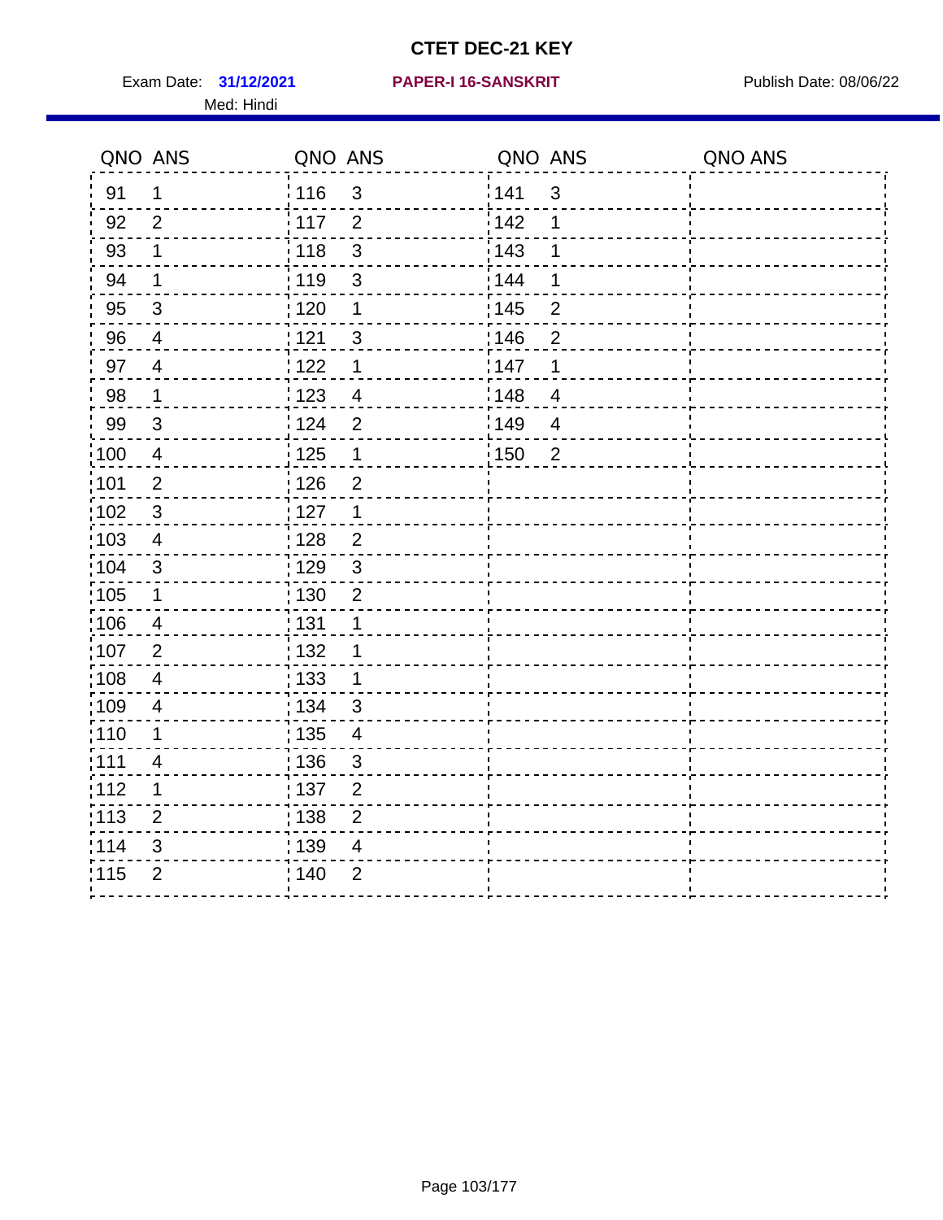# CTET DEC-21 KEY

Exam Date: **31/12/2021** **PAPER-I 16-SANSKRIT** Publish Date: 08/06/22

Med: Hindi

| QNO | ANS | QNO | ANS | QNO | ANS | QNO | ANS |
|---|---|---|---|---|---|---|---|
| 91 | 1 | 116 | 3 | 141 | 3 | | |
| 92 | 2 | 117 | 2 | 142 | 1 | | |
| 93 | 1 | 118 | 3 | 143 | 1 | | |
| 94 | 1 | 119 | 3 | 144 | 1 | | |
| 95 | 3 | 120 | 1 | 145 | 2 | | |
| 96 | 4 | 121 | 3 | 146 | 2 | | |
| 97 | 4 | 122 | 1 | 147 | 1 | | |
| 98 | 1 | 123 | 4 | 148 | 4 | | |
| 99 | 3 | 124 | 2 | 149 | 4 | | |
| 100 | 4 | 125 | 1 | 150 | 2 | | |
| 101 | 2 | 126 | 2 | | | | |
| 102 | 3 | 127 | 1 | | | | |
| 103 | 4 | 128 | 2 | | | | |
| 104 | 3 | 129 | 3 | | | | |
| 105 | 1 | 130 | 2 | | | | |
| 106 | 4 | 131 | 1 | | | | |
| 107 | 2 | 132 | 1 | | | | |
| 108 | 4 | 133 | 1 | | | | |
| 109 | 4 | 134 | 3 | | | | |
| 110 | 1 | 135 | 4 | | | | |
| 111 | 4 | 136 | 3 | | | | |
| 112 | 1 | 137 | 2 | | | | |
| 113 | 2 | 138 | 2 | | | | |
| 114 | 3 | 139 | 4 | | | | |
| 115 | 2 | 140 | 2 | | | | |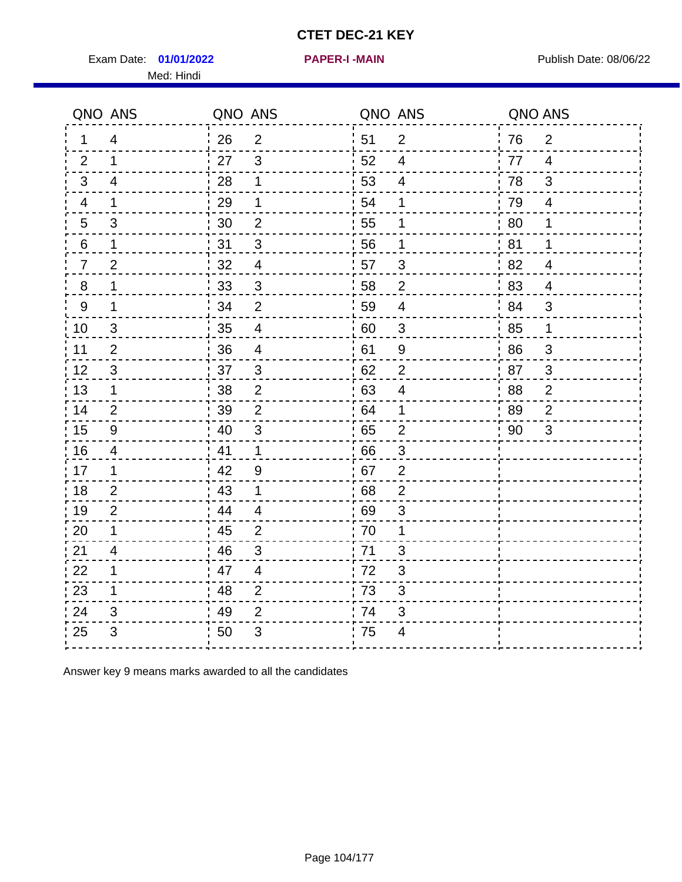# CTET DEC-21 KEY

Exam Date: **01/01/2022** **PAPER-I -MAIN** Publish Date: 08/06/22

Med: Hindi

| QNO | ANS | QNO | ANS | QNO | ANS | QNO | ANS |
|---|---|---|---|---|---|---|---|
| 1 | 4 | 26 | 2 | 51 | 2 | 76 | 2 |
| 2 | 1 | 27 | 3 | 52 | 4 | 77 | 4 |
| 3 | 4 | 28 | 1 | 53 | 4 | 78 | 3 |
| 4 | 1 | 29 | 1 | 54 | 1 | 79 | 4 |
| 5 | 3 | 30 | 2 | 55 | 1 | 80 | 1 |
| 6 | 1 | 31 | 3 | 56 | 1 | 81 | 1 |
| 7 | 2 | 32 | 4 | 57 | 3 | 82 | 4 |
| 8 | 1 | 33 | 3 | 58 | 2 | 83 | 4 |
| 9 | 1 | 34 | 2 | 59 | 4 | 84 | 3 |
| 10 | 3 | 35 | 4 | 60 | 3 | 85 | 1 |
| 11 | 2 | 36 | 4 | 61 | 9 | 86 | 3 |
| 12 | 3 | 37 | 3 | 62 | 2 | 87 | 3 |
| 13 | 1 | 38 | 2 | 63 | 4 | 88 | 2 |
| 14 | 2 | 39 | 2 | 64 | 1 | 89 | 2 |
| 15 | 9 | 40 | 3 | 65 | 2 | 90 | 3 |
| 16 | 4 | 41 | 1 | 66 | 3 | | |
| 17 | 1 | 42 | 9 | 67 | 2 | | |
| 18 | 2 | 43 | 1 | 68 | 2 | | |
| 19 | 2 | 44 | 4 | 69 | 3 | | |
| 20 | 1 | 45 | 2 | 70 | 1 | | |
| 21 | 4 | 46 | 3 | 71 | 3 | | |
| 22 | 1 | 47 | 4 | 72 | 3 | | |
| 23 | 1 | 48 | 2 | 73 | 3 | | |
| 24 | 3 | 49 | 2 | 74 | 3 | | |
| 25 | 3 | 50 | 3 | 75 | 4 | | |

Answer key 9 means marks awarded to all the candidates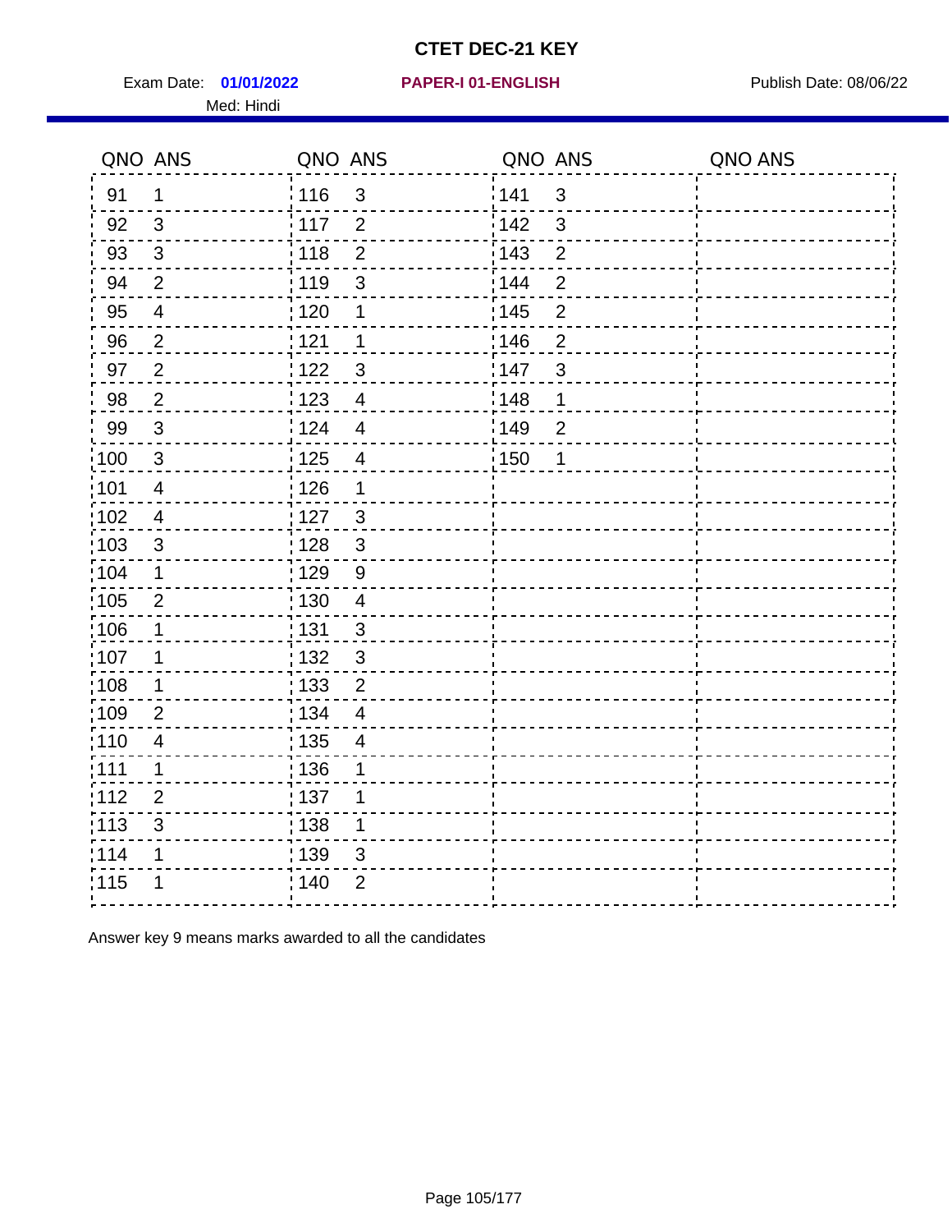# CTET DEC-21 KEY

Exam Date: **01/01/2022** **PAPER-I 01-ENGLISH** Publish Date: 08/06/22

Med: Hindi

| QNO | ANS | QNO | ANS | QNO | ANS | QNO | ANS |
|---|---|---|---|---|---|---|---|
| 91 | 1 | 116 | 3 | 141 | 3 | | |
| 92 | 3 | 117 | 2 | 142 | 3 | | |
| 93 | 3 | 118 | 2 | 143 | 2 | | |
| 94 | 2 | 119 | 3 | 144 | 2 | | |
| 95 | 4 | 120 | 1 | 145 | 2 | | |
| 96 | 2 | 121 | 1 | 146 | 2 | | |
| 97 | 2 | 122 | 3 | 147 | 3 | | |
| 98 | 2 | 123 | 4 | 148 | 1 | | |
| 99 | 3 | 124 | 4 | 149 | 2 | | |
| 100 | 3 | 125 | 4 | 150 | 1 | | |
| 101 | 4 | 126 | 1 | | | | |
| 102 | 4 | 127 | 3 | | | | |
| 103 | 3 | 128 | 3 | | | | |
| 104 | 1 | 129 | 9 | | | | |
| 105 | 2 | 130 | 4 | | | | |
| 106 | 1 | 131 | 3 | | | | |
| 107 | 1 | 132 | 3 | | | | |
| 108 | 1 | 133 | 2 | | | | |
| 109 | 2 | 134 | 4 | | | | |
| 110 | 4 | 135 | 4 | | | | |
| 111 | 1 | 136 | 1 | | | | |
| 112 | 2 | 137 | 1 | | | | |
| 113 | 3 | 138 | 1 | | | | |
| 114 | 1 | 139 | 3 | | | | |
| 115 | 1 | 140 | 2 | | | | |

Answer key 9 means marks awarded to all the candidates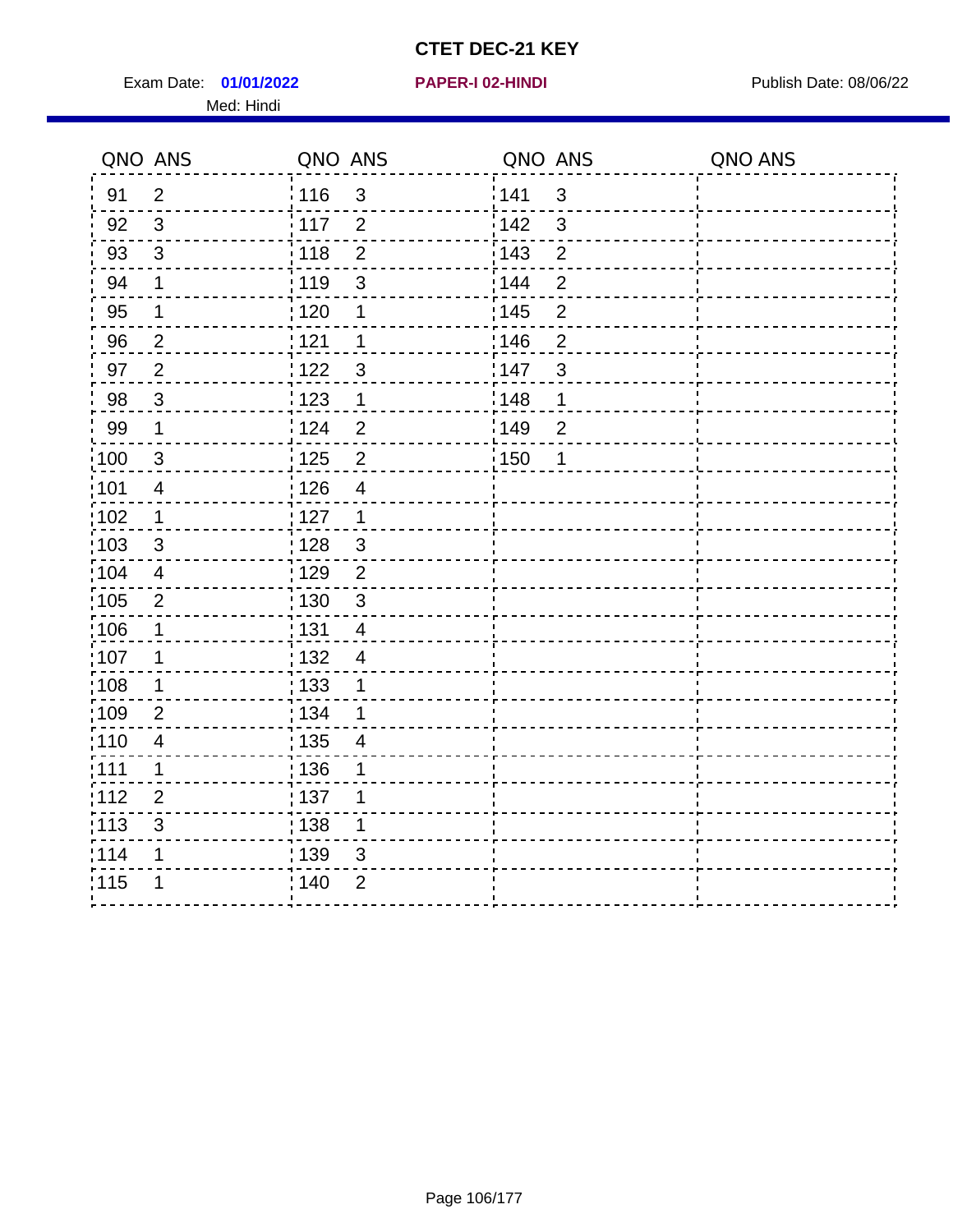# CTET DEC-21 KEY

Exam Date: **01/01/2022** **PAPER-I 02-HINDI** Publish Date: 08/06/22

Med: Hindi

| QNO | ANS | QNO | ANS | QNO | ANS | QNO | ANS |
|---|---|---|---|---|---|---|---|
| 91 | 2 | 116 | 3 | 141 | 3 | | |
| 92 | 3 | 117 | 2 | 142 | 3 | | |
| 93 | 3 | 118 | 2 | 143 | 2 | | |
| 94 | 1 | 119 | 3 | 144 | 2 | | |
| 95 | 1 | 120 | 1 | 145 | 2 | | |
| 96 | 2 | 121 | 1 | 146 | 2 | | |
| 97 | 2 | 122 | 3 | 147 | 3 | | |
| 98 | 3 | 123 | 1 | 148 | 1 | | |
| 99 | 1 | 124 | 2 | 149 | 2 | | |
| 100 | 3 | 125 | 2 | 150 | 1 | | |
| 101 | 4 | 126 | 4 | | | | |
| 102 | 1 | 127 | 1 | | | | |
| 103 | 3 | 128 | 3 | | | | |
| 104 | 4 | 129 | 2 | | | | |
| 105 | 2 | 130 | 3 | | | | |
| 106 | 1 | 131 | 4 | | | | |
| 107 | 1 | 132 | 4 | | | | |
| 108 | 1 | 133 | 1 | | | | |
| 109 | 2 | 134 | 1 | | | | |
| 110 | 4 | 135 | 4 | | | | |
| 111 | 1 | 136 | 1 | | | | |
| 112 | 2 | 137 | 1 | | | | |
| 113 | 3 | 138 | 1 | | | | |
| 114 | 1 | 139 | 3 | | | | |
| 115 | 1 | 140 | 2 | | | | |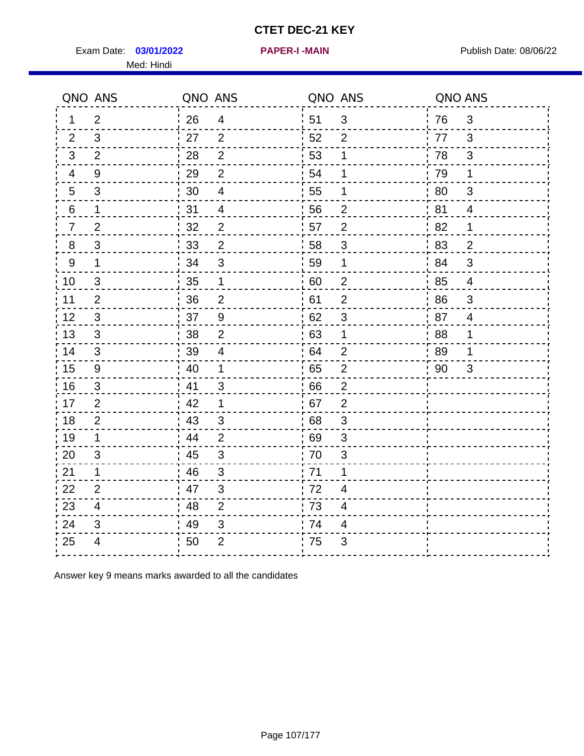# CTET DEC-21 KEY

Exam Date: **03/01/2022** **PAPER-I -MAIN** Publish Date: 08/06/22

Med: Hindi

| QNO | ANS | QNO | ANS | QNO | ANS | QNO | ANS |
|---|---|---|---|---|---|---|---|
| 1 | 2 | 26 | 4 | 51 | 3 | 76 | 3 |
| 2 | 3 | 27 | 2 | 52 | 2 | 77 | 3 |
| 3 | 2 | 28 | 2 | 53 | 1 | 78 | 3 |
| 4 | 9 | 29 | 2 | 54 | 1 | 79 | 1 |
| 5 | 3 | 30 | 4 | 55 | 1 | 80 | 3 |
| 6 | 1 | 31 | 4 | 56 | 2 | 81 | 4 |
| 7 | 2 | 32 | 2 | 57 | 2 | 82 | 1 |
| 8 | 3 | 33 | 2 | 58 | 3 | 83 | 2 |
| 9 | 1 | 34 | 3 | 59 | 1 | 84 | 3 |
| 10 | 3 | 35 | 1 | 60 | 2 | 85 | 4 |
| 11 | 2 | 36 | 2 | 61 | 2 | 86 | 3 |
| 12 | 3 | 37 | 9 | 62 | 3 | 87 | 4 |
| 13 | 3 | 38 | 2 | 63 | 1 | 88 | 1 |
| 14 | 3 | 39 | 4 | 64 | 2 | 89 | 1 |
| 15 | 9 | 40 | 1 | 65 | 2 | 90 | 3 |
| 16 | 3 | 41 | 3 | 66 | 2 | | |
| 17 | 2 | 42 | 1 | 67 | 2 | | |
| 18 | 2 | 43 | 3 | 68 | 3 | | |
| 19 | 1 | 44 | 2 | 69 | 3 | | |
| 20 | 3 | 45 | 3 | 70 | 3 | | |
| 21 | 1 | 46 | 3 | 71 | 1 | | |
| 22 | 2 | 47 | 3 | 72 | 4 | | |
| 23 | 4 | 48 | 2 | 73 | 4 | | |
| 24 | 3 | 49 | 3 | 74 | 4 | | |
| 25 | 4 | 50 | 2 | 75 | 3 | | |

Answer key 9 means marks awarded to all the candidates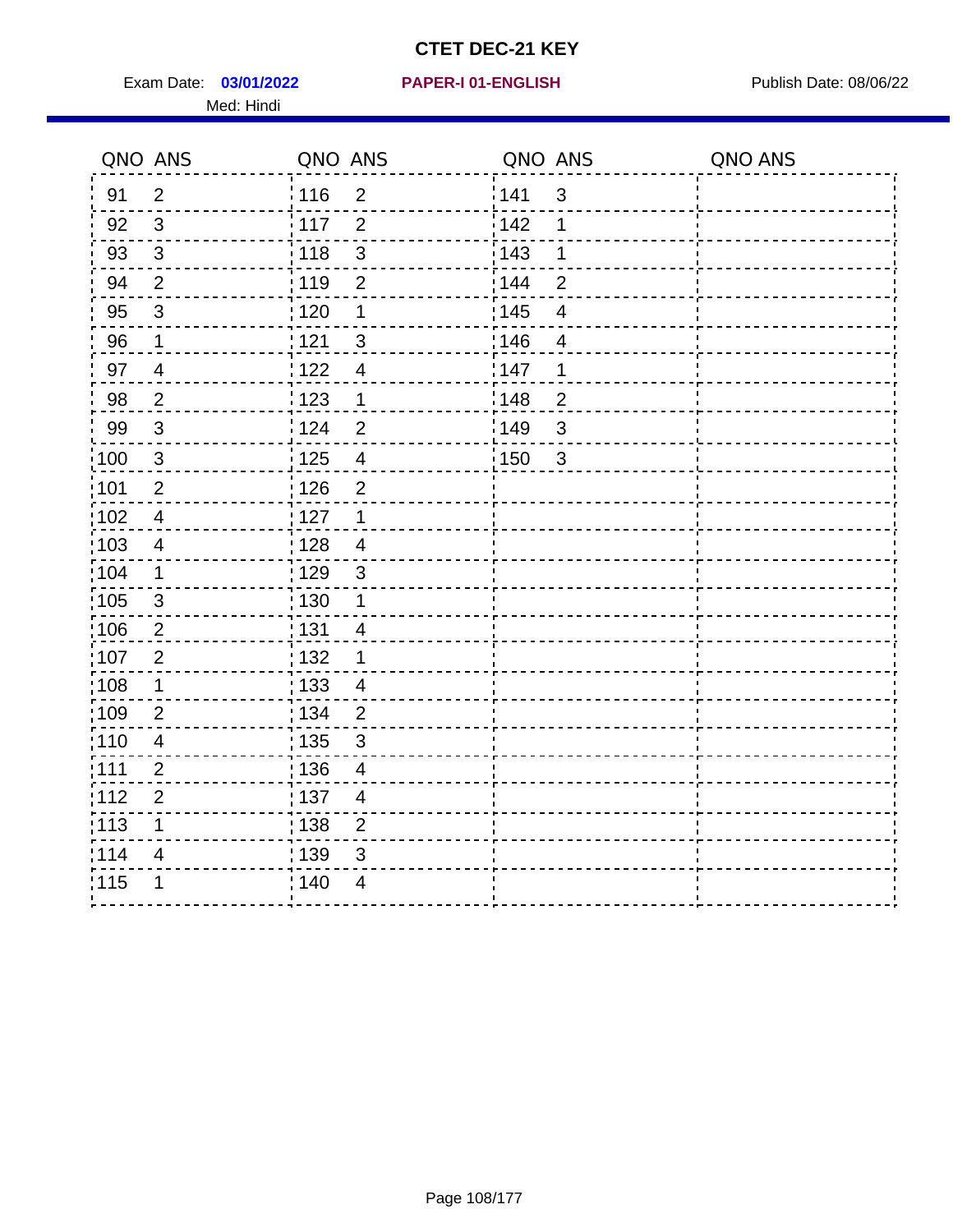# CTET DEC-21 KEY

Exam Date: **03/01/2022** **PAPER-I 01-ENGLISH** Publish Date: 08/06/22

Med: Hindi

| QNO | ANS | QNO | ANS | QNO | ANS | QNO | ANS |
|---|---|---|---|---|---|---|---|
| 91 | 2 | 116 | 2 | 141 | 3 | | |
| 92 | 3 | 117 | 2 | 142 | 1 | | |
| 93 | 3 | 118 | 3 | 143 | 1 | | |
| 94 | 2 | 119 | 2 | 144 | 2 | | |
| 95 | 3 | 120 | 1 | 145 | 4 | | |
| 96 | 1 | 121 | 3 | 146 | 4 | | |
| 97 | 4 | 122 | 4 | 147 | 1 | | |
| 98 | 2 | 123 | 1 | 148 | 2 | | |
| 99 | 3 | 124 | 2 | 149 | 3 | | |
| 100 | 3 | 125 | 4 | 150 | 3 | | |
| 101 | 2 | 126 | 2 | | | | |
| 102 | 4 | 127 | 1 | | | | |
| 103 | 4 | 128 | 4 | | | | |
| 104 | 1 | 129 | 3 | | | | |
| 105 | 3 | 130 | 1 | | | | |
| 106 | 2 | 131 | 4 | | | | |
| 107 | 2 | 132 | 1 | | | | |
| 108 | 1 | 133 | 4 | | | | |
| 109 | 2 | 134 | 2 | | | | |
| 110 | 4 | 135 | 3 | | | | |
| 111 | 2 | 136 | 4 | | | | |
| 112 | 2 | 137 | 4 | | | | |
| 113 | 1 | 138 | 2 | | | | |
| 114 | 4 | 139 | 3 | | | | |
| 115 | 1 | 140 | 4 | | | | |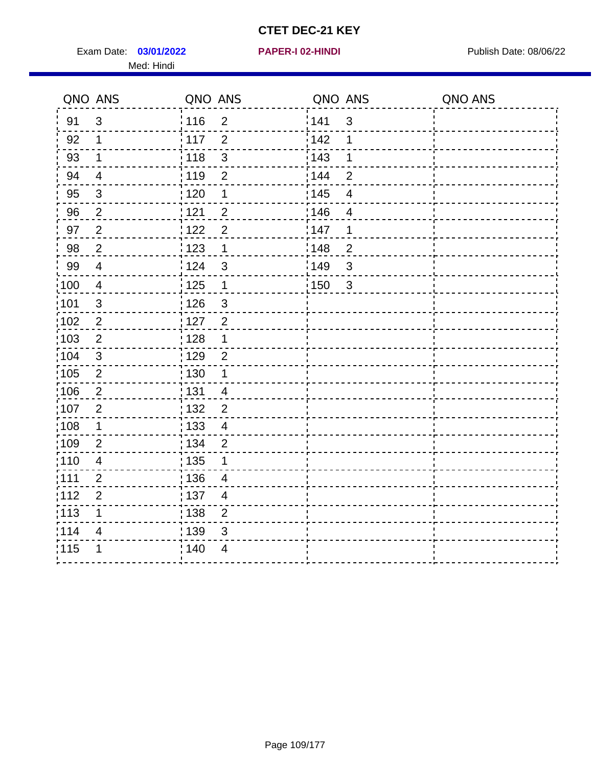# CTET DEC-21 KEY

Exam Date: **03/01/2022** **PAPER-I 02-HINDI** Publish Date: 08/06/22

Med: Hindi

| QNO | ANS | QNO | ANS | QNO | ANS | QNO | ANS |
|---|---|---|---|---|---|---|---|
| 91 | 3 | 116 | 2 | 141 | 3 | | |
| 92 | 1 | 117 | 2 | 142 | 1 | | |
| 93 | 1 | 118 | 3 | 143 | 1 | | |
| 94 | 4 | 119 | 2 | 144 | 2 | | |
| 95 | 3 | 120 | 1 | 145 | 4 | | |
| 96 | 2 | 121 | 2 | 146 | 4 | | |
| 97 | 2 | 122 | 2 | 147 | 1 | | |
| 98 | 2 | 123 | 1 | 148 | 2 | | |
| 99 | 4 | 124 | 3 | 149 | 3 | | |
| 100 | 4 | 125 | 1 | 150 | 3 | | |
| 101 | 3 | 126 | 3 | | | | |
| 102 | 2 | 127 | 2 | | | | |
| 103 | 2 | 128 | 1 | | | | |
| 104 | 3 | 129 | 2 | | | | |
| 105 | 2 | 130 | 1 | | | | |
| 106 | 2 | 131 | 4 | | | | |
| 107 | 2 | 132 | 2 | | | | |
| 108 | 1 | 133 | 4 | | | | |
| 109 | 2 | 134 | 2 | | | | |
| 110 | 4 | 135 | 1 | | | | |
| 111 | 2 | 136 | 4 | | | | |
| 112 | 2 | 137 | 4 | | | | |
| 113 | 1 | 138 | 2 | | | | |
| 114 | 4 | 139 | 3 | | | | |
| 115 | 1 | 140 | 4 | | | | |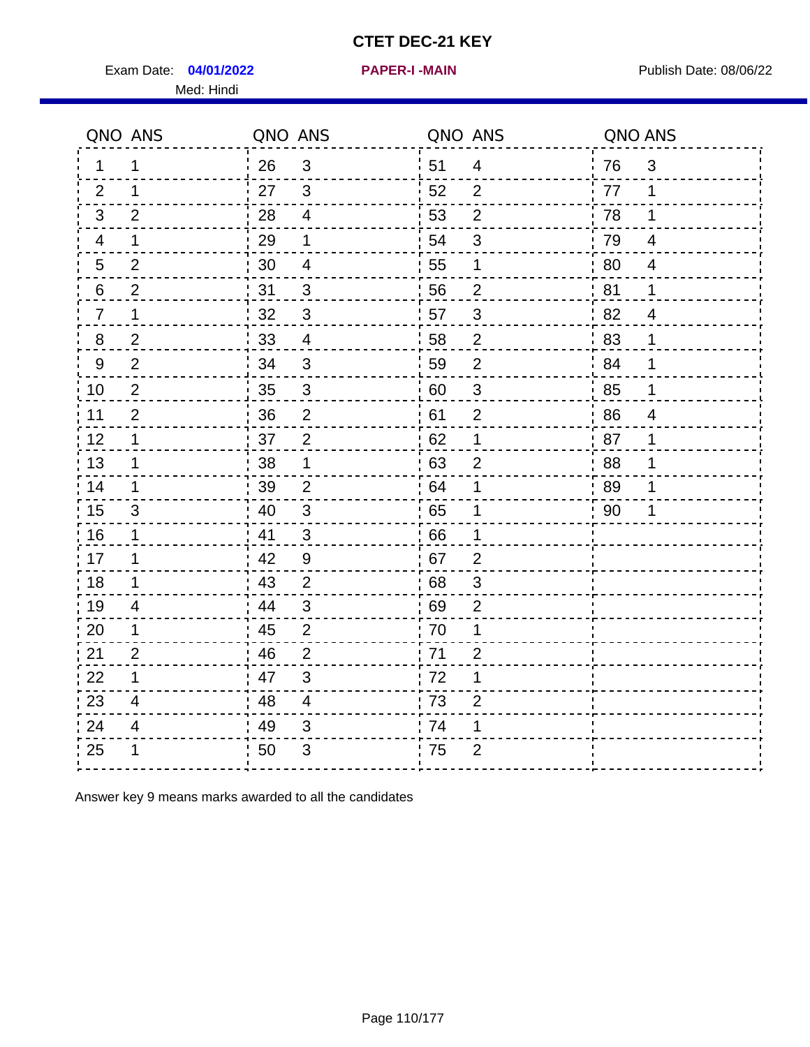# CTET DEC-21 KEY

Exam Date: **04/01/2022** **PAPER-I -MAIN** Publish Date: 08/06/22

Med: Hindi

| QNO | ANS | QNO | ANS | QNO | ANS | QNO | ANS |
|---|---|---|---|---|---|---|---|
| 1 | 1 | 26 | 3 | 51 | 4 | 76 | 3 |
| 2 | 1 | 27 | 3 | 52 | 2 | 77 | 1 |
| 3 | 2 | 28 | 4 | 53 | 2 | 78 | 1 |
| 4 | 1 | 29 | 1 | 54 | 3 | 79 | 4 |
| 5 | 2 | 30 | 4 | 55 | 1 | 80 | 4 |
| 6 | 2 | 31 | 3 | 56 | 2 | 81 | 1 |
| 7 | 1 | 32 | 3 | 57 | 3 | 82 | 4 |
| 8 | 2 | 33 | 4 | 58 | 2 | 83 | 1 |
| 9 | 2 | 34 | 3 | 59 | 2 | 84 | 1 |
| 10 | 2 | 35 | 3 | 60 | 3 | 85 | 1 |
| 11 | 2 | 36 | 2 | 61 | 2 | 86 | 4 |
| 12 | 1 | 37 | 2 | 62 | 1 | 87 | 1 |
| 13 | 1 | 38 | 1 | 63 | 2 | 88 | 1 |
| 14 | 1 | 39 | 2 | 64 | 1 | 89 | 1 |
| 15 | 3 | 40 | 3 | 65 | 1 | 90 | 1 |
| 16 | 1 | 41 | 3 | 66 | 1 | | |
| 17 | 1 | 42 | 9 | 67 | 2 | | |
| 18 | 1 | 43 | 2 | 68 | 3 | | |
| 19 | 4 | 44 | 3 | 69 | 2 | | |
| 20 | 1 | 45 | 2 | 70 | 1 | | |
| 21 | 2 | 46 | 2 | 71 | 2 | | |
| 22 | 1 | 47 | 3 | 72 | 1 | | |
| 23 | 4 | 48 | 4 | 73 | 2 | | |
| 24 | 4 | 49 | 3 | 74 | 1 | | |
| 25 | 1 | 50 | 3 | 75 | 2 | | |

Answer key 9 means marks awarded to all the candidates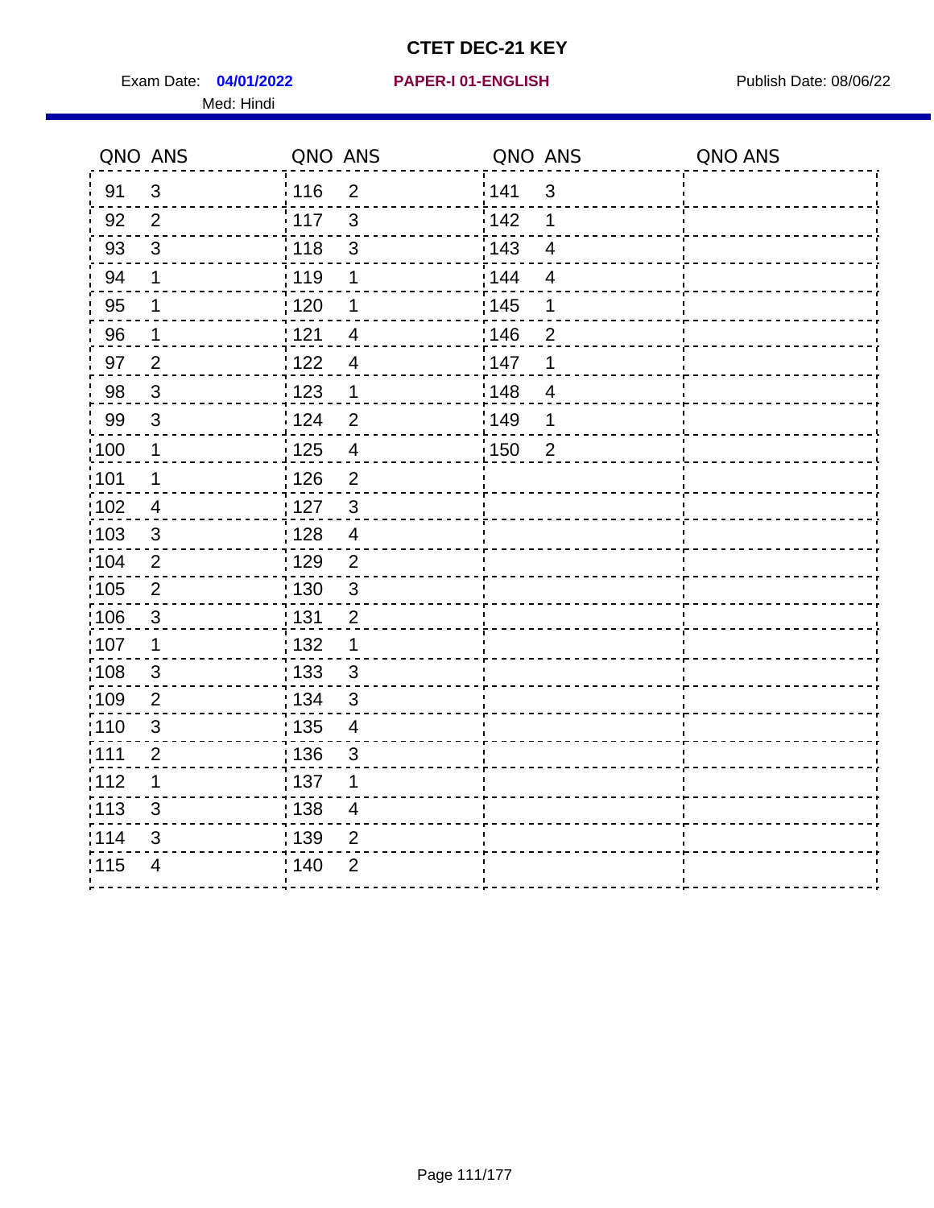# CTET DEC-21 KEY

Exam Date: **04/01/2022** **PAPER-I 01-ENGLISH** Publish Date: 08/06/22

Med: Hindi

| QNO | ANS | QNO | ANS | QNO | ANS | QNO | ANS |
|---|---|---|---|---|---|---|---|
| 91 | 3 | 116 | 2 | 141 | 3 | | |
| 92 | 2 | 117 | 3 | 142 | 1 | | |
| 93 | 3 | 118 | 3 | 143 | 4 | | |
| 94 | 1 | 119 | 1 | 144 | 4 | | |
| 95 | 1 | 120 | 1 | 145 | 1 | | |
| 96 | 1 | 121 | 4 | 146 | 2 | | |
| 97 | 2 | 122 | 4 | 147 | 1 | | |
| 98 | 3 | 123 | 1 | 148 | 4 | | |
| 99 | 3 | 124 | 2 | 149 | 1 | | |
| 100 | 1 | 125 | 4 | 150 | 2 | | |
| 101 | 1 | 126 | 2 | | | | |
| 102 | 4 | 127 | 3 | | | | |
| 103 | 3 | 128 | 4 | | | | |
| 104 | 2 | 129 | 2 | | | | |
| 105 | 2 | 130 | 3 | | | | |
| 106 | 3 | 131 | 2 | | | | |
| 107 | 1 | 132 | 1 | | | | |
| 108 | 3 | 133 | 3 | | | | |
| 109 | 2 | 134 | 3 | | | | |
| 110 | 3 | 135 | 4 | | | | |
| 111 | 2 | 136 | 3 | | | | |
| 112 | 1 | 137 | 1 | | | | |
| 113 | 3 | 138 | 4 | | | | |
| 114 | 3 | 139 | 2 | | | | |
| 115 | 4 | 140 | 2 | | | | |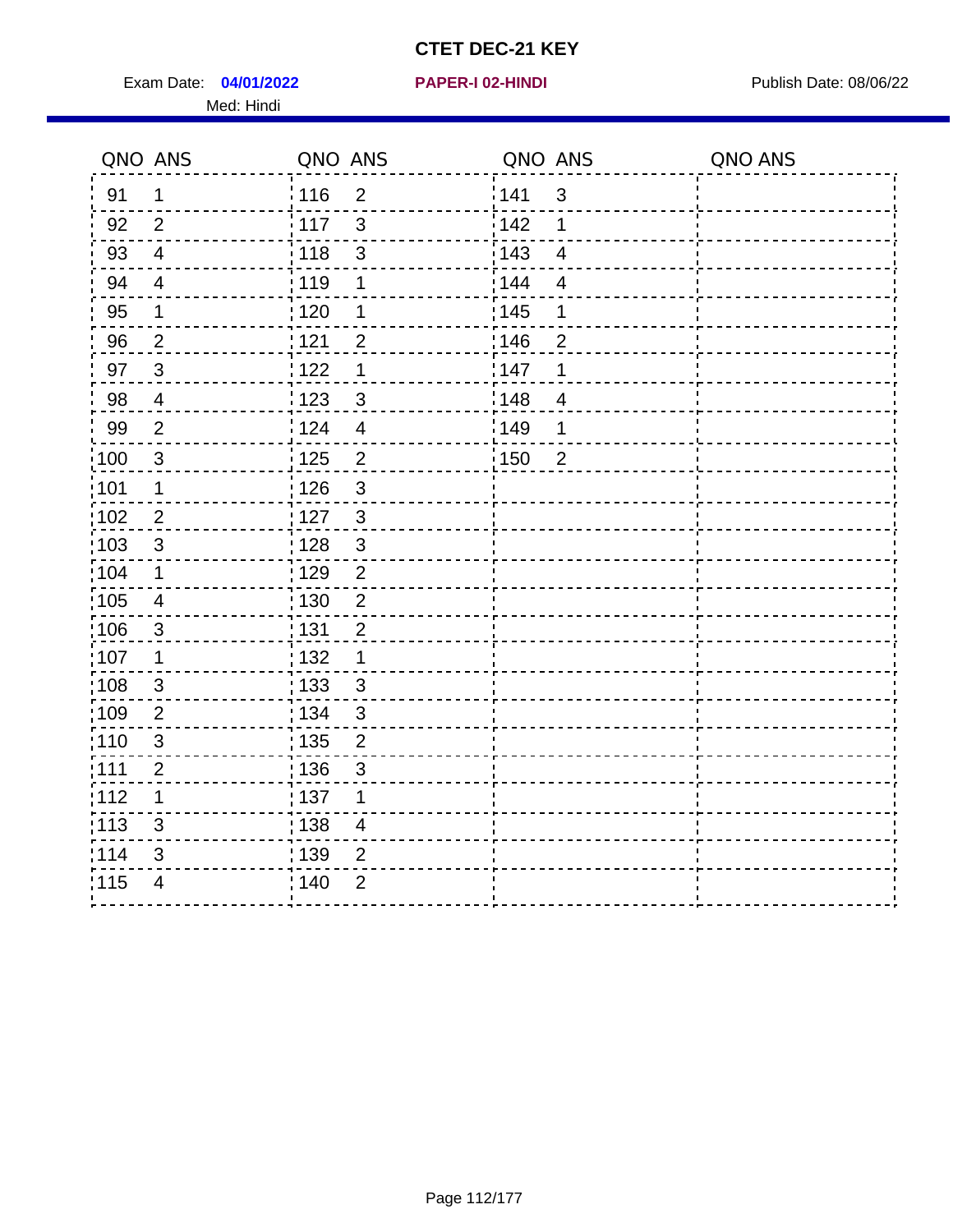# CTET DEC-21 KEY

Exam Date: **04/01/2022** **PAPER-I 02-HINDI** Publish Date: 08/06/22

Med: Hindi

| QNO | ANS | QNO | ANS | QNO | ANS | QNO | ANS |
|---|---|---|---|---|---|---|---|
| 91 | 1 | 116 | 2 | 141 | 3 | | |
| 92 | 2 | 117 | 3 | 142 | 1 | | |
| 93 | 4 | 118 | 3 | 143 | 4 | | |
| 94 | 4 | 119 | 1 | 144 | 4 | | |
| 95 | 1 | 120 | 1 | 145 | 1 | | |
| 96 | 2 | 121 | 2 | 146 | 2 | | |
| 97 | 3 | 122 | 1 | 147 | 1 | | |
| 98 | 4 | 123 | 3 | 148 | 4 | | |
| 99 | 2 | 124 | 4 | 149 | 1 | | |
| 100 | 3 | 125 | 2 | 150 | 2 | | |
| 101 | 1 | 126 | 3 | | | | |
| 102 | 2 | 127 | 3 | | | | |
| 103 | 3 | 128 | 3 | | | | |
| 104 | 1 | 129 | 2 | | | | |
| 105 | 4 | 130 | 2 | | | | |
| 106 | 3 | 131 | 2 | | | | |
| 107 | 1 | 132 | 1 | | | | |
| 108 | 3 | 133 | 3 | | | | |
| 109 | 2 | 134 | 3 | | | | |
| 110 | 3 | 135 | 2 | | | | |
| 111 | 2 | 136 | 3 | | | | |
| 112 | 1 | 137 | 1 | | | | |
| 113 | 3 | 138 | 4 | | | | |
| 114 | 3 | 139 | 2 | | | | |
| 115 | 4 | 140 | 2 | | | | |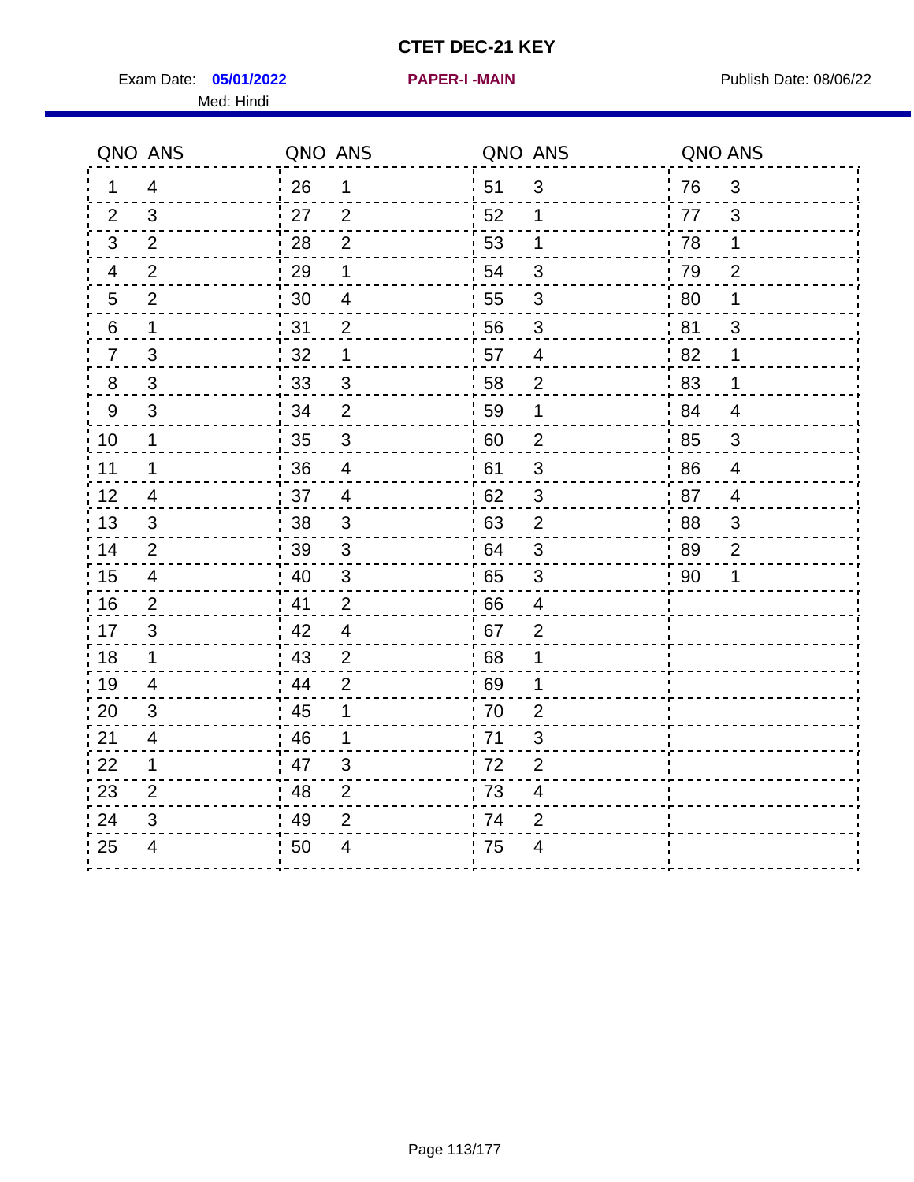# CTET DEC-21 KEY

Exam Date: **05/01/2022** **PAPER-I -MAIN** Publish Date: 08/06/22

Med: Hindi

| QNO | ANS | QNO | ANS | QNO | ANS | QNO | ANS |
|---|---|---|---|---|---|---|---|
| 1 | 4 | 26 | 1 | 51 | 3 | 76 | 3 |
| 2 | 3 | 27 | 2 | 52 | 1 | 77 | 3 |
| 3 | 2 | 28 | 2 | 53 | 1 | 78 | 1 |
| 4 | 2 | 29 | 1 | 54 | 3 | 79 | 2 |
| 5 | 2 | 30 | 4 | 55 | 3 | 80 | 1 |
| 6 | 1 | 31 | 2 | 56 | 3 | 81 | 3 |
| 7 | 3 | 32 | 1 | 57 | 4 | 82 | 1 |
| 8 | 3 | 33 | 3 | 58 | 2 | 83 | 1 |
| 9 | 3 | 34 | 2 | 59 | 1 | 84 | 4 |
| 10 | 1 | 35 | 3 | 60 | 2 | 85 | 3 |
| 11 | 1 | 36 | 4 | 61 | 3 | 86 | 4 |
| 12 | 4 | 37 | 4 | 62 | 3 | 87 | 4 |
| 13 | 3 | 38 | 3 | 63 | 2 | 88 | 3 |
| 14 | 2 | 39 | 3 | 64 | 3 | 89 | 2 |
| 15 | 4 | 40 | 3 | 65 | 3 | 90 | 1 |
| 16 | 2 | 41 | 2 | 66 | 4 | | |
| 17 | 3 | 42 | 4 | 67 | 2 | | |
| 18 | 1 | 43 | 2 | 68 | 1 | | |
| 19 | 4 | 44 | 2 | 69 | 1 | | |
| 20 | 3 | 45 | 1 | 70 | 2 | | |
| 21 | 4 | 46 | 1 | 71 | 3 | | |
| 22 | 1 | 47 | 3 | 72 | 2 | | |
| 23 | 2 | 48 | 2 | 73 | 4 | | |
| 24 | 3 | 49 | 2 | 74 | 2 | | |
| 25 | 4 | 50 | 4 | 75 | 4 | | |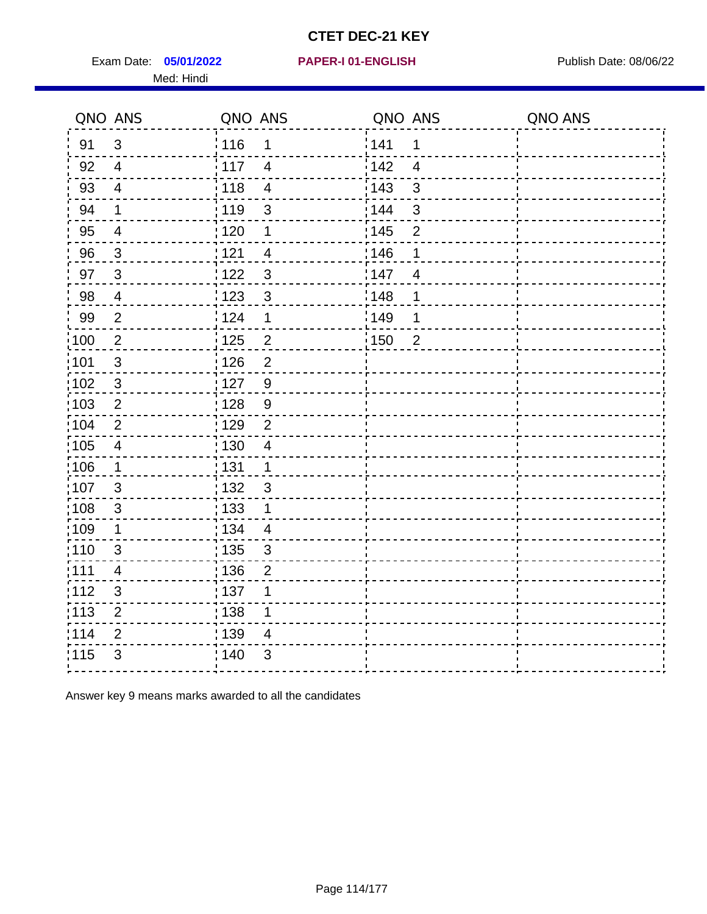# CTET DEC-21 KEY

Exam Date: **05/01/2022** **PAPER-I 01-ENGLISH** Publish Date: 08/06/22

Med: Hindi

| QNO | ANS | QNO | ANS | QNO | ANS | QNO | ANS |
|---|---|---|---|---|---|---|---|
| 91 | 3 | 116 | 1 | 141 | 1 | | |
| 92 | 4 | 117 | 4 | 142 | 4 | | |
| 93 | 4 | 118 | 4 | 143 | 3 | | |
| 94 | 1 | 119 | 3 | 144 | 3 | | |
| 95 | 4 | 120 | 1 | 145 | 2 | | |
| 96 | 3 | 121 | 4 | 146 | 1 | | |
| 97 | 3 | 122 | 3 | 147 | 4 | | |
| 98 | 4 | 123 | 3 | 148 | 1 | | |
| 99 | 2 | 124 | 1 | 149 | 1 | | |
| 100 | 2 | 125 | 2 | 150 | 2 | | |
| 101 | 3 | 126 | 2 | | | | |
| 102 | 3 | 127 | 9 | | | | |
| 103 | 2 | 128 | 9 | | | | |
| 104 | 2 | 129 | 2 | | | | |
| 105 | 4 | 130 | 4 | | | | |
| 106 | 1 | 131 | 1 | | | | |
| 107 | 3 | 132 | 3 | | | | |
| 108 | 3 | 133 | 1 | | | | |
| 109 | 1 | 134 | 4 | | | | |
| 110 | 3 | 135 | 3 | | | | |
| 111 | 4 | 136 | 2 | | | | |
| 112 | 3 | 137 | 1 | | | | |
| 113 | 2 | 138 | 1 | | | | |
| 114 | 2 | 139 | 4 | | | | |
| 115 | 3 | 140 | 3 | | | | |

Answer key 9 means marks awarded to all the candidates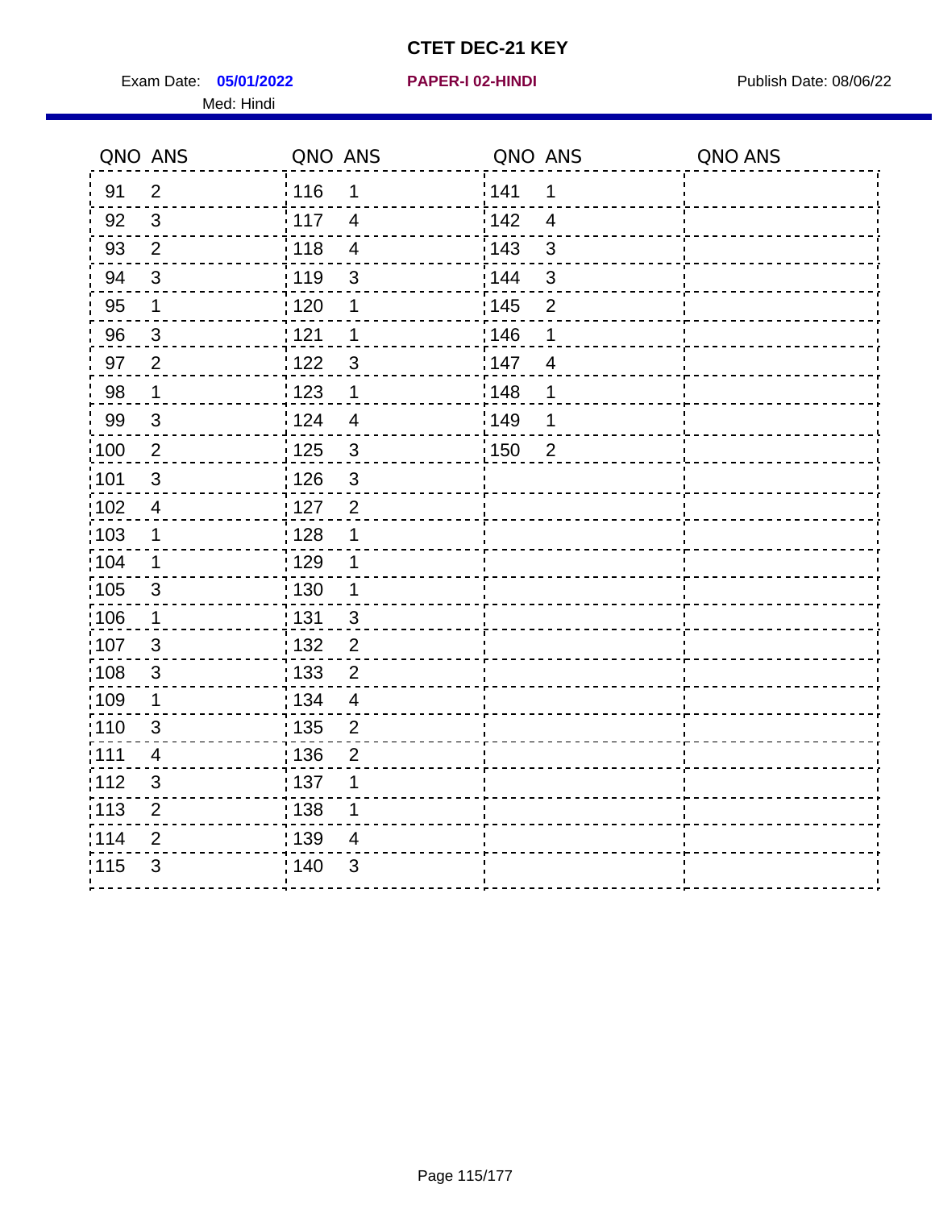# CTET DEC-21 KEY

Exam Date: **05/01/2022** **PAPER-I 02-HINDI** Publish Date: 08/06/22

Med: Hindi

| QNO | ANS | QNO | ANS | QNO | ANS | QNO | ANS |
|---|---|---|---|---|---|---|---|
| 91 | 2 | 116 | 1 | 141 | 1 | | |
| 92 | 3 | 117 | 4 | 142 | 4 | | |
| 93 | 2 | 118 | 4 | 143 | 3 | | |
| 94 | 3 | 119 | 3 | 144 | 3 | | |
| 95 | 1 | 120 | 1 | 145 | 2 | | |
| 96 | 3 | 121 | 1 | 146 | 1 | | |
| 97 | 2 | 122 | 3 | 147 | 4 | | |
| 98 | 1 | 123 | 1 | 148 | 1 | | |
| 99 | 3 | 124 | 4 | 149 | 1 | | |
| 100 | 2 | 125 | 3 | 150 | 2 | | |
| 101 | 3 | 126 | 3 | | | | |
| 102 | 4 | 127 | 2 | | | | |
| 103 | 1 | 128 | 1 | | | | |
| 104 | 1 | 129 | 1 | | | | |
| 105 | 3 | 130 | 1 | | | | |
| 106 | 1 | 131 | 3 | | | | |
| 107 | 3 | 132 | 2 | | | | |
| 108 | 3 | 133 | 2 | | | | |
| 109 | 1 | 134 | 4 | | | | |
| 110 | 3 | 135 | 2 | | | | |
| 111 | 4 | 136 | 2 | | | | |
| 112 | 3 | 137 | 1 | | | | |
| 113 | 2 | 138 | 1 | | | | |
| 114 | 2 | 139 | 4 | | | | |
| 115 | 3 | 140 | 3 | | | | |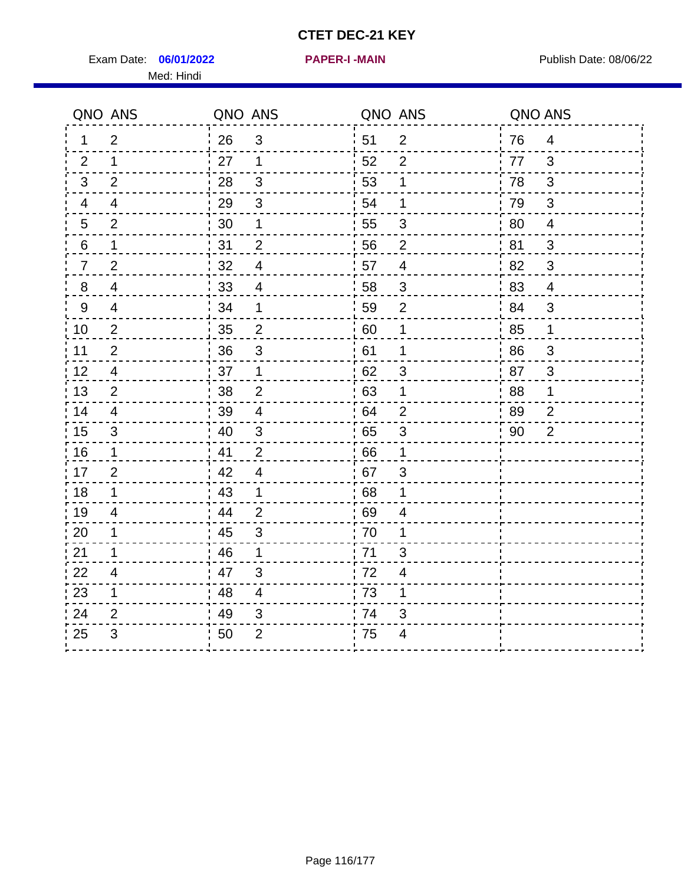# CTET DEC-21 KEY

Exam Date: **06/01/2022** **PAPER-I -MAIN** Publish Date: 08/06/22

Med: Hindi

| QNO | ANS | QNO | ANS | QNO | ANS | QNO | ANS |
|---|---|---|---|---|---|---|---|
| 1 | 2 | 26 | 3 | 51 | 2 | 76 | 4 |
| 2 | 1 | 27 | 1 | 52 | 2 | 77 | 3 |
| 3 | 2 | 28 | 3 | 53 | 1 | 78 | 3 |
| 4 | 4 | 29 | 3 | 54 | 1 | 79 | 3 |
| 5 | 2 | 30 | 1 | 55 | 3 | 80 | 4 |
| 6 | 1 | 31 | 2 | 56 | 2 | 81 | 3 |
| 7 | 2 | 32 | 4 | 57 | 4 | 82 | 3 |
| 8 | 4 | 33 | 4 | 58 | 3 | 83 | 4 |
| 9 | 4 | 34 | 1 | 59 | 2 | 84 | 3 |
| 10 | 2 | 35 | 2 | 60 | 1 | 85 | 1 |
| 11 | 2 | 36 | 3 | 61 | 1 | 86 | 3 |
| 12 | 4 | 37 | 1 | 62 | 3 | 87 | 3 |
| 13 | 2 | 38 | 2 | 63 | 1 | 88 | 1 |
| 14 | 4 | 39 | 4 | 64 | 2 | 89 | 2 |
| 15 | 3 | 40 | 3 | 65 | 3 | 90 | 2 |
| 16 | 1 | 41 | 2 | 66 | 1 | | |
| 17 | 2 | 42 | 4 | 67 | 3 | | |
| 18 | 1 | 43 | 1 | 68 | 1 | | |
| 19 | 4 | 44 | 2 | 69 | 4 | | |
| 20 | 1 | 45 | 3 | 70 | 1 | | |
| 21 | 1 | 46 | 1 | 71 | 3 | | |
| 22 | 4 | 47 | 3 | 72 | 4 | | |
| 23 | 1 | 48 | 4 | 73 | 1 | | |
| 24 | 2 | 49 | 3 | 74 | 3 | | |
| 25 | 3 | 50 | 2 | 75 | 4 | | |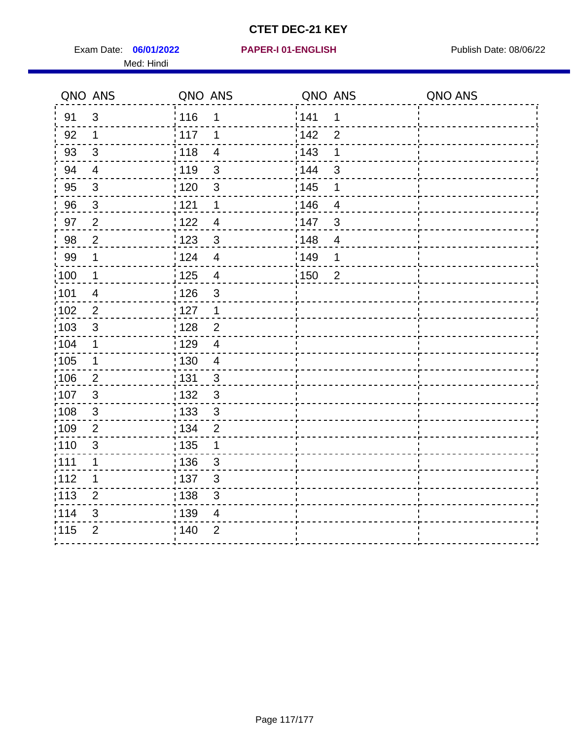# CTET DEC-21 KEY

Exam Date: **06/01/2022** **PAPER-I 01-ENGLISH** Publish Date: 08/06/22

Med: Hindi

| QNO | ANS | QNO | ANS | QNO | ANS | QNO | ANS |
|---|---|---|---|---|---|---|---|
| 91 | 3 | 116 | 1 | 141 | 1 | | |
| 92 | 1 | 117 | 1 | 142 | 2 | | |
| 93 | 3 | 118 | 4 | 143 | 1 | | |
| 94 | 4 | 119 | 3 | 144 | 3 | | |
| 95 | 3 | 120 | 3 | 145 | 1 | | |
| 96 | 3 | 121 | 1 | 146 | 4 | | |
| 97 | 2 | 122 | 4 | 147 | 3 | | |
| 98 | 2 | 123 | 3 | 148 | 4 | | |
| 99 | 1 | 124 | 4 | 149 | 1 | | |
| 100 | 1 | 125 | 4 | 150 | 2 | | |
| 101 | 4 | 126 | 3 | | | | |
| 102 | 2 | 127 | 1 | | | | |
| 103 | 3 | 128 | 2 | | | | |
| 104 | 1 | 129 | 4 | | | | |
| 105 | 1 | 130 | 4 | | | | |
| 106 | 2 | 131 | 3 | | | | |
| 107 | 3 | 132 | 3 | | | | |
| 108 | 3 | 133 | 3 | | | | |
| 109 | 2 | 134 | 2 | | | | |
| 110 | 3 | 135 | 1 | | | | |
| 111 | 1 | 136 | 3 | | | | |
| 112 | 1 | 137 | 3 | | | | |
| 113 | 2 | 138 | 3 | | | | |
| 114 | 3 | 139 | 4 | | | | |
| 115 | 2 | 140 | 2 | | | | |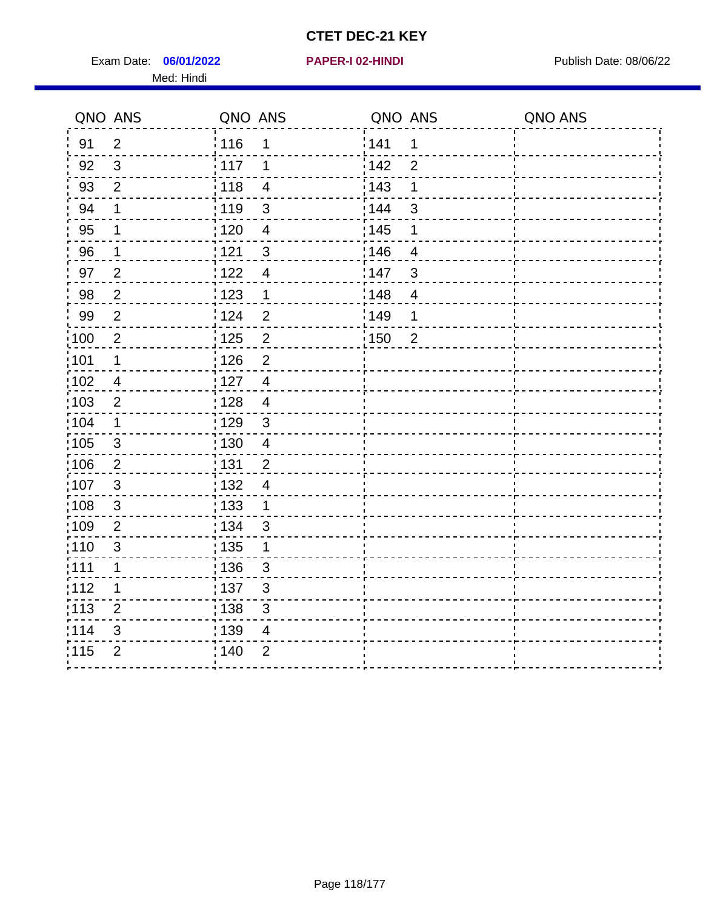# CTET DEC-21 KEY

Exam Date: **06/01/2022** **PAPER-I 02-HINDI** Publish Date: 08/06/22

Med: Hindi

| QNO | ANS | QNO | ANS | QNO | ANS | QNO | ANS |
|---|---|---|---|---|---|---|---|
| 91 | 2 | 116 | 1 | 141 | 1 | | |
| 92 | 3 | 117 | 1 | 142 | 2 | | |
| 93 | 2 | 118 | 4 | 143 | 1 | | |
| 94 | 1 | 119 | 3 | 144 | 3 | | |
| 95 | 1 | 120 | 4 | 145 | 1 | | |
| 96 | 1 | 121 | 3 | 146 | 4 | | |
| 97 | 2 | 122 | 4 | 147 | 3 | | |
| 98 | 2 | 123 | 1 | 148 | 4 | | |
| 99 | 2 | 124 | 2 | 149 | 1 | | |
| 100 | 2 | 125 | 2 | 150 | 2 | | |
| 101 | 1 | 126 | 2 | | | | |
| 102 | 4 | 127 | 4 | | | | |
| 103 | 2 | 128 | 4 | | | | |
| 104 | 1 | 129 | 3 | | | | |
| 105 | 3 | 130 | 4 | | | | |
| 106 | 2 | 131 | 2 | | | | |
| 107 | 3 | 132 | 4 | | | | |
| 108 | 3 | 133 | 1 | | | | |
| 109 | 2 | 134 | 3 | | | | |
| 110 | 3 | 135 | 1 | | | | |
| 111 | 1 | 136 | 3 | | | | |
| 112 | 1 | 137 | 3 | | | | |
| 113 | 2 | 138 | 3 | | | | |
| 114 | 3 | 139 | 4 | | | | |
| 115 | 2 | 140 | 2 | | | | |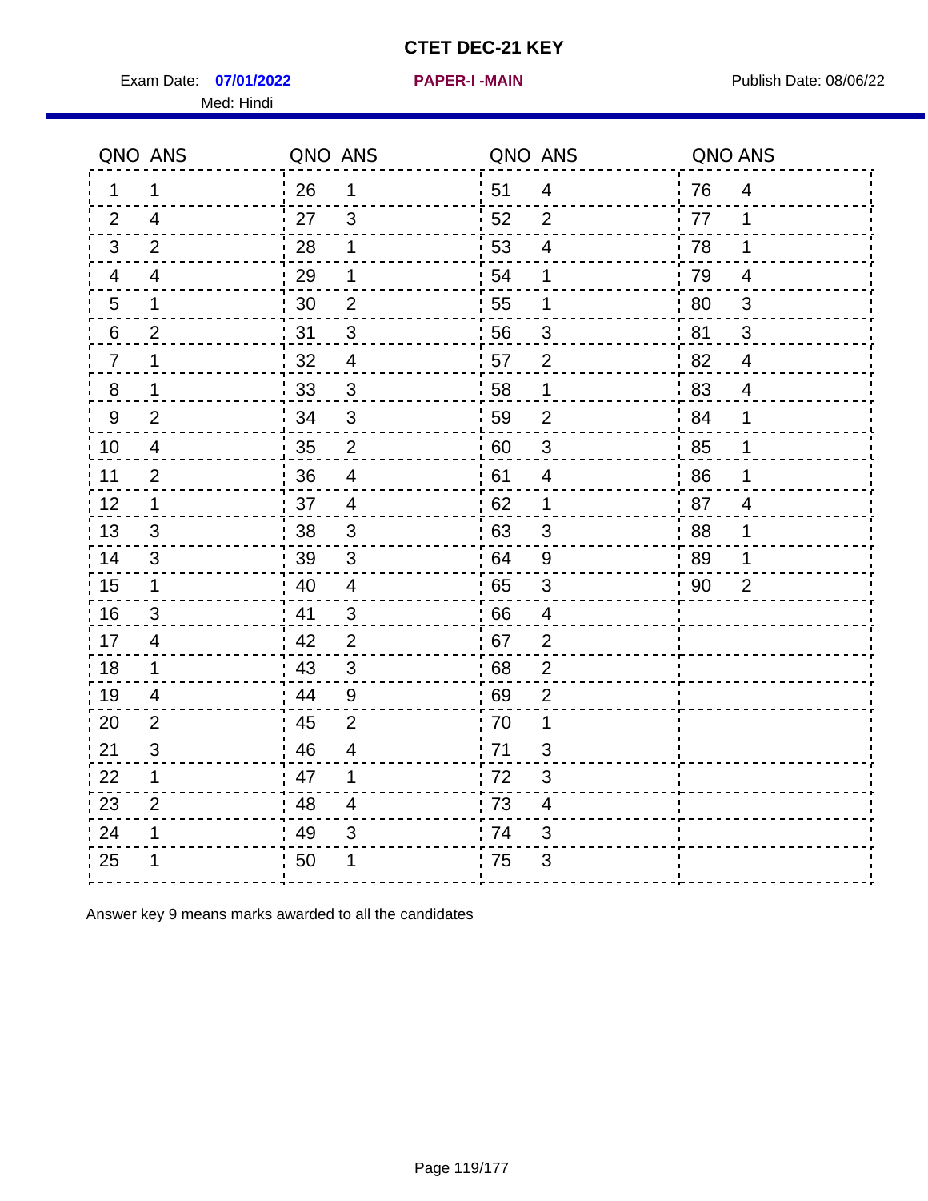# CTET DEC-21 KEY

Exam Date: **07/01/2022** **PAPER-I -MAIN** Publish Date: 08/06/22

Med: Hindi

| QNO | ANS | QNO | ANS | QNO | ANS | QNO | ANS |
|---|---|---|---|---|---|---|---|
| 1 | 1 | 26 | 1 | 51 | 4 | 76 | 4 |
| 2 | 4 | 27 | 3 | 52 | 2 | 77 | 1 |
| 3 | 2 | 28 | 1 | 53 | 4 | 78 | 1 |
| 4 | 4 | 29 | 1 | 54 | 1 | 79 | 4 |
| 5 | 1 | 30 | 2 | 55 | 1 | 80 | 3 |
| 6 | 2 | 31 | 3 | 56 | 3 | 81 | 3 |
| 7 | 1 | 32 | 4 | 57 | 2 | 82 | 4 |
| 8 | 1 | 33 | 3 | 58 | 1 | 83 | 4 |
| 9 | 2 | 34 | 3 | 59 | 2 | 84 | 1 |
| 10 | 4 | 35 | 2 | 60 | 3 | 85 | 1 |
| 11 | 2 | 36 | 4 | 61 | 4 | 86 | 1 |
| 12 | 1 | 37 | 4 | 62 | 1 | 87 | 4 |
| 13 | 3 | 38 | 3 | 63 | 3 | 88 | 1 |
| 14 | 3 | 39 | 3 | 64 | 9 | 89 | 1 |
| 15 | 1 | 40 | 4 | 65 | 3 | 90 | 2 |
| 16 | 3 | 41 | 3 | 66 | 4 | | |
| 17 | 4 | 42 | 2 | 67 | 2 | | |
| 18 | 1 | 43 | 3 | 68 | 2 | | |
| 19 | 4 | 44 | 9 | 69 | 2 | | |
| 20 | 2 | 45 | 2 | 70 | 1 | | |
| 21 | 3 | 46 | 4 | 71 | 3 | | |
| 22 | 1 | 47 | 1 | 72 | 3 | | |
| 23 | 2 | 48 | 4 | 73 | 4 | | |
| 24 | 1 | 49 | 3 | 74 | 3 | | |
| 25 | 1 | 50 | 1 | 75 | 3 | | |

Answer key 9 means marks awarded to all the candidates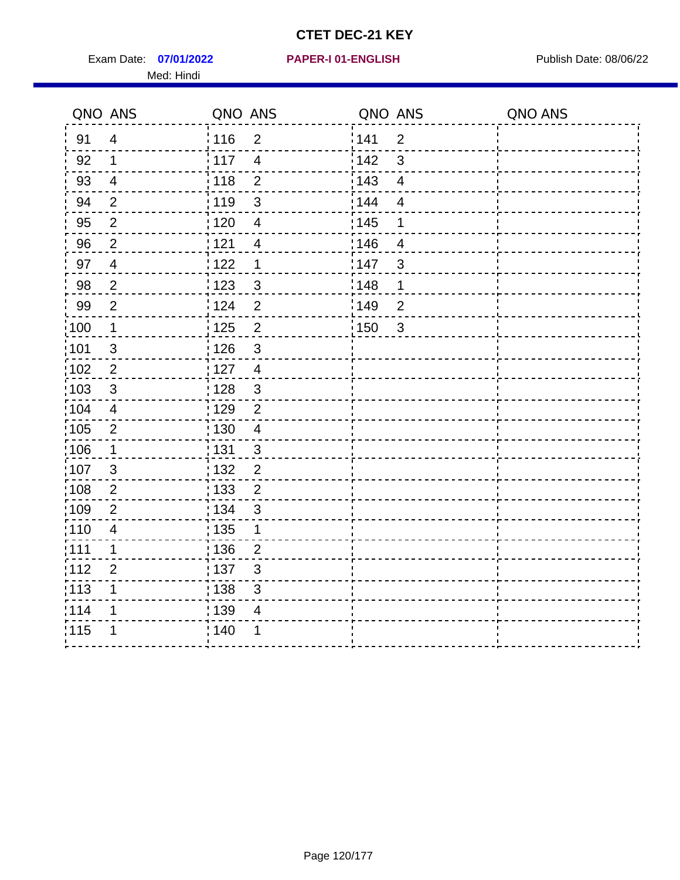# CTET DEC-21 KEY

Exam Date: **07/01/2022** **PAPER-I 01-ENGLISH** Publish Date: 08/06/22

Med: Hindi

| QNO | ANS | QNO | ANS | QNO | ANS | QNO | ANS |
|---|---|---|---|---|---|---|---|
| 91 | 4 | 116 | 2 | 141 | 2 | | |
| 92 | 1 | 117 | 4 | 142 | 3 | | |
| 93 | 4 | 118 | 2 | 143 | 4 | | |
| 94 | 2 | 119 | 3 | 144 | 4 | | |
| 95 | 2 | 120 | 4 | 145 | 1 | | |
| 96 | 2 | 121 | 4 | 146 | 4 | | |
| 97 | 4 | 122 | 1 | 147 | 3 | | |
| 98 | 2 | 123 | 3 | 148 | 1 | | |
| 99 | 2 | 124 | 2 | 149 | 2 | | |
| 100 | 1 | 125 | 2 | 150 | 3 | | |
| 101 | 3 | 126 | 3 | | | | |
| 102 | 2 | 127 | 4 | | | | |
| 103 | 3 | 128 | 3 | | | | |
| 104 | 4 | 129 | 2 | | | | |
| 105 | 2 | 130 | 4 | | | | |
| 106 | 1 | 131 | 3 | | | | |
| 107 | 3 | 132 | 2 | | | | |
| 108 | 2 | 133 | 2 | | | | |
| 109 | 2 | 134 | 3 | | | | |
| 110 | 4 | 135 | 1 | | | | |
| 111 | 1 | 136 | 2 | | | | |
| 112 | 2 | 137 | 3 | | | | |
| 113 | 1 | 138 | 3 | | | | |
| 114 | 1 | 139 | 4 | | | | |
| 115 | 1 | 140 | 1 | | | | |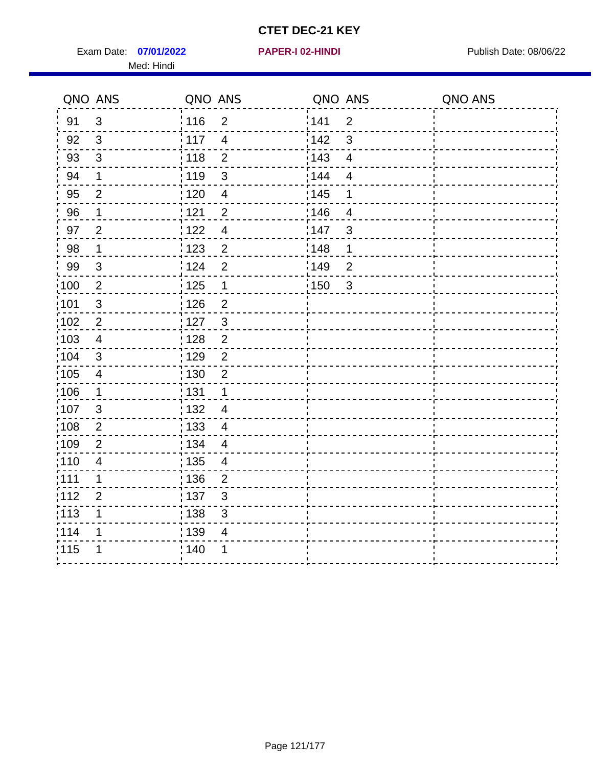# CTET DEC-21 KEY

Exam Date: **07/01/2022** **PAPER-I 02-HINDI** Publish Date: 08/06/22

Med: Hindi

| QNO | ANS | QNO | ANS | QNO | ANS | QNO | ANS |
|---|---|---|---|---|---|---|---|
| 91 | 3 | 116 | 2 | 141 | 2 | | |
| 92 | 3 | 117 | 4 | 142 | 3 | | |
| 93 | 3 | 118 | 2 | 143 | 4 | | |
| 94 | 1 | 119 | 3 | 144 | 4 | | |
| 95 | 2 | 120 | 4 | 145 | 1 | | |
| 96 | 1 | 121 | 2 | 146 | 4 | | |
| 97 | 2 | 122 | 4 | 147 | 3 | | |
| 98 | 1 | 123 | 2 | 148 | 1 | | |
| 99 | 3 | 124 | 2 | 149 | 2 | | |
| 100 | 2 | 125 | 1 | 150 | 3 | | |
| 101 | 3 | 126 | 2 | | | | |
| 102 | 2 | 127 | 3 | | | | |
| 103 | 4 | 128 | 2 | | | | |
| 104 | 3 | 129 | 2 | | | | |
| 105 | 4 | 130 | 2 | | | | |
| 106 | 1 | 131 | 1 | | | | |
| 107 | 3 | 132 | 4 | | | | |
| 108 | 2 | 133 | 4 | | | | |
| 109 | 2 | 134 | 4 | | | | |
| 110 | 4 | 135 | 4 | | | | |
| 111 | 1 | 136 | 2 | | | | |
| 112 | 2 | 137 | 3 | | | | |
| 113 | 1 | 138 | 3 | | | | |
| 114 | 1 | 139 | 4 | | | | |
| 115 | 1 | 140 | 1 | | | | |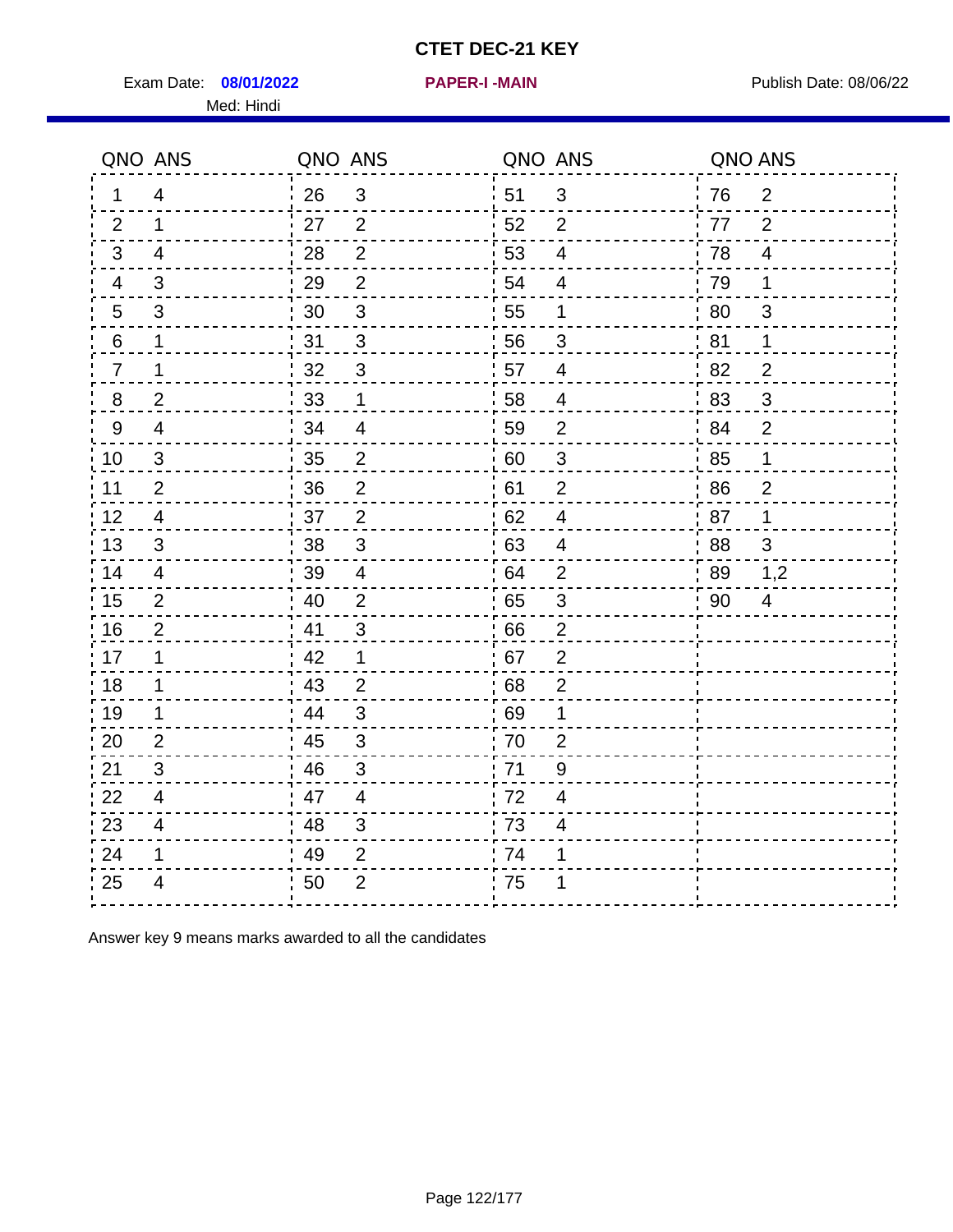# CTET DEC-21 KEY

Exam Date: **08/01/2022** **PAPER-I -MAIN** Publish Date: 08/06/22

Med: Hindi

| QNO | ANS | QNO | ANS | QNO | ANS | QNO | ANS |
|---|---|---|---|---|---|---|---|
| 1 | 4 | 26 | 3 | 51 | 3 | 76 | 2 |
| 2 | 1 | 27 | 2 | 52 | 2 | 77 | 2 |
| 3 | 4 | 28 | 2 | 53 | 4 | 78 | 4 |
| 4 | 3 | 29 | 2 | 54 | 4 | 79 | 1 |
| 5 | 3 | 30 | 3 | 55 | 1 | 80 | 3 |
| 6 | 1 | 31 | 3 | 56 | 3 | 81 | 1 |
| 7 | 1 | 32 | 3 | 57 | 4 | 82 | 2 |
| 8 | 2 | 33 | 1 | 58 | 4 | 83 | 3 |
| 9 | 4 | 34 | 4 | 59 | 2 | 84 | 2 |
| 10 | 3 | 35 | 2 | 60 | 3 | 85 | 1 |
| 11 | 2 | 36 | 2 | 61 | 2 | 86 | 2 |
| 12 | 4 | 37 | 2 | 62 | 4 | 87 | 1 |
| 13 | 3 | 38 | 3 | 63 | 4 | 88 | 3 |
| 14 | 4 | 39 | 4 | 64 | 2 | 89 | 1,2 |
| 15 | 2 | 40 | 2 | 65 | 3 | 90 | 4 |
| 16 | 2 | 41 | 3 | 66 | 2 | | |
| 17 | 1 | 42 | 1 | 67 | 2 | | |
| 18 | 1 | 43 | 2 | 68 | 2 | | |
| 19 | 1 | 44 | 3 | 69 | 1 | | |
| 20 | 2 | 45 | 3 | 70 | 2 | | |
| 21 | 3 | 46 | 3 | 71 | 9 | | |
| 22 | 4 | 47 | 4 | 72 | 4 | | |
| 23 | 4 | 48 | 3 | 73 | 4 | | |
| 24 | 1 | 49 | 2 | 74 | 1 | | |
| 25 | 4 | 50 | 2 | 75 | 1 | | |

Answer key 9 means marks awarded to all the candidates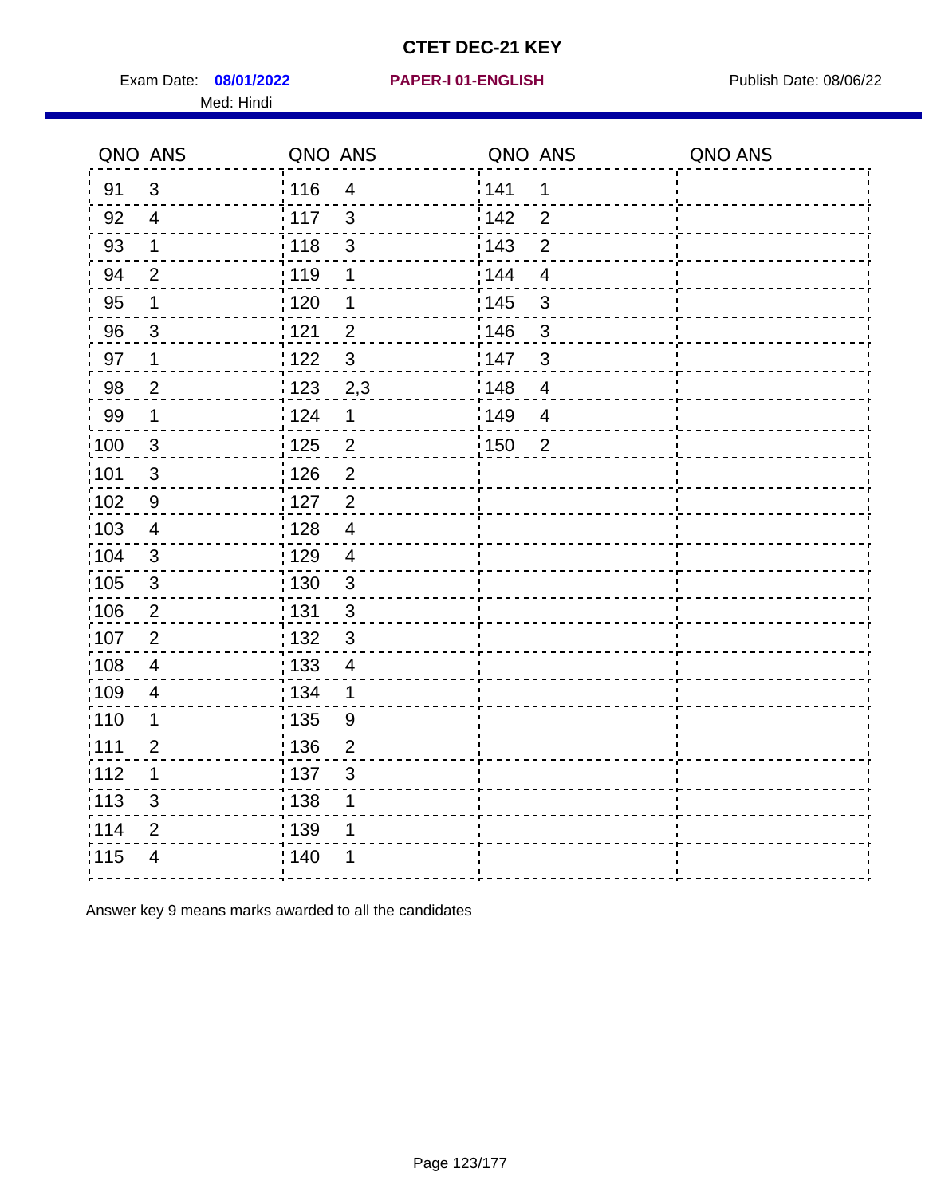# CTET DEC-21 KEY

Exam Date: **08/01/2022** **PAPER-I 01-ENGLISH** Publish Date: 08/06/22

Med: Hindi

| QNO | ANS | QNO | ANS | QNO | ANS | QNO | ANS |
|---|---|---|---|---|---|---|---|
| 91 | 3 | 116 | 4 | 141 | 1 | | |
| 92 | 4 | 117 | 3 | 142 | 2 | | |
| 93 | 1 | 118 | 3 | 143 | 2 | | |
| 94 | 2 | 119 | 1 | 144 | 4 | | |
| 95 | 1 | 120 | 1 | 145 | 3 | | |
| 96 | 3 | 121 | 2 | 146 | 3 | | |
| 97 | 1 | 122 | 3 | 147 | 3 | | |
| 98 | 2 | 123 | 2,3 | 148 | 4 | | |
| 99 | 1 | 124 | 1 | 149 | 4 | | |
| 100 | 3 | 125 | 2 | 150 | 2 | | |
| 101 | 3 | 126 | 2 | | | | |
| 102 | 9 | 127 | 2 | | | | |
| 103 | 4 | 128 | 4 | | | | |
| 104 | 3 | 129 | 4 | | | | |
| 105 | 3 | 130 | 3 | | | | |
| 106 | 2 | 131 | 3 | | | | |
| 107 | 2 | 132 | 3 | | | | |
| 108 | 4 | 133 | 4 | | | | |
| 109 | 4 | 134 | 1 | | | | |
| 110 | 1 | 135 | 9 | | | | |
| 111 | 2 | 136 | 2 | | | | |
| 112 | 1 | 137 | 3 | | | | |
| 113 | 3 | 138 | 1 | | | | |
| 114 | 2 | 139 | 1 | | | | |
| 115 | 4 | 140 | 1 | | | | |

Answer key 9 means marks awarded to all the candidates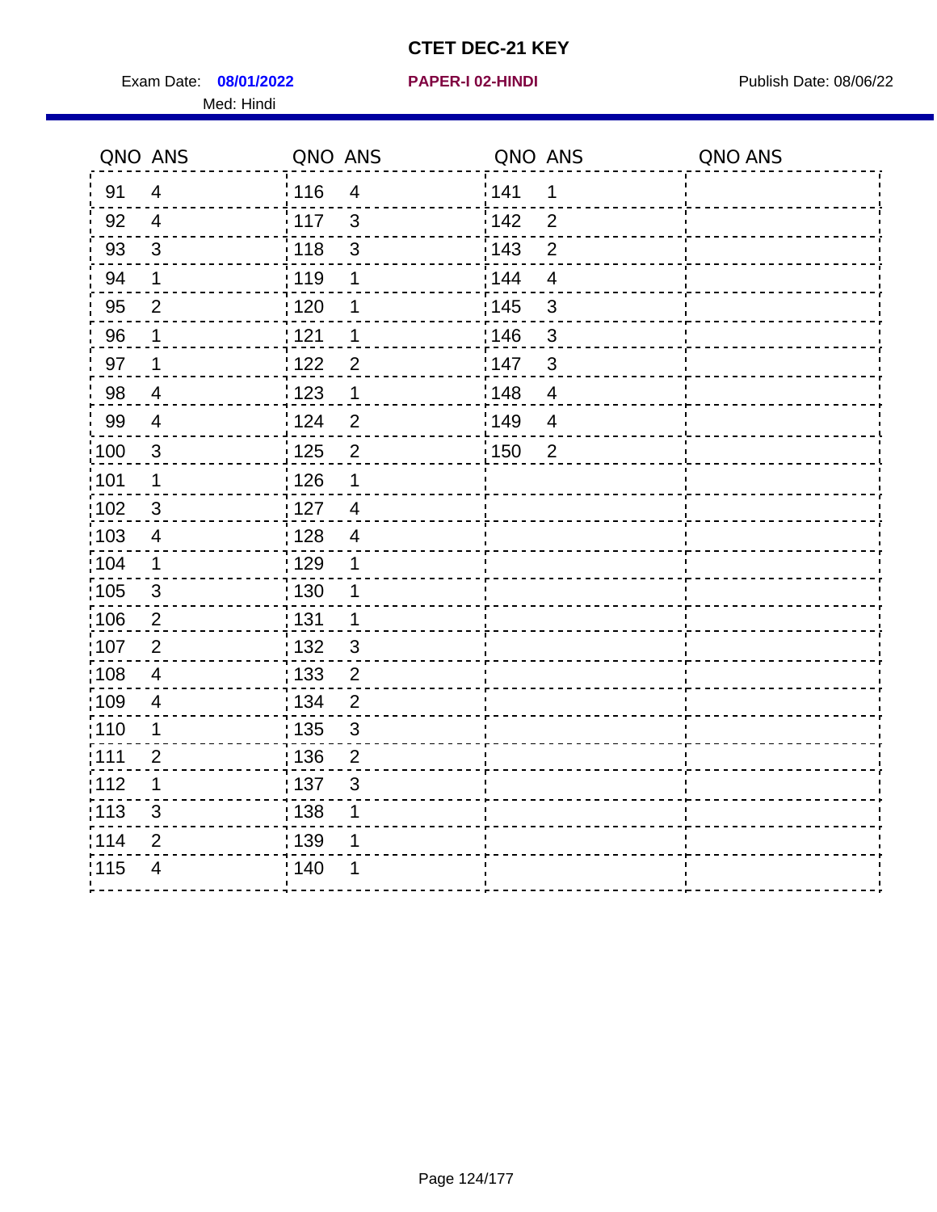# CTET DEC-21 KEY

Exam Date: **08/01/2022** **PAPER-I 02-HINDI** Publish Date: 08/06/22

Med: Hindi

| QNO | ANS | QNO | ANS | QNO | ANS | QNO | ANS |
|---|---|---|---|---|---|---|---|
| 91 | 4 | 116 | 4 | 141 | 1 | | |
| 92 | 4 | 117 | 3 | 142 | 2 | | |
| 93 | 3 | 118 | 3 | 143 | 2 | | |
| 94 | 1 | 119 | 1 | 144 | 4 | | |
| 95 | 2 | 120 | 1 | 145 | 3 | | |
| 96 | 1 | 121 | 1 | 146 | 3 | | |
| 97 | 1 | 122 | 2 | 147 | 3 | | |
| 98 | 4 | 123 | 1 | 148 | 4 | | |
| 99 | 4 | 124 | 2 | 149 | 4 | | |
| 100 | 3 | 125 | 2 | 150 | 2 | | |
| 101 | 1 | 126 | 1 | | | | |
| 102 | 3 | 127 | 4 | | | | |
| 103 | 4 | 128 | 4 | | | | |
| 104 | 1 | 129 | 1 | | | | |
| 105 | 3 | 130 | 1 | | | | |
| 106 | 2 | 131 | 1 | | | | |
| 107 | 2 | 132 | 3 | | | | |
| 108 | 4 | 133 | 2 | | | | |
| 109 | 4 | 134 | 2 | | | | |
| 110 | 1 | 135 | 3 | | | | |
| 111 | 2 | 136 | 2 | | | | |
| 112 | 1 | 137 | 3 | | | | |
| 113 | 3 | 138 | 1 | | | | |
| 114 | 2 | 139 | 1 | | | | |
| 115 | 4 | 140 | 1 | | | | |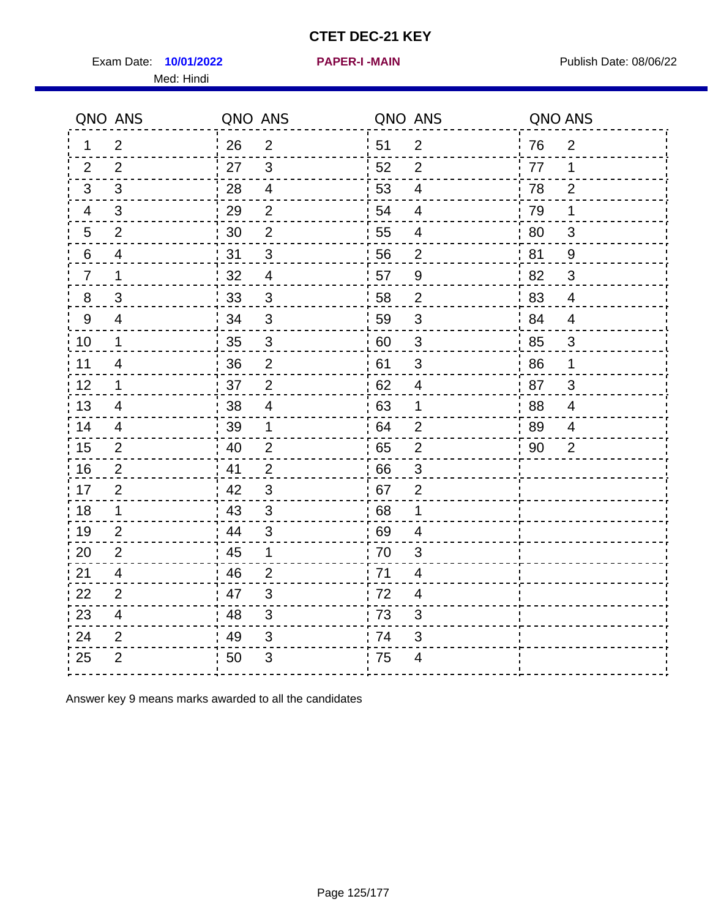# CTET DEC-21 KEY

Exam Date: **10/01/2022** **PAPER-I -MAIN** Publish Date: 08/06/22

Med: Hindi

| QNO | ANS | QNO | ANS | QNO | ANS | QNO | ANS |
|---|---|---|---|---|---|---|---|
| 1 | 2 | 26 | 2 | 51 | 2 | 76 | 2 |
| 2 | 2 | 27 | 3 | 52 | 2 | 77 | 1 |
| 3 | 3 | 28 | 4 | 53 | 4 | 78 | 2 |
| 4 | 3 | 29 | 2 | 54 | 4 | 79 | 1 |
| 5 | 2 | 30 | 2 | 55 | 4 | 80 | 3 |
| 6 | 4 | 31 | 3 | 56 | 2 | 81 | 9 |
| 7 | 1 | 32 | 4 | 57 | 9 | 82 | 3 |
| 8 | 3 | 33 | 3 | 58 | 2 | 83 | 4 |
| 9 | 4 | 34 | 3 | 59 | 3 | 84 | 4 |
| 10 | 1 | 35 | 3 | 60 | 3 | 85 | 3 |
| 11 | 4 | 36 | 2 | 61 | 3 | 86 | 1 |
| 12 | 1 | 37 | 2 | 62 | 4 | 87 | 3 |
| 13 | 4 | 38 | 4 | 63 | 1 | 88 | 4 |
| 14 | 4 | 39 | 1 | 64 | 2 | 89 | 4 |
| 15 | 2 | 40 | 2 | 65 | 2 | 90 | 2 |
| 16 | 2 | 41 | 2 | 66 | 3 | | |
| 17 | 2 | 42 | 3 | 67 | 2 | | |
| 18 | 1 | 43 | 3 | 68 | 1 | | |
| 19 | 2 | 44 | 3 | 69 | 4 | | |
| 20 | 2 | 45 | 1 | 70 | 3 | | |
| 21 | 4 | 46 | 2 | 71 | 4 | | |
| 22 | 2 | 47 | 3 | 72 | 4 | | |
| 23 | 4 | 48 | 3 | 73 | 3 | | |
| 24 | 2 | 49 | 3 | 74 | 3 | | |
| 25 | 2 | 50 | 3 | 75 | 4 | | |

Answer key 9 means marks awarded to all the candidates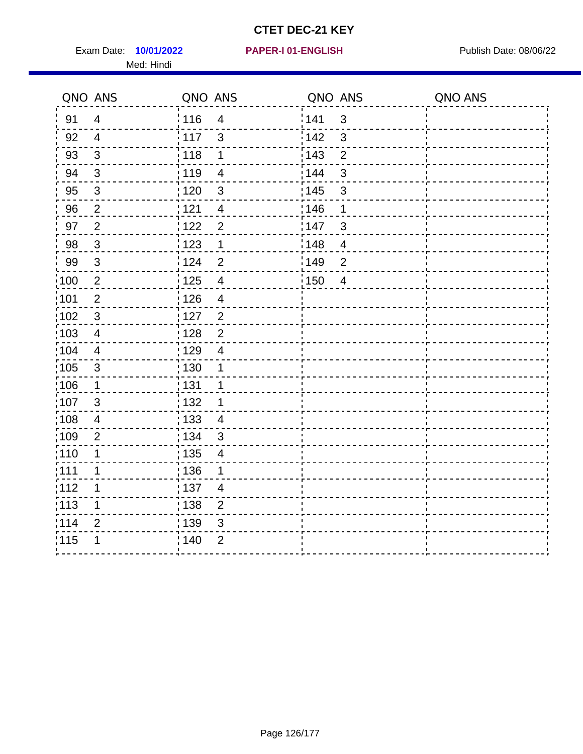# CTET DEC-21 KEY

Exam Date: **10/01/2022** **PAPER-I 01-ENGLISH** Publish Date: 08/06/22

Med: Hindi

| QNO | ANS | QNO | ANS | QNO | ANS | QNO | ANS |
|---|---|---|---|---|---|---|---|
| 91 | 4 | 116 | 4 | 141 | 3 | | |
| 92 | 4 | 117 | 3 | 142 | 3 | | |
| 93 | 3 | 118 | 1 | 143 | 2 | | |
| 94 | 3 | 119 | 4 | 144 | 3 | | |
| 95 | 3 | 120 | 3 | 145 | 3 | | |
| 96 | 2 | 121 | 4 | 146 | 1 | | |
| 97 | 2 | 122 | 2 | 147 | 3 | | |
| 98 | 3 | 123 | 1 | 148 | 4 | | |
| 99 | 3 | 124 | 2 | 149 | 2 | | |
| 100 | 2 | 125 | 4 | 150 | 4 | | |
| 101 | 2 | 126 | 4 | | | | |
| 102 | 3 | 127 | 2 | | | | |
| 103 | 4 | 128 | 2 | | | | |
| 104 | 4 | 129 | 4 | | | | |
| 105 | 3 | 130 | 1 | | | | |
| 106 | 1 | 131 | 1 | | | | |
| 107 | 3 | 132 | 1 | | | | |
| 108 | 4 | 133 | 4 | | | | |
| 109 | 2 | 134 | 3 | | | | |
| 110 | 1 | 135 | 4 | | | | |
| 111 | 1 | 136 | 1 | | | | |
| 112 | 1 | 137 | 4 | | | | |
| 113 | 1 | 138 | 2 | | | | |
| 114 | 2 | 139 | 3 | | | | |
| 115 | 1 | 140 | 2 | | | | |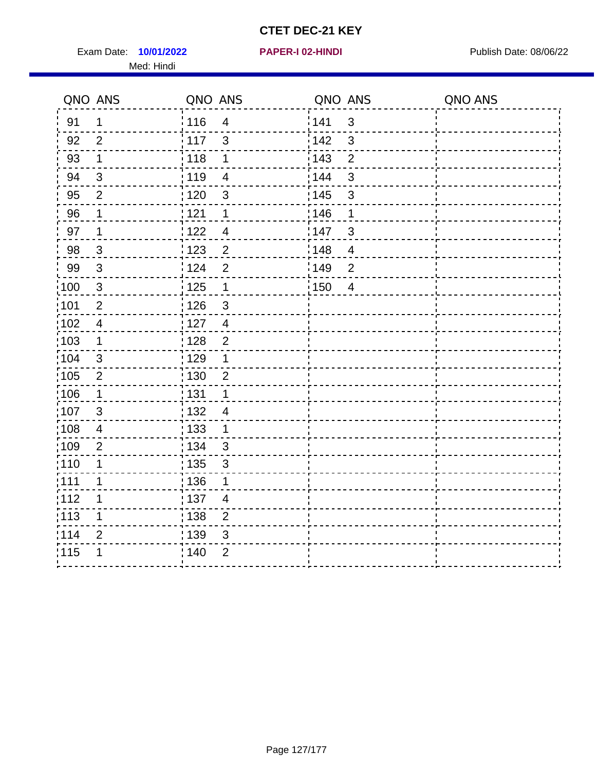# CTET DEC-21 KEY

Exam Date: **10/01/2022** **PAPER-I 02-HINDI** Publish Date: 08/06/22

Med: Hindi

| QNO | ANS | QNO | ANS | QNO | ANS | QNO | ANS |
|---|---|---|---|---|---|---|---|
| 91 | 1 | 116 | 4 | 141 | 3 | | |
| 92 | 2 | 117 | 3 | 142 | 3 | | |
| 93 | 1 | 118 | 1 | 143 | 2 | | |
| 94 | 3 | 119 | 4 | 144 | 3 | | |
| 95 | 2 | 120 | 3 | 145 | 3 | | |
| 96 | 1 | 121 | 1 | 146 | 1 | | |
| 97 | 1 | 122 | 4 | 147 | 3 | | |
| 98 | 3 | 123 | 2 | 148 | 4 | | |
| 99 | 3 | 124 | 2 | 149 | 2 | | |
| 100 | 3 | 125 | 1 | 150 | 4 | | |
| 101 | 2 | 126 | 3 | | | | |
| 102 | 4 | 127 | 4 | | | | |
| 103 | 1 | 128 | 2 | | | | |
| 104 | 3 | 129 | 1 | | | | |
| 105 | 2 | 130 | 2 | | | | |
| 106 | 1 | 131 | 1 | | | | |
| 107 | 3 | 132 | 4 | | | | |
| 108 | 4 | 133 | 1 | | | | |
| 109 | 2 | 134 | 3 | | | | |
| 110 | 1 | 135 | 3 | | | | |
| 111 | 1 | 136 | 1 | | | | |
| 112 | 1 | 137 | 4 | | | | |
| 113 | 1 | 138 | 2 | | | | |
| 114 | 2 | 139 | 3 | | | | |
| 115 | 1 | 140 | 2 | | | | |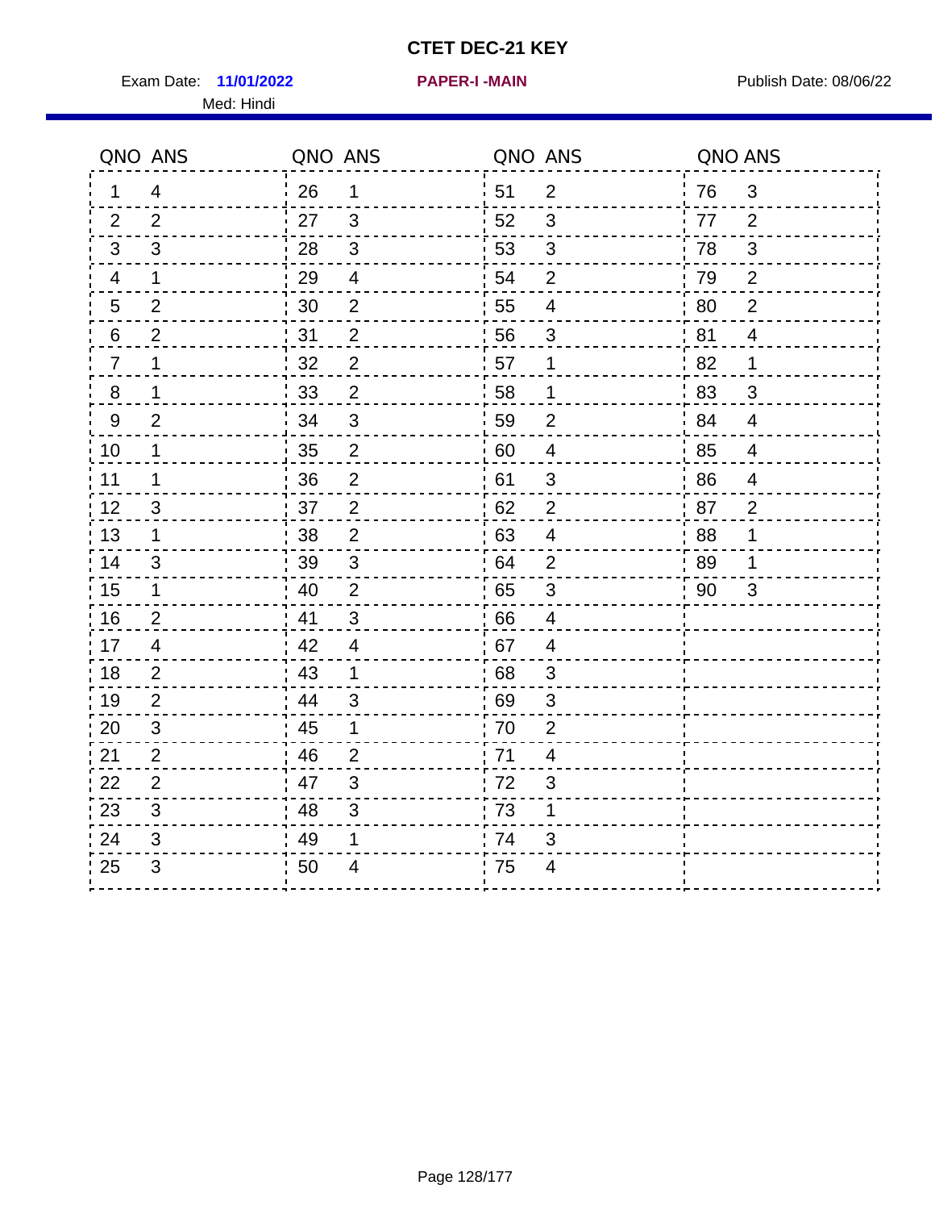# CTET DEC-21 KEY

Exam Date: **11/01/2022** **PAPER-I -MAIN** Publish Date: 08/06/22

Med: Hindi

| QNO | ANS | QNO | ANS | QNO | ANS | QNO | ANS |
|---|---|---|---|---|---|---|---|
| 1 | 4 | 26 | 1 | 51 | 2 | 76 | 3 |
| 2 | 2 | 27 | 3 | 52 | 3 | 77 | 2 |
| 3 | 3 | 28 | 3 | 53 | 3 | 78 | 3 |
| 4 | 1 | 29 | 4 | 54 | 2 | 79 | 2 |
| 5 | 2 | 30 | 2 | 55 | 4 | 80 | 2 |
| 6 | 2 | 31 | 2 | 56 | 3 | 81 | 4 |
| 7 | 1 | 32 | 2 | 57 | 1 | 82 | 1 |
| 8 | 1 | 33 | 2 | 58 | 1 | 83 | 3 |
| 9 | 2 | 34 | 3 | 59 | 2 | 84 | 4 |
| 10 | 1 | 35 | 2 | 60 | 4 | 85 | 4 |
| 11 | 1 | 36 | 2 | 61 | 3 | 86 | 4 |
| 12 | 3 | 37 | 2 | 62 | 2 | 87 | 2 |
| 13 | 1 | 38 | 2 | 63 | 4 | 88 | 1 |
| 14 | 3 | 39 | 3 | 64 | 2 | 89 | 1 |
| 15 | 1 | 40 | 2 | 65 | 3 | 90 | 3 |
| 16 | 2 | 41 | 3 | 66 | 4 | | |
| 17 | 4 | 42 | 4 | 67 | 4 | | |
| 18 | 2 | 43 | 1 | 68 | 3 | | |
| 19 | 2 | 44 | 3 | 69 | 3 | | |
| 20 | 3 | 45 | 1 | 70 | 2 | | |
| 21 | 2 | 46 | 2 | 71 | 4 | | |
| 22 | 2 | 47 | 3 | 72 | 3 | | |
| 23 | 3 | 48 | 3 | 73 | 1 | | |
| 24 | 3 | 49 | 1 | 74 | 3 | | |
| 25 | 3 | 50 | 4 | 75 | 4 | | |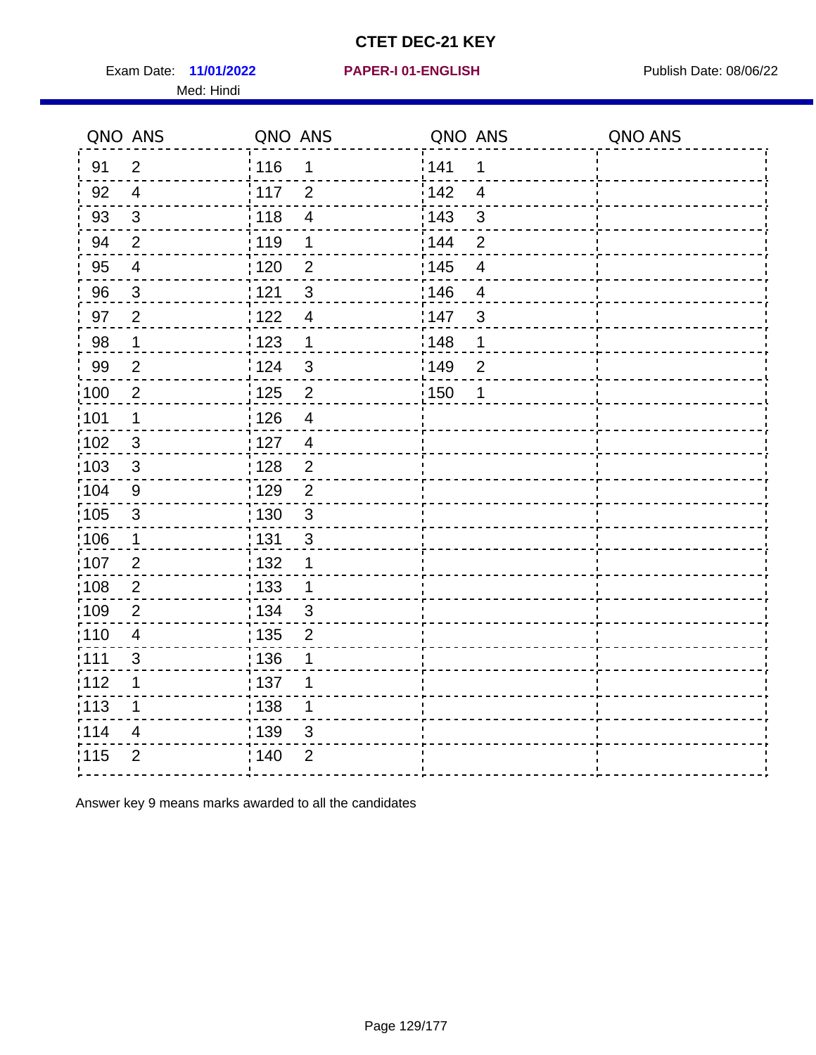# CTET DEC-21 KEY

Exam Date: **11/01/2022** **PAPER-I 01-ENGLISH** Publish Date: 08/06/22

Med: Hindi

| QNO | ANS | QNO | ANS | QNO | ANS | QNO | ANS |
|---|---|---|---|---|---|---|---|
| 91 | 2 | 116 | 1 | 141 | 1 | | |
| 92 | 4 | 117 | 2 | 142 | 4 | | |
| 93 | 3 | 118 | 4 | 143 | 3 | | |
| 94 | 2 | 119 | 1 | 144 | 2 | | |
| 95 | 4 | 120 | 2 | 145 | 4 | | |
| 96 | 3 | 121 | 3 | 146 | 4 | | |
| 97 | 2 | 122 | 4 | 147 | 3 | | |
| 98 | 1 | 123 | 1 | 148 | 1 | | |
| 99 | 2 | 124 | 3 | 149 | 2 | | |
| 100 | 2 | 125 | 2 | 150 | 1 | | |
| 101 | 1 | 126 | 4 | | | | |
| 102 | 3 | 127 | 4 | | | | |
| 103 | 3 | 128 | 2 | | | | |
| 104 | 9 | 129 | 2 | | | | |
| 105 | 3 | 130 | 3 | | | | |
| 106 | 1 | 131 | 3 | | | | |
| 107 | 2 | 132 | 1 | | | | |
| 108 | 2 | 133 | 1 | | | | |
| 109 | 2 | 134 | 3 | | | | |
| 110 | 4 | 135 | 2 | | | | |
| 111 | 3 | 136 | 1 | | | | |
| 112 | 1 | 137 | 1 | | | | |
| 113 | 1 | 138 | 1 | | | | |
| 114 | 4 | 139 | 3 | | | | |
| 115 | 2 | 140 | 2 | | | | |

Answer key 9 means marks awarded to all the candidates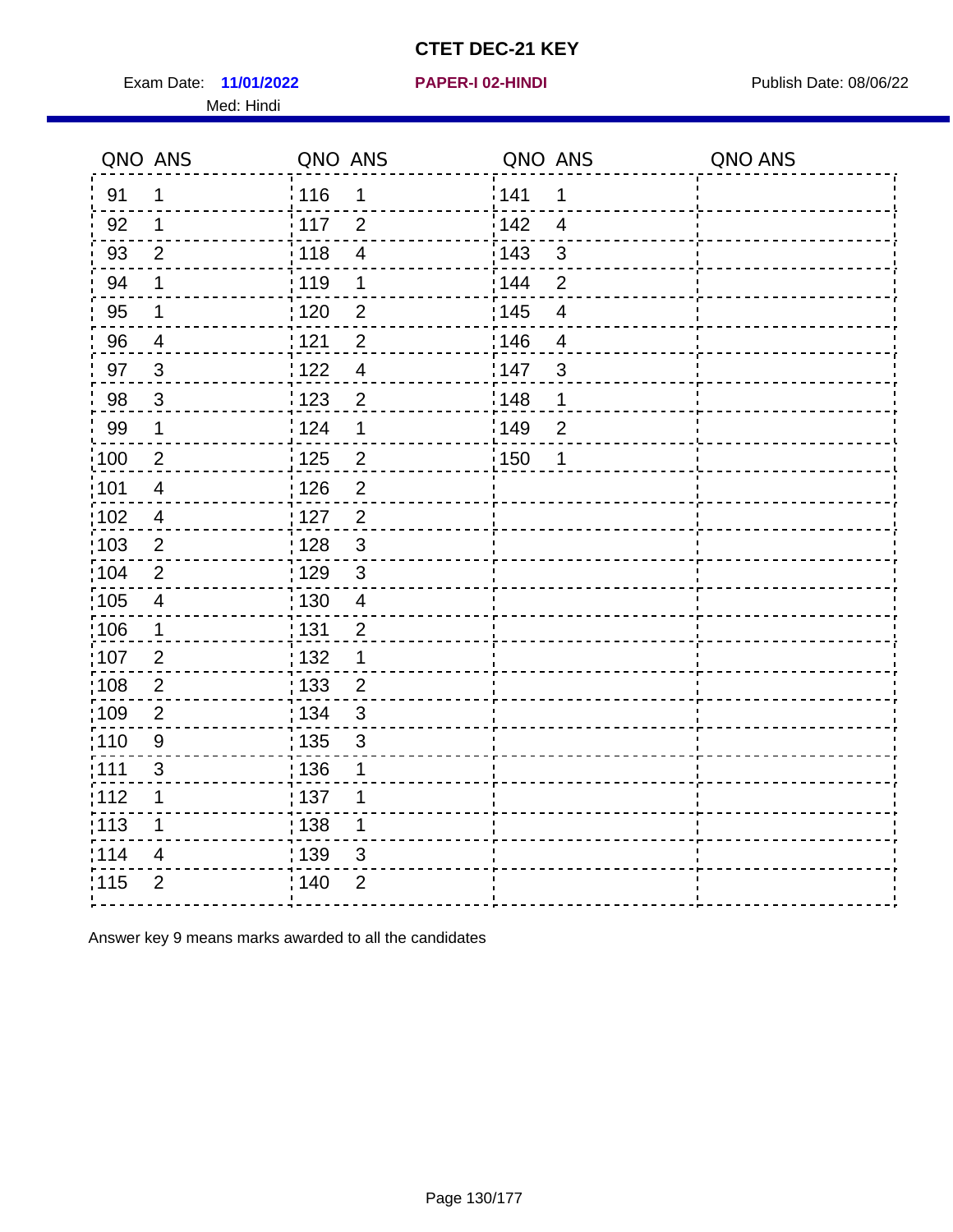# CTET DEC-21 KEY

Exam Date: **11/01/2022** **PAPER-I 02-HINDI** Publish Date: 08/06/22

Med: Hindi

| QNO | ANS | QNO | ANS | QNO | ANS | QNO | ANS |
|---|---|---|---|---|---|---|---|
| 91 | 1 | 116 | 1 | 141 | 1 | | |
| 92 | 1 | 117 | 2 | 142 | 4 | | |
| 93 | 2 | 118 | 4 | 143 | 3 | | |
| 94 | 1 | 119 | 1 | 144 | 2 | | |
| 95 | 1 | 120 | 2 | 145 | 4 | | |
| 96 | 4 | 121 | 2 | 146 | 4 | | |
| 97 | 3 | 122 | 4 | 147 | 3 | | |
| 98 | 3 | 123 | 2 | 148 | 1 | | |
| 99 | 1 | 124 | 1 | 149 | 2 | | |
| 100 | 2 | 125 | 2 | 150 | 1 | | |
| 101 | 4 | 126 | 2 | | | | |
| 102 | 4 | 127 | 2 | | | | |
| 103 | 2 | 128 | 3 | | | | |
| 104 | 2 | 129 | 3 | | | | |
| 105 | 4 | 130 | 4 | | | | |
| 106 | 1 | 131 | 2 | | | | |
| 107 | 2 | 132 | 1 | | | | |
| 108 | 2 | 133 | 2 | | | | |
| 109 | 2 | 134 | 3 | | | | |
| 110 | 9 | 135 | 3 | | | | |
| 111 | 3 | 136 | 1 | | | | |
| 112 | 1 | 137 | 1 | | | | |
| 113 | 1 | 138 | 1 | | | | |
| 114 | 4 | 139 | 3 | | | | |
| 115 | 2 | 140 | 2 | | | | |

Answer key 9 means marks awarded to all the candidates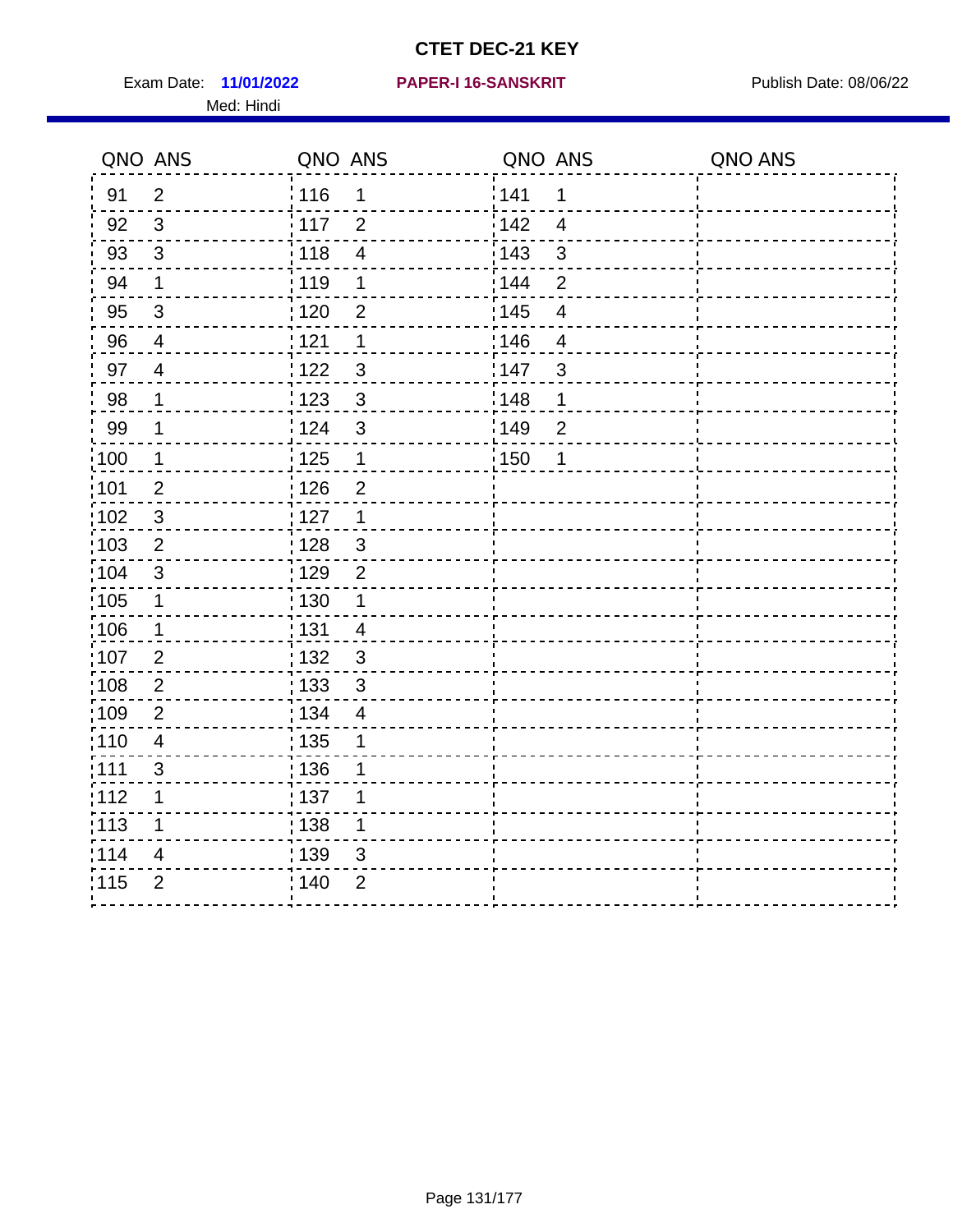# CTET DEC-21 KEY

Exam Date: **11/01/2022** **PAPER-I 16-SANSKRIT** Publish Date: 08/06/22

Med: Hindi

| QNO | ANS | QNO | ANS | QNO | ANS | QNO | ANS |
|---|---|---|---|---|---|---|---|
| 91 | 2 | 116 | 1 | 141 | 1 | | |
| 92 | 3 | 117 | 2 | 142 | 4 | | |
| 93 | 3 | 118 | 4 | 143 | 3 | | |
| 94 | 1 | 119 | 1 | 144 | 2 | | |
| 95 | 3 | 120 | 2 | 145 | 4 | | |
| 96 | 4 | 121 | 1 | 146 | 4 | | |
| 97 | 4 | 122 | 3 | 147 | 3 | | |
| 98 | 1 | 123 | 3 | 148 | 1 | | |
| 99 | 1 | 124 | 3 | 149 | 2 | | |
| 100 | 1 | 125 | 1 | 150 | 1 | | |
| 101 | 2 | 126 | 2 | | | | |
| 102 | 3 | 127 | 1 | | | | |
| 103 | 2 | 128 | 3 | | | | |
| 104 | 3 | 129 | 2 | | | | |
| 105 | 1 | 130 | 1 | | | | |
| 106 | 1 | 131 | 4 | | | | |
| 107 | 2 | 132 | 3 | | | | |
| 108 | 2 | 133 | 3 | | | | |
| 109 | 2 | 134 | 4 | | | | |
| 110 | 4 | 135 | 1 | | | | |
| 111 | 3 | 136 | 1 | | | | |
| 112 | 1 | 137 | 1 | | | | |
| 113 | 1 | 138 | 1 | | | | |
| 114 | 4 | 139 | 3 | | | | |
| 115 | 2 | 140 | 2 | | | | |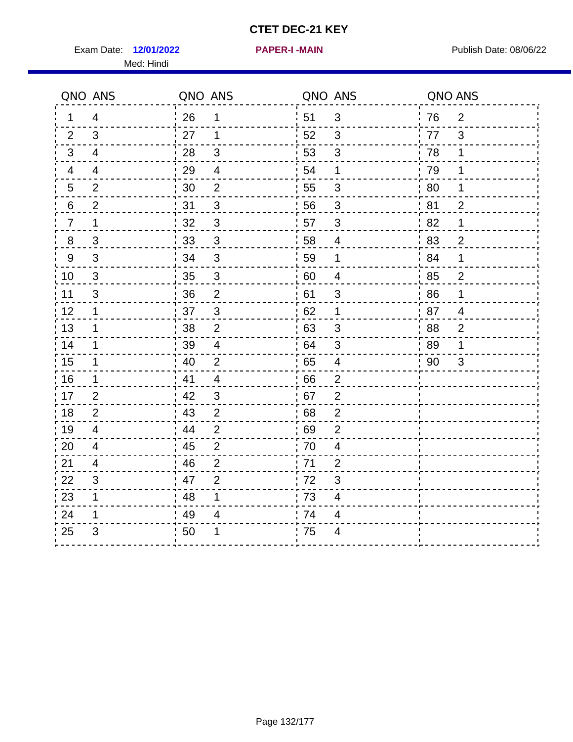# CTET DEC-21 KEY

Exam Date: **12/01/2022** **PAPER-I -MAIN** Publish Date: 08/06/22

Med: Hindi

| QNO | ANS | QNO | ANS | QNO | ANS | QNO | ANS |
|---|---|---|---|---|---|---|---|
| 1 | 4 | 26 | 1 | 51 | 3 | 76 | 2 |
| 2 | 3 | 27 | 1 | 52 | 3 | 77 | 3 |
| 3 | 4 | 28 | 3 | 53 | 3 | 78 | 1 |
| 4 | 4 | 29 | 4 | 54 | 1 | 79 | 1 |
| 5 | 2 | 30 | 2 | 55 | 3 | 80 | 1 |
| 6 | 2 | 31 | 3 | 56 | 3 | 81 | 2 |
| 7 | 1 | 32 | 3 | 57 | 3 | 82 | 1 |
| 8 | 3 | 33 | 3 | 58 | 4 | 83 | 2 |
| 9 | 3 | 34 | 3 | 59 | 1 | 84 | 1 |
| 10 | 3 | 35 | 3 | 60 | 4 | 85 | 2 |
| 11 | 3 | 36 | 2 | 61 | 3 | 86 | 1 |
| 12 | 1 | 37 | 3 | 62 | 1 | 87 | 4 |
| 13 | 1 | 38 | 2 | 63 | 3 | 88 | 2 |
| 14 | 1 | 39 | 4 | 64 | 3 | 89 | 1 |
| 15 | 1 | 40 | 2 | 65 | 4 | 90 | 3 |
| 16 | 1 | 41 | 4 | 66 | 2 | | |
| 17 | 2 | 42 | 3 | 67 | 2 | | |
| 18 | 2 | 43 | 2 | 68 | 2 | | |
| 19 | 4 | 44 | 2 | 69 | 2 | | |
| 20 | 4 | 45 | 2 | 70 | 4 | | |
| 21 | 4 | 46 | 2 | 71 | 2 | | |
| 22 | 3 | 47 | 2 | 72 | 3 | | |
| 23 | 1 | 48 | 1 | 73 | 4 | | |
| 24 | 1 | 49 | 4 | 74 | 4 | | |
| 25 | 3 | 50 | 1 | 75 | 4 | | |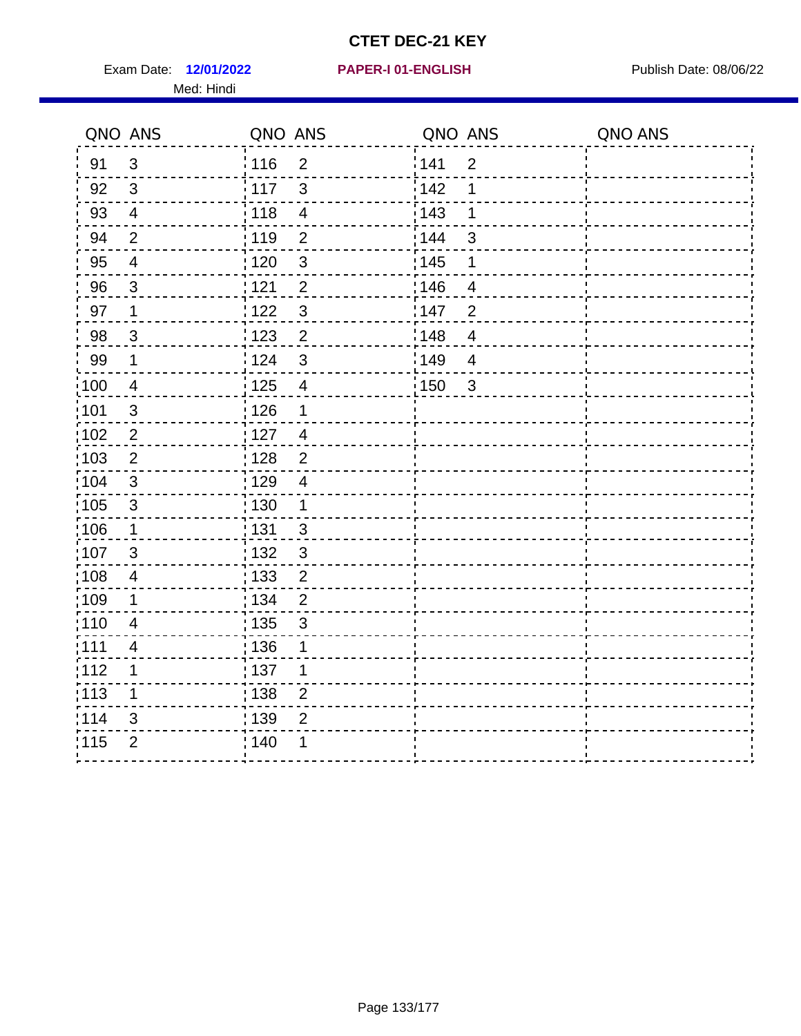# CTET DEC-21 KEY

Exam Date: **12/01/2022** **PAPER-I 01-ENGLISH** Publish Date: 08/06/22

Med: Hindi

| QNO | ANS | QNO | ANS | QNO | ANS | QNO | ANS |
|---|---|---|---|---|---|---|---|
| 91 | 3 | 116 | 2 | 141 | 2 | | |
| 92 | 3 | 117 | 3 | 142 | 1 | | |
| 93 | 4 | 118 | 4 | 143 | 1 | | |
| 94 | 2 | 119 | 2 | 144 | 3 | | |
| 95 | 4 | 120 | 3 | 145 | 1 | | |
| 96 | 3 | 121 | 2 | 146 | 4 | | |
| 97 | 1 | 122 | 3 | 147 | 2 | | |
| 98 | 3 | 123 | 2 | 148 | 4 | | |
| 99 | 1 | 124 | 3 | 149 | 4 | | |
| 100 | 4 | 125 | 4 | 150 | 3 | | |
| 101 | 3 | 126 | 1 | | | | |
| 102 | 2 | 127 | 4 | | | | |
| 103 | 2 | 128 | 2 | | | | |
| 104 | 3 | 129 | 4 | | | | |
| 105 | 3 | 130 | 1 | | | | |
| 106 | 1 | 131 | 3 | | | | |
| 107 | 3 | 132 | 3 | | | | |
| 108 | 4 | 133 | 2 | | | | |
| 109 | 1 | 134 | 2 | | | | |
| 110 | 4 | 135 | 3 | | | | |
| 111 | 4 | 136 | 1 | | | | |
| 112 | 1 | 137 | 1 | | | | |
| 113 | 1 | 138 | 2 | | | | |
| 114 | 3 | 139 | 2 | | | | |
| 115 | 2 | 140 | 1 | | | | |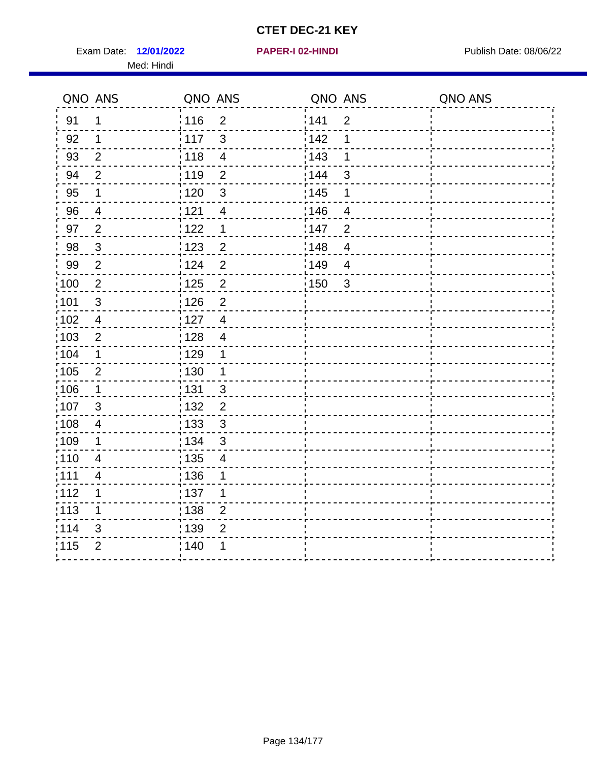# CTET DEC-21 KEY

Exam Date: **12/01/2022** **PAPER-I 02-HINDI** Publish Date: 08/06/22

Med: Hindi

| QNO | ANS | QNO | ANS | QNO | ANS | QNO | ANS |
|---|---|---|---|---|---|---|---|
| 91 | 1 | 116 | 2 | 141 | 2 | | |
| 92 | 1 | 117 | 3 | 142 | 1 | | |
| 93 | 2 | 118 | 4 | 143 | 1 | | |
| 94 | 2 | 119 | 2 | 144 | 3 | | |
| 95 | 1 | 120 | 3 | 145 | 1 | | |
| 96 | 4 | 121 | 4 | 146 | 4 | | |
| 97 | 2 | 122 | 1 | 147 | 2 | | |
| 98 | 3 | 123 | 2 | 148 | 4 | | |
| 99 | 2 | 124 | 2 | 149 | 4 | | |
| 100 | 2 | 125 | 2 | 150 | 3 | | |
| 101 | 3 | 126 | 2 | | | | |
| 102 | 4 | 127 | 4 | | | | |
| 103 | 2 | 128 | 4 | | | | |
| 104 | 1 | 129 | 1 | | | | |
| 105 | 2 | 130 | 1 | | | | |
| 106 | 1 | 131 | 3 | | | | |
| 107 | 3 | 132 | 2 | | | | |
| 108 | 4 | 133 | 3 | | | | |
| 109 | 1 | 134 | 3 | | | | |
| 110 | 4 | 135 | 4 | | | | |
| 111 | 4 | 136 | 1 | | | | |
| 112 | 1 | 137 | 1 | | | | |
| 113 | 1 | 138 | 2 | | | | |
| 114 | 3 | 139 | 2 | | | | |
| 115 | 2 | 140 | 1 | | | | |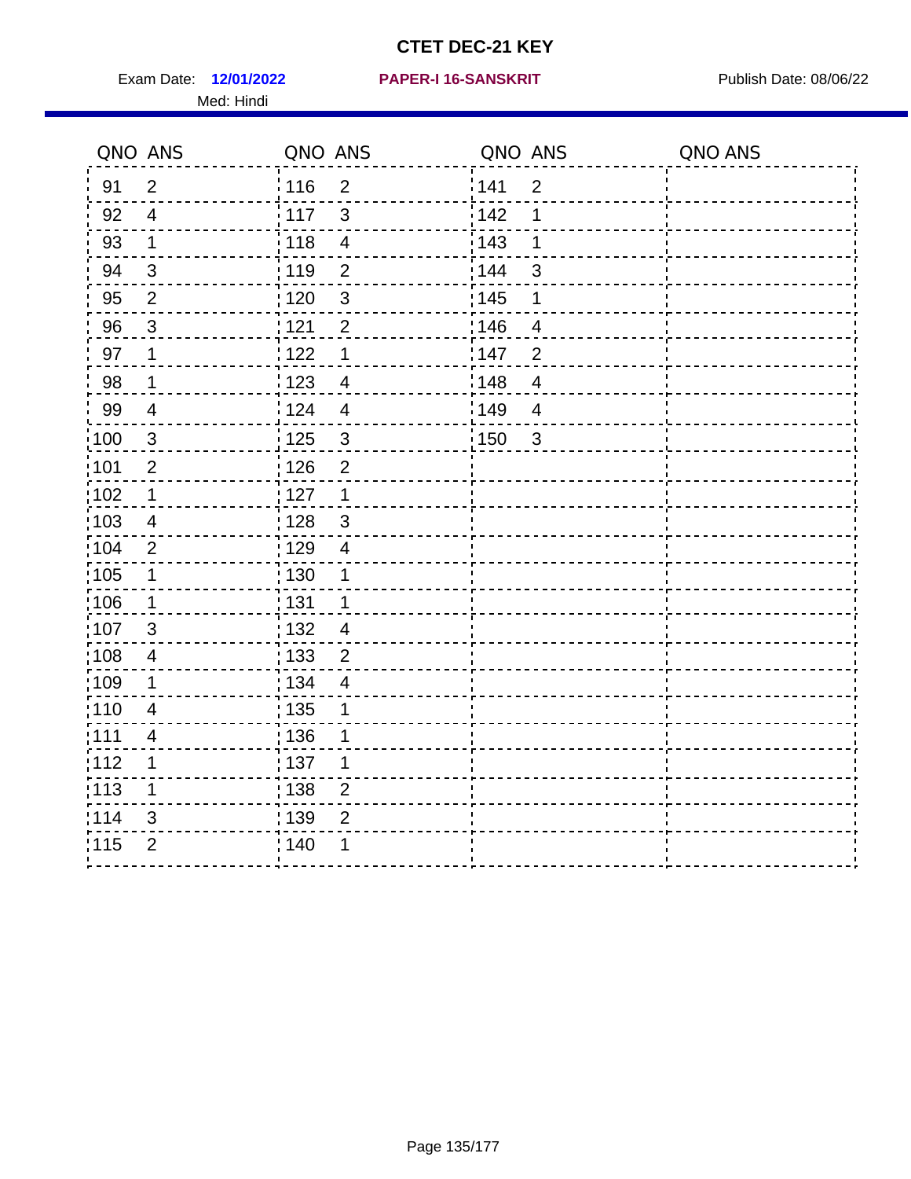# CTET DEC-21 KEY

Exam Date: **12/01/2022** **PAPER-I 16-SANSKRIT** Publish Date: 08/06/22

Med: Hindi

| QNO | ANS | QNO | ANS | QNO | ANS | QNO | ANS |
|---|---|---|---|---|---|---|---|
| 91 | 2 | 116 | 2 | 141 | 2 | | |
| 92 | 4 | 117 | 3 | 142 | 1 | | |
| 93 | 1 | 118 | 4 | 143 | 1 | | |
| 94 | 3 | 119 | 2 | 144 | 3 | | |
| 95 | 2 | 120 | 3 | 145 | 1 | | |
| 96 | 3 | 121 | 2 | 146 | 4 | | |
| 97 | 1 | 122 | 1 | 147 | 2 | | |
| 98 | 1 | 123 | 4 | 148 | 4 | | |
| 99 | 4 | 124 | 4 | 149 | 4 | | |
| 100 | 3 | 125 | 3 | 150 | 3 | | |
| 101 | 2 | 126 | 2 | | | | |
| 102 | 1 | 127 | 1 | | | | |
| 103 | 4 | 128 | 3 | | | | |
| 104 | 2 | 129 | 4 | | | | |
| 105 | 1 | 130 | 1 | | | | |
| 106 | 1 | 131 | 1 | | | | |
| 107 | 3 | 132 | 4 | | | | |
| 108 | 4 | 133 | 2 | | | | |
| 109 | 1 | 134 | 4 | | | | |
| 110 | 4 | 135 | 1 | | | | |
| 111 | 4 | 136 | 1 | | | | |
| 112 | 1 | 137 | 1 | | | | |
| 113 | 1 | 138 | 2 | | | | |
| 114 | 3 | 139 | 2 | | | | |
| 115 | 2 | 140 | 1 | | | | |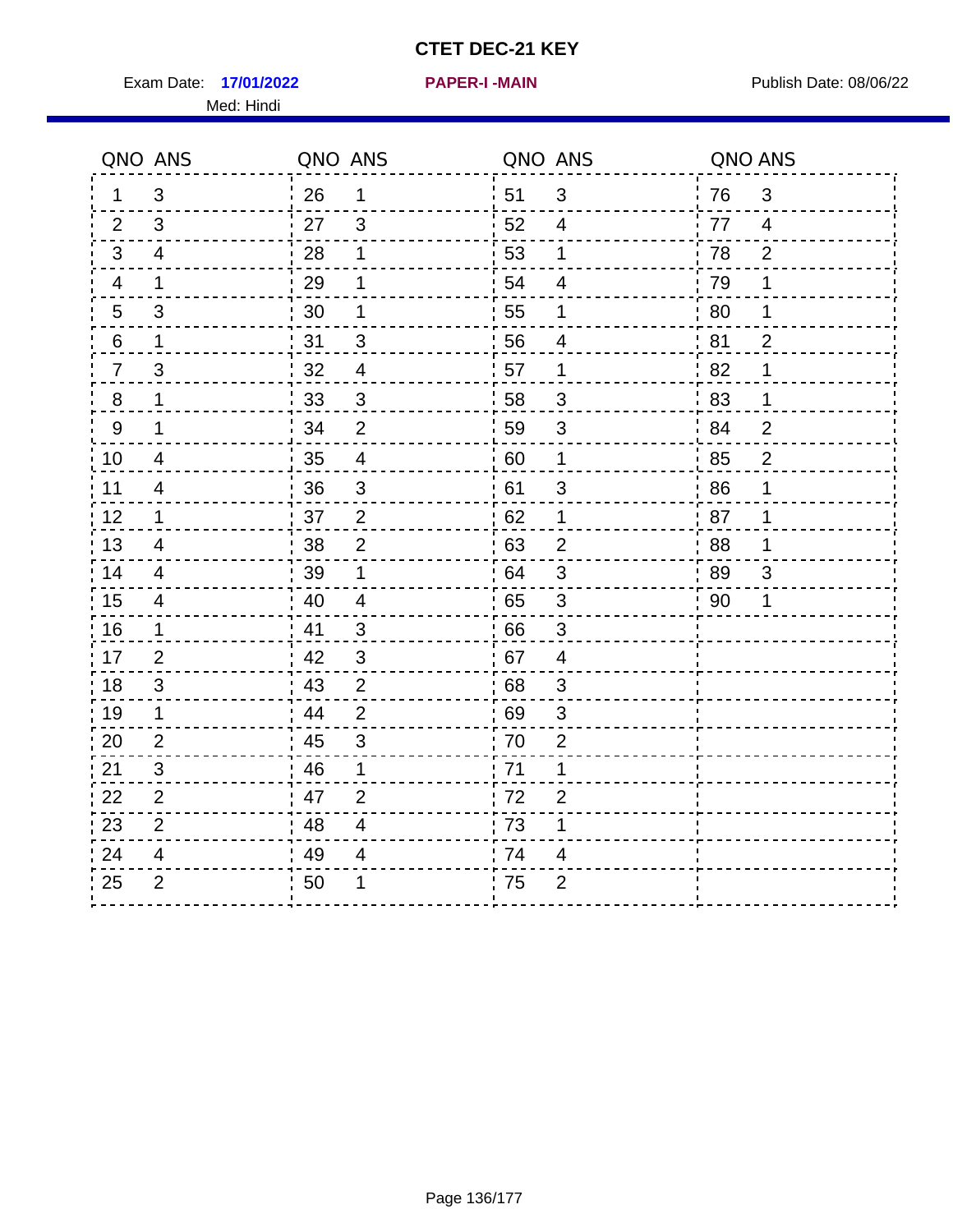# CTET DEC-21 KEY

Exam Date: **17/01/2022** **PAPER-I -MAIN** Publish Date: 08/06/22

Med: Hindi

| QNO | ANS | QNO | ANS | QNO | ANS | QNO | ANS |
|---|---|---|---|---|---|---|---|
| 1 | 3 | 26 | 1 | 51 | 3 | 76 | 3 |
| 2 | 3 | 27 | 3 | 52 | 4 | 77 | 4 |
| 3 | 4 | 28 | 1 | 53 | 1 | 78 | 2 |
| 4 | 1 | 29 | 1 | 54 | 4 | 79 | 1 |
| 5 | 3 | 30 | 1 | 55 | 1 | 80 | 1 |
| 6 | 1 | 31 | 3 | 56 | 4 | 81 | 2 |
| 7 | 3 | 32 | 4 | 57 | 1 | 82 | 1 |
| 8 | 1 | 33 | 3 | 58 | 3 | 83 | 1 |
| 9 | 1 | 34 | 2 | 59 | 3 | 84 | 2 |
| 10 | 4 | 35 | 4 | 60 | 1 | 85 | 2 |
| 11 | 4 | 36 | 3 | 61 | 3 | 86 | 1 |
| 12 | 1 | 37 | 2 | 62 | 1 | 87 | 1 |
| 13 | 4 | 38 | 2 | 63 | 2 | 88 | 1 |
| 14 | 4 | 39 | 1 | 64 | 3 | 89 | 3 |
| 15 | 4 | 40 | 4 | 65 | 3 | 90 | 1 |
| 16 | 1 | 41 | 3 | 66 | 3 | | |
| 17 | 2 | 42 | 3 | 67 | 4 | | |
| 18 | 3 | 43 | 2 | 68 | 3 | | |
| 19 | 1 | 44 | 2 | 69 | 3 | | |
| 20 | 2 | 45 | 3 | 70 | 2 | | |
| 21 | 3 | 46 | 1 | 71 | 1 | | |
| 22 | 2 | 47 | 2 | 72 | 2 | | |
| 23 | 2 | 48 | 4 | 73 | 1 | | |
| 24 | 4 | 49 | 4 | 74 | 4 | | |
| 25 | 2 | 50 | 1 | 75 | 2 | | |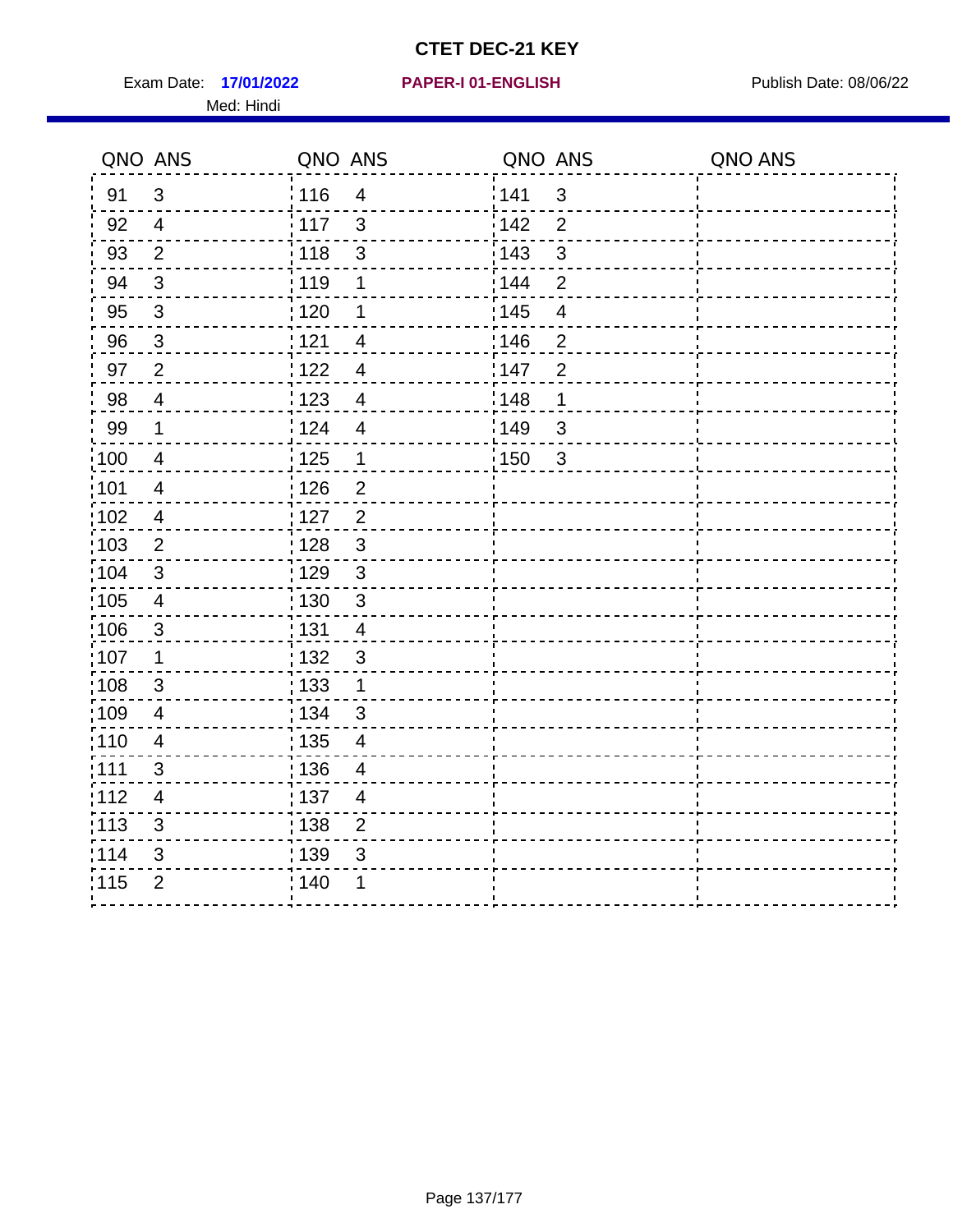# CTET DEC-21 KEY

Exam Date: **17/01/2022** **PAPER-I 01-ENGLISH** Publish Date: 08/06/22

Med: Hindi

| QNO | ANS | QNO | ANS | QNO | ANS | QNO | ANS |
|---|---|---|---|---|---|---|---|
| 91 | 3 | 116 | 4 | 141 | 3 | | |
| 92 | 4 | 117 | 3 | 142 | 2 | | |
| 93 | 2 | 118 | 3 | 143 | 3 | | |
| 94 | 3 | 119 | 1 | 144 | 2 | | |
| 95 | 3 | 120 | 1 | 145 | 4 | | |
| 96 | 3 | 121 | 4 | 146 | 2 | | |
| 97 | 2 | 122 | 4 | 147 | 2 | | |
| 98 | 4 | 123 | 4 | 148 | 1 | | |
| 99 | 1 | 124 | 4 | 149 | 3 | | |
| 100 | 4 | 125 | 1 | 150 | 3 | | |
| 101 | 4 | 126 | 2 | | | | |
| 102 | 4 | 127 | 2 | | | | |
| 103 | 2 | 128 | 3 | | | | |
| 104 | 3 | 129 | 3 | | | | |
| 105 | 4 | 130 | 3 | | | | |
| 106 | 3 | 131 | 4 | | | | |
| 107 | 1 | 132 | 3 | | | | |
| 108 | 3 | 133 | 1 | | | | |
| 109 | 4 | 134 | 3 | | | | |
| 110 | 4 | 135 | 4 | | | | |
| 111 | 3 | 136 | 4 | | | | |
| 112 | 4 | 137 | 4 | | | | |
| 113 | 3 | 138 | 2 | | | | |
| 114 | 3 | 139 | 3 | | | | |
| 115 | 2 | 140 | 1 | | | | |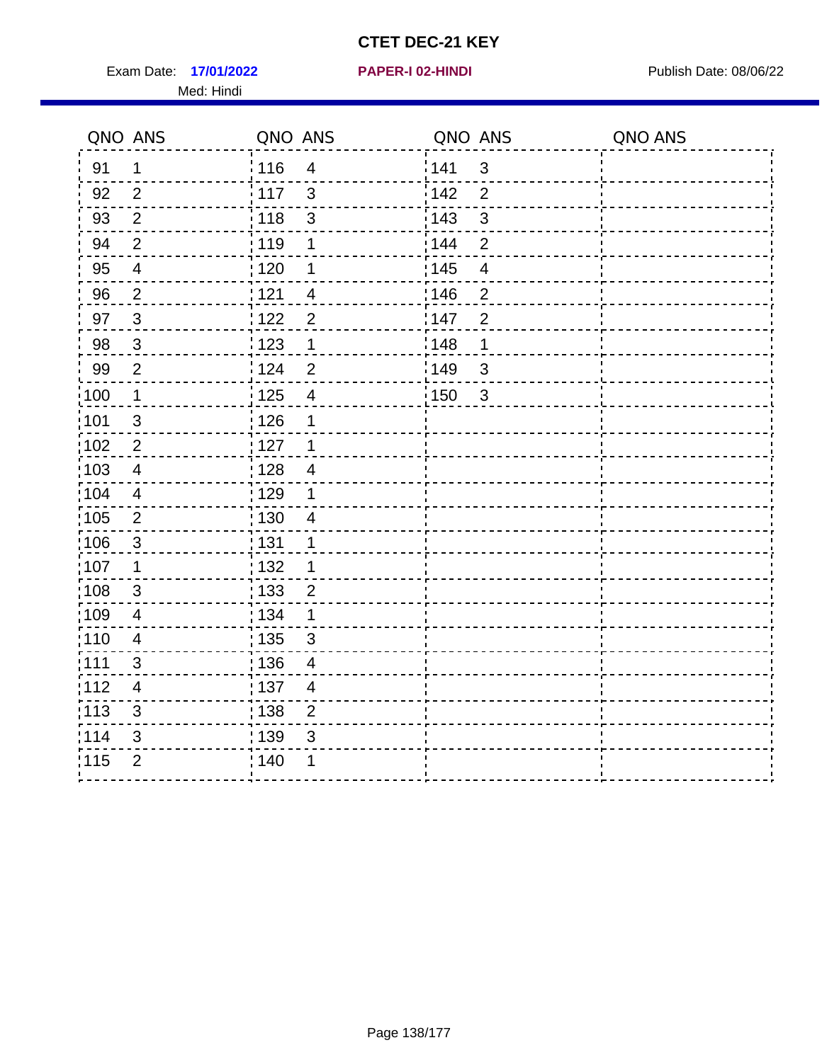# CTET DEC-21 KEY

Exam Date: **17/01/2022** **PAPER-I 02-HINDI** Publish Date: 08/06/22

Med: Hindi

| QNO | ANS | QNO | ANS | QNO | ANS | QNO | ANS |
|---|---|---|---|---|---|---|---|
| 91 | 1 | 116 | 4 | 141 | 3 | | |
| 92 | 2 | 117 | 3 | 142 | 2 | | |
| 93 | 2 | 118 | 3 | 143 | 3 | | |
| 94 | 2 | 119 | 1 | 144 | 2 | | |
| 95 | 4 | 120 | 1 | 145 | 4 | | |
| 96 | 2 | 121 | 4 | 146 | 2 | | |
| 97 | 3 | 122 | 2 | 147 | 2 | | |
| 98 | 3 | 123 | 1 | 148 | 1 | | |
| 99 | 2 | 124 | 2 | 149 | 3 | | |
| 100 | 1 | 125 | 4 | 150 | 3 | | |
| 101 | 3 | 126 | 1 | | | | |
| 102 | 2 | 127 | 1 | | | | |
| 103 | 4 | 128 | 4 | | | | |
| 104 | 4 | 129 | 1 | | | | |
| 105 | 2 | 130 | 4 | | | | |
| 106 | 3 | 131 | 1 | | | | |
| 107 | 1 | 132 | 1 | | | | |
| 108 | 3 | 133 | 2 | | | | |
| 109 | 4 | 134 | 1 | | | | |
| 110 | 4 | 135 | 3 | | | | |
| 111 | 3 | 136 | 4 | | | | |
| 112 | 4 | 137 | 4 | | | | |
| 113 | 3 | 138 | 2 | | | | |
| 114 | 3 | 139 | 3 | | | | |
| 115 | 2 | 140 | 1 | | | | |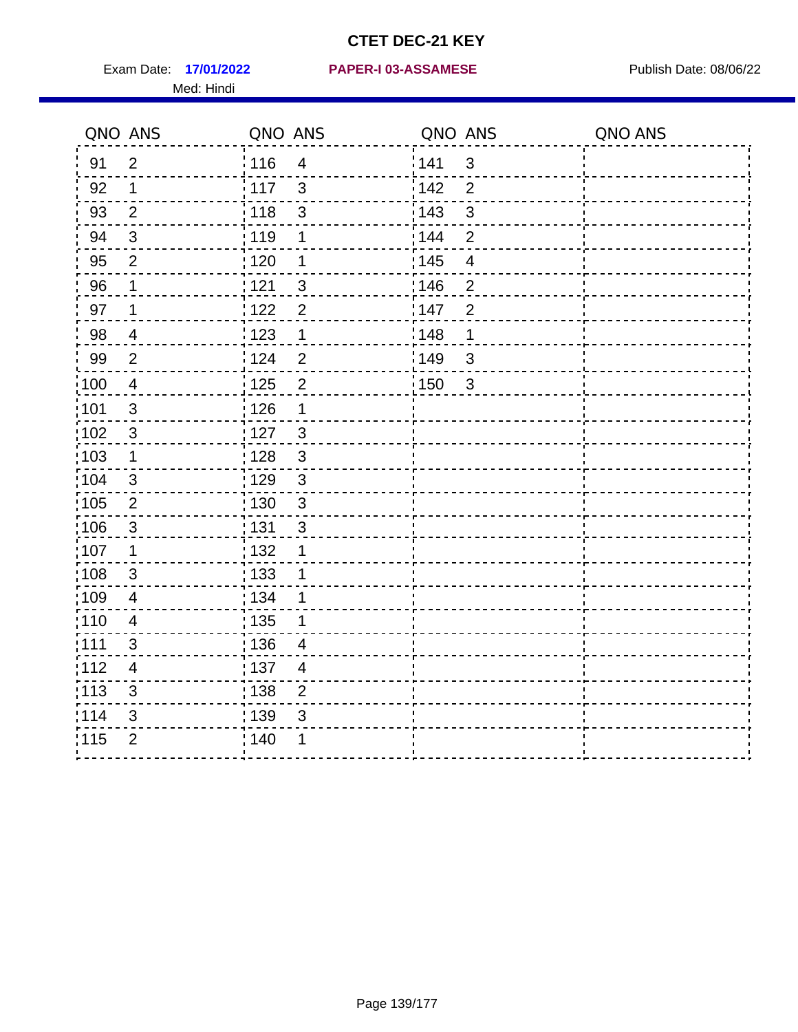# CTET DEC-21 KEY

Exam Date: **17/01/2022** **PAPER-I 03-ASSAMESE** Publish Date: 08/06/22

Med: Hindi

| QNO | ANS | QNO | ANS | QNO | ANS | QNO | ANS |
|---|---|---|---|---|---|---|---|
| 91 | 2 | 116 | 4 | 141 | 3 | | |
| 92 | 1 | 117 | 3 | 142 | 2 | | |
| 93 | 2 | 118 | 3 | 143 | 3 | | |
| 94 | 3 | 119 | 1 | 144 | 2 | | |
| 95 | 2 | 120 | 1 | 145 | 4 | | |
| 96 | 1 | 121 | 3 | 146 | 2 | | |
| 97 | 1 | 122 | 2 | 147 | 2 | | |
| 98 | 4 | 123 | 1 | 148 | 1 | | |
| 99 | 2 | 124 | 2 | 149 | 3 | | |
| 100 | 4 | 125 | 2 | 150 | 3 | | |
| 101 | 3 | 126 | 1 | | | | |
| 102 | 3 | 127 | 3 | | | | |
| 103 | 1 | 128 | 3 | | | | |
| 104 | 3 | 129 | 3 | | | | |
| 105 | 2 | 130 | 3 | | | | |
| 106 | 3 | 131 | 3 | | | | |
| 107 | 1 | 132 | 1 | | | | |
| 108 | 3 | 133 | 1 | | | | |
| 109 | 4 | 134 | 1 | | | | |
| 110 | 4 | 135 | 1 | | | | |
| 111 | 3 | 136 | 4 | | | | |
| 112 | 4 | 137 | 4 | | | | |
| 113 | 3 | 138 | 2 | | | | |
| 114 | 3 | 139 | 3 | | | | |
| 115 | 2 | 140 | 1 | | | | |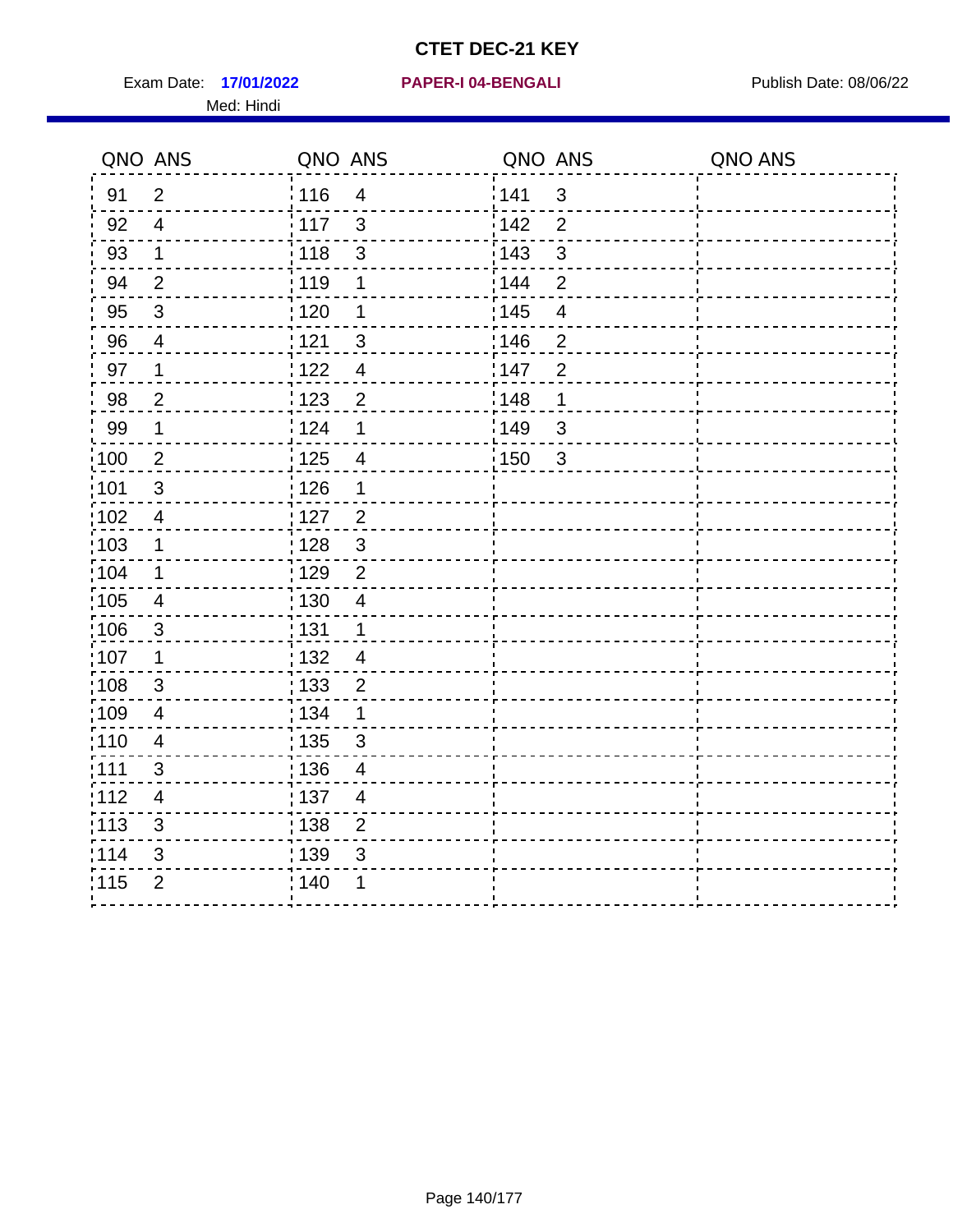# CTET DEC-21 KEY

Exam Date: **17/01/2022** **PAPER-I 04-BENGALI** Publish Date: 08/06/22

Med: Hindi

| QNO | ANS | QNO | ANS | QNO | ANS | QNO | ANS |
|---|---|---|---|---|---|---|---|
| 91 | 2 | 116 | 4 | 141 | 3 | | |
| 92 | 4 | 117 | 3 | 142 | 2 | | |
| 93 | 1 | 118 | 3 | 143 | 3 | | |
| 94 | 2 | 119 | 1 | 144 | 2 | | |
| 95 | 3 | 120 | 1 | 145 | 4 | | |
| 96 | 4 | 121 | 3 | 146 | 2 | | |
| 97 | 1 | 122 | 4 | 147 | 2 | | |
| 98 | 2 | 123 | 2 | 148 | 1 | | |
| 99 | 1 | 124 | 1 | 149 | 3 | | |
| 100 | 2 | 125 | 4 | 150 | 3 | | |
| 101 | 3 | 126 | 1 | | | | |
| 102 | 4 | 127 | 2 | | | | |
| 103 | 1 | 128 | 3 | | | | |
| 104 | 1 | 129 | 2 | | | | |
| 105 | 4 | 130 | 4 | | | | |
| 106 | 3 | 131 | 1 | | | | |
| 107 | 1 | 132 | 4 | | | | |
| 108 | 3 | 133 | 2 | | | | |
| 109 | 4 | 134 | 1 | | | | |
| 110 | 4 | 135 | 3 | | | | |
| 111 | 3 | 136 | 4 | | | | |
| 112 | 4 | 137 | 4 | | | | |
| 113 | 3 | 138 | 2 | | | | |
| 114 | 3 | 139 | 3 | | | | |
| 115 | 2 | 140 | 1 | | | | |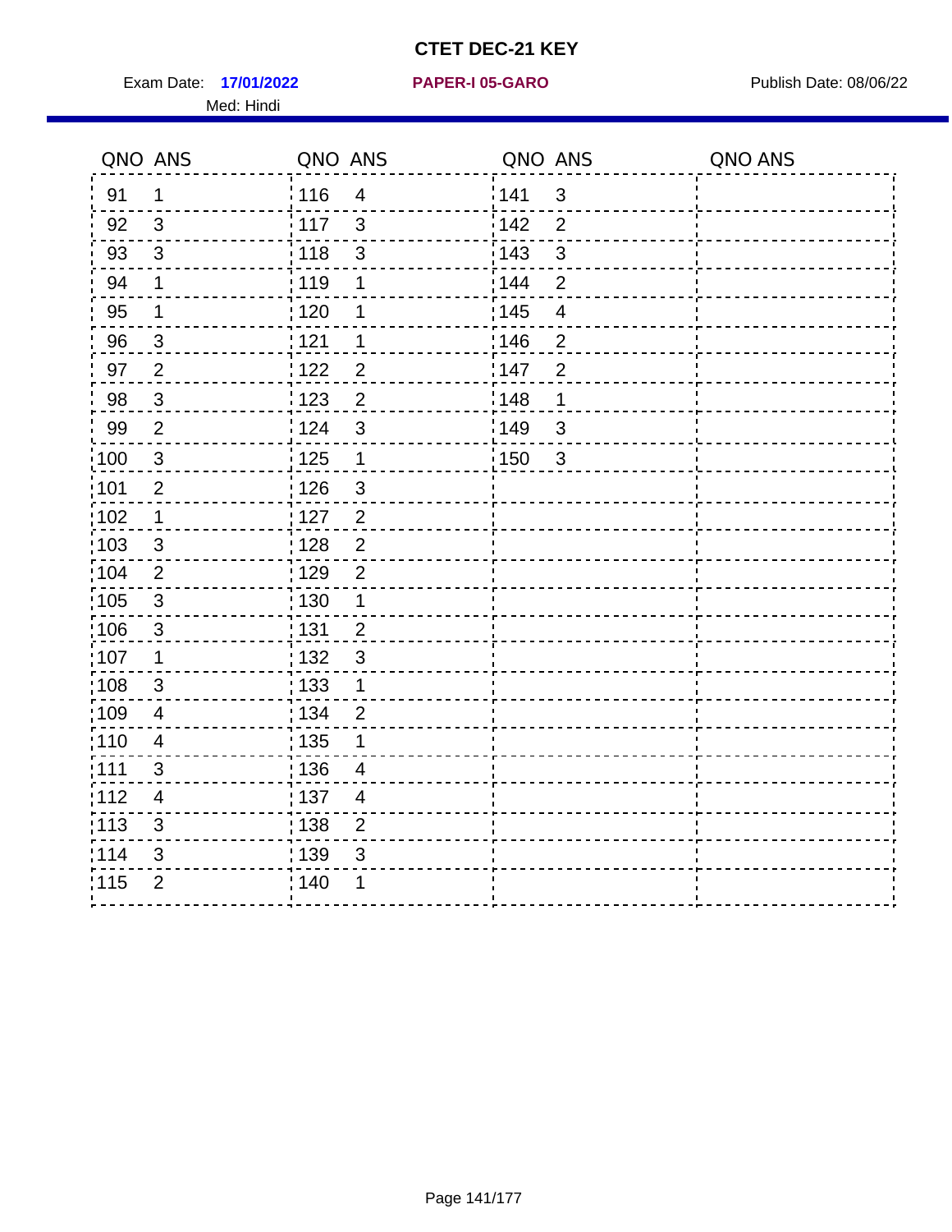# CTET DEC-21 KEY

Exam Date: **17/01/2022** **PAPER-I 05-GARO** Publish Date: 08/06/22

Med: Hindi

| QNO | ANS | QNO | ANS | QNO | ANS | QNO | ANS |
|---|---|---|---|---|---|---|---|
| 91 | 1 | 116 | 4 | 141 | 3 | | |
| 92 | 3 | 117 | 3 | 142 | 2 | | |
| 93 | 3 | 118 | 3 | 143 | 3 | | |
| 94 | 1 | 119 | 1 | 144 | 2 | | |
| 95 | 1 | 120 | 1 | 145 | 4 | | |
| 96 | 3 | 121 | 1 | 146 | 2 | | |
| 97 | 2 | 122 | 2 | 147 | 2 | | |
| 98 | 3 | 123 | 2 | 148 | 1 | | |
| 99 | 2 | 124 | 3 | 149 | 3 | | |
| 100 | 3 | 125 | 1 | 150 | 3 | | |
| 101 | 2 | 126 | 3 | | | | |
| 102 | 1 | 127 | 2 | | | | |
| 103 | 3 | 128 | 2 | | | | |
| 104 | 2 | 129 | 2 | | | | |
| 105 | 3 | 130 | 1 | | | | |
| 106 | 3 | 131 | 2 | | | | |
| 107 | 1 | 132 | 3 | | | | |
| 108 | 3 | 133 | 1 | | | | |
| 109 | 4 | 134 | 2 | | | | |
| 110 | 4 | 135 | 1 | | | | |
| 111 | 3 | 136 | 4 | | | | |
| 112 | 4 | 137 | 4 | | | | |
| 113 | 3 | 138 | 2 | | | | |
| 114 | 3 | 139 | 3 | | | | |
| 115 | 2 | 140 | 1 | | | | |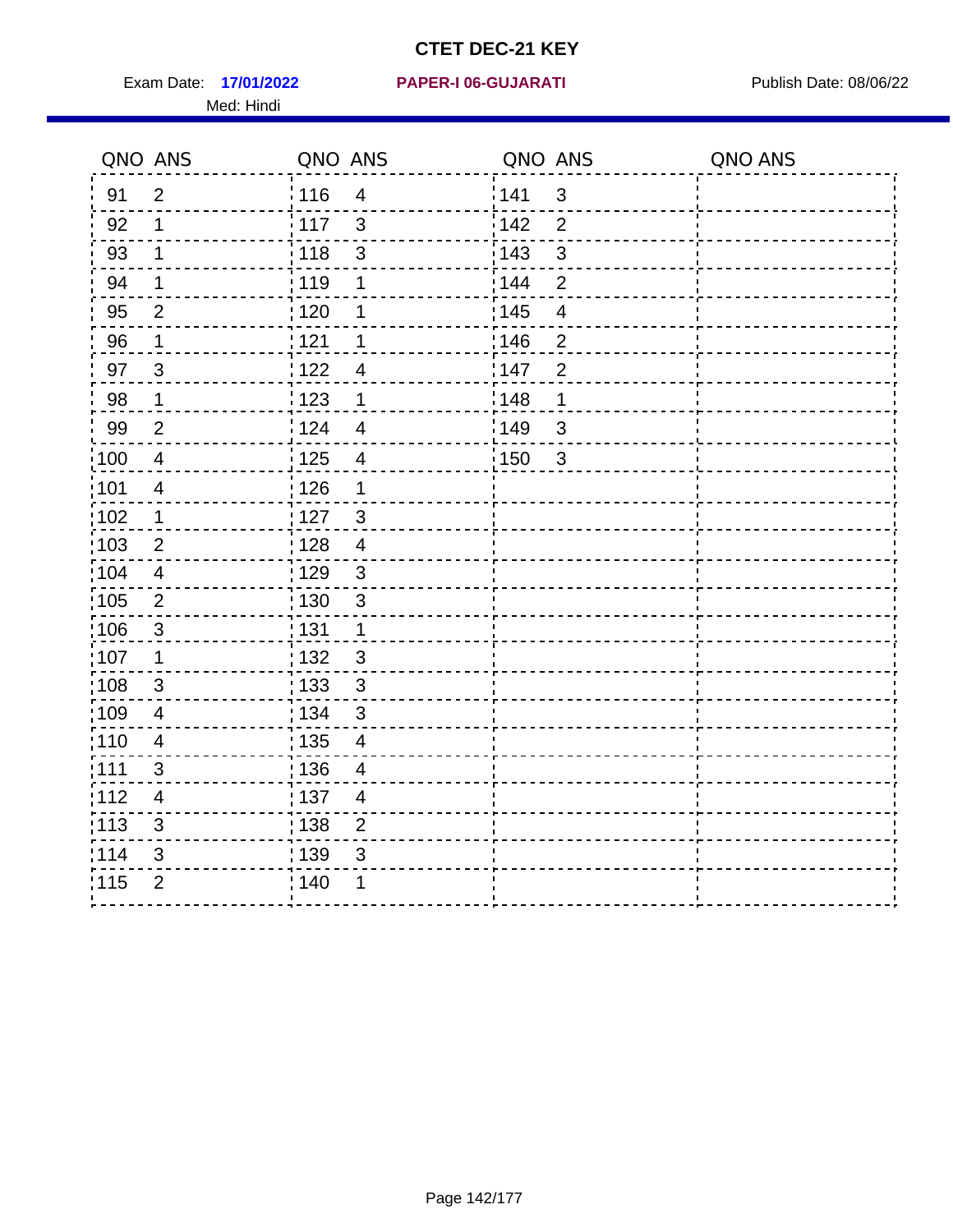# CTET DEC-21 KEY

Exam Date: **17/01/2022** **PAPER-I 06-GUJARATI** Publish Date: 08/06/22

Med: Hindi

| QNO | ANS | QNO | ANS | QNO | ANS | QNO | ANS |
|---|---|---|---|---|---|---|---|
| 91 | 2 | 116 | 4 | 141 | 3 | | |
| 92 | 1 | 117 | 3 | 142 | 2 | | |
| 93 | 1 | 118 | 3 | 143 | 3 | | |
| 94 | 1 | 119 | 1 | 144 | 2 | | |
| 95 | 2 | 120 | 1 | 145 | 4 | | |
| 96 | 1 | 121 | 1 | 146 | 2 | | |
| 97 | 3 | 122 | 4 | 147 | 2 | | |
| 98 | 1 | 123 | 1 | 148 | 1 | | |
| 99 | 2 | 124 | 4 | 149 | 3 | | |
| 100 | 4 | 125 | 4 | 150 | 3 | | |
| 101 | 4 | 126 | 1 | | | | |
| 102 | 1 | 127 | 3 | | | | |
| 103 | 2 | 128 | 4 | | | | |
| 104 | 4 | 129 | 3 | | | | |
| 105 | 2 | 130 | 3 | | | | |
| 106 | 3 | 131 | 1 | | | | |
| 107 | 1 | 132 | 3 | | | | |
| 108 | 3 | 133 | 3 | | | | |
| 109 | 4 | 134 | 3 | | | | |
| 110 | 4 | 135 | 4 | | | | |
| 111 | 3 | 136 | 4 | | | | |
| 112 | 4 | 137 | 4 | | | | |
| 113 | 3 | 138 | 2 | | | | |
| 114 | 3 | 139 | 3 | | | | |
| 115 | 2 | 140 | 1 | | | | |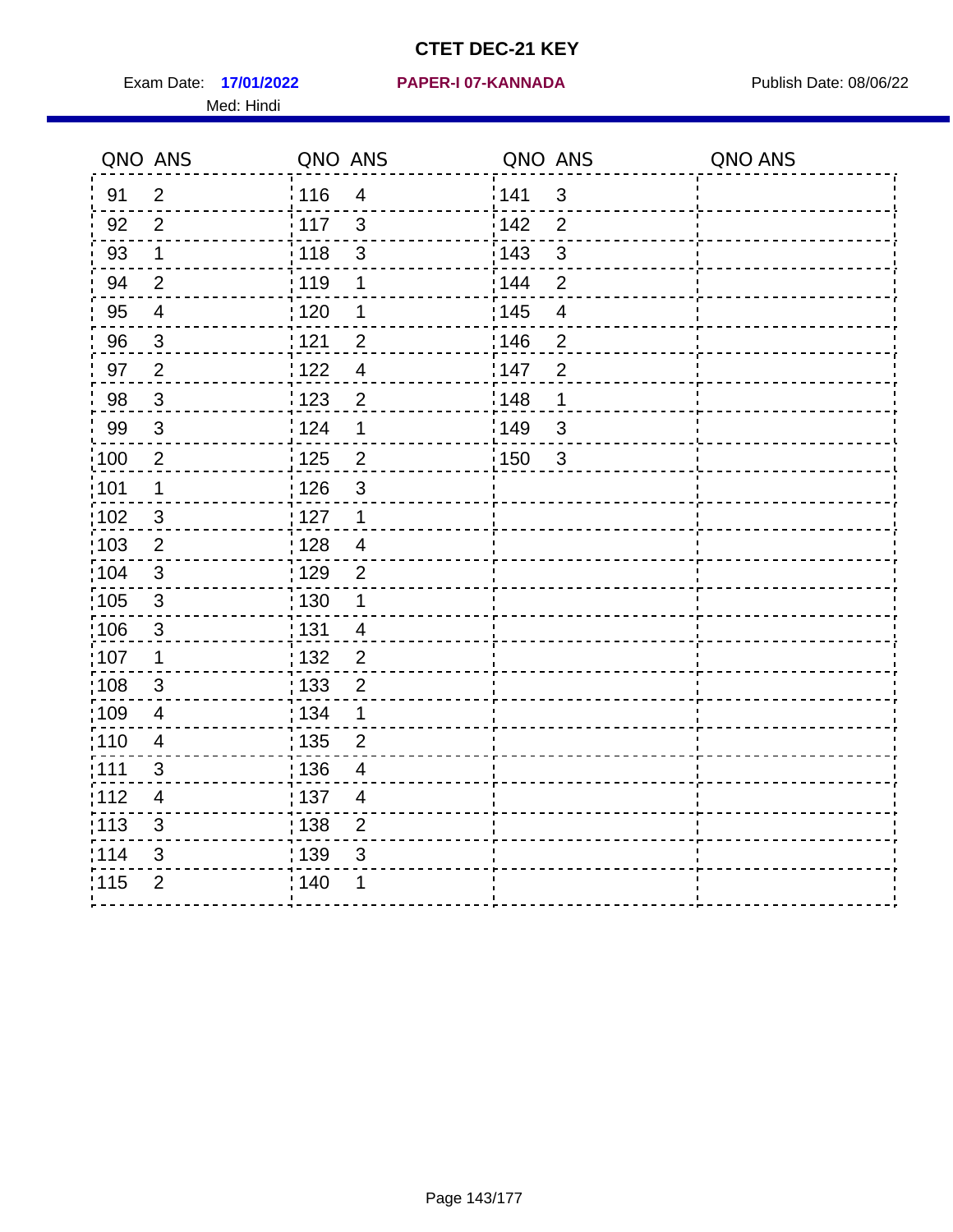# CTET DEC-21 KEY

Exam Date: **17/01/2022** **PAPER-I 07-KANNADA** Publish Date: 08/06/22

Med: Hindi

| QNO | ANS | QNO | ANS | QNO | ANS | QNO | ANS |
|---|---|---|---|---|---|---|---|
| 91 | 2 | 116 | 4 | 141 | 3 | | |
| 92 | 2 | 117 | 3 | 142 | 2 | | |
| 93 | 1 | 118 | 3 | 143 | 3 | | |
| 94 | 2 | 119 | 1 | 144 | 2 | | |
| 95 | 4 | 120 | 1 | 145 | 4 | | |
| 96 | 3 | 121 | 2 | 146 | 2 | | |
| 97 | 2 | 122 | 4 | 147 | 2 | | |
| 98 | 3 | 123 | 2 | 148 | 1 | | |
| 99 | 3 | 124 | 1 | 149 | 3 | | |
| 100 | 2 | 125 | 2 | 150 | 3 | | |
| 101 | 1 | 126 | 3 | | | | |
| 102 | 3 | 127 | 1 | | | | |
| 103 | 2 | 128 | 4 | | | | |
| 104 | 3 | 129 | 2 | | | | |
| 105 | 3 | 130 | 1 | | | | |
| 106 | 3 | 131 | 4 | | | | |
| 107 | 1 | 132 | 2 | | | | |
| 108 | 3 | 133 | 2 | | | | |
| 109 | 4 | 134 | 1 | | | | |
| 110 | 4 | 135 | 2 | | | | |
| 111 | 3 | 136 | 4 | | | | |
| 112 | 4 | 137 | 4 | | | | |
| 113 | 3 | 138 | 2 | | | | |
| 114 | 3 | 139 | 3 | | | | |
| 115 | 2 | 140 | 1 | | | | |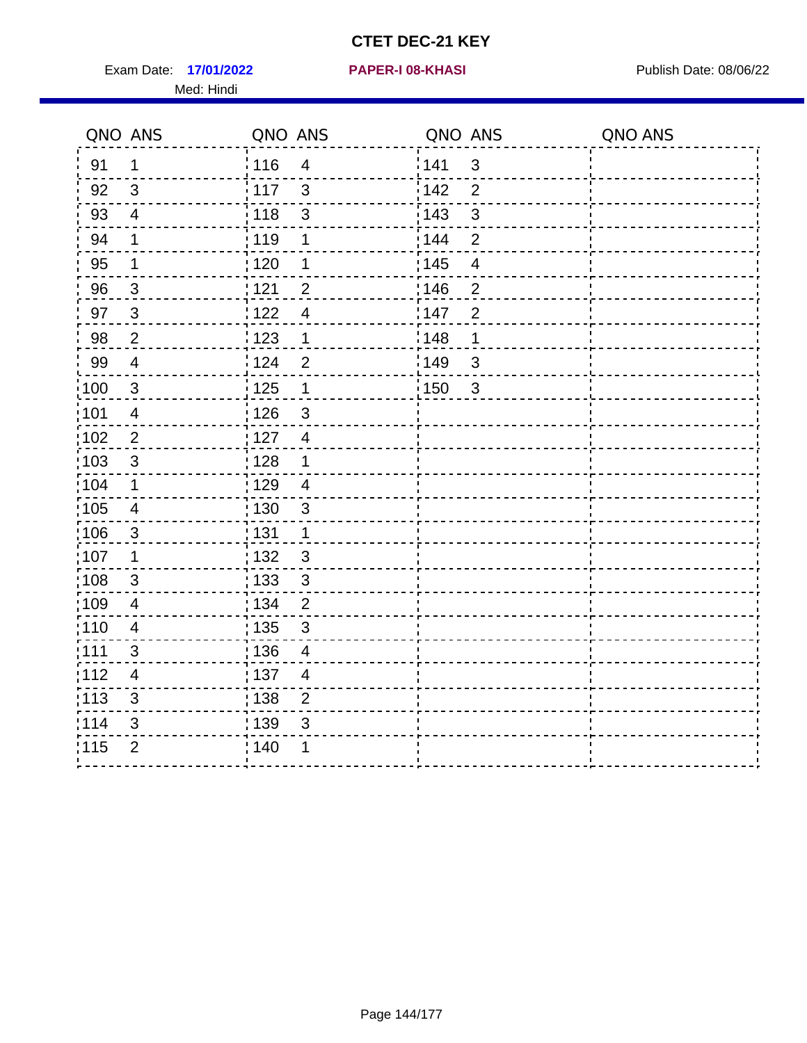# CTET DEC-21 KEY

Exam Date: **17/01/2022** **PAPER-I 08-KHASI** Publish Date: 08/06/22

Med: Hindi

| QNO | ANS | QNO | ANS | QNO | ANS | QNO | ANS |
|---|---|---|---|---|---|---|---|
| 91 | 1 | 116 | 4 | 141 | 3 | | |
| 92 | 3 | 117 | 3 | 142 | 2 | | |
| 93 | 4 | 118 | 3 | 143 | 3 | | |
| 94 | 1 | 119 | 1 | 144 | 2 | | |
| 95 | 1 | 120 | 1 | 145 | 4 | | |
| 96 | 3 | 121 | 2 | 146 | 2 | | |
| 97 | 3 | 122 | 4 | 147 | 2 | | |
| 98 | 2 | 123 | 1 | 148 | 1 | | |
| 99 | 4 | 124 | 2 | 149 | 3 | | |
| 100 | 3 | 125 | 1 | 150 | 3 | | |
| 101 | 4 | 126 | 3 | | | | |
| 102 | 2 | 127 | 4 | | | | |
| 103 | 3 | 128 | 1 | | | | |
| 104 | 1 | 129 | 4 | | | | |
| 105 | 4 | 130 | 3 | | | | |
| 106 | 3 | 131 | 1 | | | | |
| 107 | 1 | 132 | 3 | | | | |
| 108 | 3 | 133 | 3 | | | | |
| 109 | 4 | 134 | 2 | | | | |
| 110 | 4 | 135 | 3 | | | | |
| 111 | 3 | 136 | 4 | | | | |
| 112 | 4 | 137 | 4 | | | | |
| 113 | 3 | 138 | 2 | | | | |
| 114 | 3 | 139 | 3 | | | | |
| 115 | 2 | 140 | 1 | | | | |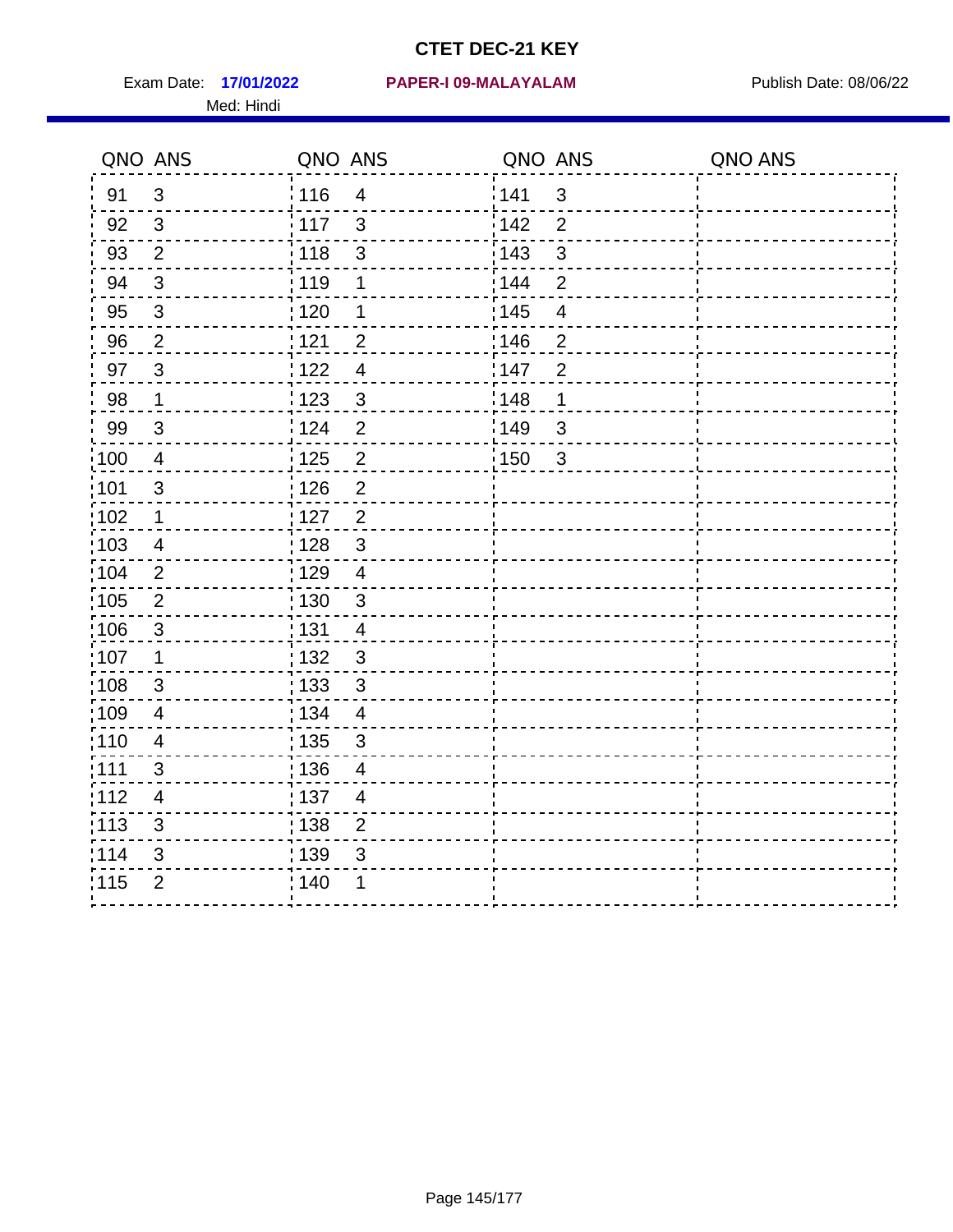# CTET DEC-21 KEY

Exam Date: **17/01/2022** **PAPER-I 09-MALAYALAM** Publish Date: 08/06/22

Med: Hindi

| QNO | ANS | QNO | ANS | QNO | ANS | QNO | ANS |
|---|---|---|---|---|---|---|---|
| 91 | 3 | 116 | 4 | 141 | 3 | | |
| 92 | 3 | 117 | 3 | 142 | 2 | | |
| 93 | 2 | 118 | 3 | 143 | 3 | | |
| 94 | 3 | 119 | 1 | 144 | 2 | | |
| 95 | 3 | 120 | 1 | 145 | 4 | | |
| 96 | 2 | 121 | 2 | 146 | 2 | | |
| 97 | 3 | 122 | 4 | 147 | 2 | | |
| 98 | 1 | 123 | 3 | 148 | 1 | | |
| 99 | 3 | 124 | 2 | 149 | 3 | | |
| 100 | 4 | 125 | 2 | 150 | 3 | | |
| 101 | 3 | 126 | 2 | | | | |
| 102 | 1 | 127 | 2 | | | | |
| 103 | 4 | 128 | 3 | | | | |
| 104 | 2 | 129 | 4 | | | | |
| 105 | 2 | 130 | 3 | | | | |
| 106 | 3 | 131 | 4 | | | | |
| 107 | 1 | 132 | 3 | | | | |
| 108 | 3 | 133 | 3 | | | | |
| 109 | 4 | 134 | 4 | | | | |
| 110 | 4 | 135 | 3 | | | | |
| 111 | 3 | 136 | 4 | | | | |
| 112 | 4 | 137 | 4 | | | | |
| 113 | 3 | 138 | 2 | | | | |
| 114 | 3 | 139 | 3 | | | | |
| 115 | 2 | 140 | 1 | | | | |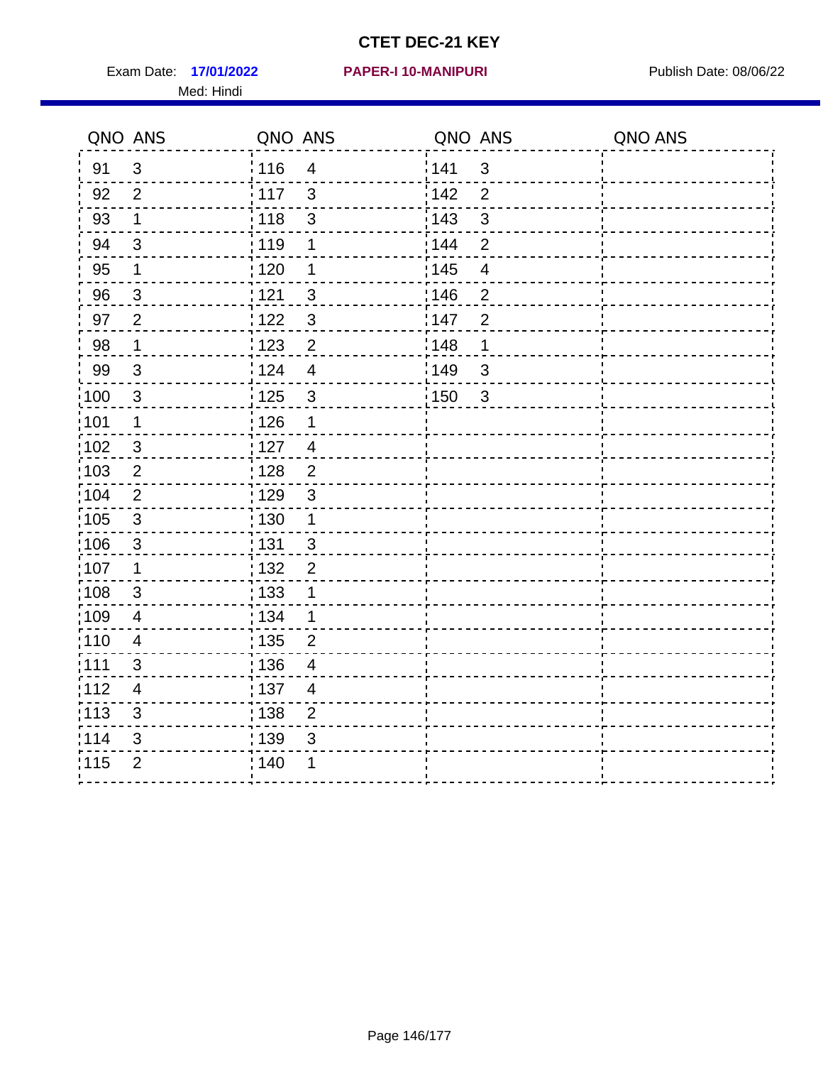# CTET DEC-21 KEY

Exam Date: **17/01/2022** **PAPER-I 10-MANIPURI** Publish Date: 08/06/22

Med: Hindi

| QNO | ANS | QNO | ANS | QNO | ANS | QNO | ANS |
|---|---|---|---|---|---|---|---|
| 91 | 3 | 116 | 4 | 141 | 3 | | |
| 92 | 2 | 117 | 3 | 142 | 2 | | |
| 93 | 1 | 118 | 3 | 143 | 3 | | |
| 94 | 3 | 119 | 1 | 144 | 2 | | |
| 95 | 1 | 120 | 1 | 145 | 4 | | |
| 96 | 3 | 121 | 3 | 146 | 2 | | |
| 97 | 2 | 122 | 3 | 147 | 2 | | |
| 98 | 1 | 123 | 2 | 148 | 1 | | |
| 99 | 3 | 124 | 4 | 149 | 3 | | |
| 100 | 3 | 125 | 3 | 150 | 3 | | |
| 101 | 1 | 126 | 1 | | | | |
| 102 | 3 | 127 | 4 | | | | |
| 103 | 2 | 128 | 2 | | | | |
| 104 | 2 | 129 | 3 | | | | |
| 105 | 3 | 130 | 1 | | | | |
| 106 | 3 | 131 | 3 | | | | |
| 107 | 1 | 132 | 2 | | | | |
| 108 | 3 | 133 | 1 | | | | |
| 109 | 4 | 134 | 1 | | | | |
| 110 | 4 | 135 | 2 | | | | |
| 111 | 3 | 136 | 4 | | | | |
| 112 | 4 | 137 | 4 | | | | |
| 113 | 3 | 138 | 2 | | | | |
| 114 | 3 | 139 | 3 | | | | |
| 115 | 2 | 140 | 1 | | | | |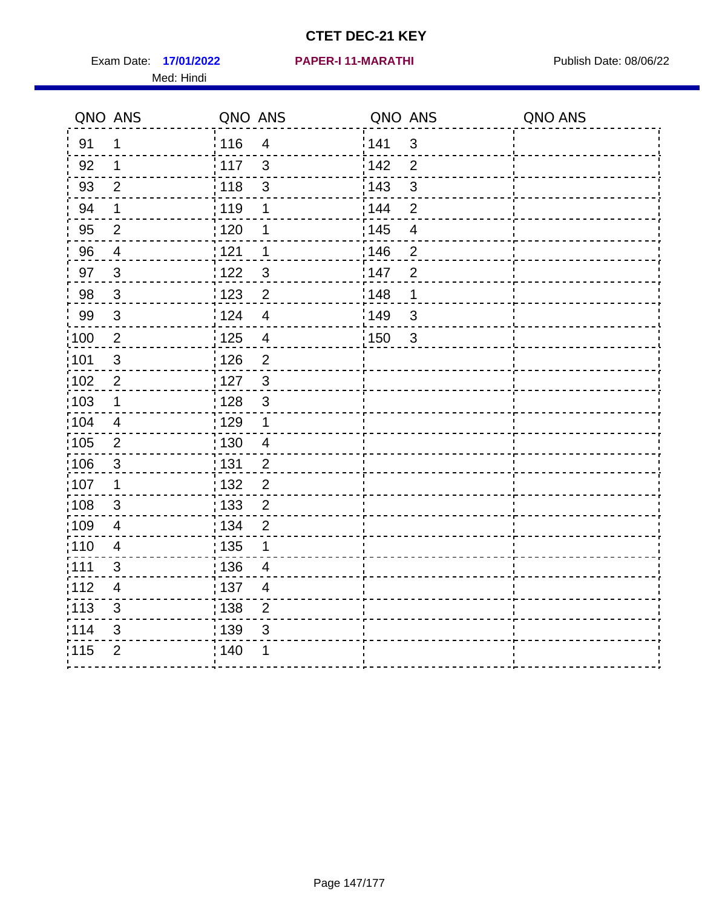# CTET DEC-21 KEY

Exam Date: **17/01/2022** **PAPER-I 11-MARATHI** Publish Date: 08/06/22

Med: Hindi

| QNO | ANS | QNO | ANS | QNO | ANS | QNO | ANS |
|---|---|---|---|---|---|---|---|
| 91 | 1 | 116 | 4 | 141 | 3 | | |
| 92 | 1 | 117 | 3 | 142 | 2 | | |
| 93 | 2 | 118 | 3 | 143 | 3 | | |
| 94 | 1 | 119 | 1 | 144 | 2 | | |
| 95 | 2 | 120 | 1 | 145 | 4 | | |
| 96 | 4 | 121 | 1 | 146 | 2 | | |
| 97 | 3 | 122 | 3 | 147 | 2 | | |
| 98 | 3 | 123 | 2 | 148 | 1 | | |
| 99 | 3 | 124 | 4 | 149 | 3 | | |
| 100 | 2 | 125 | 4 | 150 | 3 | | |
| 101 | 3 | 126 | 2 | | | | |
| 102 | 2 | 127 | 3 | | | | |
| 103 | 1 | 128 | 3 | | | | |
| 104 | 4 | 129 | 1 | | | | |
| 105 | 2 | 130 | 4 | | | | |
| 106 | 3 | 131 | 2 | | | | |
| 107 | 1 | 132 | 2 | | | | |
| 108 | 3 | 133 | 2 | | | | |
| 109 | 4 | 134 | 2 | | | | |
| 110 | 4 | 135 | 1 | | | | |
| 111 | 3 | 136 | 4 | | | | |
| 112 | 4 | 137 | 4 | | | | |
| 113 | 3 | 138 | 2 | | | | |
| 114 | 3 | 139 | 3 | | | | |
| 115 | 2 | 140 | 1 | | | | |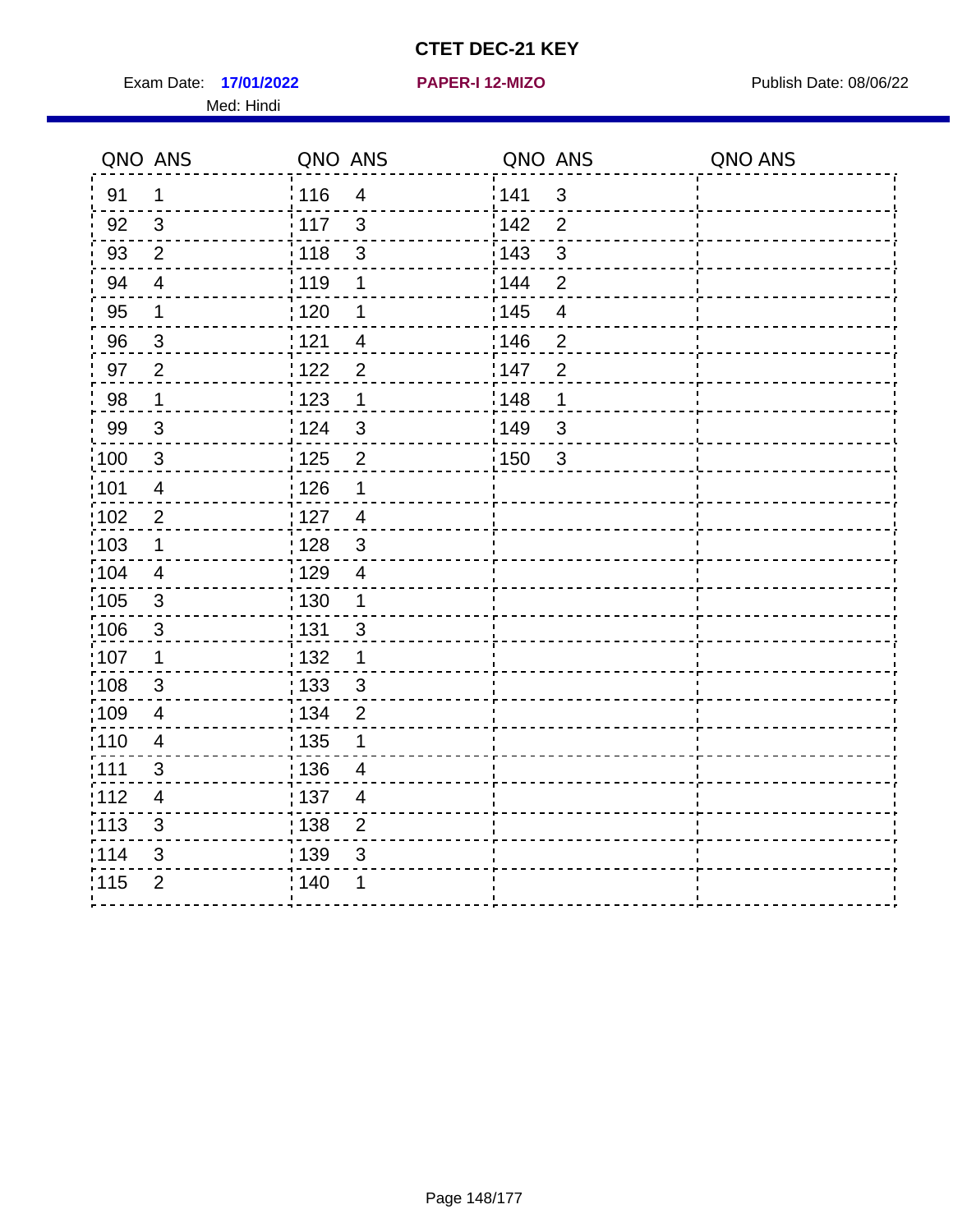# CTET DEC-21 KEY

Exam Date: **17/01/2022** **PAPER-I 12-MIZO** Publish Date: 08/06/22

Med: Hindi

| QNO | ANS | QNO | ANS | QNO | ANS | QNO | ANS |
|---|---|---|---|---|---|---|---|
| 91 | 1 | 116 | 4 | 141 | 3 | | |
| 92 | 3 | 117 | 3 | 142 | 2 | | |
| 93 | 2 | 118 | 3 | 143 | 3 | | |
| 94 | 4 | 119 | 1 | 144 | 2 | | |
| 95 | 1 | 120 | 1 | 145 | 4 | | |
| 96 | 3 | 121 | 4 | 146 | 2 | | |
| 97 | 2 | 122 | 2 | 147 | 2 | | |
| 98 | 1 | 123 | 1 | 148 | 1 | | |
| 99 | 3 | 124 | 3 | 149 | 3 | | |
| 100 | 3 | 125 | 2 | 150 | 3 | | |
| 101 | 4 | 126 | 1 | | | | |
| 102 | 2 | 127 | 4 | | | | |
| 103 | 1 | 128 | 3 | | | | |
| 104 | 4 | 129 | 4 | | | | |
| 105 | 3 | 130 | 1 | | | | |
| 106 | 3 | 131 | 3 | | | | |
| 107 | 1 | 132 | 1 | | | | |
| 108 | 3 | 133 | 3 | | | | |
| 109 | 4 | 134 | 2 | | | | |
| 110 | 4 | 135 | 1 | | | | |
| 111 | 3 | 136 | 4 | | | | |
| 112 | 4 | 137 | 4 | | | | |
| 113 | 3 | 138 | 2 | | | | |
| 114 | 3 | 139 | 3 | | | | |
| 115 | 2 | 140 | 1 | | | | |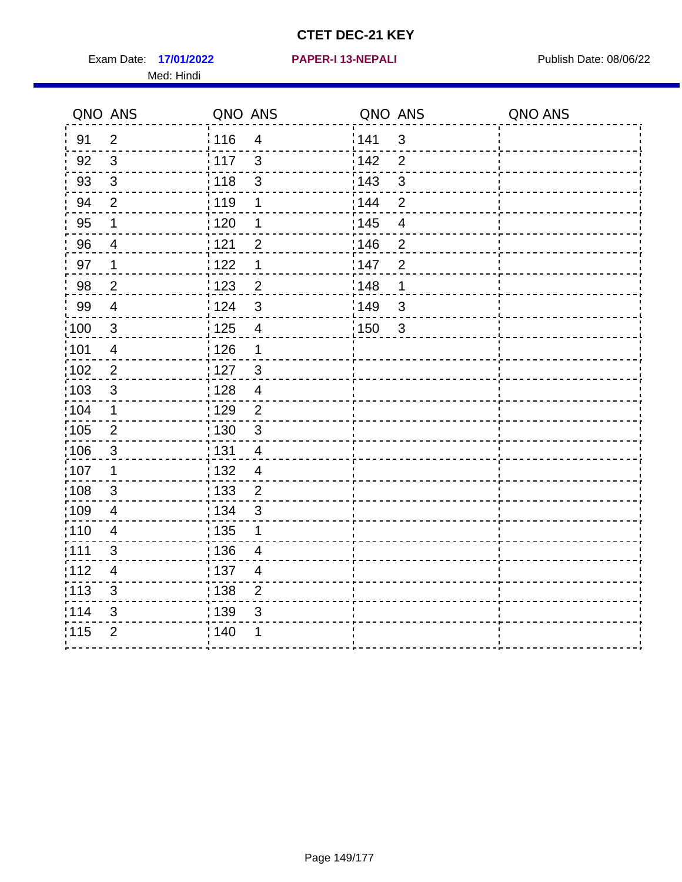# CTET DEC-21 KEY

Exam Date: **17/01/2022** **PAPER-I 13-NEPALI** Publish Date: 08/06/22

Med: Hindi

| QNO | ANS | QNO | ANS | QNO | ANS | QNO | ANS |
|---|---|---|---|---|---|---|---|
| 91 | 2 | 116 | 4 | 141 | 3 | | |
| 92 | 3 | 117 | 3 | 142 | 2 | | |
| 93 | 3 | 118 | 3 | 143 | 3 | | |
| 94 | 2 | 119 | 1 | 144 | 2 | | |
| 95 | 1 | 120 | 1 | 145 | 4 | | |
| 96 | 4 | 121 | 2 | 146 | 2 | | |
| 97 | 1 | 122 | 1 | 147 | 2 | | |
| 98 | 2 | 123 | 2 | 148 | 1 | | |
| 99 | 4 | 124 | 3 | 149 | 3 | | |
| 100 | 3 | 125 | 4 | 150 | 3 | | |
| 101 | 4 | 126 | 1 | | | | |
| 102 | 2 | 127 | 3 | | | | |
| 103 | 3 | 128 | 4 | | | | |
| 104 | 1 | 129 | 2 | | | | |
| 105 | 2 | 130 | 3 | | | | |
| 106 | 3 | 131 | 4 | | | | |
| 107 | 1 | 132 | 4 | | | | |
| 108 | 3 | 133 | 2 | | | | |
| 109 | 4 | 134 | 3 | | | | |
| 110 | 4 | 135 | 1 | | | | |
| 111 | 3 | 136 | 4 | | | | |
| 112 | 4 | 137 | 4 | | | | |
| 113 | 3 | 138 | 2 | | | | |
| 114 | 3 | 139 | 3 | | | | |
| 115 | 2 | 140 | 1 | | | | |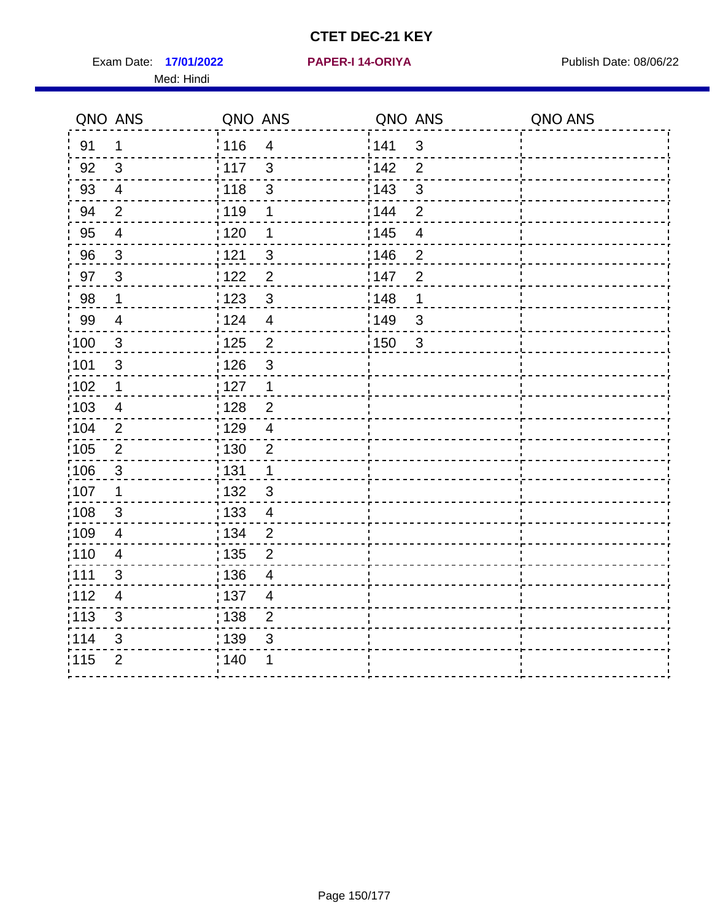# CTET DEC-21 KEY

Exam Date: **17/01/2022** **PAPER-I 14-ORIYA** Publish Date: 08/06/22

Med: Hindi

| QNO | ANS | QNO | ANS | QNO | ANS | QNO | ANS |
|---|---|---|---|---|---|---|---|
| 91 | 1 | 116 | 4 | 141 | 3 | | |
| 92 | 3 | 117 | 3 | 142 | 2 | | |
| 93 | 4 | 118 | 3 | 143 | 3 | | |
| 94 | 2 | 119 | 1 | 144 | 2 | | |
| 95 | 4 | 120 | 1 | 145 | 4 | | |
| 96 | 3 | 121 | 3 | 146 | 2 | | |
| 97 | 3 | 122 | 2 | 147 | 2 | | |
| 98 | 1 | 123 | 3 | 148 | 1 | | |
| 99 | 4 | 124 | 4 | 149 | 3 | | |
| 100 | 3 | 125 | 2 | 150 | 3 | | |
| 101 | 3 | 126 | 3 | | | | |
| 102 | 1 | 127 | 1 | | | | |
| 103 | 4 | 128 | 2 | | | | |
| 104 | 2 | 129 | 4 | | | | |
| 105 | 2 | 130 | 2 | | | | |
| 106 | 3 | 131 | 1 | | | | |
| 107 | 1 | 132 | 3 | | | | |
| 108 | 3 | 133 | 4 | | | | |
| 109 | 4 | 134 | 2 | | | | |
| 110 | 4 | 135 | 2 | | | | |
| 111 | 3 | 136 | 4 | | | | |
| 112 | 4 | 137 | 4 | | | | |
| 113 | 3 | 138 | 2 | | | | |
| 114 | 3 | 139 | 3 | | | | |
| 115 | 2 | 140 | 1 | | | | |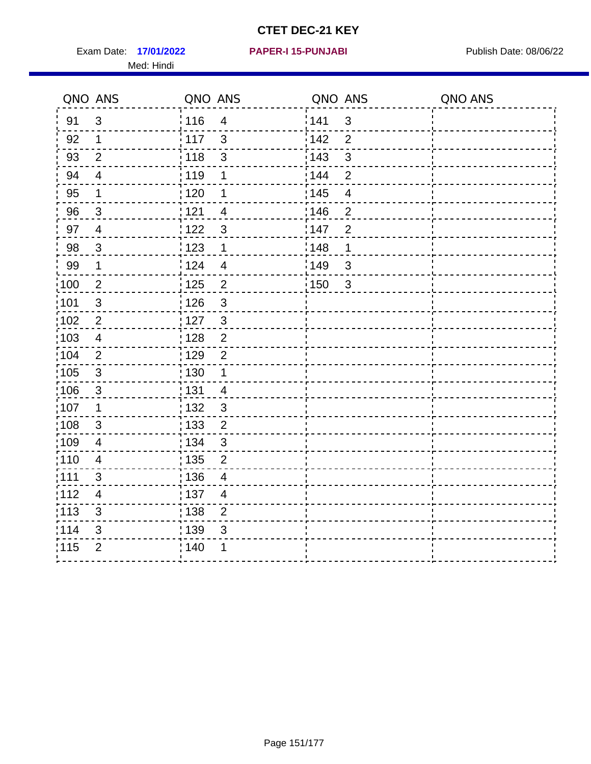# CTET DEC-21 KEY

Exam Date: **17/01/2022** **PAPER-I 15-PUNJABI** Publish Date: 08/06/22

Med: Hindi

| QNO | ANS | QNO | ANS | QNO | ANS | QNO | ANS |
|---|---|---|---|---|---|---|---|
| 91 | 3 | 116 | 4 | 141 | 3 | | |
| 92 | 1 | 117 | 3 | 142 | 2 | | |
| 93 | 2 | 118 | 3 | 143 | 3 | | |
| 94 | 4 | 119 | 1 | 144 | 2 | | |
| 95 | 1 | 120 | 1 | 145 | 4 | | |
| 96 | 3 | 121 | 4 | 146 | 2 | | |
| 97 | 4 | 122 | 3 | 147 | 2 | | |
| 98 | 3 | 123 | 1 | 148 | 1 | | |
| 99 | 1 | 124 | 4 | 149 | 3 | | |
| 100 | 2 | 125 | 2 | 150 | 3 | | |
| 101 | 3 | 126 | 3 | | | | |
| 102 | 2 | 127 | 3 | | | | |
| 103 | 4 | 128 | 2 | | | | |
| 104 | 2 | 129 | 2 | | | | |
| 105 | 3 | 130 | 1 | | | | |
| 106 | 3 | 131 | 4 | | | | |
| 107 | 1 | 132 | 3 | | | | |
| 108 | 3 | 133 | 2 | | | | |
| 109 | 4 | 134 | 3 | | | | |
| 110 | 4 | 135 | 2 | | | | |
| 111 | 3 | 136 | 4 | | | | |
| 112 | 4 | 137 | 4 | | | | |
| 113 | 3 | 138 | 2 | | | | |
| 114 | 3 | 139 | 3 | | | | |
| 115 | 2 | 140 | 1 | | | | |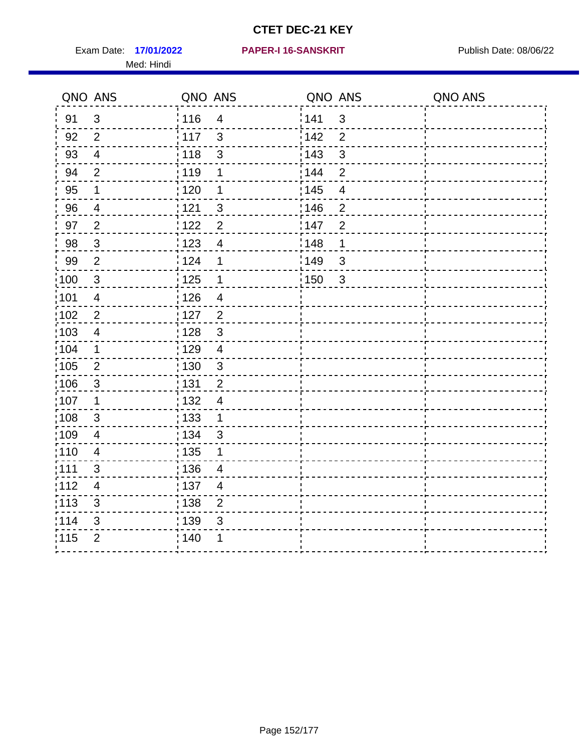# CTET DEC-21 KEY

Exam Date: **17/01/2022** **PAPER-I 16-SANSKRIT** Publish Date: 08/06/22

Med: Hindi

| QNO | ANS | QNO | ANS | QNO | ANS | QNO | ANS |
|---|---|---|---|---|---|---|---|
| 91 | 3 | 116 | 4 | 141 | 3 | | |
| 92 | 2 | 117 | 3 | 142 | 2 | | |
| 93 | 4 | 118 | 3 | 143 | 3 | | |
| 94 | 2 | 119 | 1 | 144 | 2 | | |
| 95 | 1 | 120 | 1 | 145 | 4 | | |
| 96 | 4 | 121 | 3 | 146 | 2 | | |
| 97 | 2 | 122 | 2 | 147 | 2 | | |
| 98 | 3 | 123 | 4 | 148 | 1 | | |
| 99 | 2 | 124 | 1 | 149 | 3 | | |
| 100 | 3 | 125 | 1 | 150 | 3 | | |
| 101 | 4 | 126 | 4 | | | | |
| 102 | 2 | 127 | 2 | | | | |
| 103 | 4 | 128 | 3 | | | | |
| 104 | 1 | 129 | 4 | | | | |
| 105 | 2 | 130 | 3 | | | | |
| 106 | 3 | 131 | 2 | | | | |
| 107 | 1 | 132 | 4 | | | | |
| 108 | 3 | 133 | 1 | | | | |
| 109 | 4 | 134 | 3 | | | | |
| 110 | 4 | 135 | 1 | | | | |
| 111 | 3 | 136 | 4 | | | | |
| 112 | 4 | 137 | 4 | | | | |
| 113 | 3 | 138 | 2 | | | | |
| 114 | 3 | 139 | 3 | | | | |
| 115 | 2 | 140 | 1 | | | | |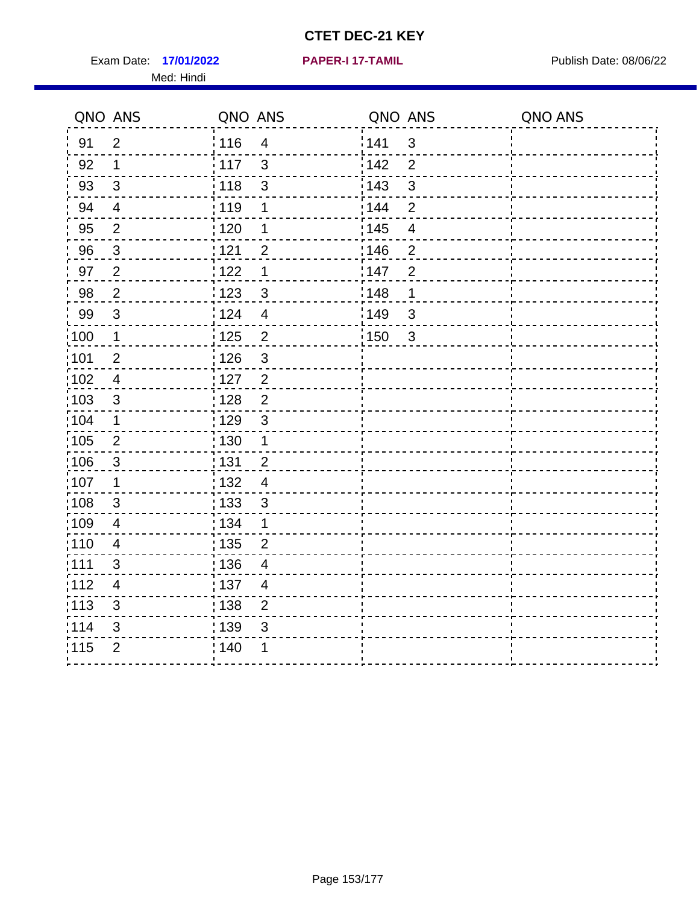# CTET DEC-21 KEY

Exam Date: **17/01/2022** **PAPER-I 17-TAMIL** Publish Date: 08/06/22

Med: Hindi

| QNO | ANS | QNO | ANS | QNO | ANS | QNO | ANS |
|---|---|---|---|---|---|---|---|
| 91 | 2 | 116 | 4 | 141 | 3 | | |
| 92 | 1 | 117 | 3 | 142 | 2 | | |
| 93 | 3 | 118 | 3 | 143 | 3 | | |
| 94 | 4 | 119 | 1 | 144 | 2 | | |
| 95 | 2 | 120 | 1 | 145 | 4 | | |
| 96 | 3 | 121 | 2 | 146 | 2 | | |
| 97 | 2 | 122 | 1 | 147 | 2 | | |
| 98 | 2 | 123 | 3 | 148 | 1 | | |
| 99 | 3 | 124 | 4 | 149 | 3 | | |
| 100 | 1 | 125 | 2 | 150 | 3 | | |
| 101 | 2 | 126 | 3 | | | | |
| 102 | 4 | 127 | 2 | | | | |
| 103 | 3 | 128 | 2 | | | | |
| 104 | 1 | 129 | 3 | | | | |
| 105 | 2 | 130 | 1 | | | | |
| 106 | 3 | 131 | 2 | | | | |
| 107 | 1 | 132 | 4 | | | | |
| 108 | 3 | 133 | 3 | | | | |
| 109 | 4 | 134 | 1 | | | | |
| 110 | 4 | 135 | 2 | | | | |
| 111 | 3 | 136 | 4 | | | | |
| 112 | 4 | 137 | 4 | | | | |
| 113 | 3 | 138 | 2 | | | | |
| 114 | 3 | 139 | 3 | | | | |
| 115 | 2 | 140 | 1 | | | | |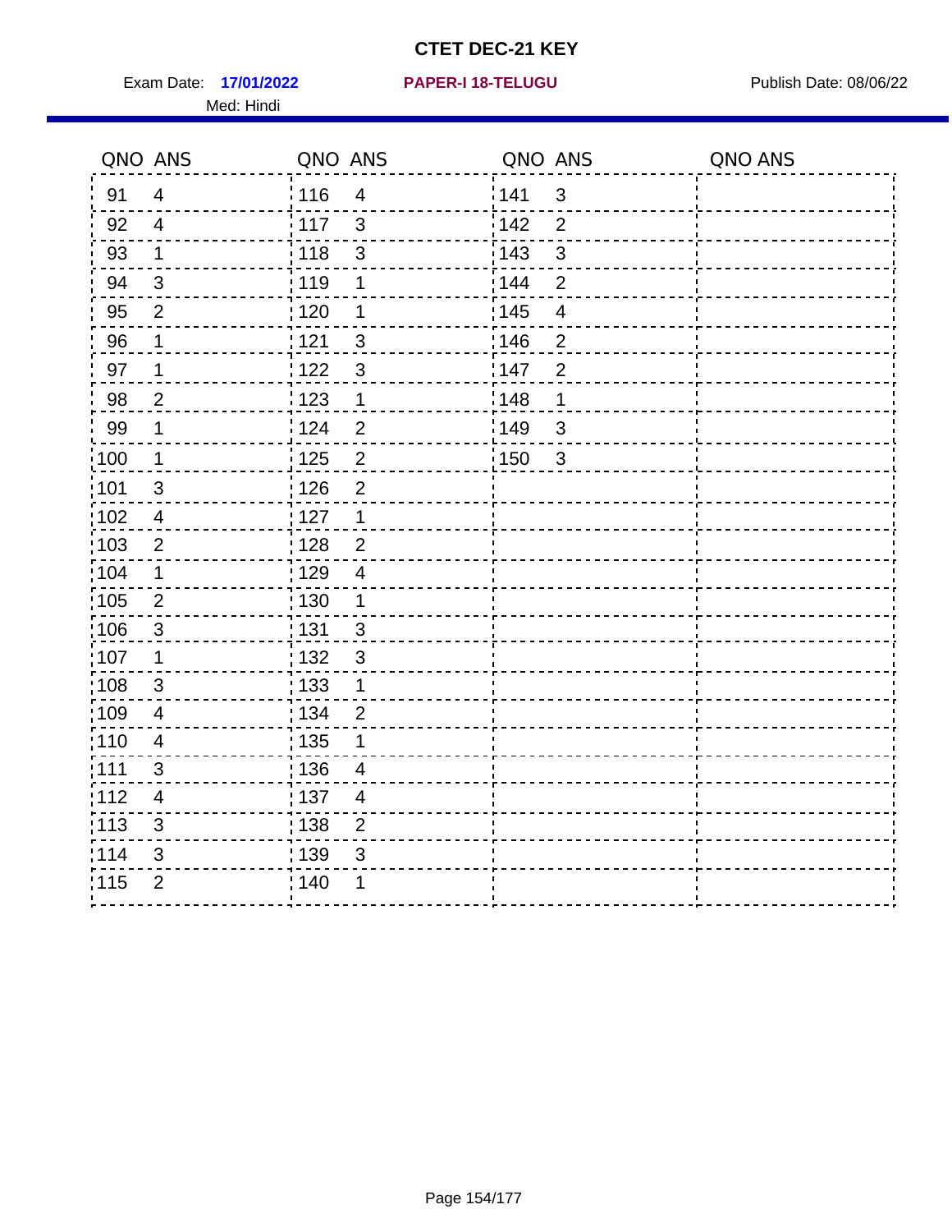# CTET DEC-21 KEY

Exam Date: **17/01/2022** **PAPER-I 18-TELUGU** Publish Date: 08/06/22

Med: Hindi

| QNO | ANS | QNO | ANS | QNO | ANS | QNO | ANS |
|---|---|---|---|---|---|---|---|
| 91 | 4 | 116 | 4 | 141 | 3 | | |
| 92 | 4 | 117 | 3 | 142 | 2 | | |
| 93 | 1 | 118 | 3 | 143 | 3 | | |
| 94 | 3 | 119 | 1 | 144 | 2 | | |
| 95 | 2 | 120 | 1 | 145 | 4 | | |
| 96 | 1 | 121 | 3 | 146 | 2 | | |
| 97 | 1 | 122 | 3 | 147 | 2 | | |
| 98 | 2 | 123 | 1 | 148 | 1 | | |
| 99 | 1 | 124 | 2 | 149 | 3 | | |
| 100 | 1 | 125 | 2 | 150 | 3 | | |
| 101 | 3 | 126 | 2 | | | | |
| 102 | 4 | 127 | 1 | | | | |
| 103 | 2 | 128 | 2 | | | | |
| 104 | 1 | 129 | 4 | | | | |
| 105 | 2 | 130 | 1 | | | | |
| 106 | 3 | 131 | 3 | | | | |
| 107 | 1 | 132 | 3 | | | | |
| 108 | 3 | 133 | 1 | | | | |
| 109 | 4 | 134 | 2 | | | | |
| 110 | 4 | 135 | 1 | | | | |
| 111 | 3 | 136 | 4 | | | | |
| 112 | 4 | 137 | 4 | | | | |
| 113 | 3 | 138 | 2 | | | | |
| 114 | 3 | 139 | 3 | | | | |
| 115 | 2 | 140 | 1 | | | | |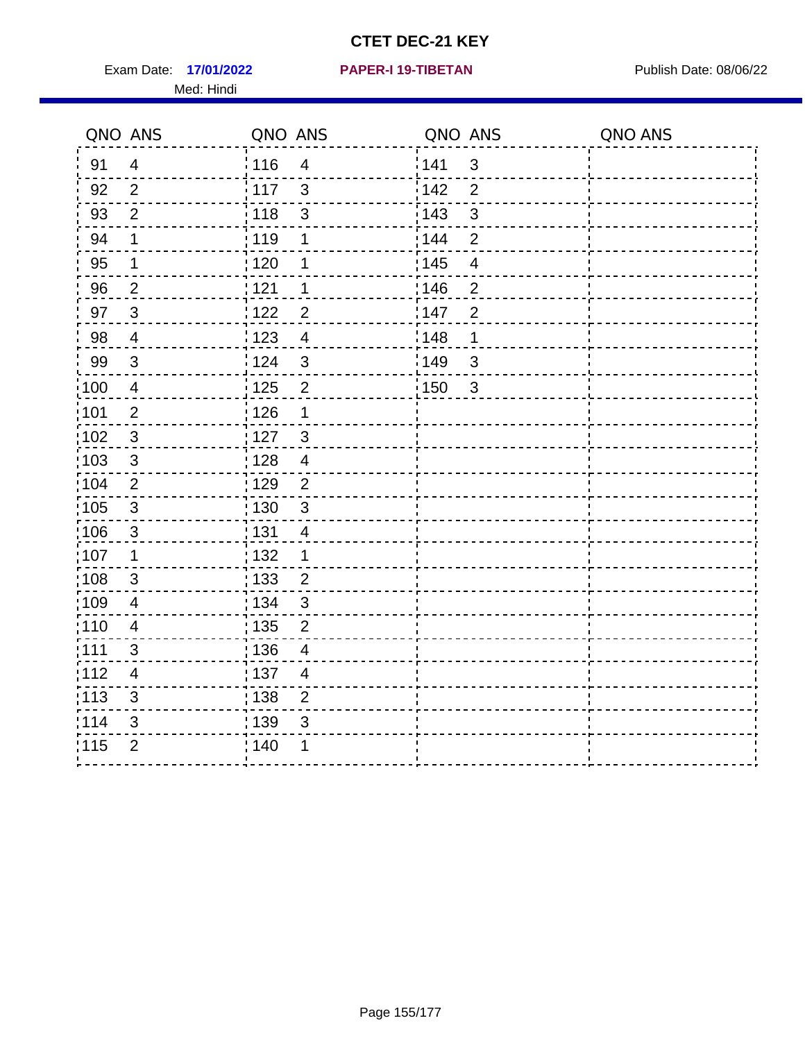# CTET DEC-21 KEY

Exam Date: **17/01/2022** **PAPER-I 19-TIBETAN** Publish Date: 08/06/22

Med: Hindi

| QNO | ANS | QNO | ANS | QNO | ANS | QNO | ANS |
|---|---|---|---|---|---|---|---|
| 91 | 4 | 116 | 4 | 141 | 3 | | |
| 92 | 2 | 117 | 3 | 142 | 2 | | |
| 93 | 2 | 118 | 3 | 143 | 3 | | |
| 94 | 1 | 119 | 1 | 144 | 2 | | |
| 95 | 1 | 120 | 1 | 145 | 4 | | |
| 96 | 2 | 121 | 1 | 146 | 2 | | |
| 97 | 3 | 122 | 2 | 147 | 2 | | |
| 98 | 4 | 123 | 4 | 148 | 1 | | |
| 99 | 3 | 124 | 3 | 149 | 3 | | |
| 100 | 4 | 125 | 2 | 150 | 3 | | |
| 101 | 2 | 126 | 1 | | | | |
| 102 | 3 | 127 | 3 | | | | |
| 103 | 3 | 128 | 4 | | | | |
| 104 | 2 | 129 | 2 | | | | |
| 105 | 3 | 130 | 3 | | | | |
| 106 | 3 | 131 | 4 | | | | |
| 107 | 1 | 132 | 1 | | | | |
| 108 | 3 | 133 | 2 | | | | |
| 109 | 4 | 134 | 3 | | | | |
| 110 | 4 | 135 | 2 | | | | |
| 111 | 3 | 136 | 4 | | | | |
| 112 | 4 | 137 | 4 | | | | |
| 113 | 3 | 138 | 2 | | | | |
| 114 | 3 | 139 | 3 | | | | |
| 115 | 2 | 140 | 1 | | | | |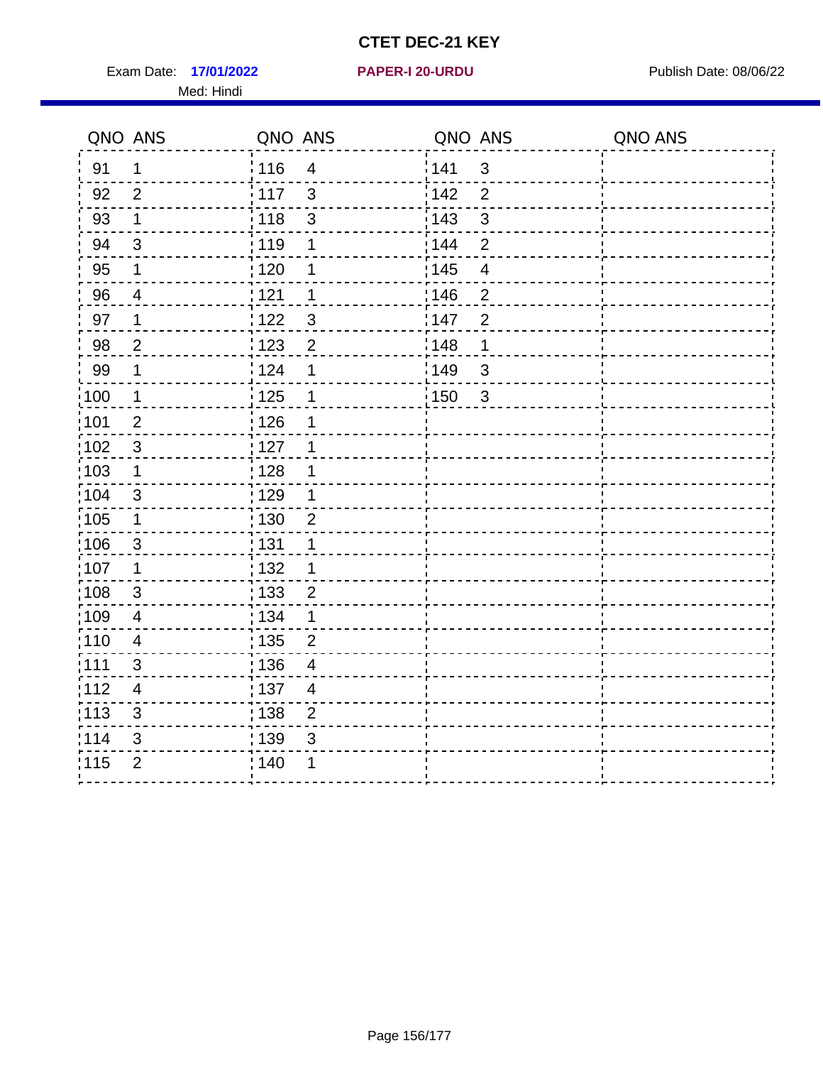# CTET DEC-21 KEY

Exam Date: **17/01/2022** **PAPER-I 20-URDU** Publish Date: 08/06/22

Med: Hindi

| QNO | ANS | QNO | ANS | QNO | ANS | QNO | ANS |
|---|---|---|---|---|---|---|---|
| 91 | 1 | 116 | 4 | 141 | 3 | | |
| 92 | 2 | 117 | 3 | 142 | 2 | | |
| 93 | 1 | 118 | 3 | 143 | 3 | | |
| 94 | 3 | 119 | 1 | 144 | 2 | | |
| 95 | 1 | 120 | 1 | 145 | 4 | | |
| 96 | 4 | 121 | 1 | 146 | 2 | | |
| 97 | 1 | 122 | 3 | 147 | 2 | | |
| 98 | 2 | 123 | 2 | 148 | 1 | | |
| 99 | 1 | 124 | 1 | 149 | 3 | | |
| 100 | 1 | 125 | 1 | 150 | 3 | | |
| 101 | 2 | 126 | 1 | | | | |
| 102 | 3 | 127 | 1 | | | | |
| 103 | 1 | 128 | 1 | | | | |
| 104 | 3 | 129 | 1 | | | | |
| 105 | 1 | 130 | 2 | | | | |
| 106 | 3 | 131 | 1 | | | | |
| 107 | 1 | 132 | 1 | | | | |
| 108 | 3 | 133 | 2 | | | | |
| 109 | 4 | 134 | 1 | | | | |
| 110 | 4 | 135 | 2 | | | | |
| 111 | 3 | 136 | 4 | | | | |
| 112 | 4 | 137 | 4 | | | | |
| 113 | 3 | 138 | 2 | | | | |
| 114 | 3 | 139 | 3 | | | | |
| 115 | 2 | 140 | 1 | | | | |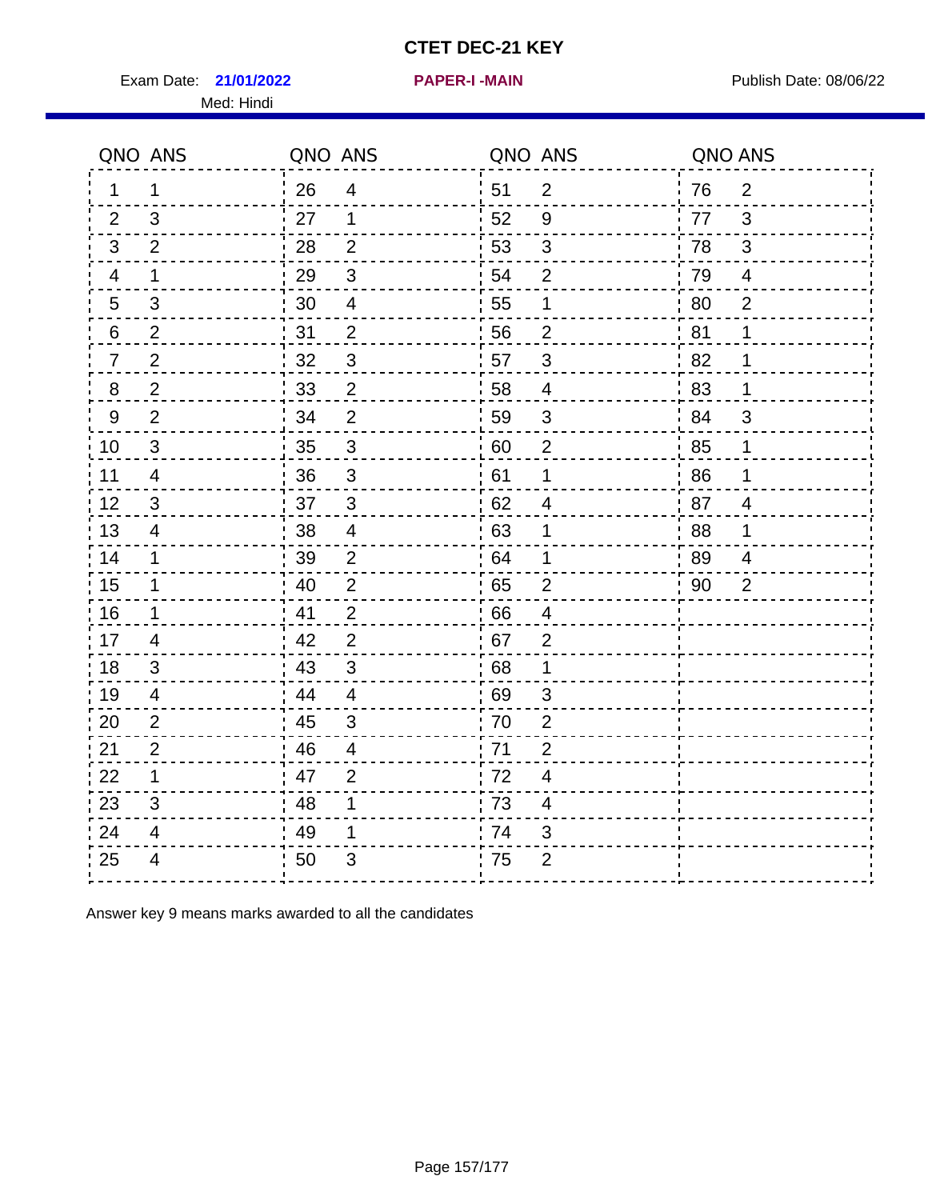# CTET DEC-21 KEY

Exam Date: **21/01/2022** **PAPER-I -MAIN** Publish Date: 08/06/22

Med: Hindi

| QNO | ANS | QNO | ANS | QNO | ANS | QNO | ANS |
|---|---|---|---|---|---|---|---|
| 1 | 1 | 26 | 4 | 51 | 2 | 76 | 2 |
| 2 | 3 | 27 | 1 | 52 | 9 | 77 | 3 |
| 3 | 2 | 28 | 2 | 53 | 3 | 78 | 3 |
| 4 | 1 | 29 | 3 | 54 | 2 | 79 | 4 |
| 5 | 3 | 30 | 4 | 55 | 1 | 80 | 2 |
| 6 | 2 | 31 | 2 | 56 | 2 | 81 | 1 |
| 7 | 2 | 32 | 3 | 57 | 3 | 82 | 1 |
| 8 | 2 | 33 | 2 | 58 | 4 | 83 | 1 |
| 9 | 2 | 34 | 2 | 59 | 3 | 84 | 3 |
| 10 | 3 | 35 | 3 | 60 | 2 | 85 | 1 |
| 11 | 4 | 36 | 3 | 61 | 1 | 86 | 1 |
| 12 | 3 | 37 | 3 | 62 | 4 | 87 | 4 |
| 13 | 4 | 38 | 4 | 63 | 1 | 88 | 1 |
| 14 | 1 | 39 | 2 | 64 | 1 | 89 | 4 |
| 15 | 1 | 40 | 2 | 65 | 2 | 90 | 2 |
| 16 | 1 | 41 | 2 | 66 | 4 | | |
| 17 | 4 | 42 | 2 | 67 | 2 | | |
| 18 | 3 | 43 | 3 | 68 | 1 | | |
| 19 | 4 | 44 | 4 | 69 | 3 | | |
| 20 | 2 | 45 | 3 | 70 | 2 | | |
| 21 | 2 | 46 | 4 | 71 | 2 | | |
| 22 | 1 | 47 | 2 | 72 | 4 | | |
| 23 | 3 | 48 | 1 | 73 | 4 | | |
| 24 | 4 | 49 | 1 | 74 | 3 | | |
| 25 | 4 | 50 | 3 | 75 | 2 | | |

Answer key 9 means marks awarded to all the candidates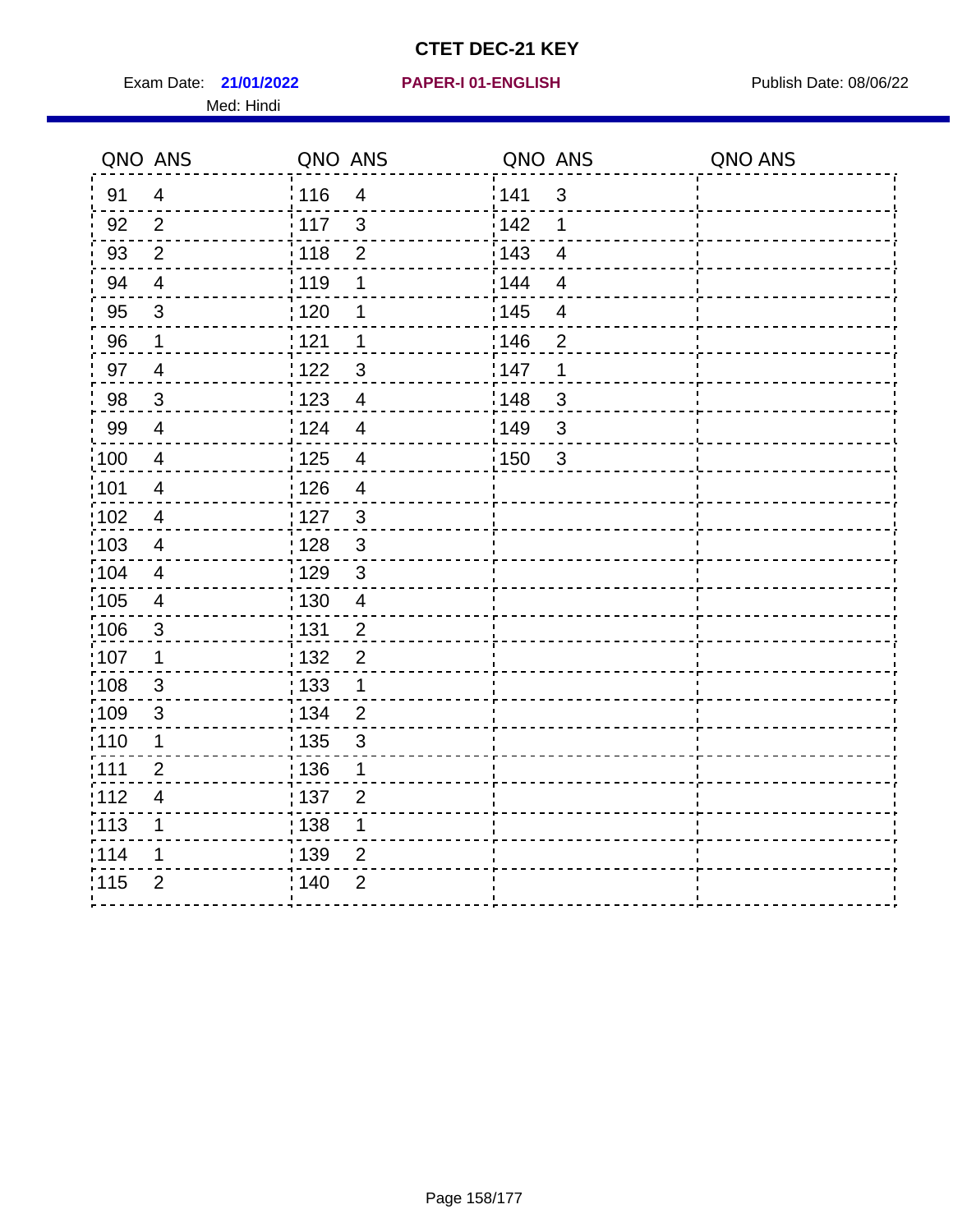# CTET DEC-21 KEY

Exam Date: **21/01/2022** **PAPER-I 01-ENGLISH** Publish Date: 08/06/22

Med: Hindi

| QNO | ANS | QNO | ANS | QNO | ANS | QNO | ANS |
|---|---|---|---|---|---|---|---|
| 91 | 4 | 116 | 4 | 141 | 3 | | |
| 92 | 2 | 117 | 3 | 142 | 1 | | |
| 93 | 2 | 118 | 2 | 143 | 4 | | |
| 94 | 4 | 119 | 1 | 144 | 4 | | |
| 95 | 3 | 120 | 1 | 145 | 4 | | |
| 96 | 1 | 121 | 1 | 146 | 2 | | |
| 97 | 4 | 122 | 3 | 147 | 1 | | |
| 98 | 3 | 123 | 4 | 148 | 3 | | |
| 99 | 4 | 124 | 4 | 149 | 3 | | |
| 100 | 4 | 125 | 4 | 150 | 3 | | |
| 101 | 4 | 126 | 4 | | | | |
| 102 | 4 | 127 | 3 | | | | |
| 103 | 4 | 128 | 3 | | | | |
| 104 | 4 | 129 | 3 | | | | |
| 105 | 4 | 130 | 4 | | | | |
| 106 | 3 | 131 | 2 | | | | |
| 107 | 1 | 132 | 2 | | | | |
| 108 | 3 | 133 | 1 | | | | |
| 109 | 3 | 134 | 2 | | | | |
| 110 | 1 | 135 | 3 | | | | |
| 111 | 2 | 136 | 1 | | | | |
| 112 | 4 | 137 | 2 | | | | |
| 113 | 1 | 138 | 1 | | | | |
| 114 | 1 | 139 | 2 | | | | |
| 115 | 2 | 140 | 2 | | | | |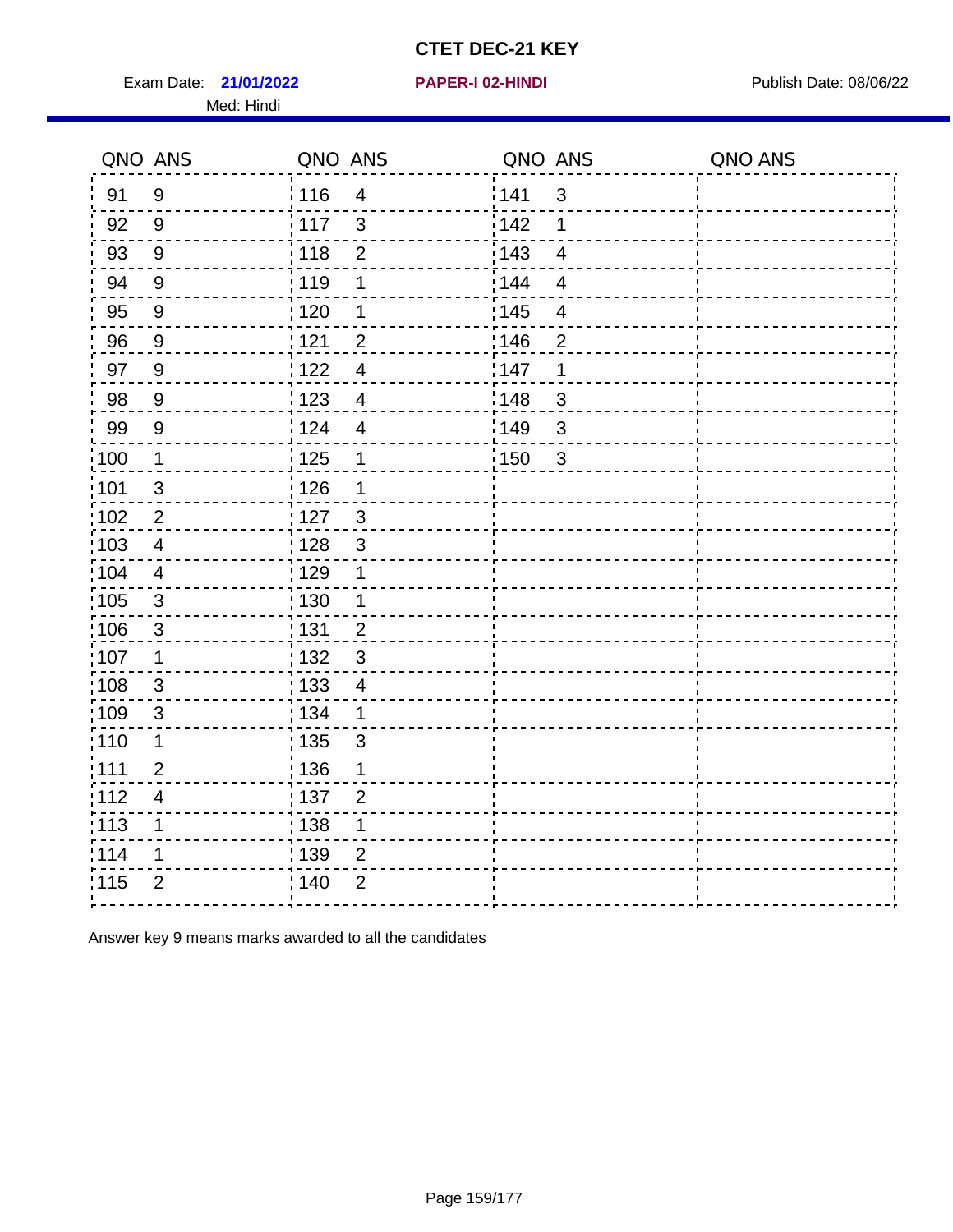# CTET DEC-21 KEY

Exam Date: **21/01/2022** **PAPER-I 02-HINDI** Publish Date: 08/06/22

Med: Hindi

| QNO | ANS | QNO | ANS | QNO | ANS | QNO | ANS |
|---|---|---|---|---|---|---|---|
| 91 | 9 | 116 | 4 | 141 | 3 | | |
| 92 | 9 | 117 | 3 | 142 | 1 | | |
| 93 | 9 | 118 | 2 | 143 | 4 | | |
| 94 | 9 | 119 | 1 | 144 | 4 | | |
| 95 | 9 | 120 | 1 | 145 | 4 | | |
| 96 | 9 | 121 | 2 | 146 | 2 | | |
| 97 | 9 | 122 | 4 | 147 | 1 | | |
| 98 | 9 | 123 | 4 | 148 | 3 | | |
| 99 | 9 | 124 | 4 | 149 | 3 | | |
| 100 | 1 | 125 | 1 | 150 | 3 | | |
| 101 | 3 | 126 | 1 | | | | |
| 102 | 2 | 127 | 3 | | | | |
| 103 | 4 | 128 | 3 | | | | |
| 104 | 4 | 129 | 1 | | | | |
| 105 | 3 | 130 | 1 | | | | |
| 106 | 3 | 131 | 2 | | | | |
| 107 | 1 | 132 | 3 | | | | |
| 108 | 3 | 133 | 4 | | | | |
| 109 | 3 | 134 | 1 | | | | |
| 110 | 1 | 135 | 3 | | | | |
| 111 | 2 | 136 | 1 | | | | |
| 112 | 4 | 137 | 2 | | | | |
| 113 | 1 | 138 | 1 | | | | |
| 114 | 1 | 139 | 2 | | | | |
| 115 | 2 | 140 | 2 | | | | |

Answer key 9 means marks awarded to all the candidates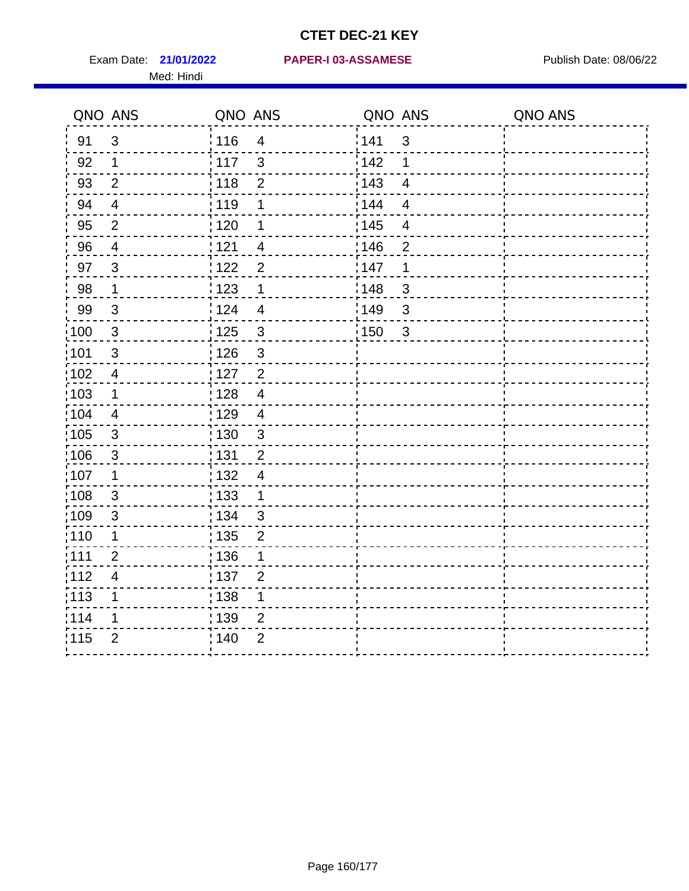# CTET DEC-21 KEY

Exam Date: **21/01/2022** **PAPER-I 03-ASSAMESE** Publish Date: 08/06/22

Med: Hindi

| QNO | ANS | QNO | ANS | QNO | ANS | QNO | ANS |
|---|---|---|---|---|---|---|---|
| 91 | 3 | 116 | 4 | 141 | 3 | | |
| 92 | 1 | 117 | 3 | 142 | 1 | | |
| 93 | 2 | 118 | 2 | 143 | 4 | | |
| 94 | 4 | 119 | 1 | 144 | 4 | | |
| 95 | 2 | 120 | 1 | 145 | 4 | | |
| 96 | 4 | 121 | 4 | 146 | 2 | | |
| 97 | 3 | 122 | 2 | 147 | 1 | | |
| 98 | 1 | 123 | 1 | 148 | 3 | | |
| 99 | 3 | 124 | 4 | 149 | 3 | | |
| 100 | 3 | 125 | 3 | 150 | 3 | | |
| 101 | 3 | 126 | 3 | | | | |
| 102 | 4 | 127 | 2 | | | | |
| 103 | 1 | 128 | 4 | | | | |
| 104 | 4 | 129 | 4 | | | | |
| 105 | 3 | 130 | 3 | | | | |
| 106 | 3 | 131 | 2 | | | | |
| 107 | 1 | 132 | 4 | | | | |
| 108 | 3 | 133 | 1 | | | | |
| 109 | 3 | 134 | 3 | | | | |
| 110 | 1 | 135 | 2 | | | | |
| 111 | 2 | 136 | 1 | | | | |
| 112 | 4 | 137 | 2 | | | | |
| 113 | 1 | 138 | 1 | | | | |
| 114 | 1 | 139 | 2 | | | | |
| 115 | 2 | 140 | 2 | | | | |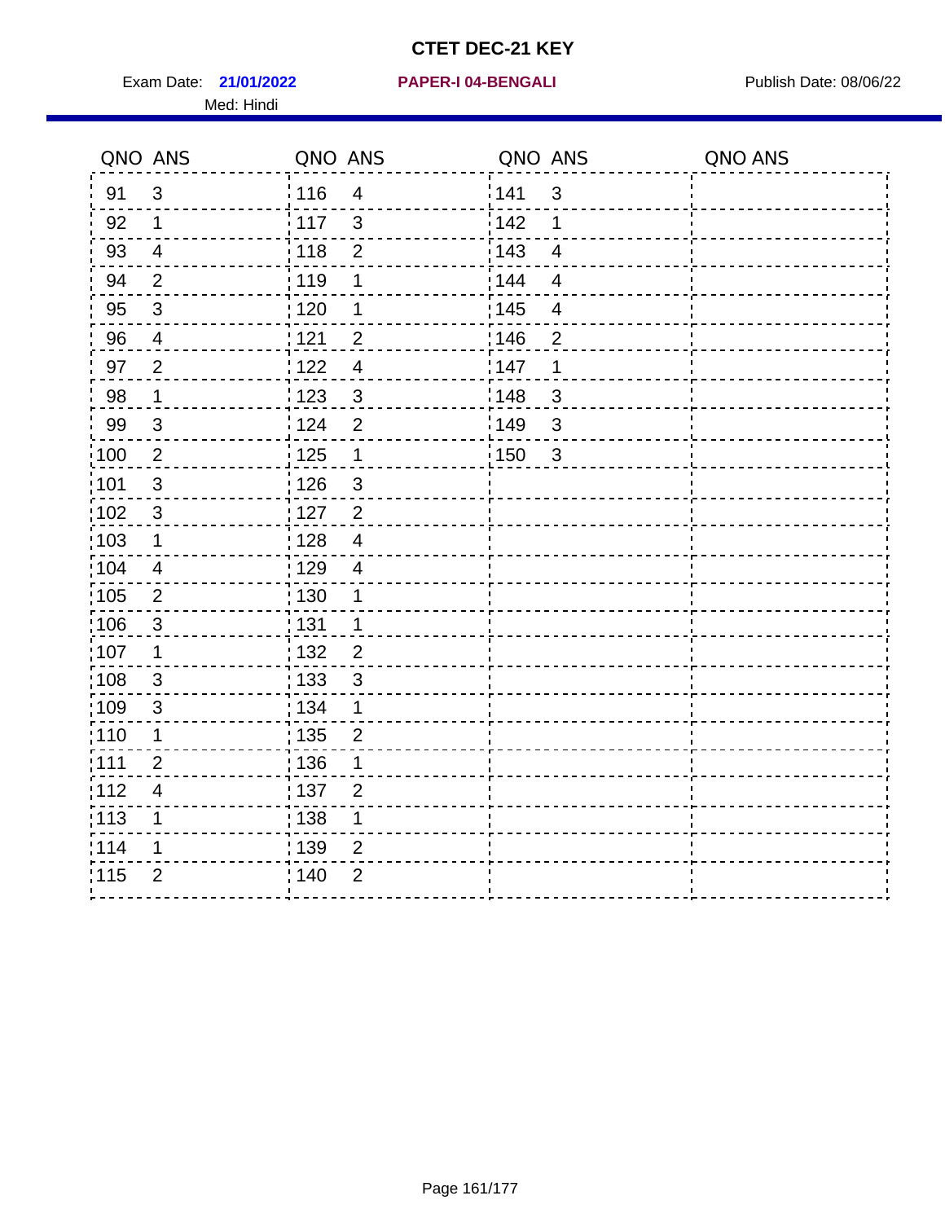# CTET DEC-21 KEY

Exam Date: **21/01/2022** **PAPER-I 04-BENGALI** Publish Date: 08/06/22

Med: Hindi

| QNO | ANS | QNO | ANS | QNO | ANS | QNO | ANS |
|---|---|---|---|---|---|---|---|
| 91 | 3 | 116 | 4 | 141 | 3 | | |
| 92 | 1 | 117 | 3 | 142 | 1 | | |
| 93 | 4 | 118 | 2 | 143 | 4 | | |
| 94 | 2 | 119 | 1 | 144 | 4 | | |
| 95 | 3 | 120 | 1 | 145 | 4 | | |
| 96 | 4 | 121 | 2 | 146 | 2 | | |
| 97 | 2 | 122 | 4 | 147 | 1 | | |
| 98 | 1 | 123 | 3 | 148 | 3 | | |
| 99 | 3 | 124 | 2 | 149 | 3 | | |
| 100 | 2 | 125 | 1 | 150 | 3 | | |
| 101 | 3 | 126 | 3 | | | | |
| 102 | 3 | 127 | 2 | | | | |
| 103 | 1 | 128 | 4 | | | | |
| 104 | 4 | 129 | 4 | | | | |
| 105 | 2 | 130 | 1 | | | | |
| 106 | 3 | 131 | 1 | | | | |
| 107 | 1 | 132 | 2 | | | | |
| 108 | 3 | 133 | 3 | | | | |
| 109 | 3 | 134 | 1 | | | | |
| 110 | 1 | 135 | 2 | | | | |
| 111 | 2 | 136 | 1 | | | | |
| 112 | 4 | 137 | 2 | | | | |
| 113 | 1 | 138 | 1 | | | | |
| 114 | 1 | 139 | 2 | | | | |
| 115 | 2 | 140 | 2 | | | | |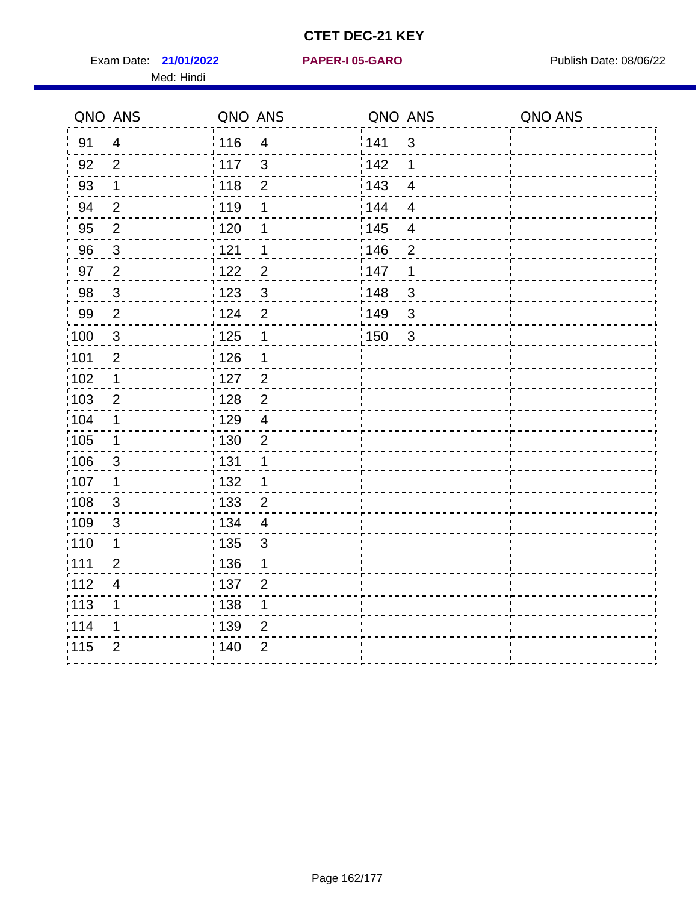# CTET DEC-21 KEY

Exam Date: **21/01/2022** **PAPER-I 05-GARO** Publish Date: 08/06/22

Med: Hindi

| QNO | ANS | QNO | ANS | QNO | ANS | QNO | ANS |
|---|---|---|---|---|---|---|---|
| 91 | 4 | 116 | 4 | 141 | 3 | | |
| 92 | 2 | 117 | 3 | 142 | 1 | | |
| 93 | 1 | 118 | 2 | 143 | 4 | | |
| 94 | 2 | 119 | 1 | 144 | 4 | | |
| 95 | 2 | 120 | 1 | 145 | 4 | | |
| 96 | 3 | 121 | 1 | 146 | 2 | | |
| 97 | 2 | 122 | 2 | 147 | 1 | | |
| 98 | 3 | 123 | 3 | 148 | 3 | | |
| 99 | 2 | 124 | 2 | 149 | 3 | | |
| 100 | 3 | 125 | 1 | 150 | 3 | | |
| 101 | 2 | 126 | 1 | | | | |
| 102 | 1 | 127 | 2 | | | | |
| 103 | 2 | 128 | 2 | | | | |
| 104 | 1 | 129 | 4 | | | | |
| 105 | 1 | 130 | 2 | | | | |
| 106 | 3 | 131 | 1 | | | | |
| 107 | 1 | 132 | 1 | | | | |
| 108 | 3 | 133 | 2 | | | | |
| 109 | 3 | 134 | 4 | | | | |
| 110 | 1 | 135 | 3 | | | | |
| 111 | 2 | 136 | 1 | | | | |
| 112 | 4 | 137 | 2 | | | | |
| 113 | 1 | 138 | 1 | | | | |
| 114 | 1 | 139 | 2 | | | | |
| 115 | 2 | 140 | 2 | | | | |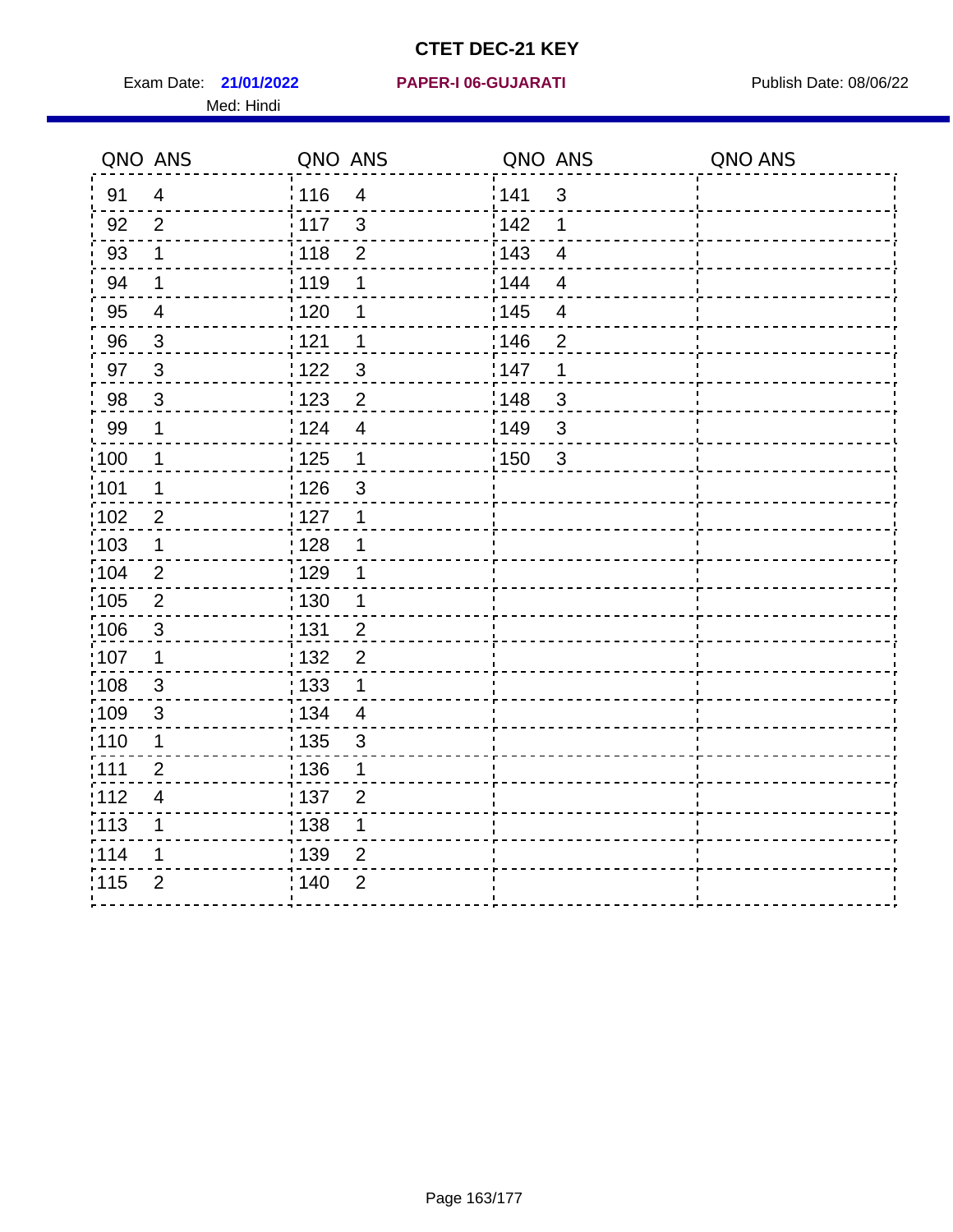# CTET DEC-21 KEY

Exam Date: **21/01/2022** **PAPER-I 06-GUJARATI** Publish Date: 08/06/22

Med: Hindi

| QNO | ANS | QNO | ANS | QNO | ANS | QNO | ANS |
|---|---|---|---|---|---|---|---|
| 91 | 4 | 116 | 4 | 141 | 3 | | |
| 92 | 2 | 117 | 3 | 142 | 1 | | |
| 93 | 1 | 118 | 2 | 143 | 4 | | |
| 94 | 1 | 119 | 1 | 144 | 4 | | |
| 95 | 4 | 120 | 1 | 145 | 4 | | |
| 96 | 3 | 121 | 1 | 146 | 2 | | |
| 97 | 3 | 122 | 3 | 147 | 1 | | |
| 98 | 3 | 123 | 2 | 148 | 3 | | |
| 99 | 1 | 124 | 4 | 149 | 3 | | |
| 100 | 1 | 125 | 1 | 150 | 3 | | |
| 101 | 1 | 126 | 3 | | | | |
| 102 | 2 | 127 | 1 | | | | |
| 103 | 1 | 128 | 1 | | | | |
| 104 | 2 | 129 | 1 | | | | |
| 105 | 2 | 130 | 1 | | | | |
| 106 | 3 | 131 | 2 | | | | |
| 107 | 1 | 132 | 2 | | | | |
| 108 | 3 | 133 | 1 | | | | |
| 109 | 3 | 134 | 4 | | | | |
| 110 | 1 | 135 | 3 | | | | |
| 111 | 2 | 136 | 1 | | | | |
| 112 | 4 | 137 | 2 | | | | |
| 113 | 1 | 138 | 1 | | | | |
| 114 | 1 | 139 | 2 | | | | |
| 115 | 2 | 140 | 2 | | | | |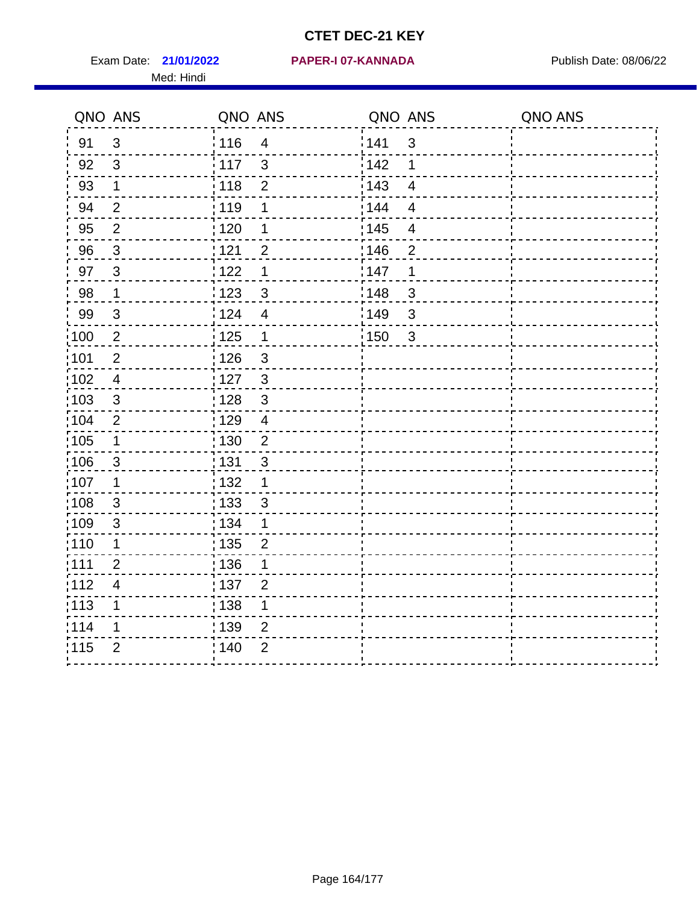# CTET DEC-21 KEY

Exam Date: **21/01/2022** **PAPER-I 07-KANNADA** Publish Date: 08/06/22

Med: Hindi

| QNO | ANS | QNO | ANS | QNO | ANS | QNO | ANS |
|---|---|---|---|---|---|---|---|
| 91 | 3 | 116 | 4 | 141 | 3 | | |
| 92 | 3 | 117 | 3 | 142 | 1 | | |
| 93 | 1 | 118 | 2 | 143 | 4 | | |
| 94 | 2 | 119 | 1 | 144 | 4 | | |
| 95 | 2 | 120 | 1 | 145 | 4 | | |
| 96 | 3 | 121 | 2 | 146 | 2 | | |
| 97 | 3 | 122 | 1 | 147 | 1 | | |
| 98 | 1 | 123 | 3 | 148 | 3 | | |
| 99 | 3 | 124 | 4 | 149 | 3 | | |
| 100 | 2 | 125 | 1 | 150 | 3 | | |
| 101 | 2 | 126 | 3 | | | | |
| 102 | 4 | 127 | 3 | | | | |
| 103 | 3 | 128 | 3 | | | | |
| 104 | 2 | 129 | 4 | | | | |
| 105 | 1 | 130 | 2 | | | | |
| 106 | 3 | 131 | 3 | | | | |
| 107 | 1 | 132 | 1 | | | | |
| 108 | 3 | 133 | 3 | | | | |
| 109 | 3 | 134 | 1 | | | | |
| 110 | 1 | 135 | 2 | | | | |
| 111 | 2 | 136 | 1 | | | | |
| 112 | 4 | 137 | 2 | | | | |
| 113 | 1 | 138 | 1 | | | | |
| 114 | 1 | 139 | 2 | | | | |
| 115 | 2 | 140 | 2 | | | | |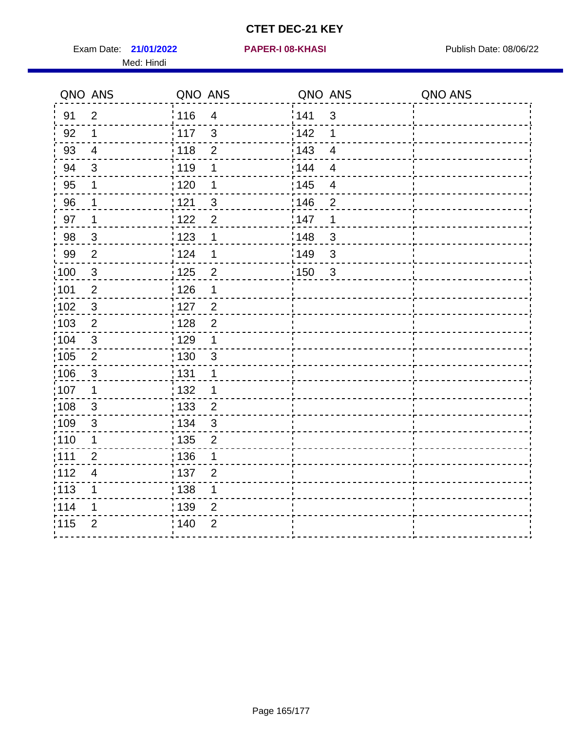# CTET DEC-21 KEY

Exam Date: **21/01/2022** **PAPER-I 08-KHASI** Publish Date: 08/06/22

Med: Hindi

| QNO | ANS | QNO | ANS | QNO | ANS | QNO | ANS |
|---|---|---|---|---|---|---|---|
| 91 | 2 | 116 | 4 | 141 | 3 | | |
| 92 | 1 | 117 | 3 | 142 | 1 | | |
| 93 | 4 | 118 | 2 | 143 | 4 | | |
| 94 | 3 | 119 | 1 | 144 | 4 | | |
| 95 | 1 | 120 | 1 | 145 | 4 | | |
| 96 | 1 | 121 | 3 | 146 | 2 | | |
| 97 | 1 | 122 | 2 | 147 | 1 | | |
| 98 | 3 | 123 | 1 | 148 | 3 | | |
| 99 | 2 | 124 | 1 | 149 | 3 | | |
| 100 | 3 | 125 | 2 | 150 | 3 | | |
| 101 | 2 | 126 | 1 | | | | |
| 102 | 3 | 127 | 2 | | | | |
| 103 | 2 | 128 | 2 | | | | |
| 104 | 3 | 129 | 1 | | | | |
| 105 | 2 | 130 | 3 | | | | |
| 106 | 3 | 131 | 1 | | | | |
| 107 | 1 | 132 | 1 | | | | |
| 108 | 3 | 133 | 2 | | | | |
| 109 | 3 | 134 | 3 | | | | |
| 110 | 1 | 135 | 2 | | | | |
| 111 | 2 | 136 | 1 | | | | |
| 112 | 4 | 137 | 2 | | | | |
| 113 | 1 | 138 | 1 | | | | |
| 114 | 1 | 139 | 2 | | | | |
| 115 | 2 | 140 | 2 | | | | |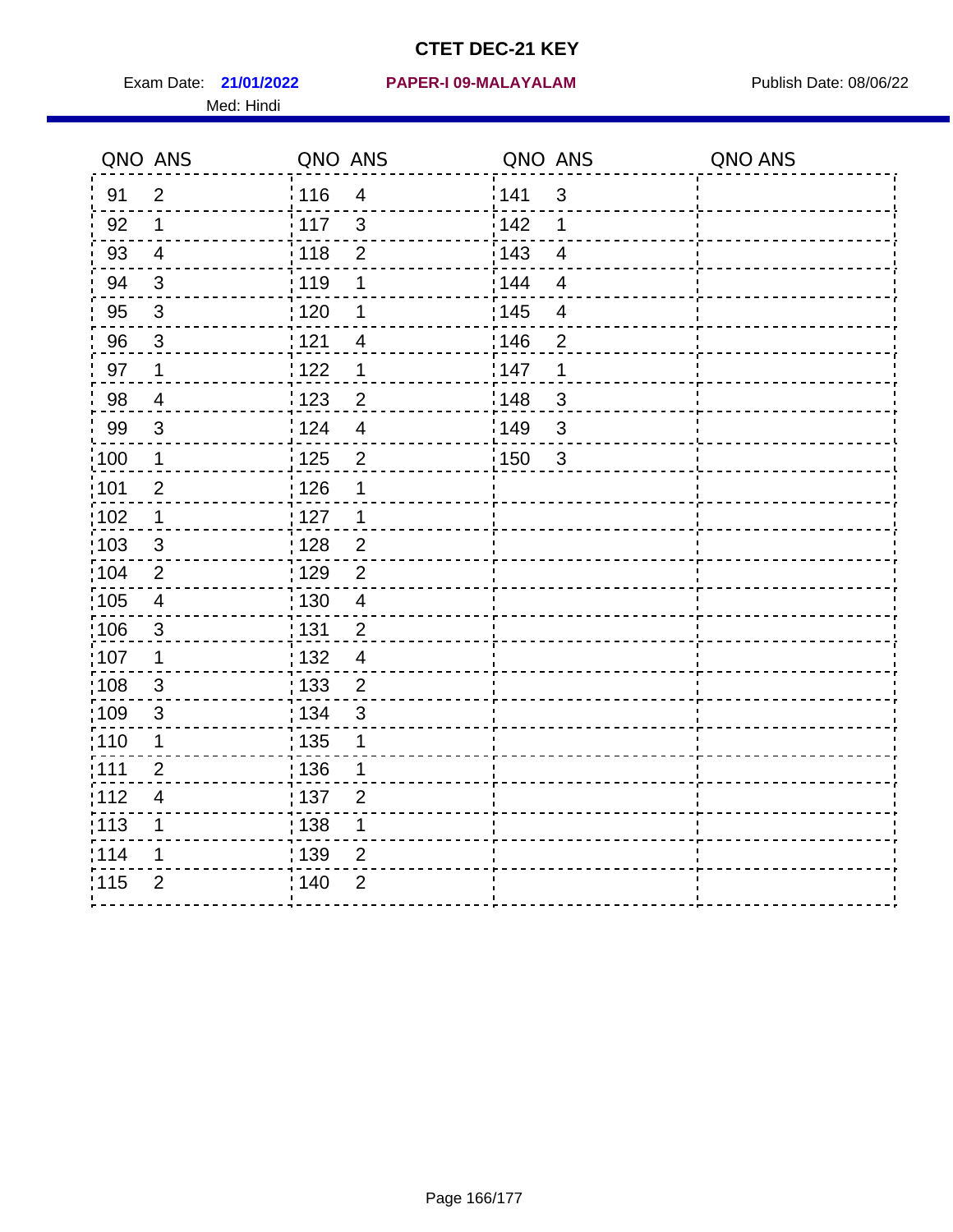# CTET DEC-21 KEY

Exam Date: **21/01/2022** **PAPER-I 09-MALAYALAM** Publish Date: 08/06/22

Med: Hindi

| QNO | ANS | QNO | ANS | QNO | ANS | QNO | ANS |
|---|---|---|---|---|---|---|---|
| 91 | 2 | 116 | 4 | 141 | 3 | | |
| 92 | 1 | 117 | 3 | 142 | 1 | | |
| 93 | 4 | 118 | 2 | 143 | 4 | | |
| 94 | 3 | 119 | 1 | 144 | 4 | | |
| 95 | 3 | 120 | 1 | 145 | 4 | | |
| 96 | 3 | 121 | 4 | 146 | 2 | | |
| 97 | 1 | 122 | 1 | 147 | 1 | | |
| 98 | 4 | 123 | 2 | 148 | 3 | | |
| 99 | 3 | 124 | 4 | 149 | 3 | | |
| 100 | 1 | 125 | 2 | 150 | 3 | | |
| 101 | 2 | 126 | 1 | | | | |
| 102 | 1 | 127 | 1 | | | | |
| 103 | 3 | 128 | 2 | | | | |
| 104 | 2 | 129 | 2 | | | | |
| 105 | 4 | 130 | 4 | | | | |
| 106 | 3 | 131 | 2 | | | | |
| 107 | 1 | 132 | 4 | | | | |
| 108 | 3 | 133 | 2 | | | | |
| 109 | 3 | 134 | 3 | | | | |
| 110 | 1 | 135 | 1 | | | | |
| 111 | 2 | 136 | 1 | | | | |
| 112 | 4 | 137 | 2 | | | | |
| 113 | 1 | 138 | 1 | | | | |
| 114 | 1 | 139 | 2 | | | | |
| 115 | 2 | 140 | 2 | | | | |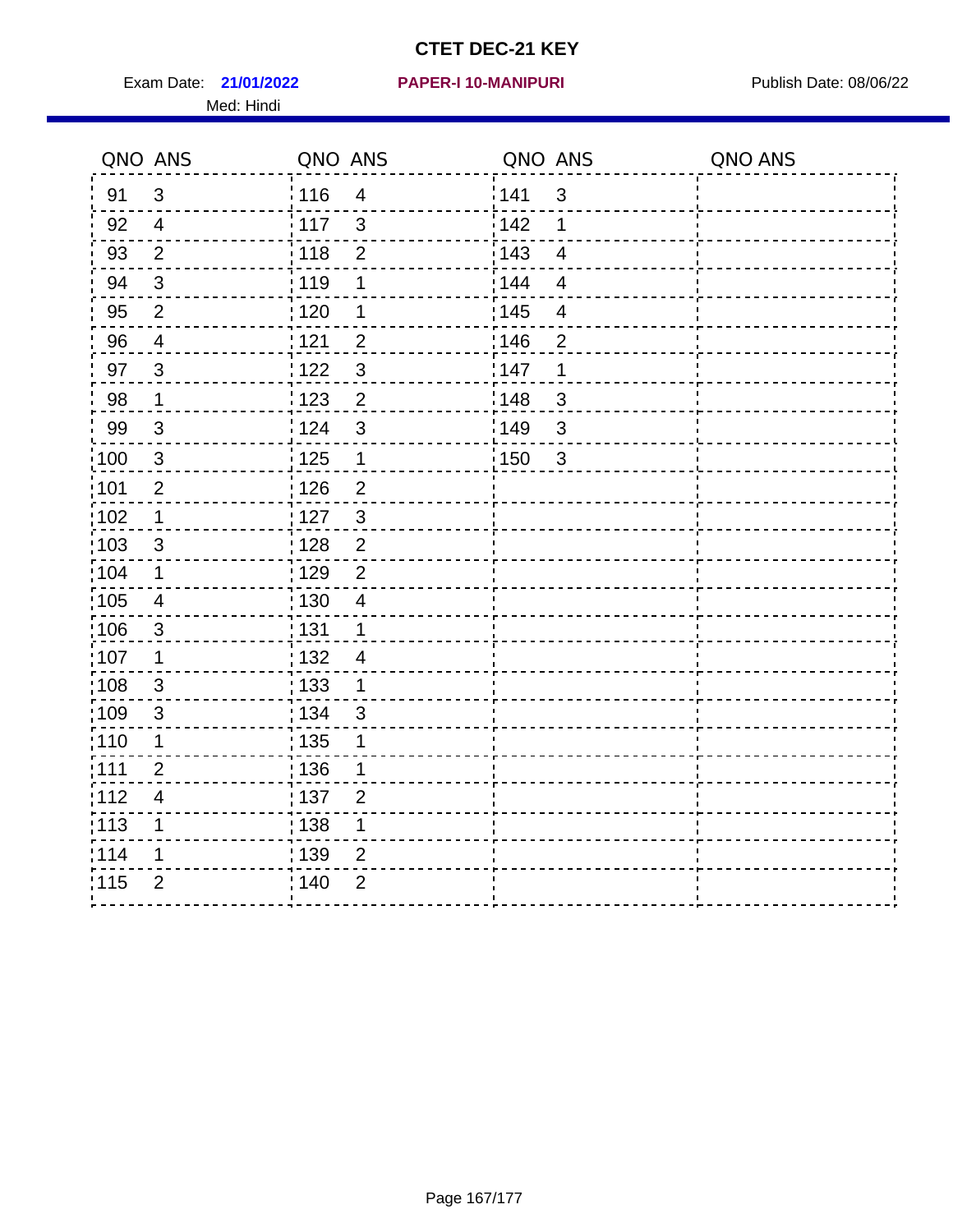# CTET DEC-21 KEY

Exam Date: **21/01/2022** **PAPER-I 10-MANIPURI** Publish Date: 08/06/22

Med: Hindi

| QNO | ANS | QNO | ANS | QNO | ANS | QNO | ANS |
|---|---|---|---|---|---|---|---|
| 91 | 3 | 116 | 4 | 141 | 3 | | |
| 92 | 4 | 117 | 3 | 142 | 1 | | |
| 93 | 2 | 118 | 2 | 143 | 4 | | |
| 94 | 3 | 119 | 1 | 144 | 4 | | |
| 95 | 2 | 120 | 1 | 145 | 4 | | |
| 96 | 4 | 121 | 2 | 146 | 2 | | |
| 97 | 3 | 122 | 3 | 147 | 1 | | |
| 98 | 1 | 123 | 2 | 148 | 3 | | |
| 99 | 3 | 124 | 3 | 149 | 3 | | |
| 100 | 3 | 125 | 1 | 150 | 3 | | |
| 101 | 2 | 126 | 2 | | | | |
| 102 | 1 | 127 | 3 | | | | |
| 103 | 3 | 128 | 2 | | | | |
| 104 | 1 | 129 | 2 | | | | |
| 105 | 4 | 130 | 4 | | | | |
| 106 | 3 | 131 | 1 | | | | |
| 107 | 1 | 132 | 4 | | | | |
| 108 | 3 | 133 | 1 | | | | |
| 109 | 3 | 134 | 3 | | | | |
| 110 | 1 | 135 | 1 | | | | |
| 111 | 2 | 136 | 1 | | | | |
| 112 | 4 | 137 | 2 | | | | |
| 113 | 1 | 138 | 1 | | | | |
| 114 | 1 | 139 | 2 | | | | |
| 115 | 2 | 140 | 2 | | | | |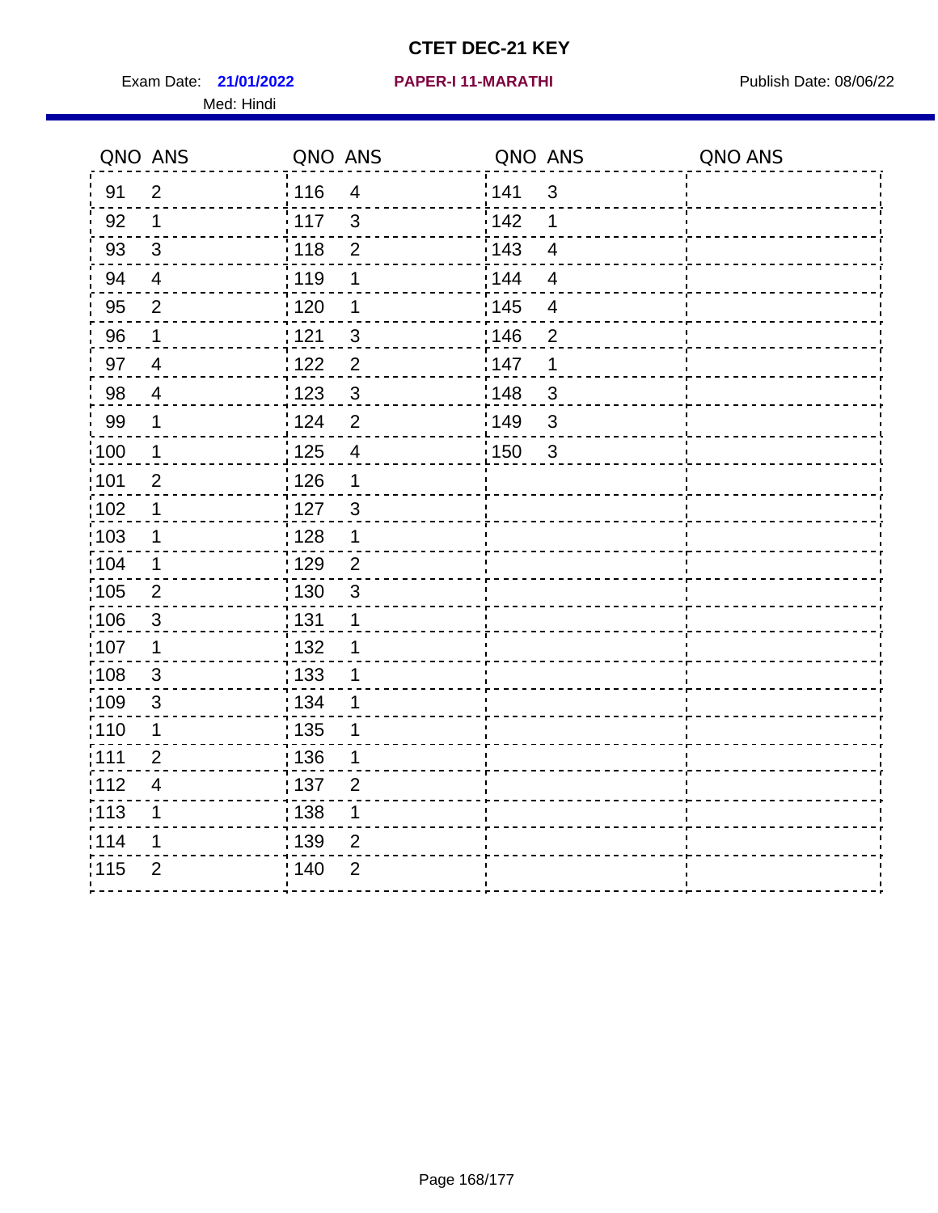# CTET DEC-21 KEY

Exam Date: **21/01/2022** **PAPER-I 11-MARATHI** Publish Date: 08/06/22

Med: Hindi

| QNO | ANS | QNO | ANS | QNO | ANS | QNO | ANS |
|---|---|---|---|---|---|---|---|
| 91 | 2 | 116 | 4 | 141 | 3 | | |
| 92 | 1 | 117 | 3 | 142 | 1 | | |
| 93 | 3 | 118 | 2 | 143 | 4 | | |
| 94 | 4 | 119 | 1 | 144 | 4 | | |
| 95 | 2 | 120 | 1 | 145 | 4 | | |
| 96 | 1 | 121 | 3 | 146 | 2 | | |
| 97 | 4 | 122 | 2 | 147 | 1 | | |
| 98 | 4 | 123 | 3 | 148 | 3 | | |
| 99 | 1 | 124 | 2 | 149 | 3 | | |
| 100 | 1 | 125 | 4 | 150 | 3 | | |
| 101 | 2 | 126 | 1 | | | | |
| 102 | 1 | 127 | 3 | | | | |
| 103 | 1 | 128 | 1 | | | | |
| 104 | 1 | 129 | 2 | | | | |
| 105 | 2 | 130 | 3 | | | | |
| 106 | 3 | 131 | 1 | | | | |
| 107 | 1 | 132 | 1 | | | | |
| 108 | 3 | 133 | 1 | | | | |
| 109 | 3 | 134 | 1 | | | | |
| 110 | 1 | 135 | 1 | | | | |
| 111 | 2 | 136 | 1 | | | | |
| 112 | 4 | 137 | 2 | | | | |
| 113 | 1 | 138 | 1 | | | | |
| 114 | 1 | 139 | 2 | | | | |
| 115 | 2 | 140 | 2 | | | | |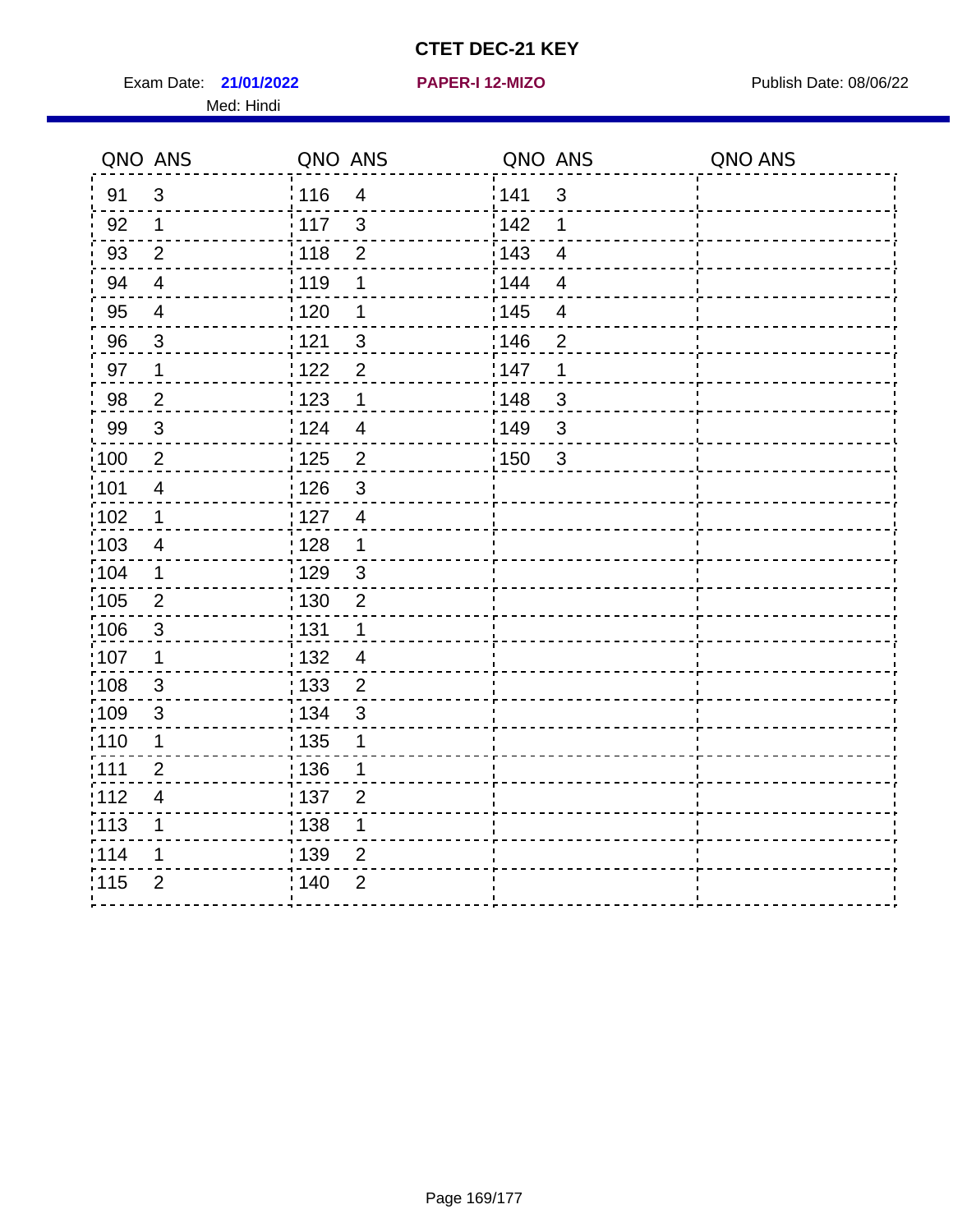# CTET DEC-21 KEY

Exam Date: **21/01/2022** **PAPER-I 12-MIZO** Publish Date: 08/06/22

Med: Hindi

| QNO | ANS | QNO | ANS | QNO | ANS | QNO | ANS |
|---|---|---|---|---|---|---|---|
| 91 | 3 | 116 | 4 | 141 | 3 | | |
| 92 | 1 | 117 | 3 | 142 | 1 | | |
| 93 | 2 | 118 | 2 | 143 | 4 | | |
| 94 | 4 | 119 | 1 | 144 | 4 | | |
| 95 | 4 | 120 | 1 | 145 | 4 | | |
| 96 | 3 | 121 | 3 | 146 | 2 | | |
| 97 | 1 | 122 | 2 | 147 | 1 | | |
| 98 | 2 | 123 | 1 | 148 | 3 | | |
| 99 | 3 | 124 | 4 | 149 | 3 | | |
| 100 | 2 | 125 | 2 | 150 | 3 | | |
| 101 | 4 | 126 | 3 | | | | |
| 102 | 1 | 127 | 4 | | | | |
| 103 | 4 | 128 | 1 | | | | |
| 104 | 1 | 129 | 3 | | | | |
| 105 | 2 | 130 | 2 | | | | |
| 106 | 3 | 131 | 1 | | | | |
| 107 | 1 | 132 | 4 | | | | |
| 108 | 3 | 133 | 2 | | | | |
| 109 | 3 | 134 | 3 | | | | |
| 110 | 1 | 135 | 1 | | | | |
| 111 | 2 | 136 | 1 | | | | |
| 112 | 4 | 137 | 2 | | | | |
| 113 | 1 | 138 | 1 | | | | |
| 114 | 1 | 139 | 2 | | | | |
| 115 | 2 | 140 | 2 | | | | |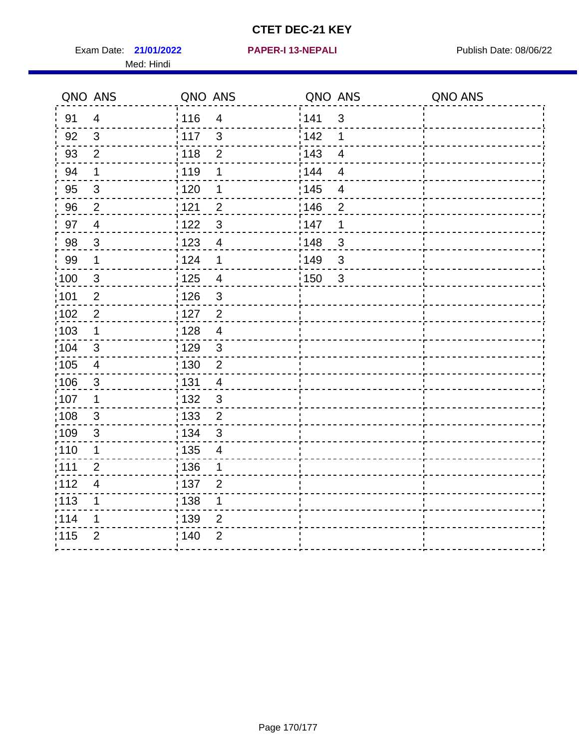# CTET DEC-21 KEY

Exam Date: **21/01/2022** **PAPER-I 13-NEPALI** Publish Date: 08/06/22

Med: Hindi

| QNO | ANS | QNO | ANS | QNO | ANS | QNO | ANS |
|---|---|---|---|---|---|---|---|
| 91 | 4 | 116 | 4 | 141 | 3 | | |
| 92 | 3 | 117 | 3 | 142 | 1 | | |
| 93 | 2 | 118 | 2 | 143 | 4 | | |
| 94 | 1 | 119 | 1 | 144 | 4 | | |
| 95 | 3 | 120 | 1 | 145 | 4 | | |
| 96 | 2 | 121 | 2 | 146 | 2 | | |
| 97 | 4 | 122 | 3 | 147 | 1 | | |
| 98 | 3 | 123 | 4 | 148 | 3 | | |
| 99 | 1 | 124 | 1 | 149 | 3 | | |
| 100 | 3 | 125 | 4 | 150 | 3 | | |
| 101 | 2 | 126 | 3 | | | | |
| 102 | 2 | 127 | 2 | | | | |
| 103 | 1 | 128 | 4 | | | | |
| 104 | 3 | 129 | 3 | | | | |
| 105 | 4 | 130 | 2 | | | | |
| 106 | 3 | 131 | 4 | | | | |
| 107 | 1 | 132 | 3 | | | | |
| 108 | 3 | 133 | 2 | | | | |
| 109 | 3 | 134 | 3 | | | | |
| 110 | 1 | 135 | 4 | | | | |
| 111 | 2 | 136 | 1 | | | | |
| 112 | 4 | 137 | 2 | | | | |
| 113 | 1 | 138 | 1 | | | | |
| 114 | 1 | 139 | 2 | | | | |
| 115 | 2 | 140 | 2 | | | | |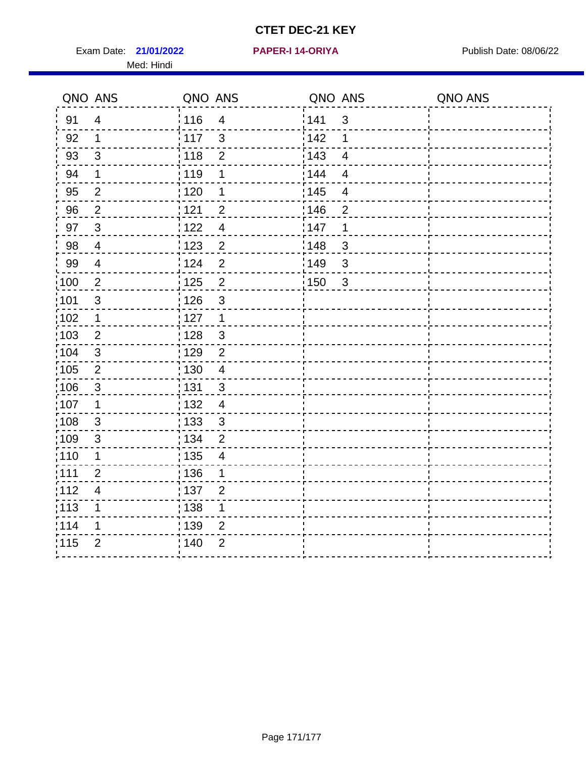# CTET DEC-21 KEY

Exam Date: **21/01/2022** **PAPER-I 14-ORIYA** Publish Date: 08/06/22

Med: Hindi

| QNO | ANS | QNO | ANS | QNO | ANS | QNO | ANS |
|---|---|---|---|---|---|---|---|
| 91 | 4 | 116 | 4 | 141 | 3 | | |
| 92 | 1 | 117 | 3 | 142 | 1 | | |
| 93 | 3 | 118 | 2 | 143 | 4 | | |
| 94 | 1 | 119 | 1 | 144 | 4 | | |
| 95 | 2 | 120 | 1 | 145 | 4 | | |
| 96 | 2 | 121 | 2 | 146 | 2 | | |
| 97 | 3 | 122 | 4 | 147 | 1 | | |
| 98 | 4 | 123 | 2 | 148 | 3 | | |
| 99 | 4 | 124 | 2 | 149 | 3 | | |
| 100 | 2 | 125 | 2 | 150 | 3 | | |
| 101 | 3 | 126 | 3 | | | | |
| 102 | 1 | 127 | 1 | | | | |
| 103 | 2 | 128 | 3 | | | | |
| 104 | 3 | 129 | 2 | | | | |
| 105 | 2 | 130 | 4 | | | | |
| 106 | 3 | 131 | 3 | | | | |
| 107 | 1 | 132 | 4 | | | | |
| 108 | 3 | 133 | 3 | | | | |
| 109 | 3 | 134 | 2 | | | | |
| 110 | 1 | 135 | 4 | | | | |
| 111 | 2 | 136 | 1 | | | | |
| 112 | 4 | 137 | 2 | | | | |
| 113 | 1 | 138 | 1 | | | | |
| 114 | 1 | 139 | 2 | | | | |
| 115 | 2 | 140 | 2 | | | | |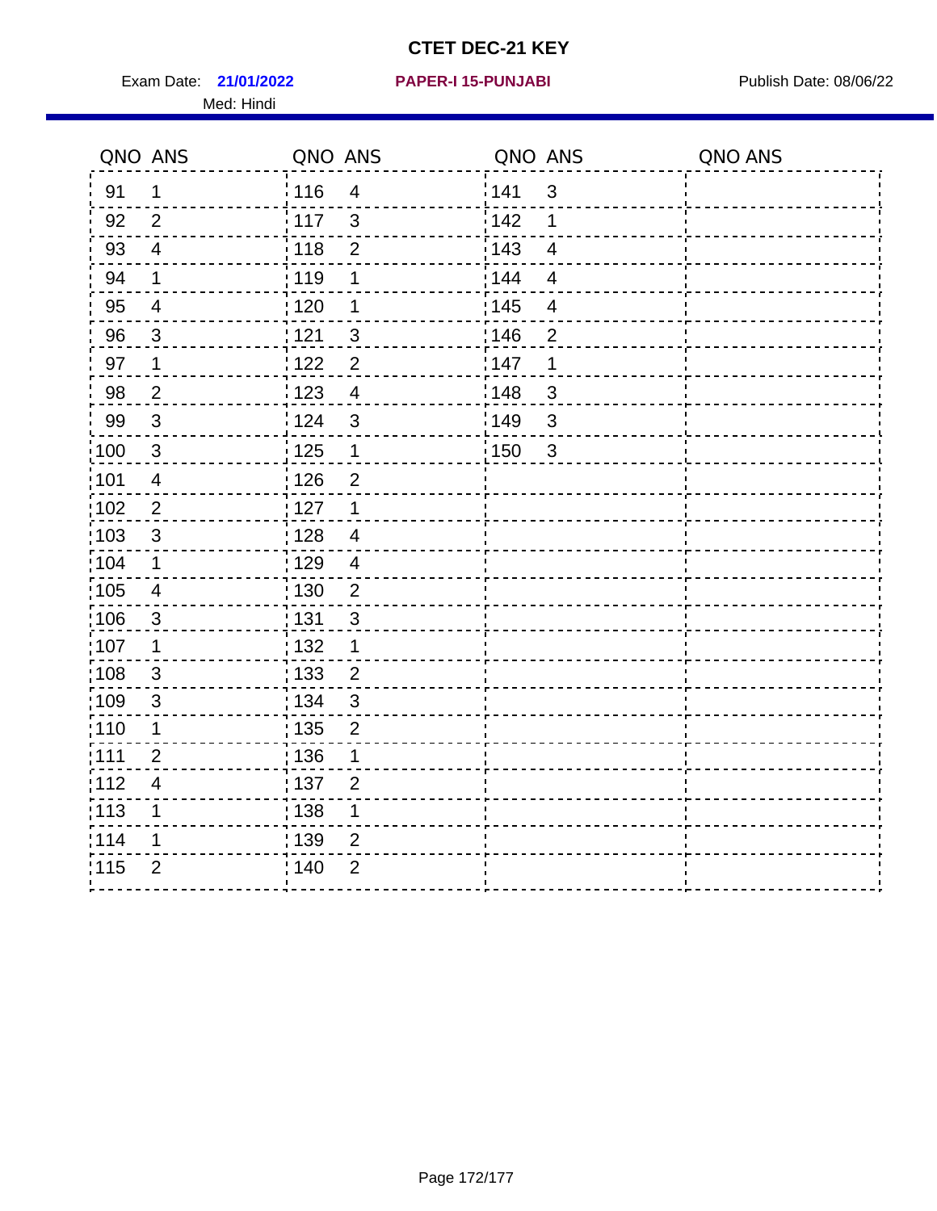# CTET DEC-21 KEY

Exam Date: **21/01/2022** **PAPER-I 15-PUNJABI** Publish Date: 08/06/22

Med: Hindi

| QNO | ANS | QNO | ANS | QNO | ANS | QNO | ANS |
|---|---|---|---|---|---|---|---|
| 91 | 1 | 116 | 4 | 141 | 3 | | |
| 92 | 2 | 117 | 3 | 142 | 1 | | |
| 93 | 4 | 118 | 2 | 143 | 4 | | |
| 94 | 1 | 119 | 1 | 144 | 4 | | |
| 95 | 4 | 120 | 1 | 145 | 4 | | |
| 96 | 3 | 121 | 3 | 146 | 2 | | |
| 97 | 1 | 122 | 2 | 147 | 1 | | |
| 98 | 2 | 123 | 4 | 148 | 3 | | |
| 99 | 3 | 124 | 3 | 149 | 3 | | |
| 100 | 3 | 125 | 1 | 150 | 3 | | |
| 101 | 4 | 126 | 2 | | | | |
| 102 | 2 | 127 | 1 | | | | |
| 103 | 3 | 128 | 4 | | | | |
| 104 | 1 | 129 | 4 | | | | |
| 105 | 4 | 130 | 2 | | | | |
| 106 | 3 | 131 | 3 | | | | |
| 107 | 1 | 132 | 1 | | | | |
| 108 | 3 | 133 | 2 | | | | |
| 109 | 3 | 134 | 3 | | | | |
| 110 | 1 | 135 | 2 | | | | |
| 111 | 2 | 136 | 1 | | | | |
| 112 | 4 | 137 | 2 | | | | |
| 113 | 1 | 138 | 1 | | | | |
| 114 | 1 | 139 | 2 | | | | |
| 115 | 2 | 140 | 2 | | | | |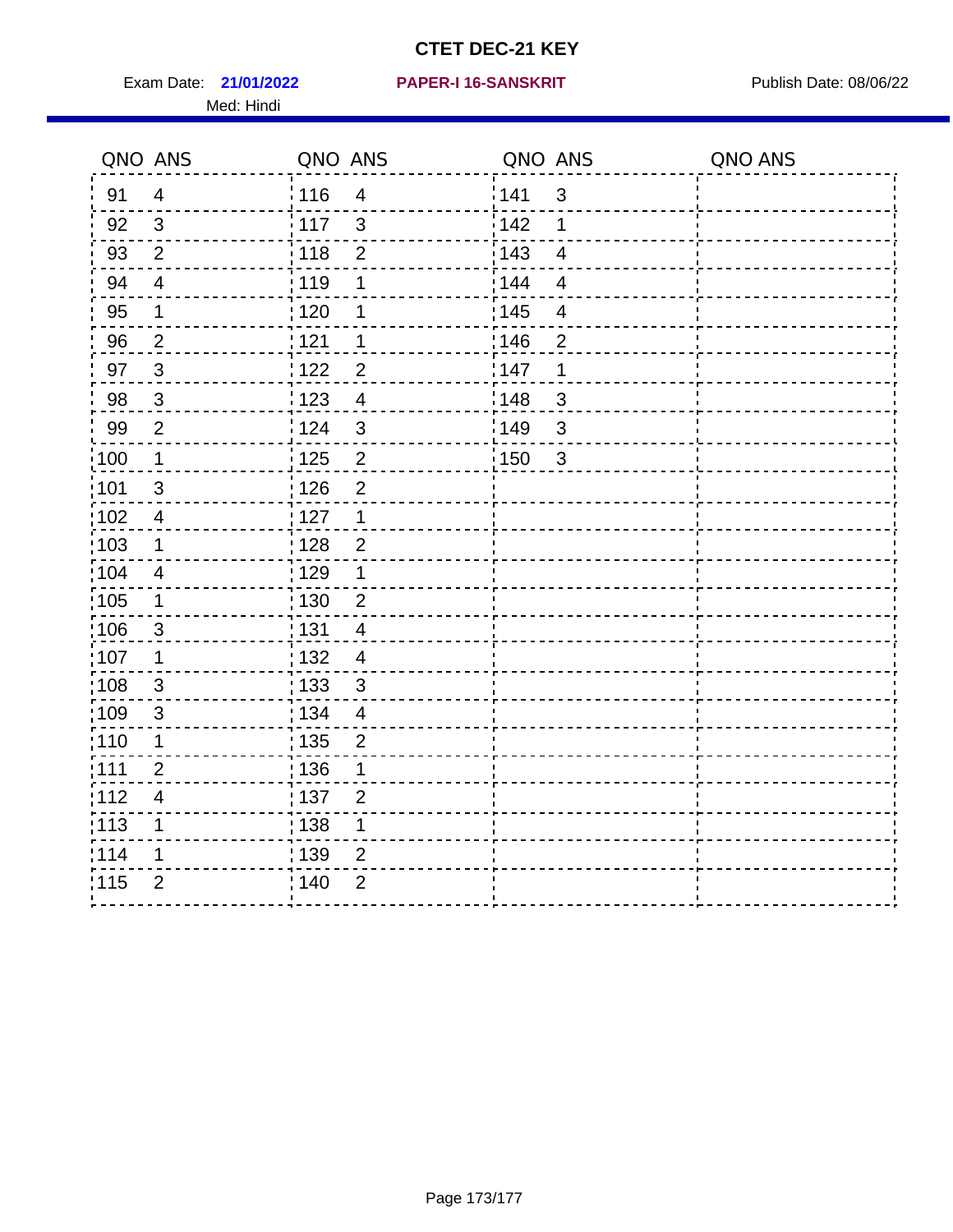# CTET DEC-21 KEY

Exam Date: **21/01/2022** **PAPER-I 16-SANSKRIT** Publish Date: 08/06/22

Med: Hindi

| QNO | ANS | QNO | ANS | QNO | ANS | QNO | ANS |
|---|---|---|---|---|---|---|---|
| 91 | 4 | 116 | 4 | 141 | 3 | | |
| 92 | 3 | 117 | 3 | 142 | 1 | | |
| 93 | 2 | 118 | 2 | 143 | 4 | | |
| 94 | 4 | 119 | 1 | 144 | 4 | | |
| 95 | 1 | 120 | 1 | 145 | 4 | | |
| 96 | 2 | 121 | 1 | 146 | 2 | | |
| 97 | 3 | 122 | 2 | 147 | 1 | | |
| 98 | 3 | 123 | 4 | 148 | 3 | | |
| 99 | 2 | 124 | 3 | 149 | 3 | | |
| 100 | 1 | 125 | 2 | 150 | 3 | | |
| 101 | 3 | 126 | 2 | | | | |
| 102 | 4 | 127 | 1 | | | | |
| 103 | 1 | 128 | 2 | | | | |
| 104 | 4 | 129 | 1 | | | | |
| 105 | 1 | 130 | 2 | | | | |
| 106 | 3 | 131 | 4 | | | | |
| 107 | 1 | 132 | 4 | | | | |
| 108 | 3 | 133 | 3 | | | | |
| 109 | 3 | 134 | 4 | | | | |
| 110 | 1 | 135 | 2 | | | | |
| 111 | 2 | 136 | 1 | | | | |
| 112 | 4 | 137 | 2 | | | | |
| 113 | 1 | 138 | 1 | | | | |
| 114 | 1 | 139 | 2 | | | | |
| 115 | 2 | 140 | 2 | | | | |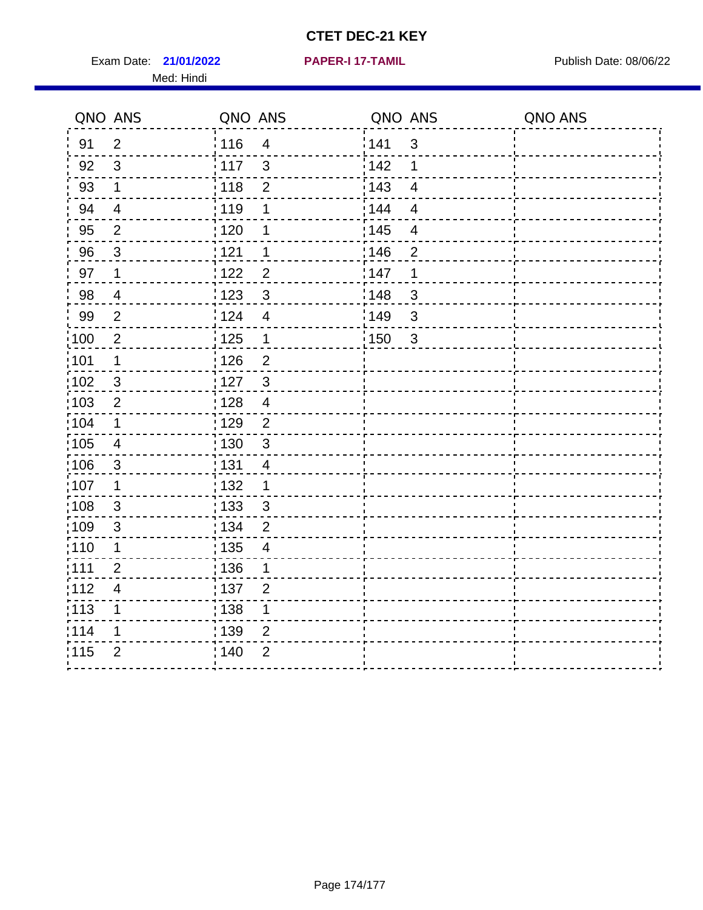# CTET DEC-21 KEY

Exam Date: **21/01/2022** **PAPER-I 17-TAMIL** Publish Date: 08/06/22

Med: Hindi

| QNO | ANS | QNO | ANS | QNO | ANS | QNO | ANS |
|---|---|---|---|---|---|---|---|
| 91 | 2 | 116 | 4 | 141 | 3 | | |
| 92 | 3 | 117 | 3 | 142 | 1 | | |
| 93 | 1 | 118 | 2 | 143 | 4 | | |
| 94 | 4 | 119 | 1 | 144 | 4 | | |
| 95 | 2 | 120 | 1 | 145 | 4 | | |
| 96 | 3 | 121 | 1 | 146 | 2 | | |
| 97 | 1 | 122 | 2 | 147 | 1 | | |
| 98 | 4 | 123 | 3 | 148 | 3 | | |
| 99 | 2 | 124 | 4 | 149 | 3 | | |
| 100 | 2 | 125 | 1 | 150 | 3 | | |
| 101 | 1 | 126 | 2 | | | | |
| 102 | 3 | 127 | 3 | | | | |
| 103 | 2 | 128 | 4 | | | | |
| 104 | 1 | 129 | 2 | | | | |
| 105 | 4 | 130 | 3 | | | | |
| 106 | 3 | 131 | 4 | | | | |
| 107 | 1 | 132 | 1 | | | | |
| 108 | 3 | 133 | 3 | | | | |
| 109 | 3 | 134 | 2 | | | | |
| 110 | 1 | 135 | 4 | | | | |
| 111 | 2 | 136 | 1 | | | | |
| 112 | 4 | 137 | 2 | | | | |
| 113 | 1 | 138 | 1 | | | | |
| 114 | 1 | 139 | 2 | | | | |
| 115 | 2 | 140 | 2 | | | | |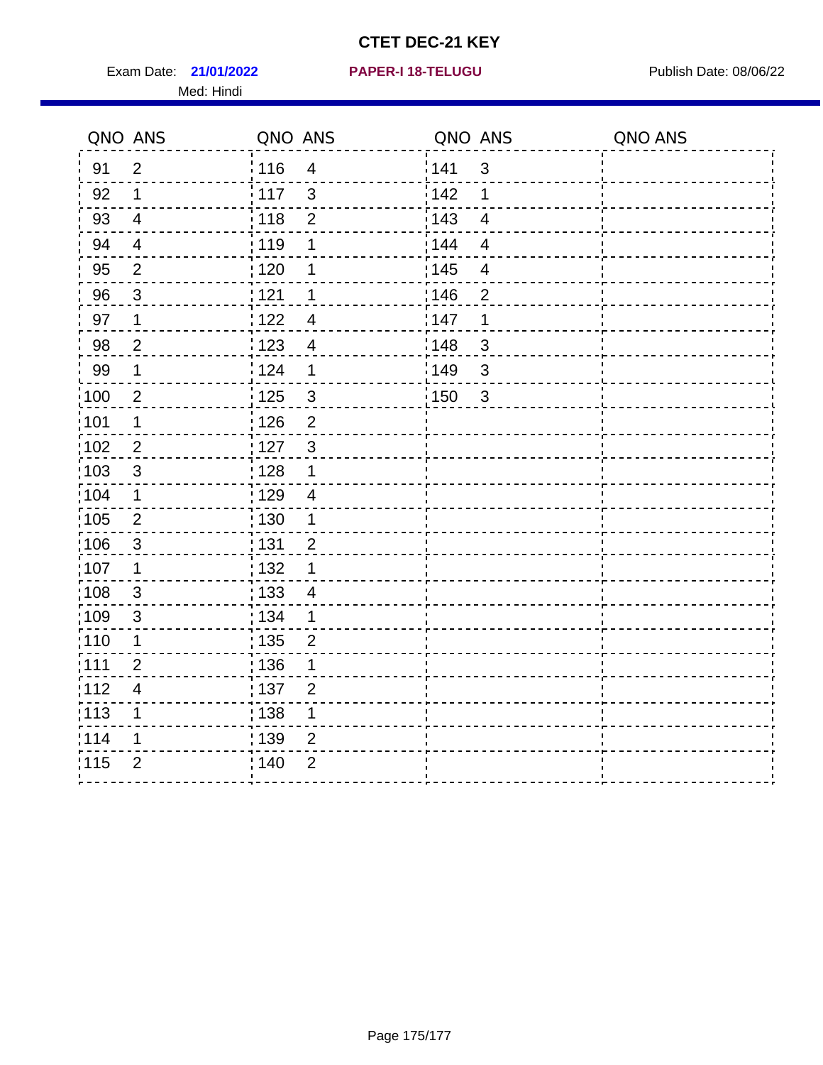# CTET DEC-21 KEY

Exam Date: **21/01/2022** **PAPER-I 18-TELUGU** Publish Date: 08/06/22

Med: Hindi

| QNO | ANS | QNO | ANS | QNO | ANS | QNO | ANS |
|---|---|---|---|---|---|---|---|
| 91 | 2 | 116 | 4 | 141 | 3 | | |
| 92 | 1 | 117 | 3 | 142 | 1 | | |
| 93 | 4 | 118 | 2 | 143 | 4 | | |
| 94 | 4 | 119 | 1 | 144 | 4 | | |
| 95 | 2 | 120 | 1 | 145 | 4 | | |
| 96 | 3 | 121 | 1 | 146 | 2 | | |
| 97 | 1 | 122 | 4 | 147 | 1 | | |
| 98 | 2 | 123 | 4 | 148 | 3 | | |
| 99 | 1 | 124 | 1 | 149 | 3 | | |
| 100 | 2 | 125 | 3 | 150 | 3 | | |
| 101 | 1 | 126 | 2 | | | | |
| 102 | 2 | 127 | 3 | | | | |
| 103 | 3 | 128 | 1 | | | | |
| 104 | 1 | 129 | 4 | | | | |
| 105 | 2 | 130 | 1 | | | | |
| 106 | 3 | 131 | 2 | | | | |
| 107 | 1 | 132 | 1 | | | | |
| 108 | 3 | 133 | 4 | | | | |
| 109 | 3 | 134 | 1 | | | | |
| 110 | 1 | 135 | 2 | | | | |
| 111 | 2 | 136 | 1 | | | | |
| 112 | 4 | 137 | 2 | | | | |
| 113 | 1 | 138 | 1 | | | | |
| 114 | 1 | 139 | 2 | | | | |
| 115 | 2 | 140 | 2 | | | | |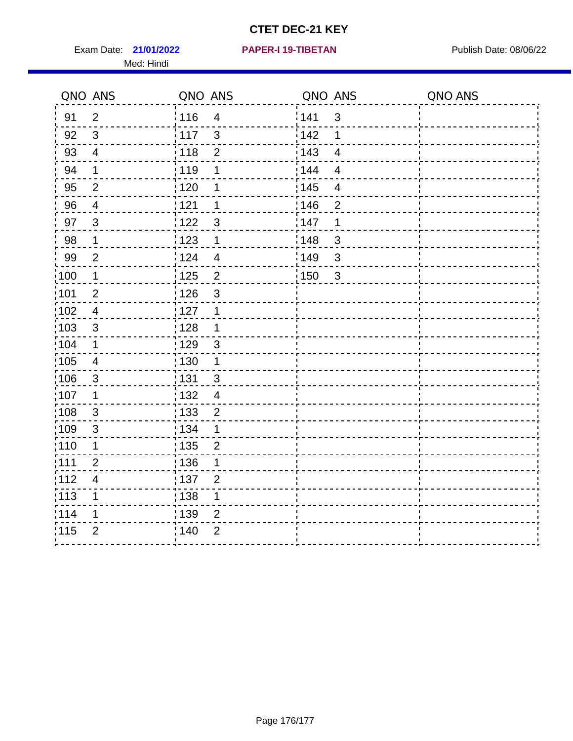# CTET DEC-21 KEY

Exam Date: **21/01/2022** **PAPER-I 19-TIBETAN** Publish Date: 08/06/22

Med: Hindi

| QNO | ANS | QNO | ANS | QNO | ANS | QNO | ANS |
|---|---|---|---|---|---|---|---|
| 91 | 2 | 116 | 4 | 141 | 3 | | |
| 92 | 3 | 117 | 3 | 142 | 1 | | |
| 93 | 4 | 118 | 2 | 143 | 4 | | |
| 94 | 1 | 119 | 1 | 144 | 4 | | |
| 95 | 2 | 120 | 1 | 145 | 4 | | |
| 96 | 4 | 121 | 1 | 146 | 2 | | |
| 97 | 3 | 122 | 3 | 147 | 1 | | |
| 98 | 1 | 123 | 1 | 148 | 3 | | |
| 99 | 2 | 124 | 4 | 149 | 3 | | |
| 100 | 1 | 125 | 2 | 150 | 3 | | |
| 101 | 2 | 126 | 3 | | | | |
| 102 | 4 | 127 | 1 | | | | |
| 103 | 3 | 128 | 1 | | | | |
| 104 | 1 | 129 | 3 | | | | |
| 105 | 4 | 130 | 1 | | | | |
| 106 | 3 | 131 | 3 | | | | |
| 107 | 1 | 132 | 4 | | | | |
| 108 | 3 | 133 | 2 | | | | |
| 109 | 3 | 134 | 1 | | | | |
| 110 | 1 | 135 | 2 | | | | |
| 111 | 2 | 136 | 1 | | | | |
| 112 | 4 | 137 | 2 | | | | |
| 113 | 1 | 138 | 1 | | | | |
| 114 | 1 | 139 | 2 | | | | |
| 115 | 2 | 140 | 2 | | | | |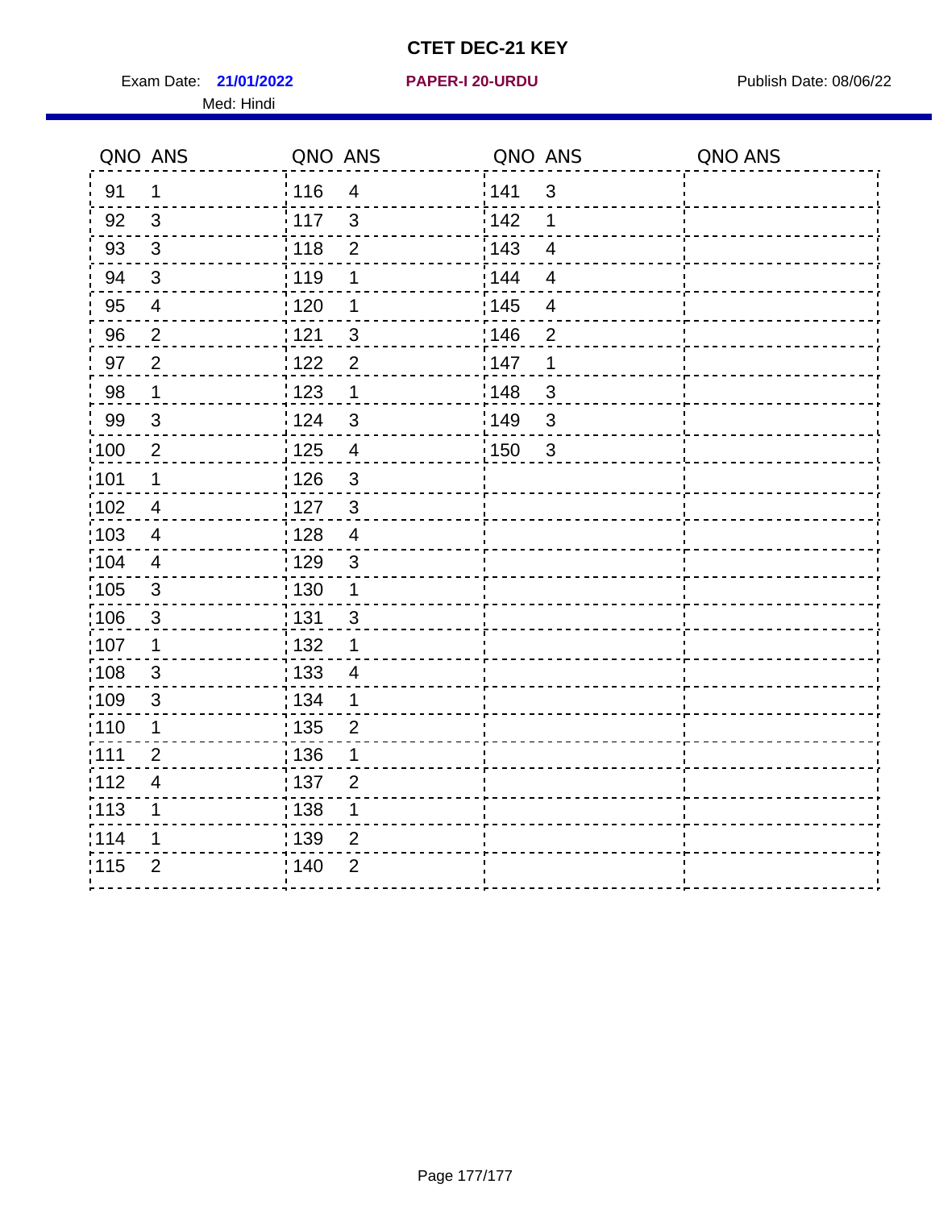# CTET DEC-21 KEY

Exam Date: **21/01/2022** **PAPER-I 20-URDU** Publish Date: 08/06/22

Med: Hindi

| QNO | ANS | QNO | ANS | QNO | ANS | QNO | ANS |
|---|---|---|---|---|---|---|---|
| 91 | 1 | 116 | 4 | 141 | 3 | | |
| 92 | 3 | 117 | 3 | 142 | 1 | | |
| 93 | 3 | 118 | 2 | 143 | 4 | | |
| 94 | 3 | 119 | 1 | 144 | 4 | | |
| 95 | 4 | 120 | 1 | 145 | 4 | | |
| 96 | 2 | 121 | 3 | 146 | 2 | | |
| 97 | 2 | 122 | 2 | 147 | 1 | | |
| 98 | 1 | 123 | 1 | 148 | 3 | | |
| 99 | 3 | 124 | 3 | 149 | 3 | | |
| 100 | 2 | 125 | 4 | 150 | 3 | | |
| 101 | 1 | 126 | 3 | | | | |
| 102 | 4 | 127 | 3 | | | | |
| 103 | 4 | 128 | 4 | | | | |
| 104 | 4 | 129 | 3 | | | | |
| 105 | 3 | 130 | 1 | | | | |
| 106 | 3 | 131 | 3 | | | | |
| 107 | 1 | 132 | 1 | | | | |
| 108 | 3 | 133 | 4 | | | | |
| 109 | 3 | 134 | 1 | | | | |
| 110 | 1 | 135 | 2 | | | | |
| 111 | 2 | 136 | 1 | | | | |
| 112 | 4 | 137 | 2 | | | | |
| 113 | 1 | 138 | 1 | | | | |
| 114 | 1 | 139 | 2 | | | | |
| 115 | 2 | 140 | 2 | | | | |